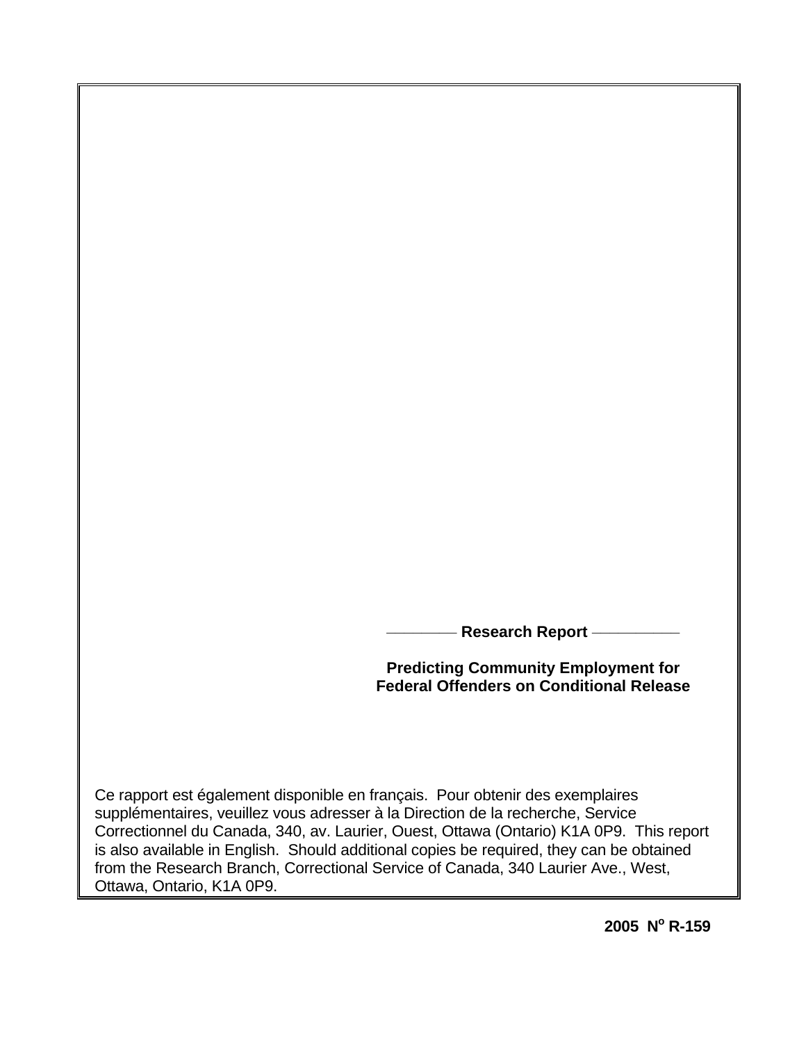**Research Report**

**Predicting Community Employment for Federal Offenders on Conditional Release**

Ce rapport est également disponible en français. Pour obtenir des exemplaires supplémentaires, veuillez vous adresser à la Direction de la recherche, Service Correctionnel du Canada, 340, av. Laurier, Ouest, Ottawa (Ontario) K1A 0P9. This report is also available in English. Should additional copies be required, they can be obtained from the Research Branch, Correctional Service of Canada, 340 Laurier Ave., West, Ottawa, Ontario, K1A 0P9.

**2005 N$^{o}$ R-159**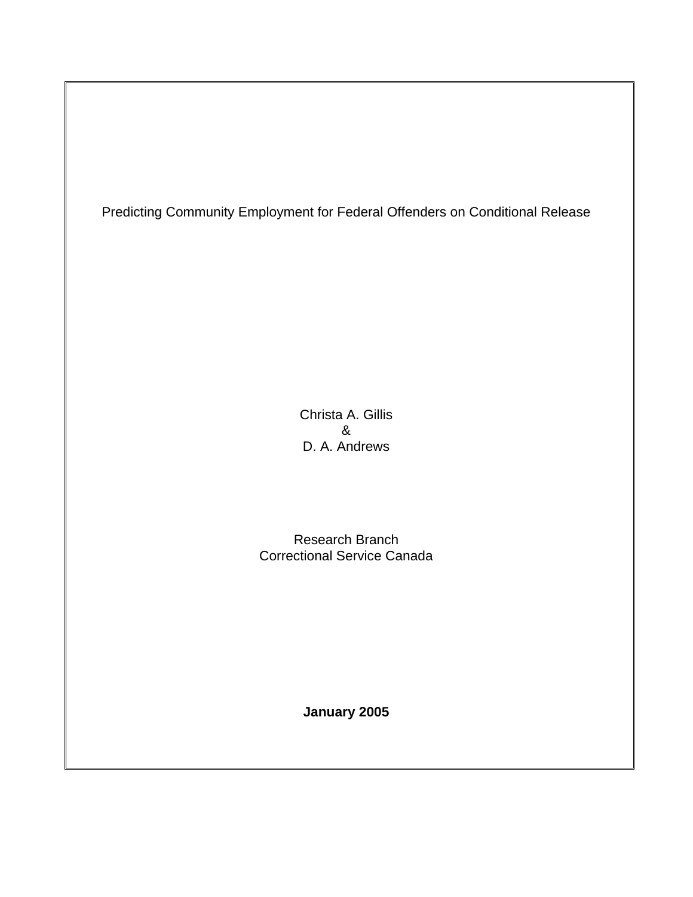# Predicting Community Employment for Federal Offenders on Conditional Release

Christa A. Gillis  
&  
D. A. Andrews

Research Branch  
Correctional Service Canada

**January 2005**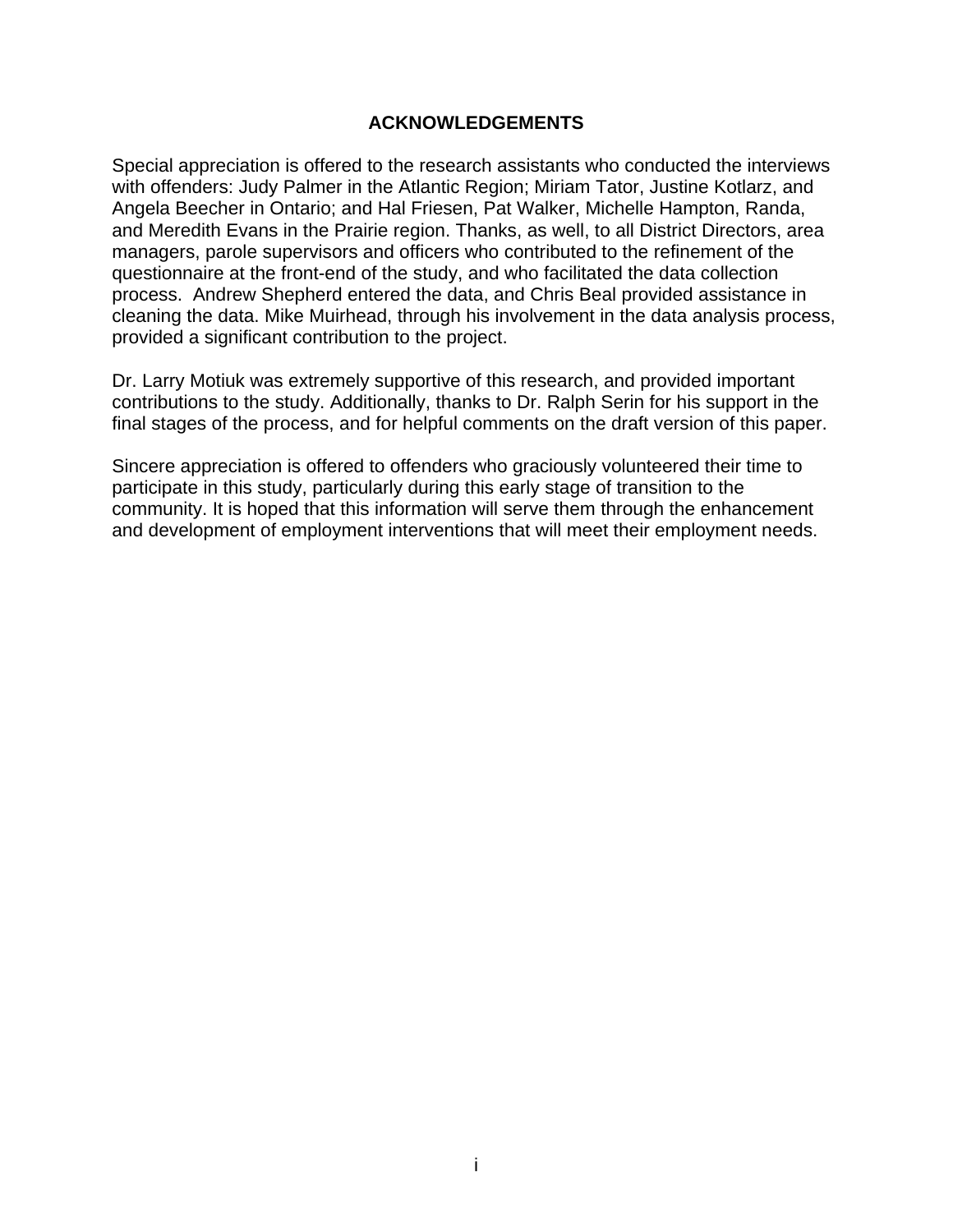## ACKNOWLEDGEMENTS

Special appreciation is offered to the research assistants who conducted the interviews with offenders: Judy Palmer in the Atlantic Region; Miriam Tator, Justine Kotlarz, and Angela Beecher in Ontario; and Hal Friesen, Pat Walker, Michelle Hampton, Randa, and Meredith Evans in the Prairie region. Thanks, as well, to all District Directors, area managers, parole supervisors and officers who contributed to the refinement of the questionnaire at the front-end of the study, and who facilitated the data collection process. Andrew Shepherd entered the data, and Chris Beal provided assistance in cleaning the data. Mike Muirhead, through his involvement in the data analysis process, provided a significant contribution to the project.

Dr. Larry Motiuk was extremely supportive of this research, and provided important contributions to the study. Additionally, thanks to Dr. Ralph Serin for his support in the final stages of the process, and for helpful comments on the draft version of this paper.

Sincere appreciation is offered to offenders who graciously volunteered their time to participate in this study, particularly during this early stage of transition to the community. It is hoped that this information will serve them through the enhancement and development of employment interventions that will meet their employment needs.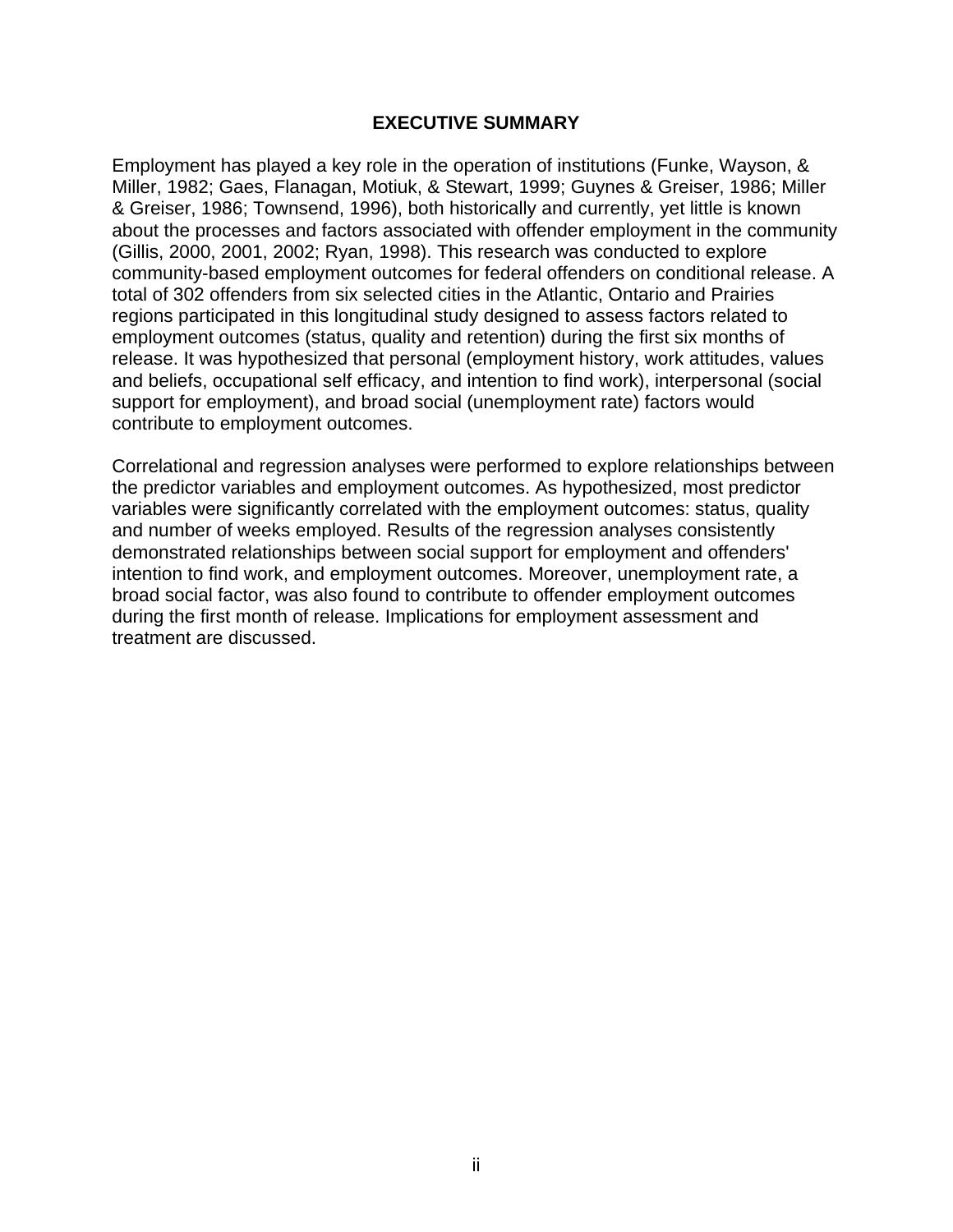# EXECUTIVE SUMMARY

Employment has played a key role in the operation of institutions (Funke, Wayson, & Miller, 1982; Gaes, Flanagan, Motiuk, & Stewart, 1999; Guynes & Greiser, 1986; Miller & Greiser, 1986; Townsend, 1996), both historically and currently, yet little is known about the processes and factors associated with offender employment in the community (Gillis, 2000, 2001, 2002; Ryan, 1998). This research was conducted to explore community-based employment outcomes for federal offenders on conditional release. A total of 302 offenders from six selected cities in the Atlantic, Ontario and Prairies regions participated in this longitudinal study designed to assess factors related to employment outcomes (status, quality and retention) during the first six months of release. It was hypothesized that personal (employment history, work attitudes, values and beliefs, occupational self efficacy, and intention to find work), interpersonal (social support for employment), and broad social (unemployment rate) factors would contribute to employment outcomes.

Correlational and regression analyses were performed to explore relationships between the predictor variables and employment outcomes. As hypothesized, most predictor variables were significantly correlated with the employment outcomes: status, quality and number of weeks employed. Results of the regression analyses consistently demonstrated relationships between social support for employment and offenders' intention to find work, and employment outcomes. Moreover, unemployment rate, a broad social factor, was also found to contribute to offender employment outcomes during the first month of release. Implications for employment assessment and treatment are discussed.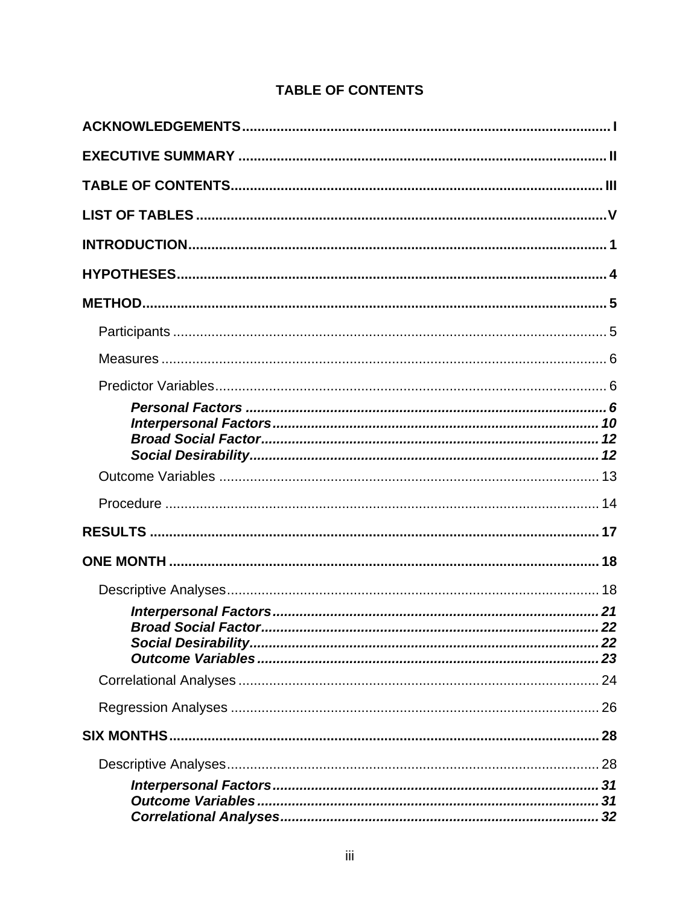# TABLE OF CONTENTS

**ACKNOWLEDGEMENTS** .......... I

**EXECUTIVE SUMMARY** .......... II

**TABLE OF CONTENTS** .......... III

**LIST OF TABLES** .......... V

**INTRODUCTION** .......... 1

**HYPOTHESES** .......... 4

**METHOD** .......... 5

- Participants .......... 5
- Measures .......... 6
- Predictor Variables .......... 6
    - ***Personal Factors*** .......... 6
    - ***Interpersonal Factors*** .......... 10
    - ***Broad Social Factor*** .......... 12
    - ***Social Desirability*** .......... 12
- Outcome Variables .......... 13
- Procedure .......... 14

**RESULTS** .......... 17

**ONE MONTH** .......... 18

- Descriptive Analyses .......... 18
    - ***Interpersonal Factors*** .......... 21
    - ***Broad Social Factor*** .......... 22
    - ***Social Desirability*** .......... 22
    - ***Outcome Variables*** .......... 23
- Correlational Analyses .......... 24
- Regression Analyses .......... 26

**SIX MONTHS** .......... 28

- Descriptive Analyses .......... 28
    - ***Interpersonal Factors*** .......... 31
    - ***Outcome Variables*** .......... 31
    - ***Correlational Analyses*** .......... 32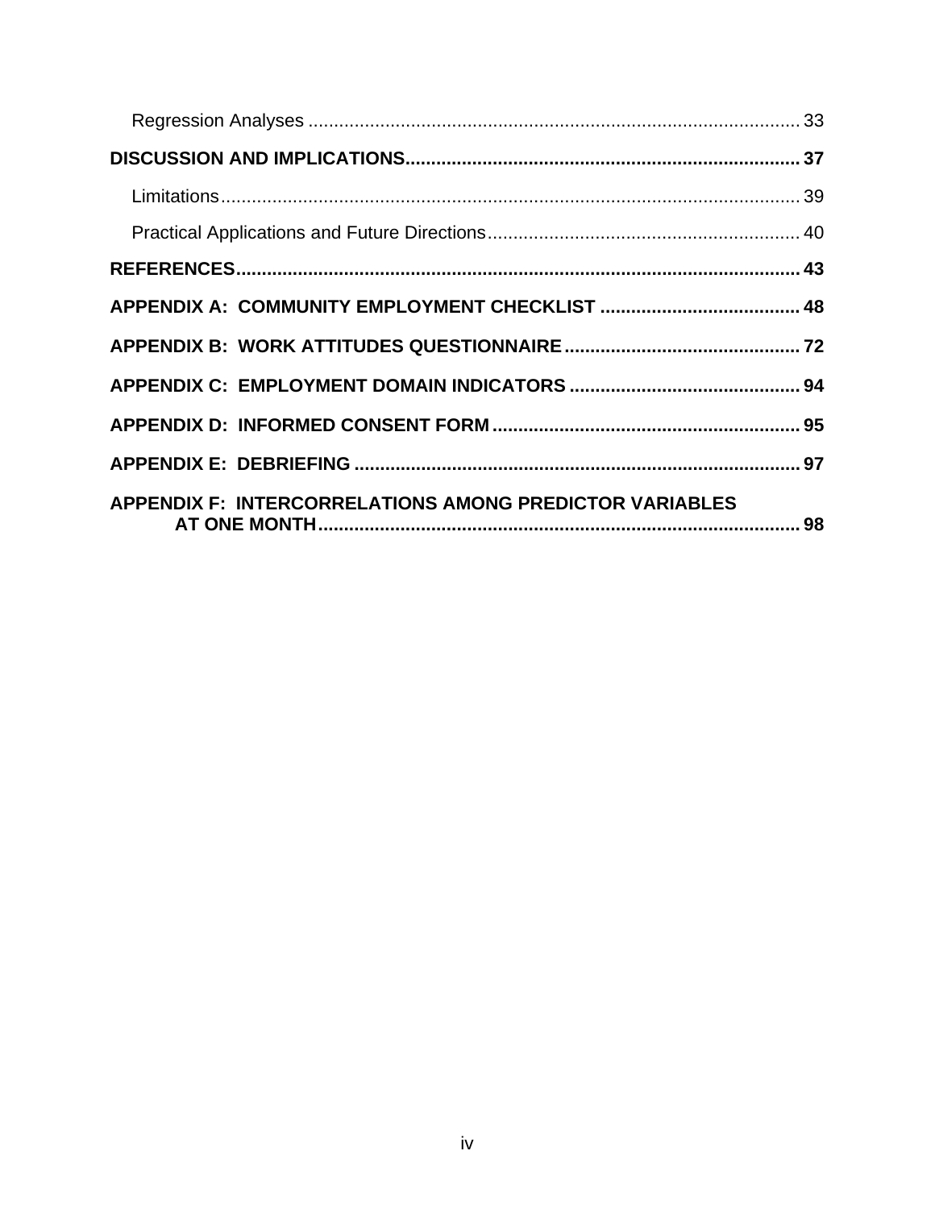Regression Analyses ........................................................................................ 33

**DISCUSSION AND IMPLICATIONS........................................................................ 37**

Limitations........................................................................................................... 39

Practical Applications and Future Directions...................................................... 40

**REFERENCES......................................................................................................... 43**

**APPENDIX A: COMMUNITY EMPLOYMENT CHECKLIST ...................................... 48**

**APPENDIX B: WORK ATTITUDES QUESTIONNAIRE............................................. 72**

**APPENDIX C: EMPLOYMENT DOMAIN INDICATORS ............................................ 94**

**APPENDIX D: INFORMED CONSENT FORM........................................................... 95**

**APPENDIX E: DEBRIEFING ..................................................................................... 97**

**APPENDIX F: INTERCORRELATIONS AMONG PREDICTOR VARIABLES AT ONE MONTH.............................................................................................. 98**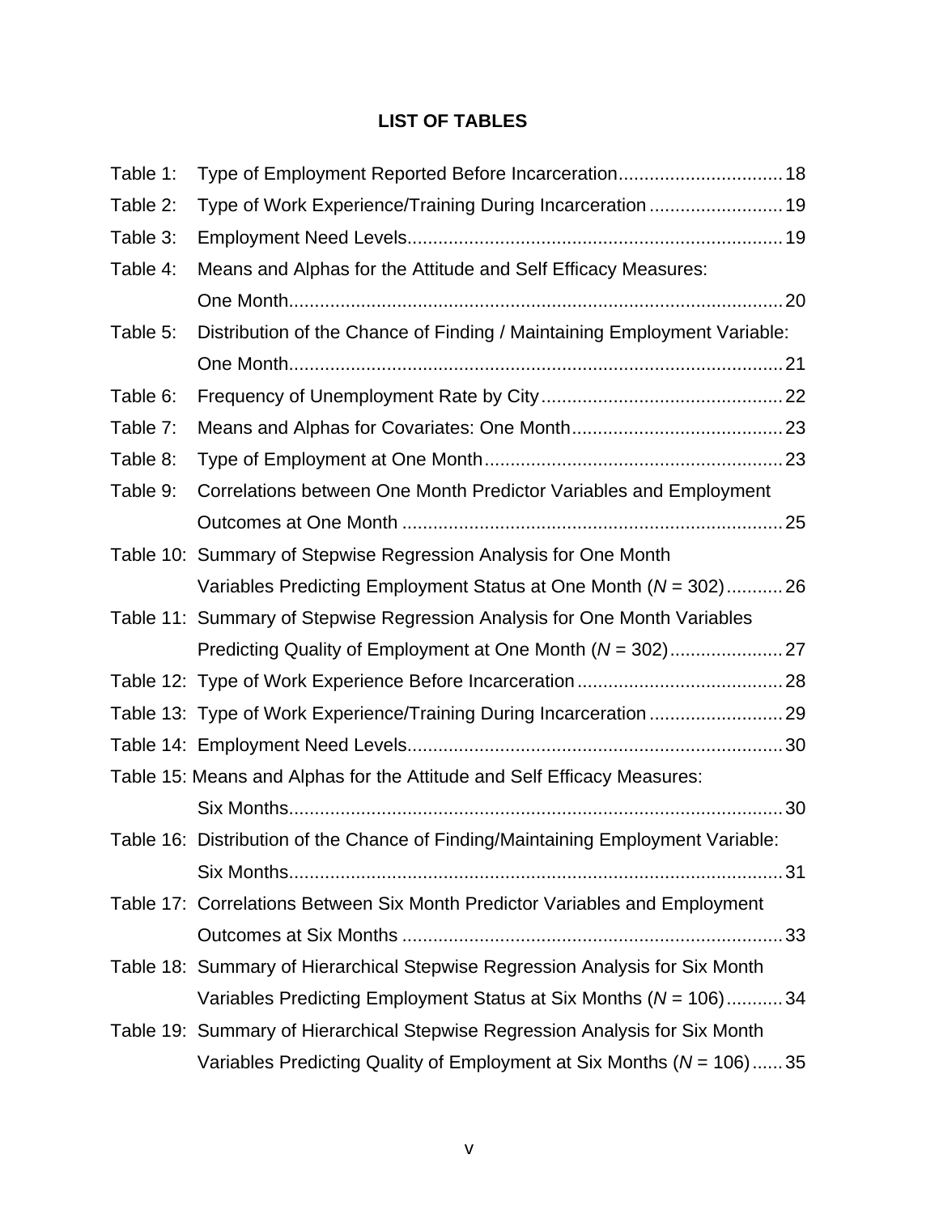# LIST OF TABLES

Table 1: Type of Employment Reported Before Incarceration ................................ 18

Table 2: Type of Work Experience/Training During Incarceration .......................... 19

Table 3: Employment Need Levels......................................................................... 19

Table 4: Means and Alphas for the Attitude and Self Efficacy Measures: One Month................................................................................................ 20

Table 5: Distribution of the Chance of Finding / Maintaining Employment Variable: One Month................................................................................................ 21

Table 6: Frequency of Unemployment Rate by City............................................... 22

Table 7: Means and Alphas for Covariates: One Month......................................... 23

Table 8: Type of Employment at One Month.......................................................... 23

Table 9: Correlations between One Month Predictor Variables and Employment Outcomes at One Month .......................................................................... 25

Table 10: Summary of Stepwise Regression Analysis for One Month Variables Predicting Employment Status at One Month (*N* = 302) ........... 26

Table 11: Summary of Stepwise Regression Analysis for One Month Variables Predicting Quality of Employment at One Month (*N* = 302) ...................... 27

Table 12: Type of Work Experience Before Incarceration ........................................ 28

Table 13: Type of Work Experience/Training During Incarceration .......................... 29

Table 14: Employment Need Levels......................................................................... 30

Table 15: Means and Alphas for the Attitude and Self Efficacy Measures: Six Months................................................................................................ 30

Table 16: Distribution of the Chance of Finding/Maintaining Employment Variable: Six Months................................................................................................ 31

Table 17: Correlations Between Six Month Predictor Variables and Employment Outcomes at Six Months .......................................................................... 33

Table 18: Summary of Hierarchical Stepwise Regression Analysis for Six Month Variables Predicting Employment Status at Six Months (*N* = 106) ........... 34

Table 19: Summary of Hierarchical Stepwise Regression Analysis for Six Month Variables Predicting Quality of Employment at Six Months (*N* = 106) ...... 35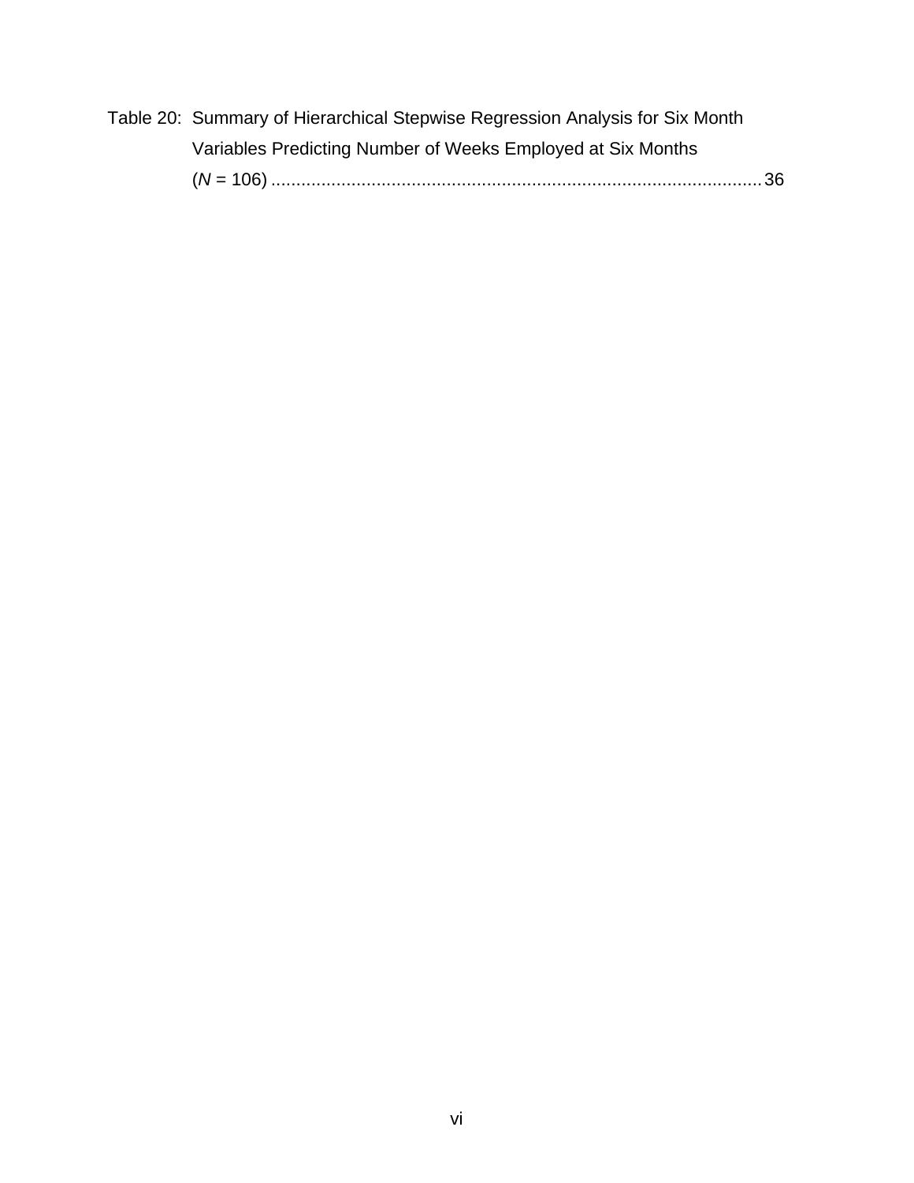Table 20: Summary of Hierarchical Stepwise Regression Analysis for Six Month Variables Predicting Number of Weeks Employed at Six Months (*N* = 106) .................................................................................................. 36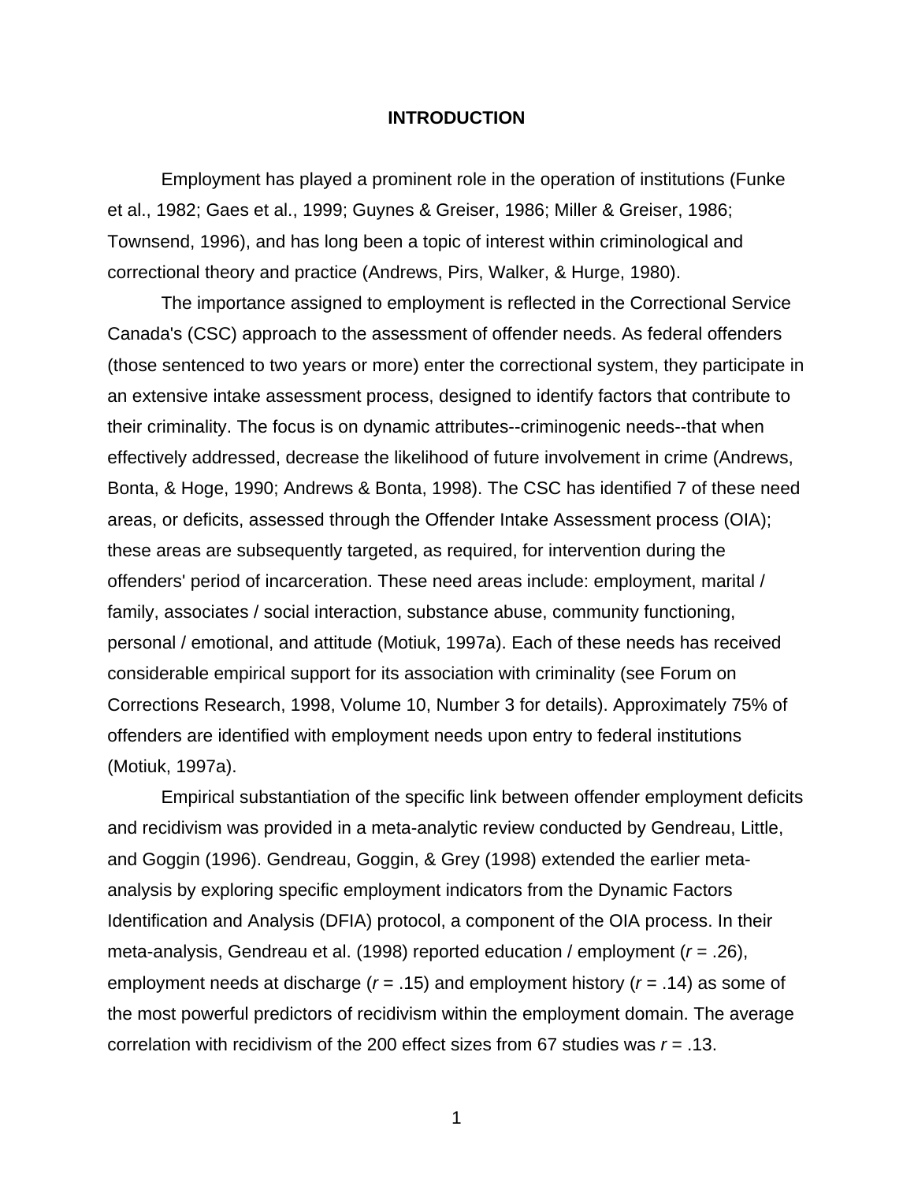# INTRODUCTION

Employment has played a prominent role in the operation of institutions (Funke et al., 1982; Gaes et al., 1999; Guynes & Greiser, 1986; Miller & Greiser, 1986; Townsend, 1996), and has long been a topic of interest within criminological and correctional theory and practice (Andrews, Pirs, Walker, & Hurge, 1980).

The importance assigned to employment is reflected in the Correctional Service Canada's (CSC) approach to the assessment of offender needs. As federal offenders (those sentenced to two years or more) enter the correctional system, they participate in an extensive intake assessment process, designed to identify factors that contribute to their criminality. The focus is on dynamic attributes--criminogenic needs--that when effectively addressed, decrease the likelihood of future involvement in crime (Andrews, Bonta, & Hoge, 1990; Andrews & Bonta, 1998). The CSC has identified 7 of these need areas, or deficits, assessed through the Offender Intake Assessment process (OIA); these areas are subsequently targeted, as required, for intervention during the offenders' period of incarceration. These need areas include: employment, marital / family, associates / social interaction, substance abuse, community functioning, personal / emotional, and attitude (Motiuk, 1997a). Each of these needs has received considerable empirical support for its association with criminality (see Forum on Corrections Research, 1998, Volume 10, Number 3 for details). Approximately 75% of offenders are identified with employment needs upon entry to federal institutions (Motiuk, 1997a).

Empirical substantiation of the specific link between offender employment deficits and recidivism was provided in a meta-analytic review conducted by Gendreau, Little, and Goggin (1996). Gendreau, Goggin, & Grey (1998) extended the earlier meta-analysis by exploring specific employment indicators from the Dynamic Factors Identification and Analysis (DFIA) protocol, a component of the OIA process. In their meta-analysis, Gendreau et al. (1998) reported education / employment ($r = .26$), employment needs at discharge ($r = .15$) and employment history ($r = .14$) as some of the most powerful predictors of recidivism within the employment domain. The average correlation with recidivism of the 200 effect sizes from 67 studies was $r = .13$.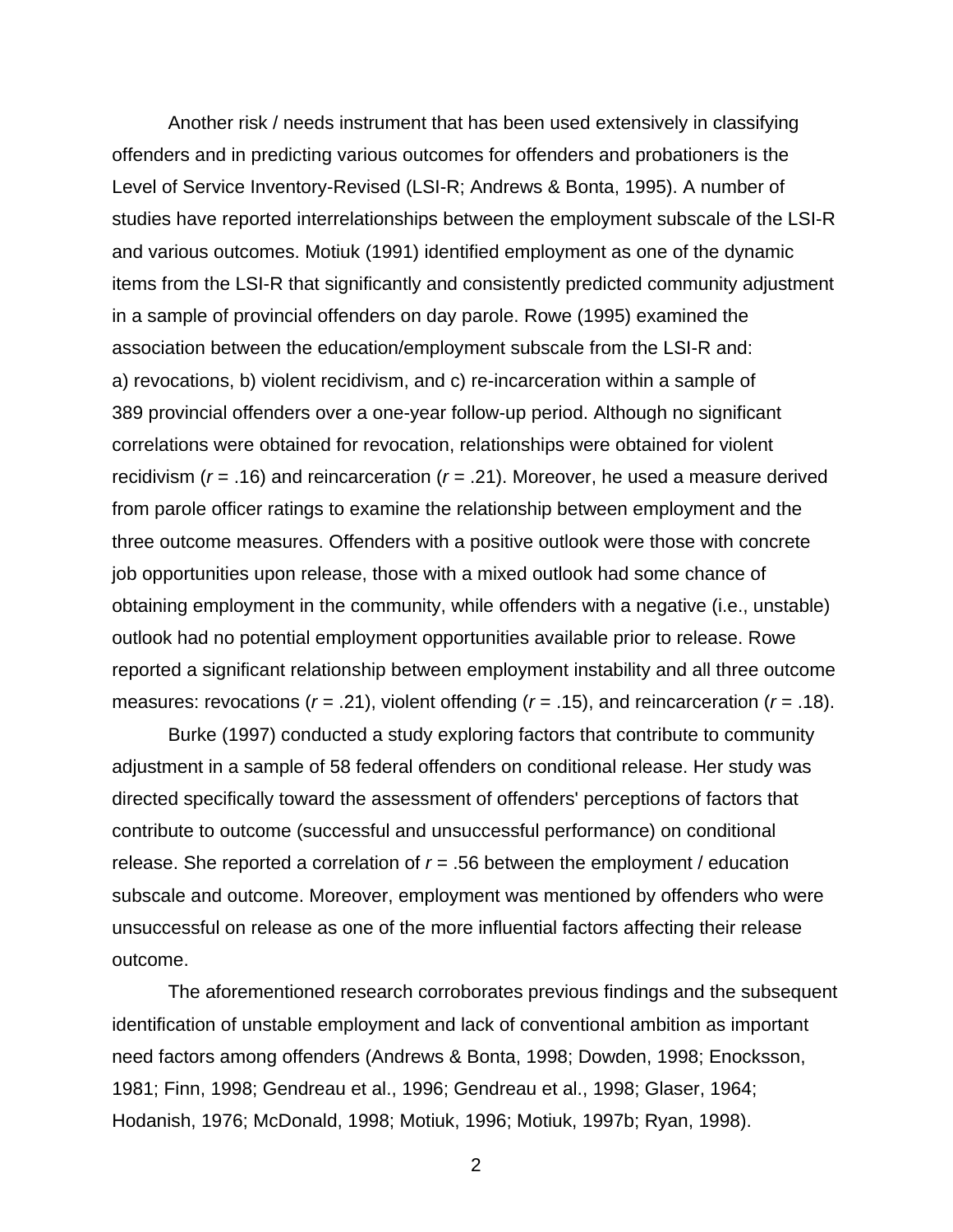Another risk / needs instrument that has been used extensively in classifying offenders and in predicting various outcomes for offenders and probationers is the Level of Service Inventory-Revised (LSI-R; Andrews & Bonta, 1995). A number of studies have reported interrelationships between the employment subscale of the LSI-R and various outcomes. Motiuk (1991) identified employment as one of the dynamic items from the LSI-R that significantly and consistently predicted community adjustment in a sample of provincial offenders on day parole. Rowe (1995) examined the association between the education/employment subscale from the LSI-R and: a) revocations, b) violent recidivism, and c) re-incarceration within a sample of 389 provincial offenders over a one-year follow-up period. Although no significant correlations were obtained for revocation, relationships were obtained for violent recidivism ($r$ = .16) and reincarceration ($r$ = .21). Moreover, he used a measure derived from parole officer ratings to examine the relationship between employment and the three outcome measures. Offenders with a positive outlook were those with concrete job opportunities upon release, those with a mixed outlook had some chance of obtaining employment in the community, while offenders with a negative (i.e., unstable) outlook had no potential employment opportunities available prior to release. Rowe reported a significant relationship between employment instability and all three outcome measures: revocations ($r$ = .21), violent offending ($r$ = .15), and reincarceration ($r$ = .18).

Burke (1997) conducted a study exploring factors that contribute to community adjustment in a sample of 58 federal offenders on conditional release. Her study was directed specifically toward the assessment of offenders' perceptions of factors that contribute to outcome (successful and unsuccessful performance) on conditional release. She reported a correlation of $r$ = .56 between the employment / education subscale and outcome. Moreover, employment was mentioned by offenders who were unsuccessful on release as one of the more influential factors affecting their release outcome.

The aforementioned research corroborates previous findings and the subsequent identification of unstable employment and lack of conventional ambition as important need factors among offenders (Andrews & Bonta, 1998; Dowden, 1998; Enocksson, 1981; Finn, 1998; Gendreau et al., 1996; Gendreau et al., 1998; Glaser, 1964; Hodanish, 1976; McDonald, 1998; Motiuk, 1996; Motiuk, 1997b; Ryan, 1998).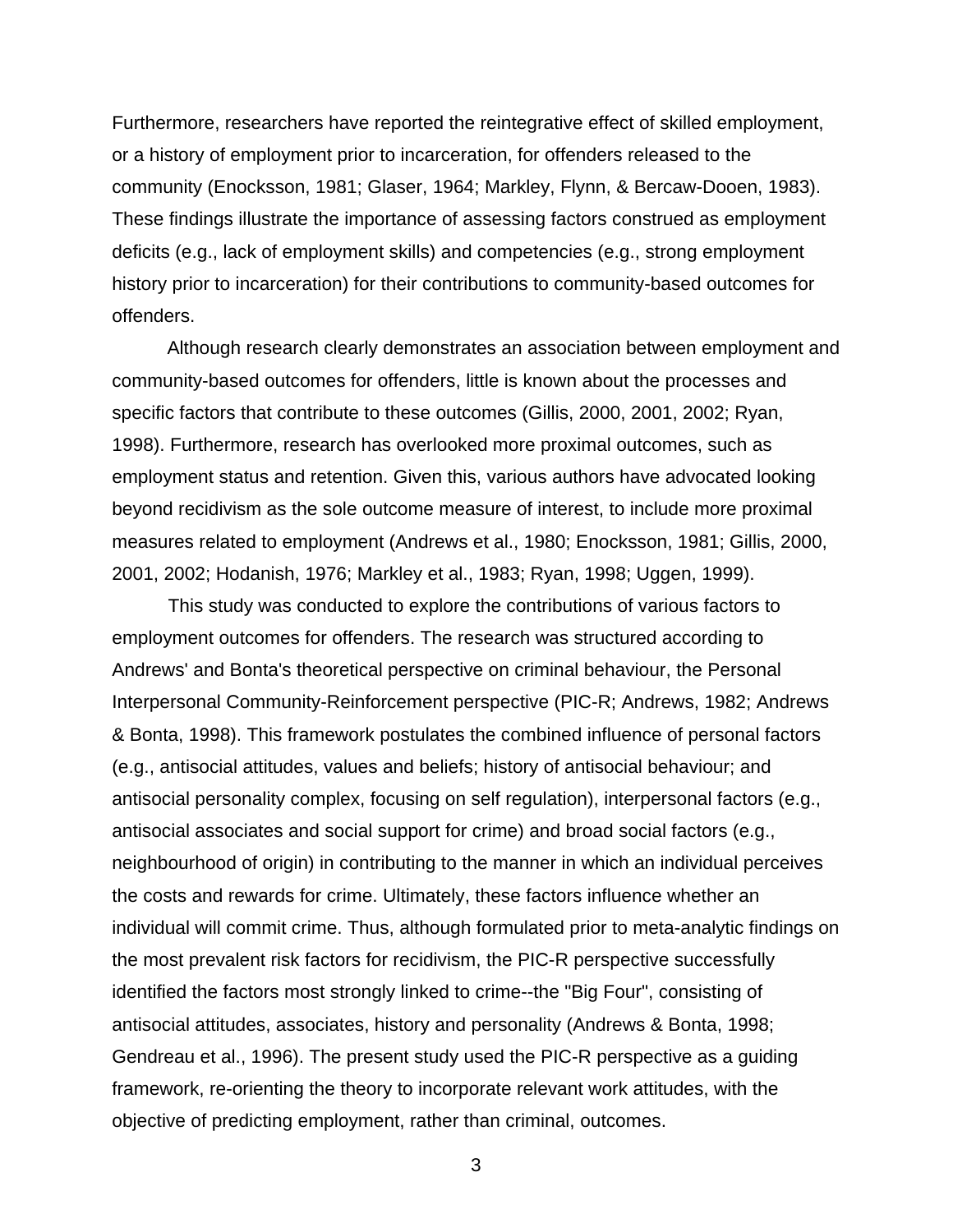Furthermore, researchers have reported the reintegrative effect of skilled employment, or a history of employment prior to incarceration, for offenders released to the community (Enocksson, 1981; Glaser, 1964; Markley, Flynn, & Bercaw-Dooen, 1983). These findings illustrate the importance of assessing factors construed as employment deficits (e.g., lack of employment skills) and competencies (e.g., strong employment history prior to incarceration) for their contributions to community-based outcomes for offenders.

Although research clearly demonstrates an association between employment and community-based outcomes for offenders, little is known about the processes and specific factors that contribute to these outcomes (Gillis, 2000, 2001, 2002; Ryan, 1998). Furthermore, research has overlooked more proximal outcomes, such as employment status and retention. Given this, various authors have advocated looking beyond recidivism as the sole outcome measure of interest, to include more proximal measures related to employment (Andrews et al., 1980; Enocksson, 1981; Gillis, 2000, 2001, 2002; Hodanish, 1976; Markley et al., 1983; Ryan, 1998; Uggen, 1999).

This study was conducted to explore the contributions of various factors to employment outcomes for offenders. The research was structured according to Andrews' and Bonta's theoretical perspective on criminal behaviour, the Personal Interpersonal Community-Reinforcement perspective (PIC-R; Andrews, 1982; Andrews & Bonta, 1998). This framework postulates the combined influence of personal factors (e.g., antisocial attitudes, values and beliefs; history of antisocial behaviour; and antisocial personality complex, focusing on self regulation), interpersonal factors (e.g., antisocial associates and social support for crime) and broad social factors (e.g., neighbourhood of origin) in contributing to the manner in which an individual perceives the costs and rewards for crime. Ultimately, these factors influence whether an individual will commit crime. Thus, although formulated prior to meta-analytic findings on the most prevalent risk factors for recidivism, the PIC-R perspective successfully identified the factors most strongly linked to crime--the "Big Four", consisting of antisocial attitudes, associates, history and personality (Andrews & Bonta, 1998; Gendreau et al., 1996). The present study used the PIC-R perspective as a guiding framework, re-orienting the theory to incorporate relevant work attitudes, with the objective of predicting employment, rather than criminal, outcomes.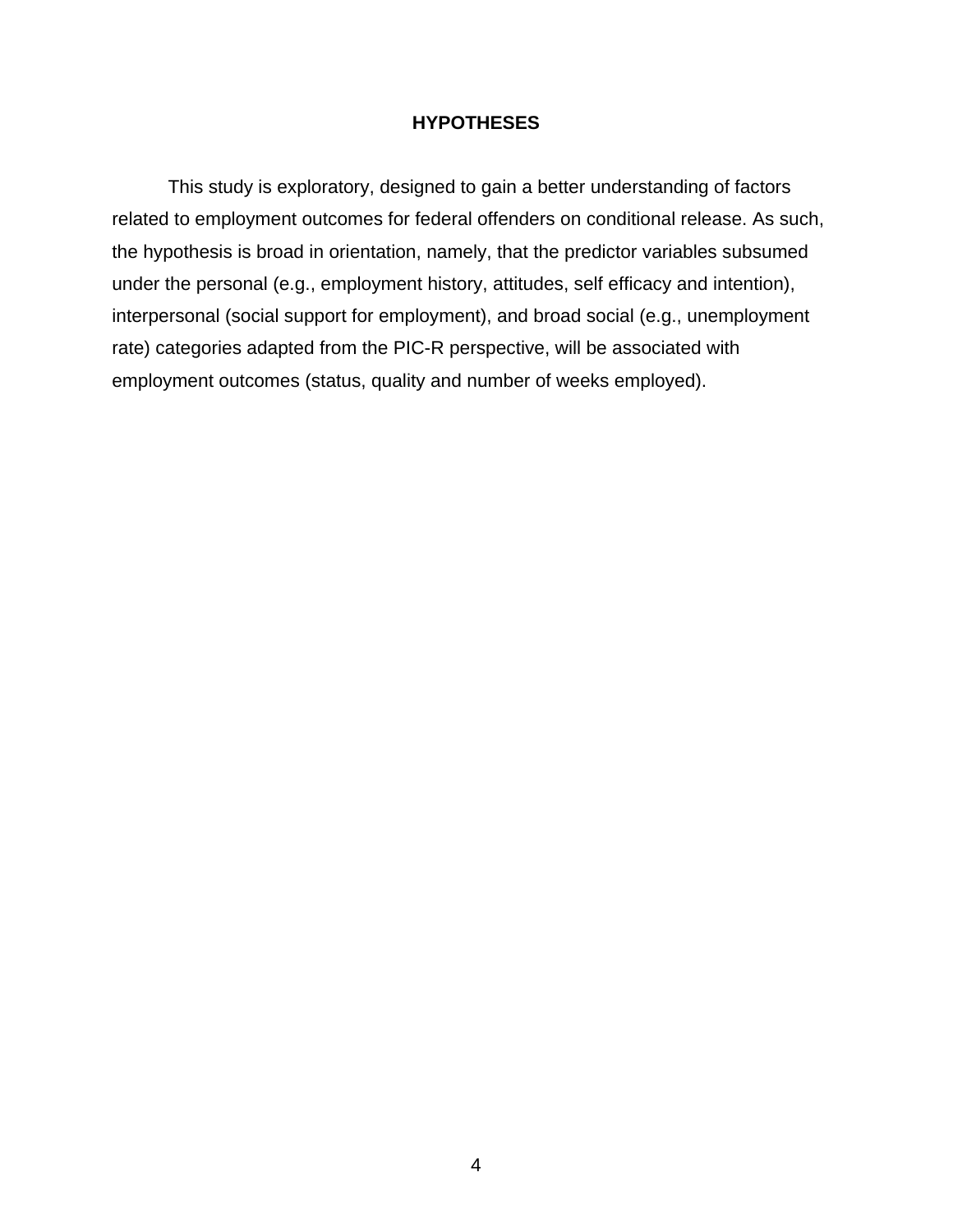# HYPOTHESES

This study is exploratory, designed to gain a better understanding of factors related to employment outcomes for federal offenders on conditional release. As such, the hypothesis is broad in orientation, namely, that the predictor variables subsumed under the personal (e.g., employment history, attitudes, self efficacy and intention), interpersonal (social support for employment), and broad social (e.g., unemployment rate) categories adapted from the PIC-R perspective, will be associated with employment outcomes (status, quality and number of weeks employed).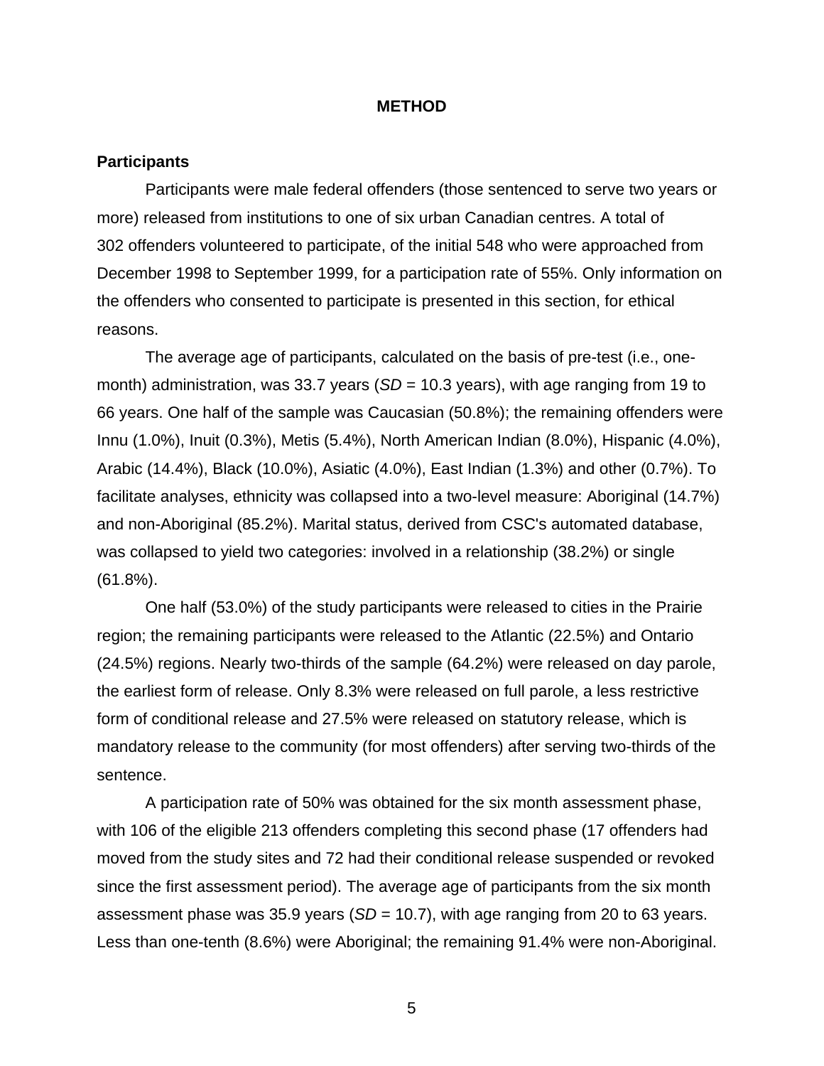# METHOD

## Participants

Participants were male federal offenders (those sentenced to serve two years or more) released from institutions to one of six urban Canadian centres. A total of 302 offenders volunteered to participate, of the initial 548 who were approached from December 1998 to September 1999, for a participation rate of 55%. Only information on the offenders who consented to participate is presented in this section, for ethical reasons.

The average age of participants, calculated on the basis of pre-test (i.e., one-month) administration, was 33.7 years (*SD* = 10.3 years), with age ranging from 19 to 66 years. One half of the sample was Caucasian (50.8%); the remaining offenders were Innu (1.0%), Inuit (0.3%), Metis (5.4%), North American Indian (8.0%), Hispanic (4.0%), Arabic (14.4%), Black (10.0%), Asiatic (4.0%), East Indian (1.3%) and other (0.7%). To facilitate analyses, ethnicity was collapsed into a two-level measure: Aboriginal (14.7%) and non-Aboriginal (85.2%). Marital status, derived from CSC's automated database, was collapsed to yield two categories: involved in a relationship (38.2%) or single (61.8%).

One half (53.0%) of the study participants were released to cities in the Prairie region; the remaining participants were released to the Atlantic (22.5%) and Ontario (24.5%) regions. Nearly two-thirds of the sample (64.2%) were released on day parole, the earliest form of release. Only 8.3% were released on full parole, a less restrictive form of conditional release and 27.5% were released on statutory release, which is mandatory release to the community (for most offenders) after serving two-thirds of the sentence.

A participation rate of 50% was obtained for the six month assessment phase, with 106 of the eligible 213 offenders completing this second phase (17 offenders had moved from the study sites and 72 had their conditional release suspended or revoked since the first assessment period). The average age of participants from the six month assessment phase was 35.9 years (*SD* = 10.7), with age ranging from 20 to 63 years. Less than one-tenth (8.6%) were Aboriginal; the remaining 91.4% were non-Aboriginal.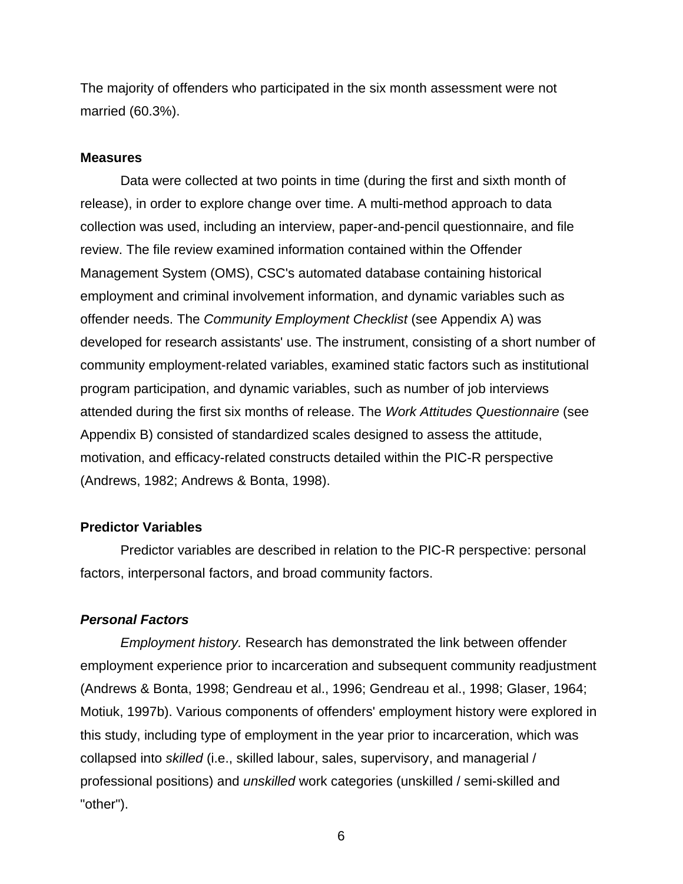The majority of offenders who participated in the six month assessment were not married (60.3%).

## Measures

Data were collected at two points in time (during the first and sixth month of release), in order to explore change over time. A multi-method approach to data collection was used, including an interview, paper-and-pencil questionnaire, and file review. The file review examined information contained within the Offender Management System (OMS), CSC's automated database containing historical employment and criminal involvement information, and dynamic variables such as offender needs. The *Community Employment Checklist* (see Appendix A) was developed for research assistants' use. The instrument, consisting of a short number of community employment-related variables, examined static factors such as institutional program participation, and dynamic variables, such as number of job interviews attended during the first six months of release. The *Work Attitudes Questionnaire* (see Appendix B) consisted of standardized scales designed to assess the attitude, motivation, and efficacy-related constructs detailed within the PIC-R perspective (Andrews, 1982; Andrews & Bonta, 1998).

## Predictor Variables

Predictor variables are described in relation to the PIC-R perspective: personal factors, interpersonal factors, and broad community factors.

### *Personal Factors*

*Employment history.* Research has demonstrated the link between offender employment experience prior to incarceration and subsequent community readjustment (Andrews & Bonta, 1998; Gendreau et al., 1996; Gendreau et al., 1998; Glaser, 1964; Motiuk, 1997b). Various components of offenders' employment history were explored in this study, including type of employment in the year prior to incarceration, which was collapsed into *skilled* (i.e., skilled labour, sales, supervisory, and managerial / professional positions) and *unskilled* work categories (unskilled / semi-skilled and "other").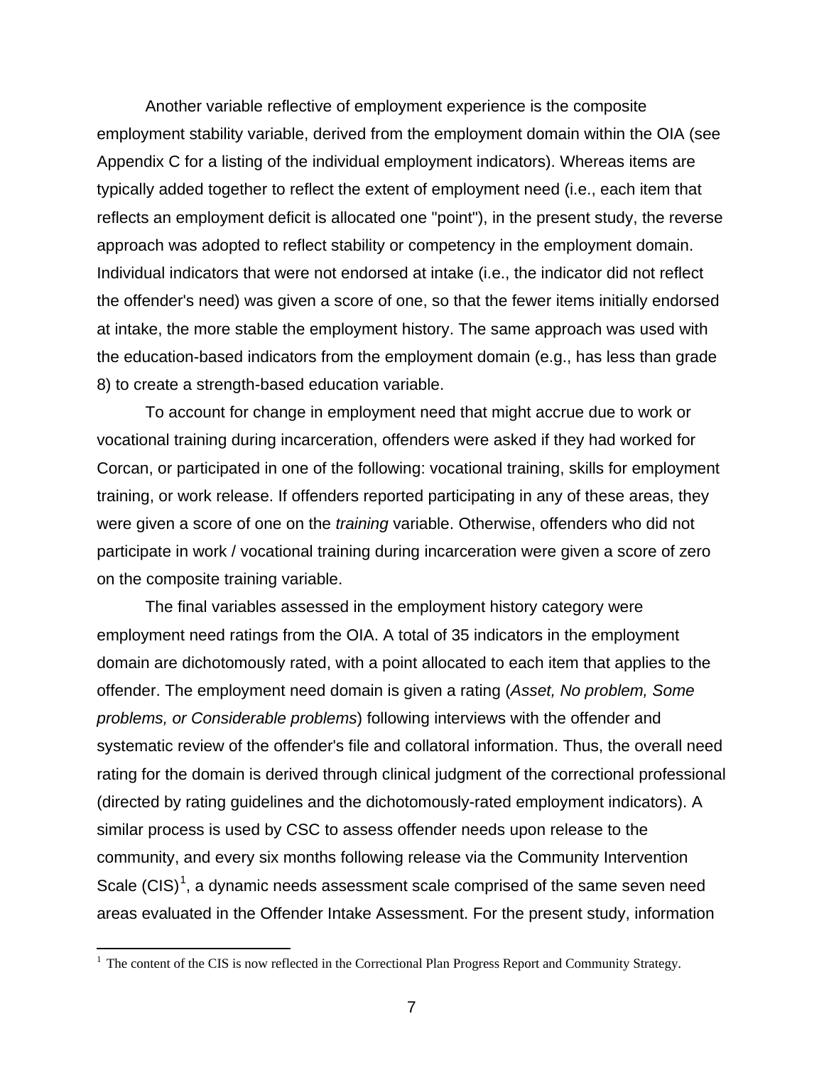Another variable reflective of employment experience is the composite employment stability variable, derived from the employment domain within the OIA (see Appendix C for a listing of the individual employment indicators). Whereas items are typically added together to reflect the extent of employment need (i.e., each item that reflects an employment deficit is allocated one "point"), in the present study, the reverse approach was adopted to reflect stability or competency in the employment domain. Individual indicators that were not endorsed at intake (i.e., the indicator did not reflect the offender's need) was given a score of one, so that the fewer items initially endorsed at intake, the more stable the employment history. The same approach was used with the education-based indicators from the employment domain (e.g., has less than grade 8) to create a strength-based education variable.

To account for change in employment need that might accrue due to work or vocational training during incarceration, offenders were asked if they had worked for Corcan, or participated in one of the following: vocational training, skills for employment training, or work release. If offenders reported participating in any of these areas, they were given a score of one on the *training* variable. Otherwise, offenders who did not participate in work / vocational training during incarceration were given a score of zero on the composite training variable.

The final variables assessed in the employment history category were employment need ratings from the OIA. A total of 35 indicators in the employment domain are dichotomously rated, with a point allocated to each item that applies to the offender. The employment need domain is given a rating (*Asset, No problem, Some problems, or Considerable problems*) following interviews with the offender and systematic review of the offender's file and collatoral information. Thus, the overall need rating for the domain is derived through clinical judgment of the correctional professional (directed by rating guidelines and the dichotomously-rated employment indicators). A similar process is used by CSC to assess offender needs upon release to the community, and every six months following release via the Community Intervention Scale (CIS)[1], a dynamic needs assessment scale comprised of the same seven need areas evaluated in the Offender Intake Assessment. For the present study, information

[1] The content of the CIS is now reflected in the Correctional Plan Progress Report and Community Strategy.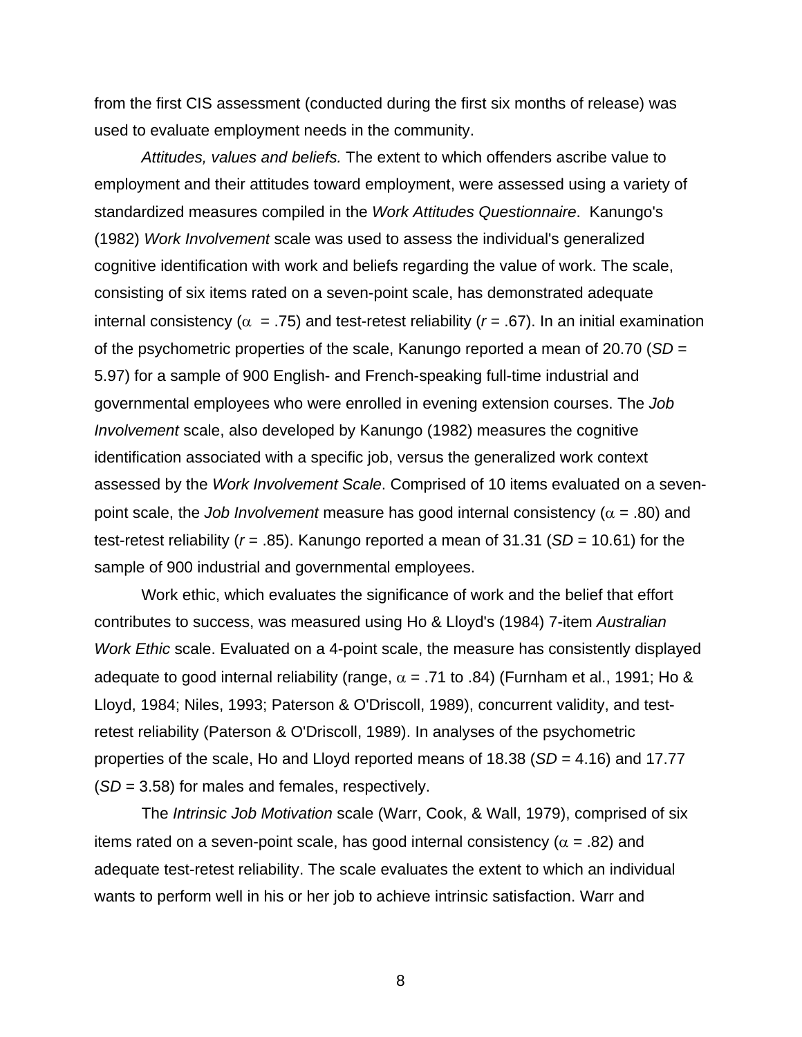from the first CIS assessment (conducted during the first six months of release) was used to evaluate employment needs in the community.

*Attitudes, values and beliefs.* The extent to which offenders ascribe value to employment and their attitudes toward employment, were assessed using a variety of standardized measures compiled in the *Work Attitudes Questionnaire*. Kanungo's (1982) *Work Involvement* scale was used to assess the individual's generalized cognitive identification with work and beliefs regarding the value of work. The scale, consisting of six items rated on a seven-point scale, has demonstrated adequate internal consistency ($\alpha$ = .75) and test-retest reliability (*r* = .67). In an initial examination of the psychometric properties of the scale, Kanungo reported a mean of 20.70 (*SD* = 5.97) for a sample of 900 English- and French-speaking full-time industrial and governmental employees who were enrolled in evening extension courses. The *Job Involvement* scale, also developed by Kanungo (1982) measures the cognitive identification associated with a specific job, versus the generalized work context assessed by the *Work Involvement Scale*. Comprised of 10 items evaluated on a seven-point scale, the *Job Involvement* measure has good internal consistency ($\alpha$ = .80) and test-retest reliability (*r* = .85). Kanungo reported a mean of 31.31 (*SD* = 10.61) for the sample of 900 industrial and governmental employees.

Work ethic, which evaluates the significance of work and the belief that effort contributes to success, was measured using Ho & Lloyd's (1984) 7-item *Australian Work Ethic* scale. Evaluated on a 4-point scale, the measure has consistently displayed adequate to good internal reliability (range, $\alpha$ = .71 to .84) (Furnham et al., 1991; Ho & Lloyd, 1984; Niles, 1993; Paterson & O'Driscoll, 1989), concurrent validity, and test-retest reliability (Paterson & O'Driscoll, 1989). In analyses of the psychometric properties of the scale, Ho and Lloyd reported means of 18.38 (*SD* = 4.16) and 17.77 (*SD* = 3.58) for males and females, respectively.

The *Intrinsic Job Motivation* scale (Warr, Cook, & Wall, 1979), comprised of six items rated on a seven-point scale, has good internal consistency ($\alpha$ = .82) and adequate test-retest reliability. The scale evaluates the extent to which an individual wants to perform well in his or her job to achieve intrinsic satisfaction. Warr and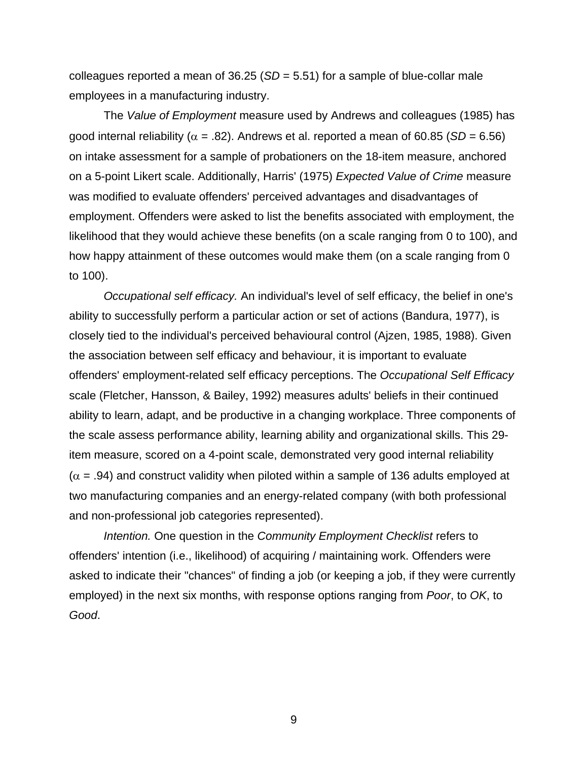colleagues reported a mean of 36.25 (*SD* = 5.51) for a sample of blue-collar male employees in a manufacturing industry.

The *Value of Employment* measure used by Andrews and colleagues (1985) has good internal reliability ($\alpha$ = .82). Andrews et al. reported a mean of 60.85 (*SD* = 6.56) on intake assessment for a sample of probationers on the 18-item measure, anchored on a 5-point Likert scale. Additionally, Harris' (1975) *Expected Value of Crime* measure was modified to evaluate offenders' perceived advantages and disadvantages of employment. Offenders were asked to list the benefits associated with employment, the likelihood that they would achieve these benefits (on a scale ranging from 0 to 100), and how happy attainment of these outcomes would make them (on a scale ranging from 0 to 100).

*Occupational self efficacy.* An individual's level of self efficacy, the belief in one's ability to successfully perform a particular action or set of actions (Bandura, 1977), is closely tied to the individual's perceived behavioural control (Ajzen, 1985, 1988). Given the association between self efficacy and behaviour, it is important to evaluate offenders' employment-related self efficacy perceptions. The *Occupational Self Efficacy* scale (Fletcher, Hansson, & Bailey, 1992) measures adults' beliefs in their continued ability to learn, adapt, and be productive in a changing workplace. Three components of the scale assess performance ability, learning ability and organizational skills. This 29-item measure, scored on a 4-point scale, demonstrated very good internal reliability ($\alpha$ = .94) and construct validity when piloted within a sample of 136 adults employed at two manufacturing companies and an energy-related company (with both professional and non-professional job categories represented).

*Intention.* One question in the *Community Employment Checklist* refers to offenders' intention (i.e., likelihood) of acquiring / maintaining work. Offenders were asked to indicate their "chances" of finding a job (or keeping a job, if they were currently employed) in the next six months, with response options ranging from *Poor*, to *OK*, to *Good*.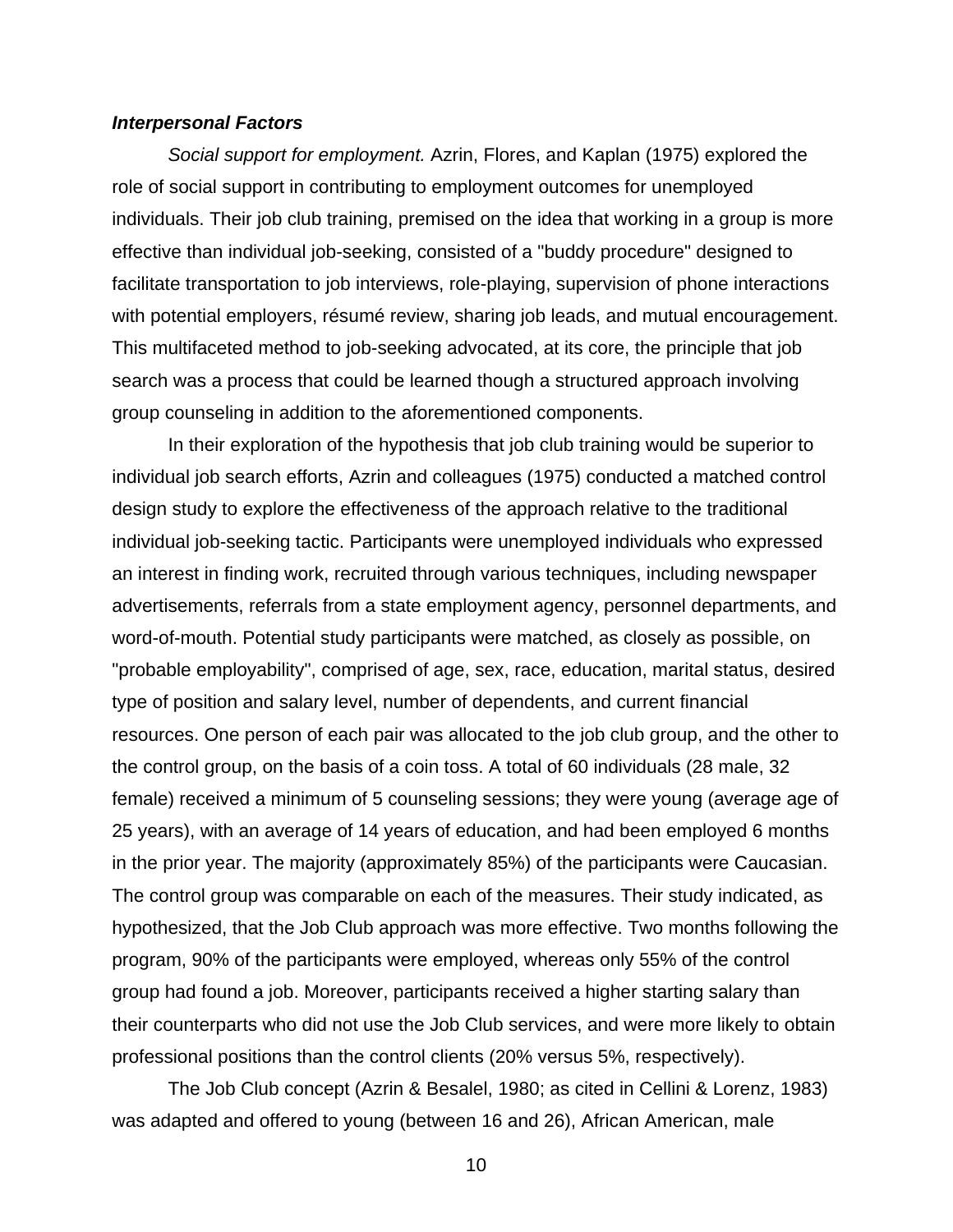### ***Interpersonal Factors***

*Social support for employment.* Azrin, Flores, and Kaplan (1975) explored the role of social support in contributing to employment outcomes for unemployed individuals. Their job club training, premised on the idea that working in a group is more effective than individual job-seeking, consisted of a "buddy procedure" designed to facilitate transportation to job interviews, role-playing, supervision of phone interactions with potential employers, résumé review, sharing job leads, and mutual encouragement. This multifaceted method to job-seeking advocated, at its core, the principle that job search was a process that could be learned though a structured approach involving group counseling in addition to the aforementioned components.

In their exploration of the hypothesis that job club training would be superior to individual job search efforts, Azrin and colleagues (1975) conducted a matched control design study to explore the effectiveness of the approach relative to the traditional individual job-seeking tactic. Participants were unemployed individuals who expressed an interest in finding work, recruited through various techniques, including newspaper advertisements, referrals from a state employment agency, personnel departments, and word-of-mouth. Potential study participants were matched, as closely as possible, on "probable employability", comprised of age, sex, race, education, marital status, desired type of position and salary level, number of dependents, and current financial resources. One person of each pair was allocated to the job club group, and the other to the control group, on the basis of a coin toss. A total of 60 individuals (28 male, 32 female) received a minimum of 5 counseling sessions; they were young (average age of 25 years), with an average of 14 years of education, and had been employed 6 months in the prior year. The majority (approximately 85%) of the participants were Caucasian. The control group was comparable on each of the measures. Their study indicated, as hypothesized, that the Job Club approach was more effective. Two months following the program, 90% of the participants were employed, whereas only 55% of the control group had found a job. Moreover, participants received a higher starting salary than their counterparts who did not use the Job Club services, and were more likely to obtain professional positions than the control clients (20% versus 5%, respectively).

The Job Club concept (Azrin & Besalel, 1980; as cited in Cellini & Lorenz, 1983) was adapted and offered to young (between 16 and 26), African American, male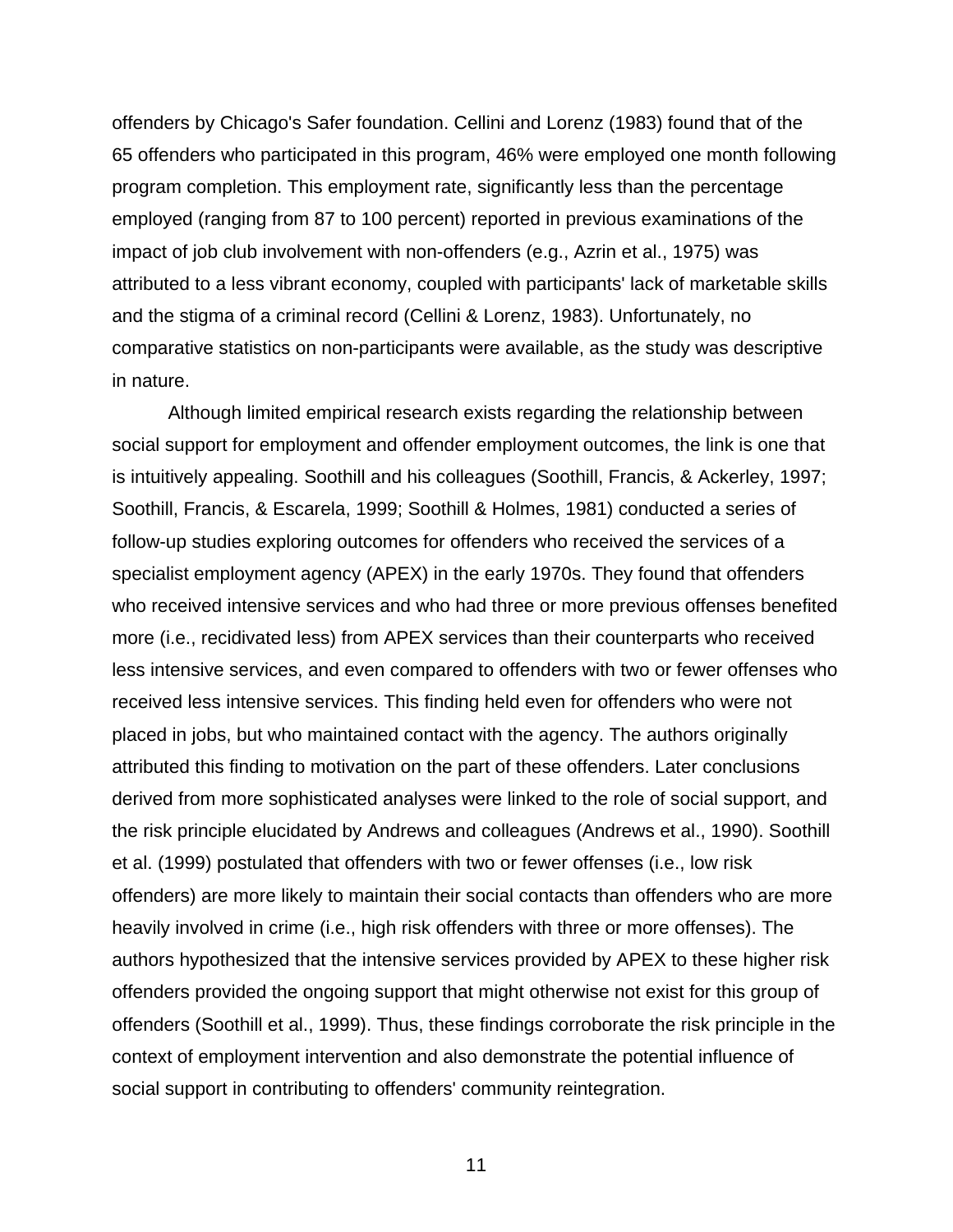offenders by Chicago's Safer foundation. Cellini and Lorenz (1983) found that of the 65 offenders who participated in this program, 46% were employed one month following program completion. This employment rate, significantly less than the percentage employed (ranging from 87 to 100 percent) reported in previous examinations of the impact of job club involvement with non-offenders (e.g., Azrin et al., 1975) was attributed to a less vibrant economy, coupled with participants' lack of marketable skills and the stigma of a criminal record (Cellini & Lorenz, 1983). Unfortunately, no comparative statistics on non-participants were available, as the study was descriptive in nature.

Although limited empirical research exists regarding the relationship between social support for employment and offender employment outcomes, the link is one that is intuitively appealing. Soothill and his colleagues (Soothill, Francis, & Ackerley, 1997; Soothill, Francis, & Escarela, 1999; Soothill & Holmes, 1981) conducted a series of follow-up studies exploring outcomes for offenders who received the services of a specialist employment agency (APEX) in the early 1970s. They found that offenders who received intensive services and who had three or more previous offenses benefited more (i.e., recidivated less) from APEX services than their counterparts who received less intensive services, and even compared to offenders with two or fewer offenses who received less intensive services. This finding held even for offenders who were not placed in jobs, but who maintained contact with the agency. The authors originally attributed this finding to motivation on the part of these offenders. Later conclusions derived from more sophisticated analyses were linked to the role of social support, and the risk principle elucidated by Andrews and colleagues (Andrews et al., 1990). Soothill et al. (1999) postulated that offenders with two or fewer offenses (i.e., low risk offenders) are more likely to maintain their social contacts than offenders who are more heavily involved in crime (i.e., high risk offenders with three or more offenses). The authors hypothesized that the intensive services provided by APEX to these higher risk offenders provided the ongoing support that might otherwise not exist for this group of offenders (Soothill et al., 1999). Thus, these findings corroborate the risk principle in the context of employment intervention and also demonstrate the potential influence of social support in contributing to offenders' community reintegration.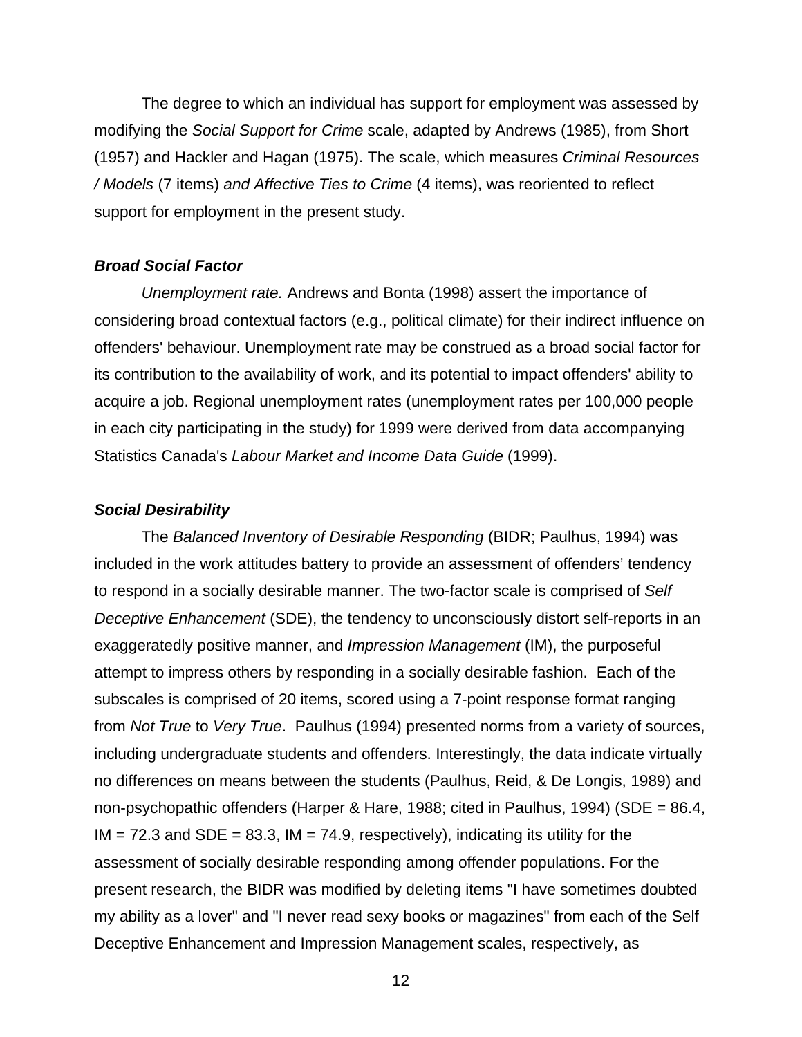The degree to which an individual has support for employment was assessed by modifying the *Social Support for Crime* scale, adapted by Andrews (1985), from Short (1957) and Hackler and Hagan (1975). The scale, which measures *Criminal Resources / Models* (7 items) *and Affective Ties to Crime* (4 items), was reoriented to reflect support for employment in the present study.

### *Broad Social Factor*

*Unemployment rate.* Andrews and Bonta (1998) assert the importance of considering broad contextual factors (e.g., political climate) for their indirect influence on offenders' behaviour. Unemployment rate may be construed as a broad social factor for its contribution to the availability of work, and its potential to impact offenders' ability to acquire a job. Regional unemployment rates (unemployment rates per 100,000 people in each city participating in the study) for 1999 were derived from data accompanying Statistics Canada's *Labour Market and Income Data Guide* (1999).

### *Social Desirability*

The *Balanced Inventory of Desirable Responding* (BIDR; Paulhus, 1994) was included in the work attitudes battery to provide an assessment of offenders' tendency to respond in a socially desirable manner. The two-factor scale is comprised of *Self Deceptive Enhancement* (SDE), the tendency to unconsciously distort self-reports in an exaggeratedly positive manner, and *Impression Management* (IM), the purposeful attempt to impress others by responding in a socially desirable fashion. Each of the subscales is comprised of 20 items, scored using a 7-point response format ranging from *Not True* to *Very True*. Paulhus (1994) presented norms from a variety of sources, including undergraduate students and offenders. Interestingly, the data indicate virtually no differences on means between the students (Paulhus, Reid, & De Longis, 1989) and non-psychopathic offenders (Harper & Hare, 1988; cited in Paulhus, 1994) (SDE = 86.4, IM = 72.3 and SDE = 83.3, IM = 74.9, respectively), indicating its utility for the assessment of socially desirable responding among offender populations. For the present research, the BIDR was modified by deleting items "I have sometimes doubted my ability as a lover" and "I never read sexy books or magazines" from each of the Self Deceptive Enhancement and Impression Management scales, respectively, as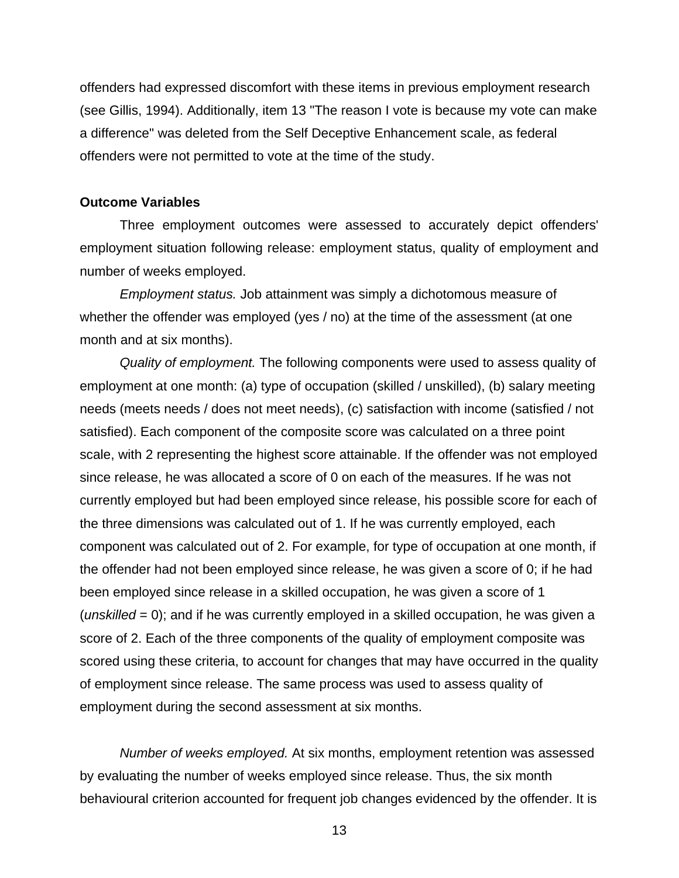offenders had expressed discomfort with these items in previous employment research (see Gillis, 1994). Additionally, item 13 "The reason I vote is because my vote can make a difference" was deleted from the Self Deceptive Enhancement scale, as federal offenders were not permitted to vote at the time of the study.

**Outcome Variables**

Three employment outcomes were assessed to accurately depict offenders' employment situation following release: employment status, quality of employment and number of weeks employed.

*Employment status.* Job attainment was simply a dichotomous measure of whether the offender was employed (yes / no) at the time of the assessment (at one month and at six months).

*Quality of employment.* The following components were used to assess quality of employment at one month: (a) type of occupation (skilled / unskilled), (b) salary meeting needs (meets needs / does not meet needs), (c) satisfaction with income (satisfied / not satisfied). Each component of the composite score was calculated on a three point scale, with 2 representing the highest score attainable. If the offender was not employed since release, he was allocated a score of 0 on each of the measures. If he was not currently employed but had been employed since release, his possible score for each of the three dimensions was calculated out of 1. If he was currently employed, each component was calculated out of 2. For example, for type of occupation at one month, if the offender had not been employed since release, he was given a score of 0; if he had been employed since release in a skilled occupation, he was given a score of 1 (*unskilled* = 0); and if he was currently employed in a skilled occupation, he was given a score of 2. Each of the three components of the quality of employment composite was scored using these criteria, to account for changes that may have occurred in the quality of employment since release. The same process was used to assess quality of employment during the second assessment at six months.

*Number of weeks employed.* At six months, employment retention was assessed by evaluating the number of weeks employed since release. Thus, the six month behavioural criterion accounted for frequent job changes evidenced by the offender. It is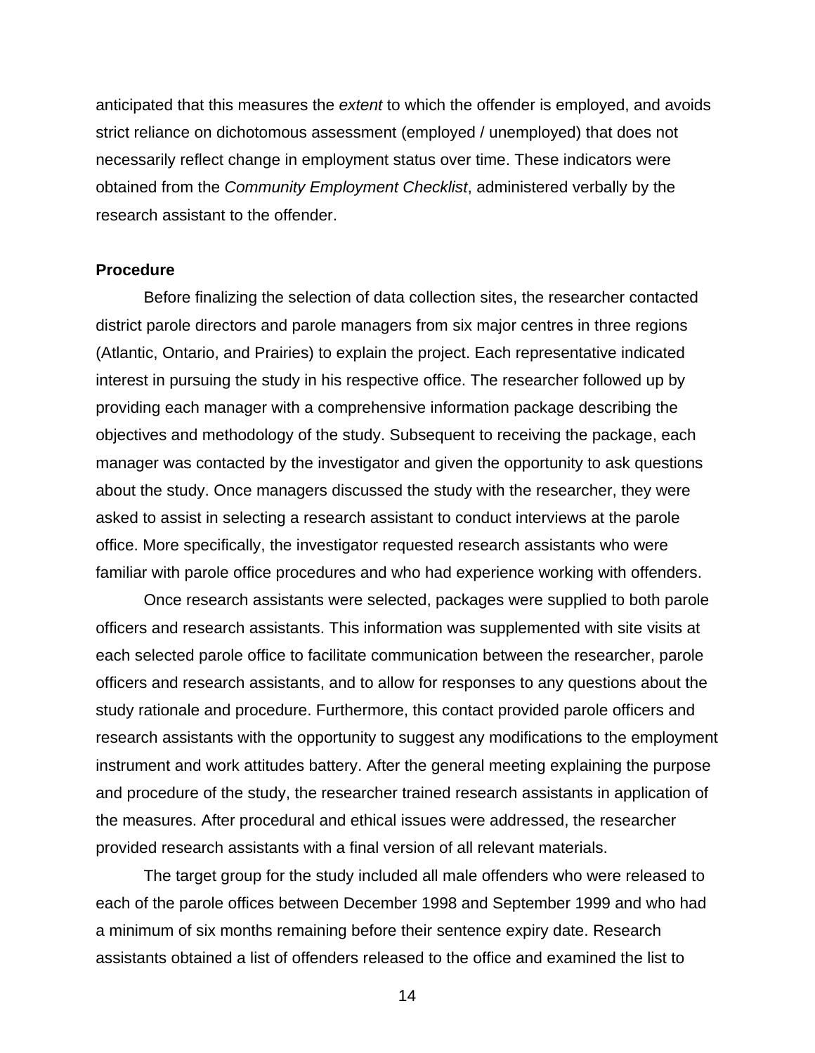anticipated that this measures the *extent* to which the offender is employed, and avoids strict reliance on dichotomous assessment (employed / unemployed) that does not necessarily reflect change in employment status over time. These indicators were obtained from the *Community Employment Checklist*, administered verbally by the research assistant to the offender.

**Procedure**

Before finalizing the selection of data collection sites, the researcher contacted district parole directors and parole managers from six major centres in three regions (Atlantic, Ontario, and Prairies) to explain the project. Each representative indicated interest in pursuing the study in his respective office. The researcher followed up by providing each manager with a comprehensive information package describing the objectives and methodology of the study. Subsequent to receiving the package, each manager was contacted by the investigator and given the opportunity to ask questions about the study. Once managers discussed the study with the researcher, they were asked to assist in selecting a research assistant to conduct interviews at the parole office. More specifically, the investigator requested research assistants who were familiar with parole office procedures and who had experience working with offenders.

Once research assistants were selected, packages were supplied to both parole officers and research assistants. This information was supplemented with site visits at each selected parole office to facilitate communication between the researcher, parole officers and research assistants, and to allow for responses to any questions about the study rationale and procedure. Furthermore, this contact provided parole officers and research assistants with the opportunity to suggest any modifications to the employment instrument and work attitudes battery. After the general meeting explaining the purpose and procedure of the study, the researcher trained research assistants in application of the measures. After procedural and ethical issues were addressed, the researcher provided research assistants with a final version of all relevant materials.

The target group for the study included all male offenders who were released to each of the parole offices between December 1998 and September 1999 and who had a minimum of six months remaining before their sentence expiry date. Research assistants obtained a list of offenders released to the office and examined the list to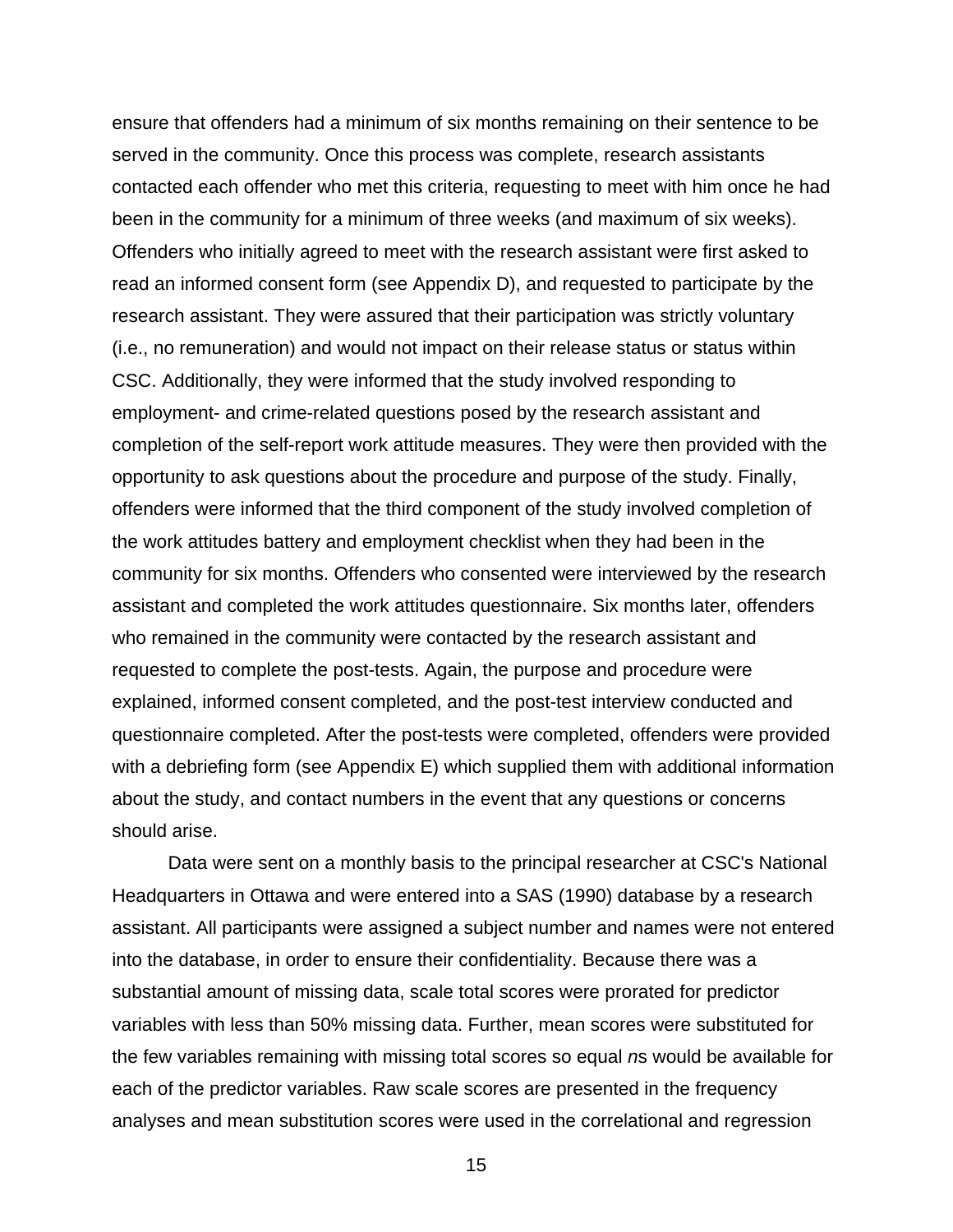ensure that offenders had a minimum of six months remaining on their sentence to be served in the community. Once this process was complete, research assistants contacted each offender who met this criteria, requesting to meet with him once he had been in the community for a minimum of three weeks (and maximum of six weeks). Offenders who initially agreed to meet with the research assistant were first asked to read an informed consent form (see Appendix D), and requested to participate by the research assistant. They were assured that their participation was strictly voluntary (i.e., no remuneration) and would not impact on their release status or status within CSC. Additionally, they were informed that the study involved responding to employment- and crime-related questions posed by the research assistant and completion of the self-report work attitude measures. They were then provided with the opportunity to ask questions about the procedure and purpose of the study. Finally, offenders were informed that the third component of the study involved completion of the work attitudes battery and employment checklist when they had been in the community for six months. Offenders who consented were interviewed by the research assistant and completed the work attitudes questionnaire. Six months later, offenders who remained in the community were contacted by the research assistant and requested to complete the post-tests. Again, the purpose and procedure were explained, informed consent completed, and the post-test interview conducted and questionnaire completed. After the post-tests were completed, offenders were provided with a debriefing form (see Appendix E) which supplied them with additional information about the study, and contact numbers in the event that any questions or concerns should arise.

Data were sent on a monthly basis to the principal researcher at CSC's National Headquarters in Ottawa and were entered into a SAS (1990) database by a research assistant. All participants were assigned a subject number and names were not entered into the database, in order to ensure their confidentiality. Because there was a substantial amount of missing data, scale total scores were prorated for predictor variables with less than 50% missing data. Further, mean scores were substituted for the few variables remaining with missing total scores so equal *n*s would be available for each of the predictor variables. Raw scale scores are presented in the frequency analyses and mean substitution scores were used in the correlational and regression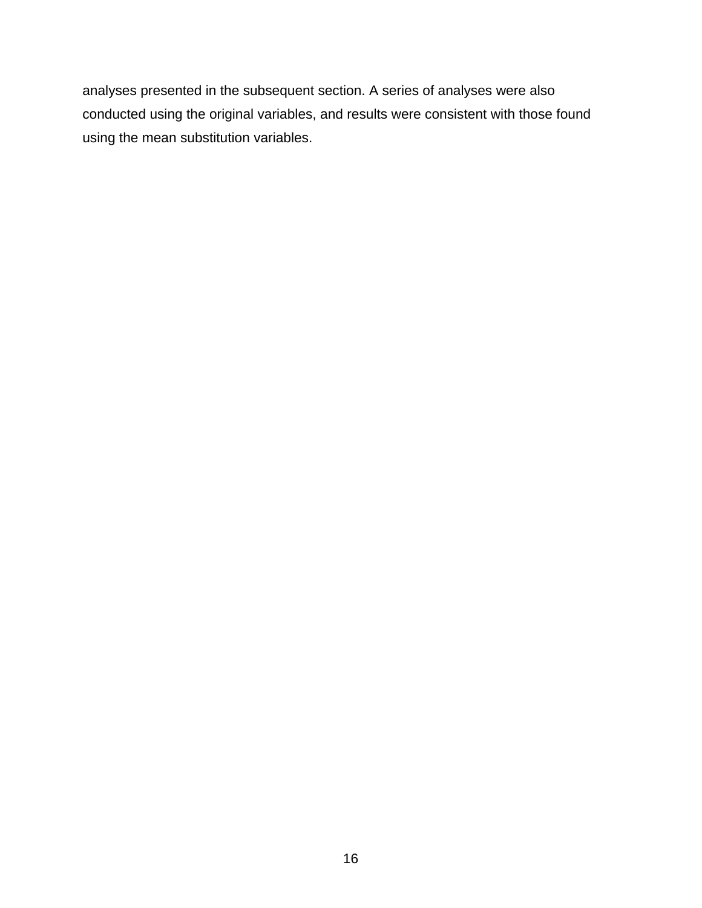analyses presented in the subsequent section. A series of analyses were also conducted using the original variables, and results were consistent with those found using the mean substitution variables.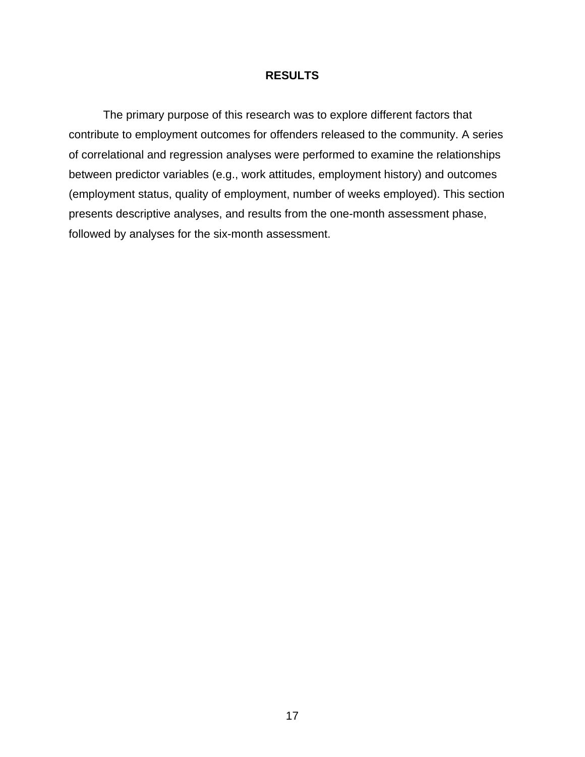# RESULTS

The primary purpose of this research was to explore different factors that contribute to employment outcomes for offenders released to the community. A series of correlational and regression analyses were performed to examine the relationships between predictor variables (e.g., work attitudes, employment history) and outcomes (employment status, quality of employment, number of weeks employed). This section presents descriptive analyses, and results from the one-month assessment phase, followed by analyses for the six-month assessment.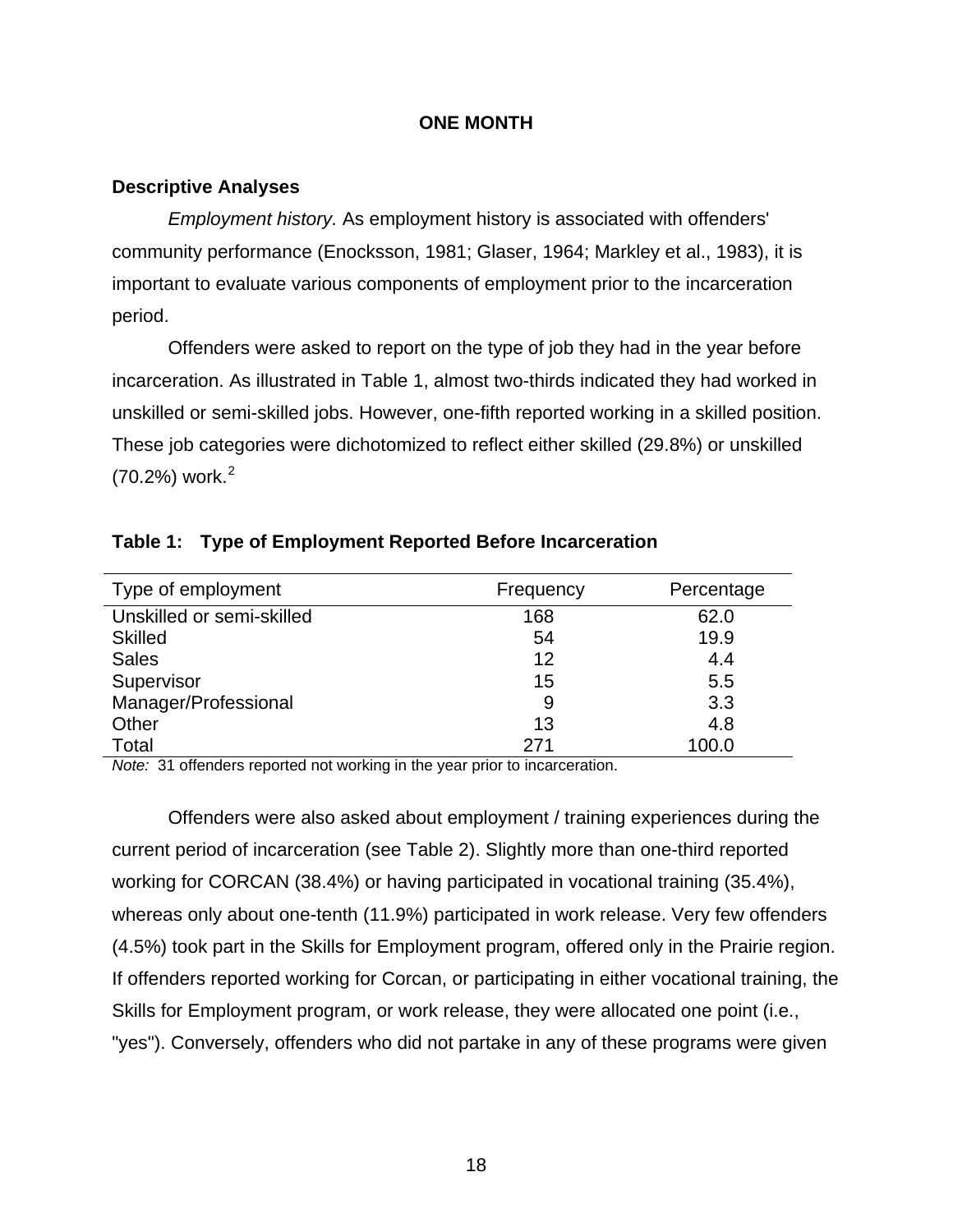## ONE MONTH

### Descriptive Analyses

*Employment history.* As employment history is associated with offenders' community performance (Enocksson, 1981; Glaser, 1964; Markley et al., 1983), it is important to evaluate various components of employment prior to the incarceration period.

Offenders were asked to report on the type of job they had in the year before incarceration. As illustrated in Table 1, almost two-thirds indicated they had worked in unskilled or semi-skilled jobs. However, one-fifth reported working in a skilled position. These job categories were dichotomized to reflect either skilled (29.8%) or unskilled (70.2%) work.[2]

**Table 1: Type of Employment Reported Before Incarceration**

| Type of employment | Frequency | Percentage |
|---|---|---|
| Unskilled or semi-skilled | 168 | 62.0 |
| Skilled | 54 | 19.9 |
| Sales | 12 | 4.4 |
| Supervisor | 15 | 5.5 |
| Manager/Professional | 9 | 3.3 |
| Other | 13 | 4.8 |
| Total | 271 | 100.0 |

*Note:* 31 offenders reported not working in the year prior to incarceration.

Offenders were also asked about employment / training experiences during the current period of incarceration (see Table 2). Slightly more than one-third reported working for CORCAN (38.4%) or having participated in vocational training (35.4%), whereas only about one-tenth (11.9%) participated in work release. Very few offenders (4.5%) took part in the Skills for Employment program, offered only in the Prairie region. If offenders reported working for Corcan, or participating in either vocational training, the Skills for Employment program, or work release, they were allocated one point (i.e., "yes"). Conversely, offenders who did not partake in any of these programs were given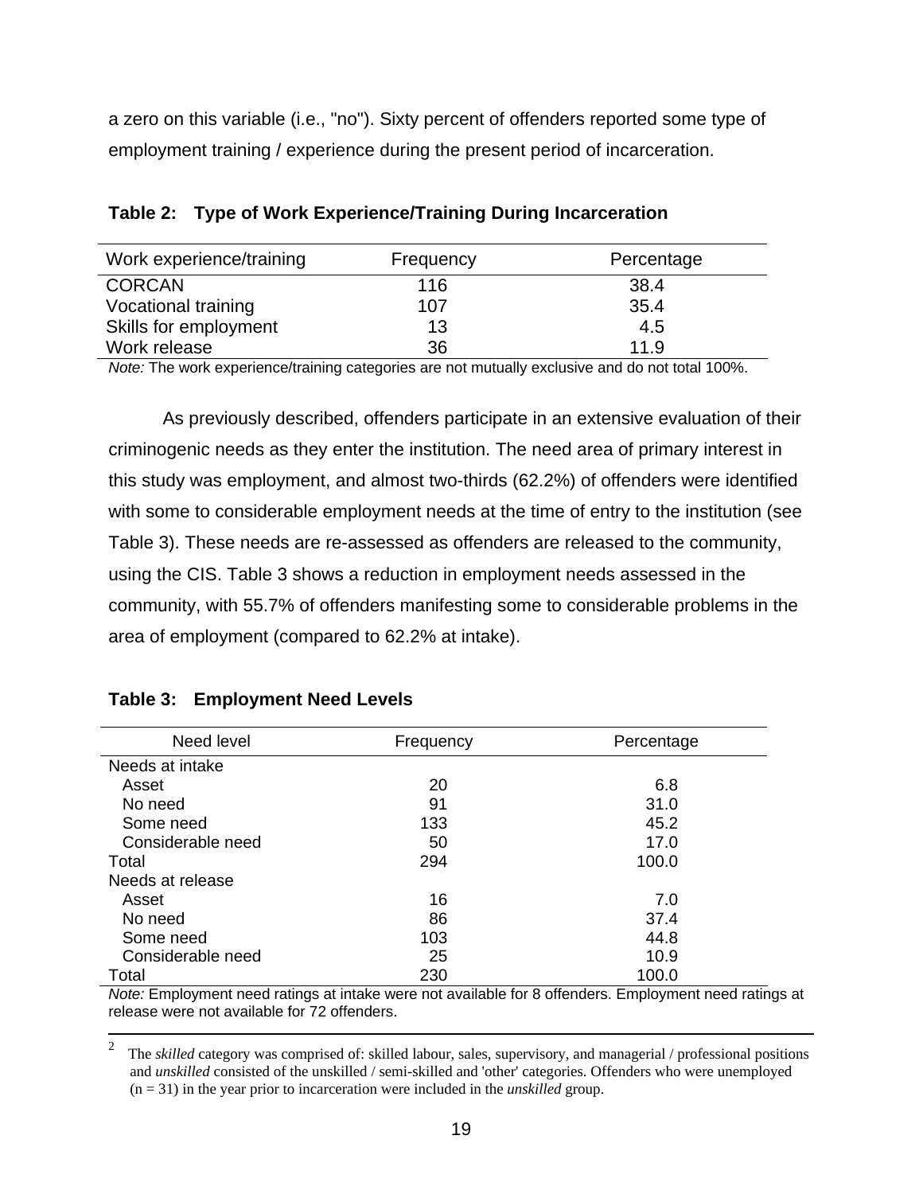a zero on this variable (i.e., "no"). Sixty percent of offenders reported some type of employment training / experience during the present period of incarceration.

**Table 2: Type of Work Experience/Training During Incarceration**

| Work experience/training | Frequency | Percentage |
|---|---|---|
| CORCAN | 116 | 38.4 |
| Vocational training | 107 | 35.4 |
| Skills for employment | 13 | 4.5 |
| Work release | 36 | 11.9 |

*Note:* The work experience/training categories are not mutually exclusive and do not total 100%.

As previously described, offenders participate in an extensive evaluation of their criminogenic needs as they enter the institution. The need area of primary interest in this study was employment, and almost two-thirds (62.2%) of offenders were identified with some to considerable employment needs at the time of entry to the institution (see Table 3). These needs are re-assessed as offenders are released to the community, using the CIS. Table 3 shows a reduction in employment needs assessed in the community, with 55.7% of offenders manifesting some to considerable problems in the area of employment (compared to 62.2% at intake).

**Table 3: Employment Need Levels**

| Need level | Frequency | Percentage |
|---|---|---|
| Needs at intake | | |
| Asset | 20 | 6.8 |
| No need | 91 | 31.0 |
| Some need | 133 | 45.2 |
| Considerable need | 50 | 17.0 |
| Total | 294 | 100.0 |
| Needs at release | | |
| Asset | 16 | 7.0 |
| No need | 86 | 37.4 |
| Some need | 103 | 44.8 |
| Considerable need | 25 | 10.9 |
| Total | 230 | 100.0 |

*Note:* Employment need ratings at intake were not available for 8 offenders. Employment need ratings at release were not available for 72 offenders.

---

[2] The *skilled* category was comprised of: skilled labour, sales, supervisory, and managerial / professional positions and *unskilled* consisted of the unskilled / semi-skilled and 'other' categories. Offenders who were unemployed (n = 31) in the year prior to incarceration were included in the *unskilled* group.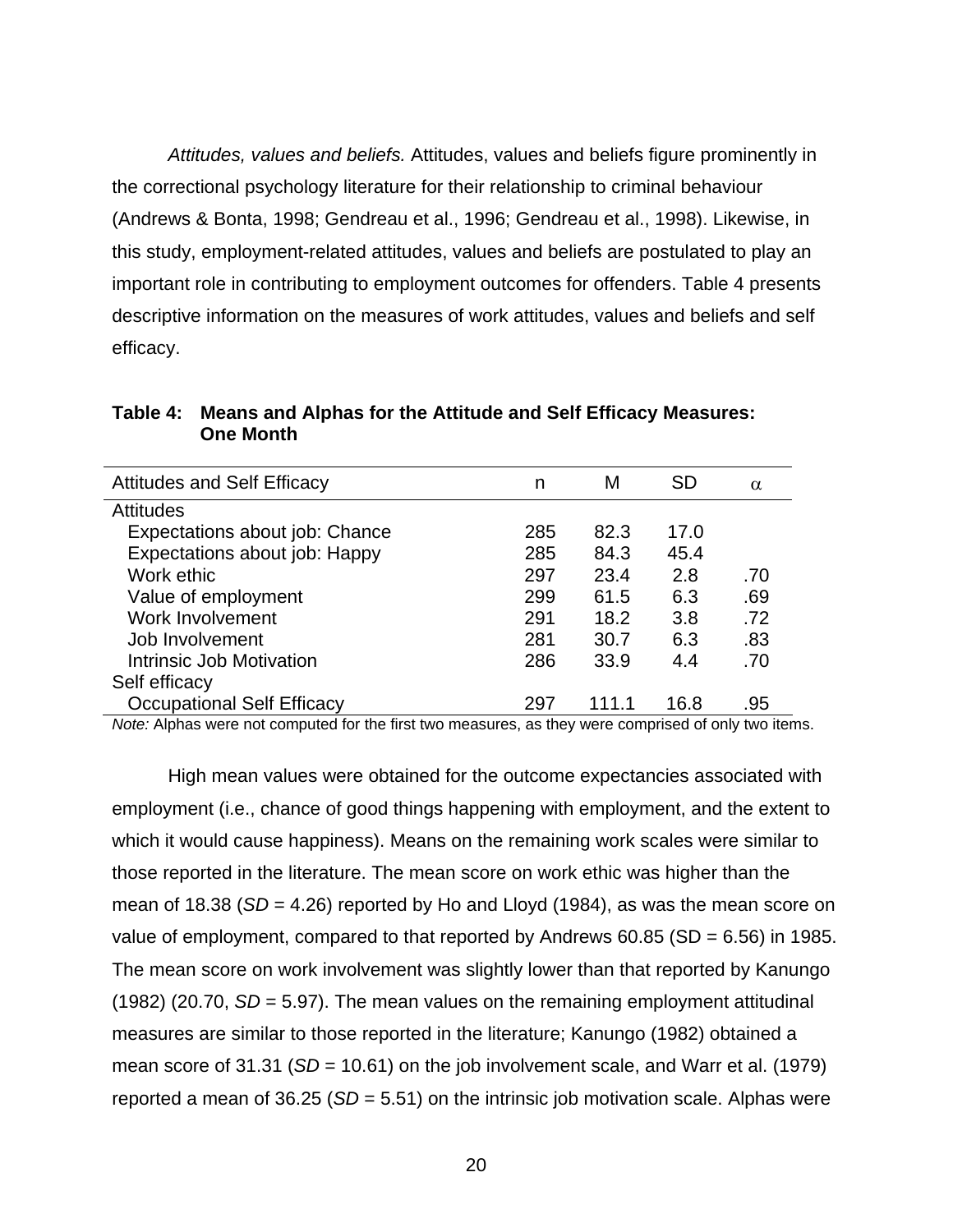*Attitudes, values and beliefs.* Attitudes, values and beliefs figure prominently in the correctional psychology literature for their relationship to criminal behaviour (Andrews & Bonta, 1998; Gendreau et al., 1996; Gendreau et al., 1998). Likewise, in this study, employment-related attitudes, values and beliefs are postulated to play an important role in contributing to employment outcomes for offenders. Table 4 presents descriptive information on the measures of work attitudes, values and beliefs and self efficacy.

**Table 4: Means and Alphas for the Attitude and Self Efficacy Measures: One Month**

| Attitudes and Self Efficacy | n | M | SD | $\alpha$ |
|---|---|---|---|---|
| Attitudes | | | | |
| Expectations about job: Chance | 285 | 82.3 | 17.0 | |
| Expectations about job: Happy | 285 | 84.3 | 45.4 | |
| Work ethic | 297 | 23.4 | 2.8 | .70 |
| Value of employment | 299 | 61.5 | 6.3 | .69 |
| Work Involvement | 291 | 18.2 | 3.8 | .72 |
| Job Involvement | 281 | 30.7 | 6.3 | .83 |
| Intrinsic Job Motivation | 286 | 33.9 | 4.4 | .70 |
| Self efficacy | | | | |
| Occupational Self Efficacy | 297 | 111.1 | 16.8 | .95 |

*Note:* Alphas were not computed for the first two measures, as they were comprised of only two items.

High mean values were obtained for the outcome expectancies associated with employment (i.e., chance of good things happening with employment, and the extent to which it would cause happiness). Means on the remaining work scales were similar to those reported in the literature. The mean score on work ethic was higher than the mean of 18.38 (*SD* = 4.26) reported by Ho and Lloyd (1984), as was the mean score on value of employment, compared to that reported by Andrews 60.85 (SD = 6.56) in 1985. The mean score on work involvement was slightly lower than that reported by Kanungo (1982) (20.70, *SD* = 5.97). The mean values on the remaining employment attitudinal measures are similar to those reported in the literature; Kanungo (1982) obtained a mean score of 31.31 (*SD* = 10.61) on the job involvement scale, and Warr et al. (1979) reported a mean of 36.25 (*SD* = 5.51) on the intrinsic job motivation scale. Alphas were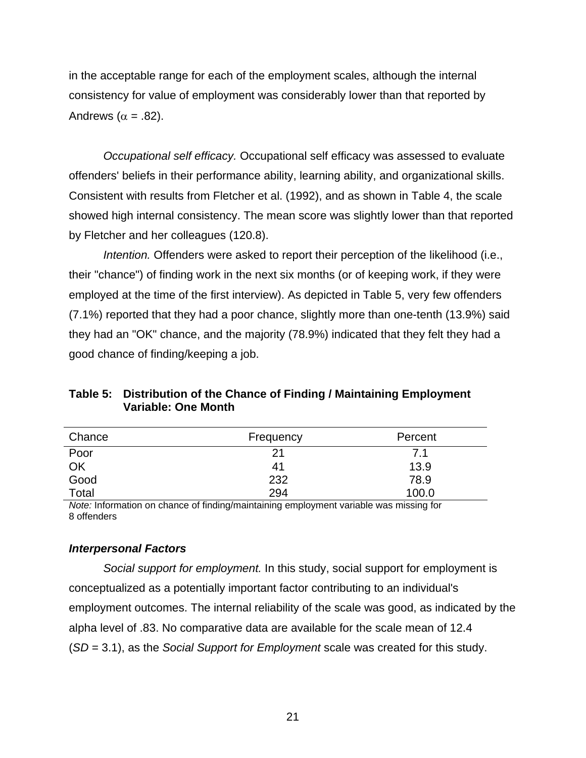in the acceptable range for each of the employment scales, although the internal consistency for value of employment was considerably lower than that reported by Andrews ($\alpha$ = .82).

*Occupational self efficacy.* Occupational self efficacy was assessed to evaluate offenders' beliefs in their performance ability, learning ability, and organizational skills. Consistent with results from Fletcher et al. (1992), and as shown in Table 4, the scale showed high internal consistency. The mean score was slightly lower than that reported by Fletcher and her colleagues (120.8).

*Intention.* Offenders were asked to report their perception of the likelihood (i.e., their "chance") of finding work in the next six months (or of keeping work, if they were employed at the time of the first interview). As depicted in Table 5, very few offenders (7.1%) reported that they had a poor chance, slightly more than one-tenth (13.9%) said they had an "OK" chance, and the majority (78.9%) indicated that they felt they had a good chance of finding/keeping a job.

**Table 5: Distribution of the Chance of Finding / Maintaining Employment Variable: One Month**

| Chance | Frequency | Percent |
|---|---|---|
| Poor | 21 | 7.1 |
| OK | 41 | 13.9 |
| Good | 232 | 78.9 |
| Total | 294 | 100.0 |

*Note:* Information on chance of finding/maintaining employment variable was missing for 8 offenders

### *Interpersonal Factors*

*Social support for employment.* In this study, social support for employment is conceptualized as a potentially important factor contributing to an individual's employment outcomes. The internal reliability of the scale was good, as indicated by the alpha level of .83. No comparative data are available for the scale mean of 12.4 (*SD* = 3.1), as the *Social Support for Employment* scale was created for this study.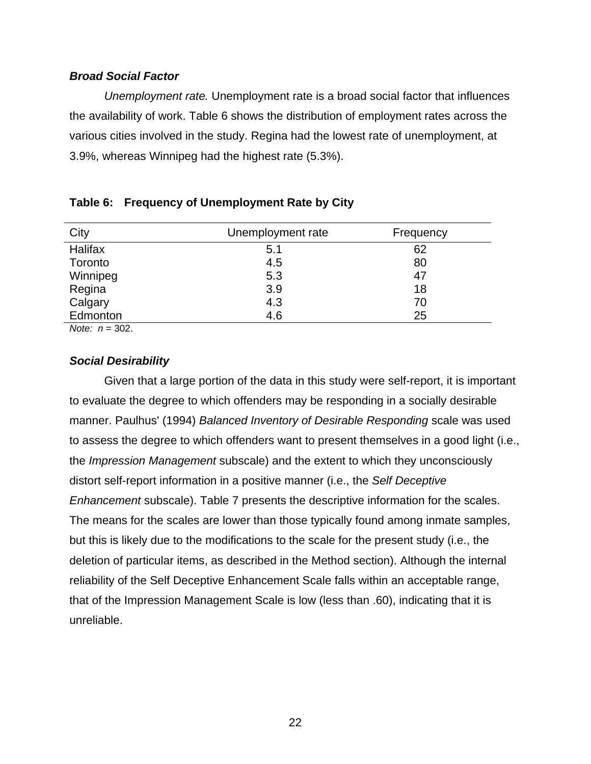### ***Broad Social Factor***

*Unemployment rate.* Unemployment rate is a broad social factor that influences the availability of work. Table 6 shows the distribution of employment rates across the various cities involved in the study. Regina had the lowest rate of unemployment, at 3.9%, whereas Winnipeg had the highest rate (5.3%).

**Table 6: Frequency of Unemployment Rate by City**

| City | Unemployment rate | Frequency |
|---|---|---|
| Halifax | 5.1 | 62 |
| Toronto | 4.5 | 80 |
| Winnipeg | 5.3 | 47 |
| Regina | 3.9 | 18 |
| Calgary | 4.3 | 70 |
| Edmonton | 4.6 | 25 |

*Note:* $n$ = 302.

### ***Social Desirability***

Given that a large portion of the data in this study were self-report, it is important to evaluate the degree to which offenders may be responding in a socially desirable manner. Paulhus' (1994) *Balanced Inventory of Desirable Responding* scale was used to assess the degree to which offenders want to present themselves in a good light (i.e., the *Impression Management* subscale) and the extent to which they unconsciously distort self-report information in a positive manner (i.e., the *Self Deceptive Enhancement* subscale). Table 7 presents the descriptive information for the scales. The means for the scales are lower than those typically found among inmate samples, but this is likely due to the modifications to the scale for the present study (i.e., the deletion of particular items, as described in the Method section). Although the internal reliability of the Self Deceptive Enhancement Scale falls within an acceptable range, that of the Impression Management Scale is low (less than .60), indicating that it is unreliable.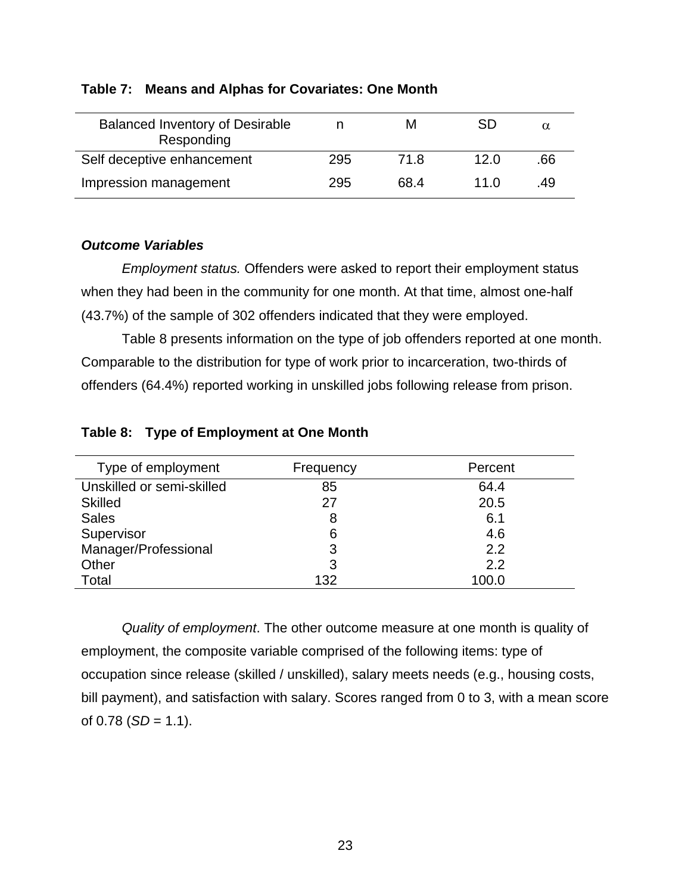**Table 7: Means and Alphas for Covariates: One Month**

| Balanced Inventory of Desirable Responding | n | M | SD | α |
|---|---|---|---|---|
| Self deceptive enhancement | 295 | 71.8 | 12.0 | .66 |
| Impression management | 295 | 68.4 | 11.0 | .49 |

***Outcome Variables***

*Employment status.* Offenders were asked to report their employment status when they had been in the community for one month. At that time, almost one-half (43.7%) of the sample of 302 offenders indicated that they were employed.

Table 8 presents information on the type of job offenders reported at one month. Comparable to the distribution for type of work prior to incarceration, two-thirds of offenders (64.4%) reported working in unskilled jobs following release from prison.

**Table 8: Type of Employment at One Month**

| Type of employment | Frequency | Percent |
|---|---|---|
| Unskilled or semi-skilled | 85 | 64.4 |
| Skilled | 27 | 20.5 |
| Sales | 8 | 6.1 |
| Supervisor | 6 | 4.6 |
| Manager/Professional | 3 | 2.2 |
| Other | 3 | 2.2 |
| Total | 132 | 100.0 |

*Quality of employment*. The other outcome measure at one month is quality of employment, the composite variable comprised of the following items: type of occupation since release (skilled / unskilled), salary meets needs (e.g., housing costs, bill payment), and satisfaction with salary. Scores ranged from 0 to 3, with a mean score of 0.78 (*SD* = 1.1).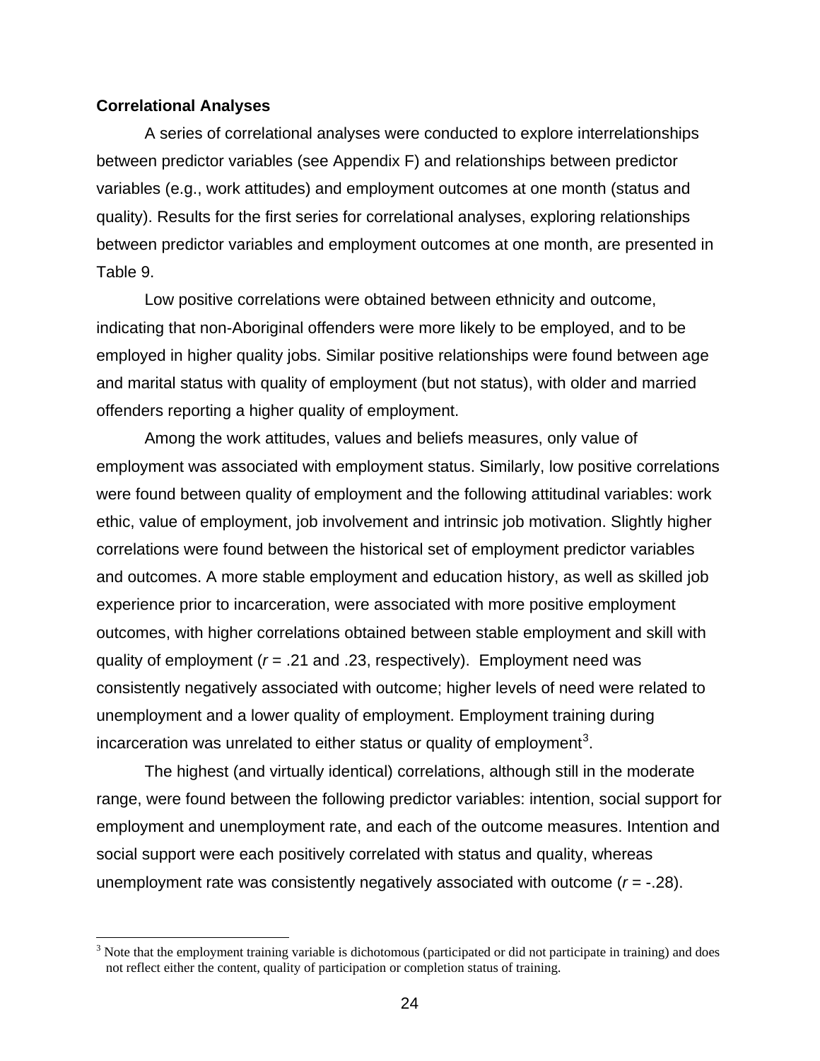**Correlational Analyses**

A series of correlational analyses were conducted to explore interrelationships between predictor variables (see Appendix F) and relationships between predictor variables (e.g., work attitudes) and employment outcomes at one month (status and quality). Results for the first series for correlational analyses, exploring relationships between predictor variables and employment outcomes at one month, are presented in Table 9.

Low positive correlations were obtained between ethnicity and outcome, indicating that non-Aboriginal offenders were more likely to be employed, and to be employed in higher quality jobs. Similar positive relationships were found between age and marital status with quality of employment (but not status), with older and married offenders reporting a higher quality of employment.

Among the work attitudes, values and beliefs measures, only value of employment was associated with employment status. Similarly, low positive correlations were found between quality of employment and the following attitudinal variables: work ethic, value of employment, job involvement and intrinsic job motivation. Slightly higher correlations were found between the historical set of employment predictor variables and outcomes. A more stable employment and education history, as well as skilled job experience prior to incarceration, were associated with more positive employment outcomes, with higher correlations obtained between stable employment and skill with quality of employment ($r$ = .21 and .23, respectively). Employment need was consistently negatively associated with outcome; higher levels of need were related to unemployment and a lower quality of employment. Employment training during incarceration was unrelated to either status or quality of employment[3].

The highest (and virtually identical) correlations, although still in the moderate range, were found between the following predictor variables: intention, social support for employment and unemployment rate, and each of the outcome measures. Intention and social support were each positively correlated with status and quality, whereas unemployment rate was consistently negatively associated with outcome ($r$ = -.28).

---

[3] Note that the employment training variable is dichotomous (participated or did not participate in training) and does not reflect either the content, quality of participation or completion status of training.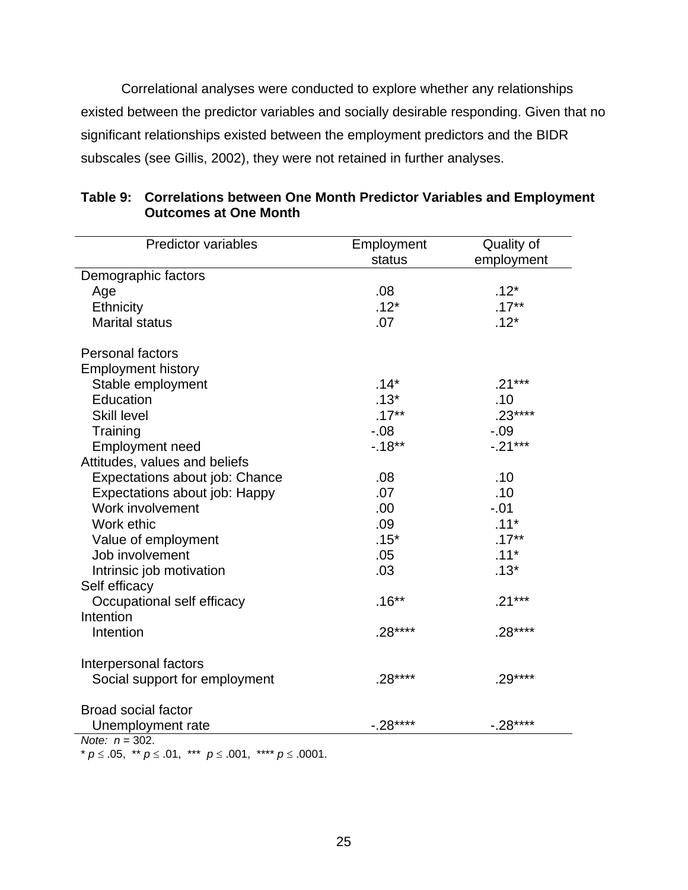Correlational analyses were conducted to explore whether any relationships existed between the predictor variables and socially desirable responding. Given that no significant relationships existed between the employment predictors and the BIDR subscales (see Gillis, 2002), they were not retained in further analyses.

**Table 9: Correlations between One Month Predictor Variables and Employment Outcomes at One Month**

| Predictor variables | Employment status | Quality of employment |
|---|---|---|
| Demographic factors | | |
| Age | .08 | .12* |
| Ethnicity | .12* | .17** |
| Marital status | .07 | .12* |
| | | |
| Personal factors | | |
| Employment history | | |
| Stable employment | .14* | .21*** |
| Education | .13* | .10 |
| Skill level | .17** | .23**** |
| Training | -.08 | -.09 |
| Employment need | -.18** | -.21*** |
| Attitudes, values and beliefs | | |
| Expectations about job: Chance | .08 | .10 |
| Expectations about job: Happy | .07 | .10 |
| Work involvement | .00 | -.01 |
| Work ethic | .09 | .11* |
| Value of employment | .15* | .17** |
| Job involvement | .05 | .11* |
| Intrinsic job motivation | .03 | .13* |
| Self efficacy | | |
| Occupational self efficacy | .16** | .21*** |
| Intention | | |
| Intention | .28**** | .28**** |
| | | |
| Interpersonal factors | | |
| Social support for employment | .28**** | .29**** |
| | | |
| Broad social factor | | |
| Unemployment rate | -.28**** | -.28**** |

*Note:* $n = 302$.
* $p \leq .05$, ** $p \leq .01$, *** $p \leq .001$, **** $p \leq .0001$.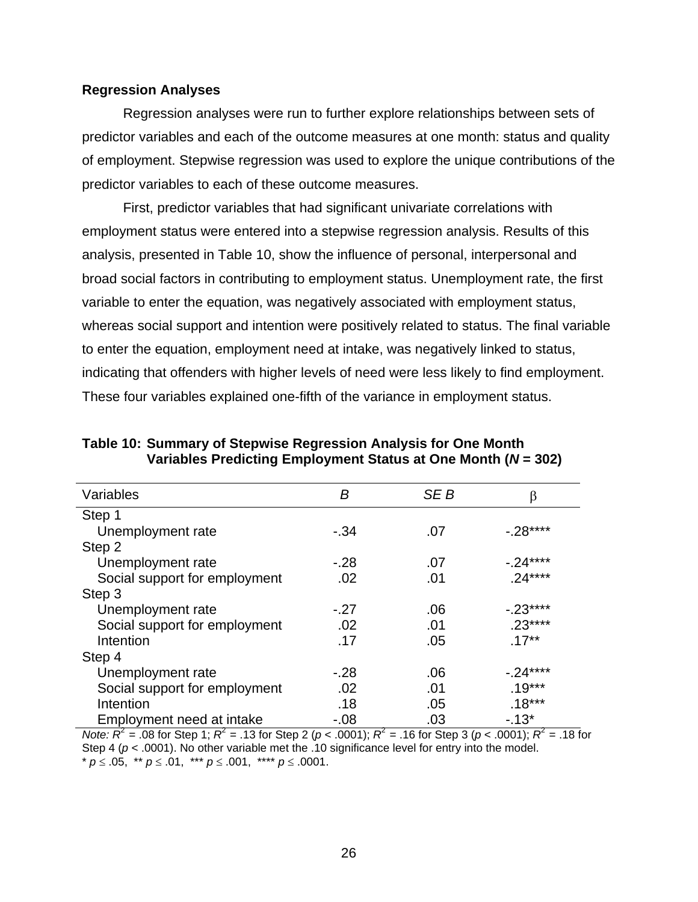**Regression Analyses**

Regression analyses were run to further explore relationships between sets of predictor variables and each of the outcome measures at one month: status and quality of employment. Stepwise regression was used to explore the unique contributions of the predictor variables to each of these outcome measures.

First, predictor variables that had significant univariate correlations with employment status were entered into a stepwise regression analysis. Results of this analysis, presented in Table 10, show the influence of personal, interpersonal and broad social factors in contributing to employment status. Unemployment rate, the first variable to enter the equation, was negatively associated with employment status, whereas social support and intention were positively related to status. The final variable to enter the equation, employment need at intake, was negatively linked to status, indicating that offenders with higher levels of need were less likely to find employment. These four variables explained one-fifth of the variance in employment status.

**Table 10: Summary of Stepwise Regression Analysis for One Month Variables Predicting Employment Status at One Month (*N* = 302)**

| Variables | *B* | *SE B* | β |
|---|---|---|---|
| Step 1 | | | |
| Unemployment rate | -.34 | .07 | -.28**** |
| Step 2 | | | |
| Unemployment rate | -.28 | .07 | -.24**** |
| Social support for employment | .02 | .01 | .24**** |
| Step 3 | | | |
| Unemployment rate | -.27 | .06 | -.23**** |
| Social support for employment | .02 | .01 | .23**** |
| Intention | .17 | .05 | .17** |
| Step 4 | | | |
| Unemployment rate | -.28 | .06 | -.24**** |
| Social support for employment | .02 | .01 | .19*** |
| Intention | .18 | .05 | .18*** |
| Employment need at intake | -.08 | .03 | -.13* |

*Note:* $R^2$ = .08 for Step 1; $R^2$ = .13 for Step 2 ($p$ < .0001); $R^2$ = .16 for Step 3 ($p$ < .0001); $R^2$ = .18 for Step 4 ($p$ < .0001). No other variable met the .10 significance level for entry into the model.
* $p \leq .05$, ** $p \leq .01$, *** $p \leq .001$, **** $p \leq .0001$.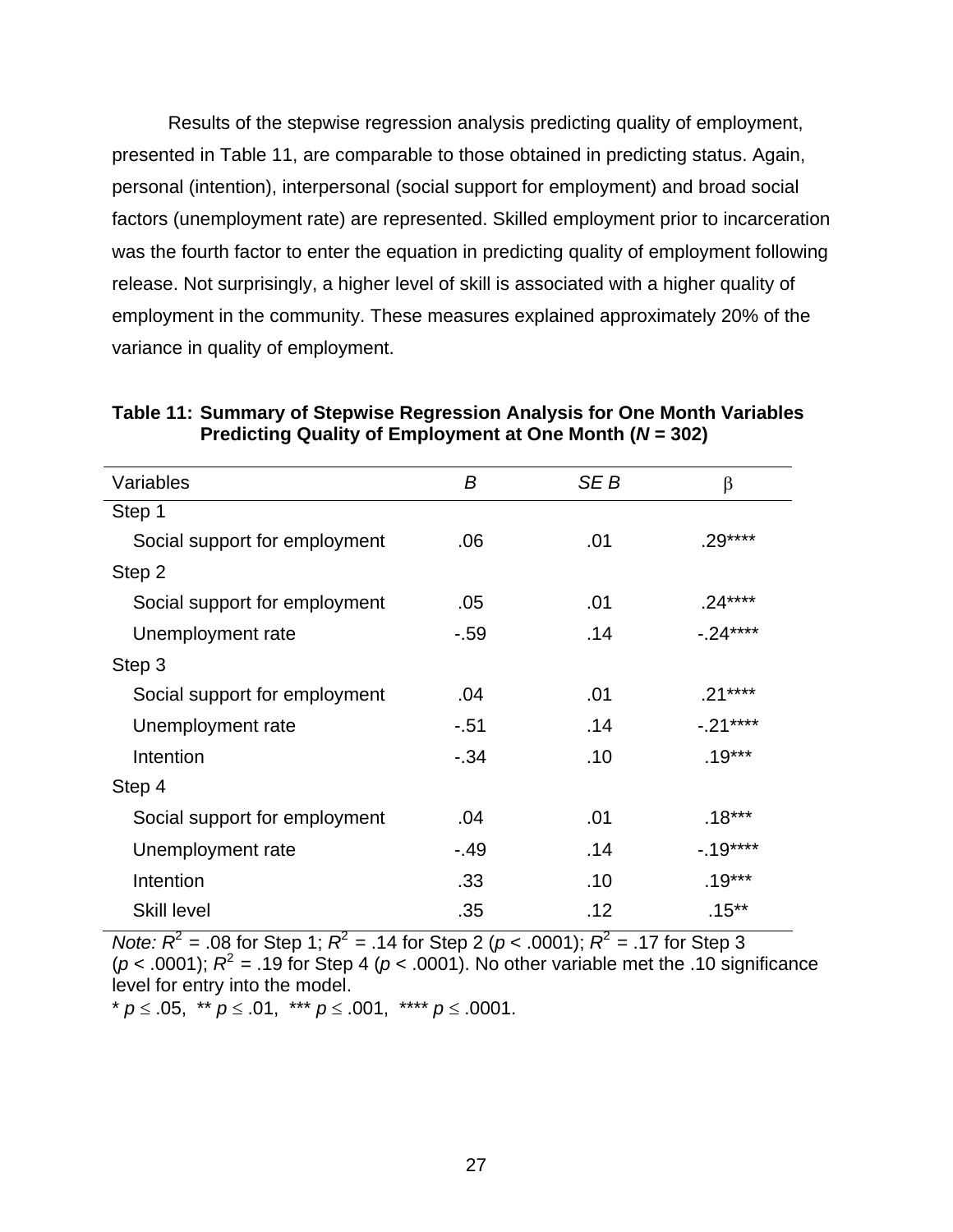Results of the stepwise regression analysis predicting quality of employment, presented in Table 11, are comparable to those obtained in predicting status. Again, personal (intention), interpersonal (social support for employment) and broad social factors (unemployment rate) are represented. Skilled employment prior to incarceration was the fourth factor to enter the equation in predicting quality of employment following release. Not surprisingly, a higher level of skill is associated with a higher quality of employment in the community. These measures explained approximately 20% of the variance in quality of employment.

**Table 11: Summary of Stepwise Regression Analysis for One Month Variables Predicting Quality of Employment at One Month (*N* = 302)**

| Variables | *B* | *SE B* | β |
|---|---|---|---|
| Step 1 | | | |
| Social support for employment | .06 | .01 | .29**** |
| Step 2 | | | |
| Social support for employment | .05 | .01 | .24**** |
| Unemployment rate | -.59 | .14 | -.24**** |
| Step 3 | | | |
| Social support for employment | .04 | .01 | .21**** |
| Unemployment rate | -.51 | .14 | -.21**** |
| Intention | -.34 | .10 | .19*** |
| Step 4 | | | |
| Social support for employment | .04 | .01 | .18*** |
| Unemployment rate | -.49 | .14 | -.19**** |
| Intention | .33 | .10 | .19*** |
| Skill level | .35 | .12 | .15** |

*Note:* $R^2$ = .08 for Step 1; $R^2$ = .14 for Step 2 ($p < .0001$); $R^2$ = .17 for Step 3 ($p < .0001$); $R^2$ = .19 for Step 4 ($p < .0001$). No other variable met the .10 significance level for entry into the model.

* $p \leq .05$, ** $p \leq .01$, *** $p \leq .001$, **** $p \leq .0001$.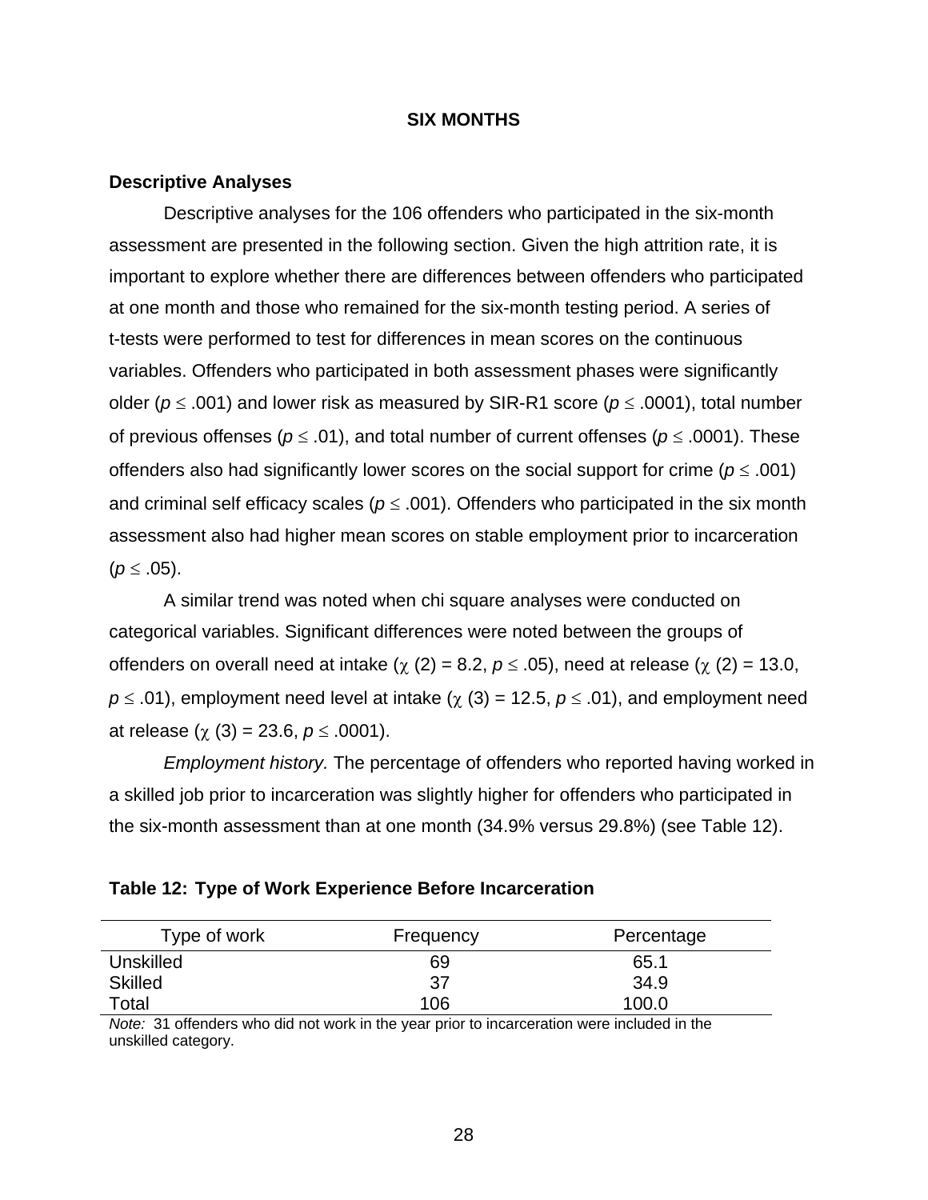## SIX MONTHS

### Descriptive Analyses

Descriptive analyses for the 106 offenders who participated in the six-month assessment are presented in the following section. Given the high attrition rate, it is important to explore whether there are differences between offenders who participated at one month and those who remained for the six-month testing period. A series of t-tests were performed to test for differences in mean scores on the continuous variables. Offenders who participated in both assessment phases were significantly older ($p \leq .001$) and lower risk as measured by SIR-R1 score ($p \leq .0001$), total number of previous offenses ($p \leq .01$), and total number of current offenses ($p \leq .0001$). These offenders also had significantly lower scores on the social support for crime ($p \leq .001$) and criminal self efficacy scales ($p \leq .001$). Offenders who participated in the six month assessment also had higher mean scores on stable employment prior to incarceration ($p \leq .05$).

A similar trend was noted when chi square analyses were conducted on categorical variables. Significant differences were noted between the groups of offenders on overall need at intake ($\chi$ (2) = 8.2, $p \leq .05$), need at release ($\chi$ (2) = 13.0, $p \leq .01$), employment need level at intake ($\chi$ (3) = 12.5, $p \leq .01$), and employment need at release ($\chi$ (3) = 23.6, $p \leq .0001$).

*Employment history.* The percentage of offenders who reported having worked in a skilled job prior to incarceration was slightly higher for offenders who participated in the six-month assessment than at one month (34.9% versus 29.8%) (see Table 12).

**Table 12: Type of Work Experience Before Incarceration**

| Type of work | Frequency | Percentage |
|---|---|---|
| Unskilled | 69 | 65.1 |
| Skilled | 37 | 34.9 |
| Total | 106 | 100.0 |

*Note:* 31 offenders who did not work in the year prior to incarceration were included in the unskilled category.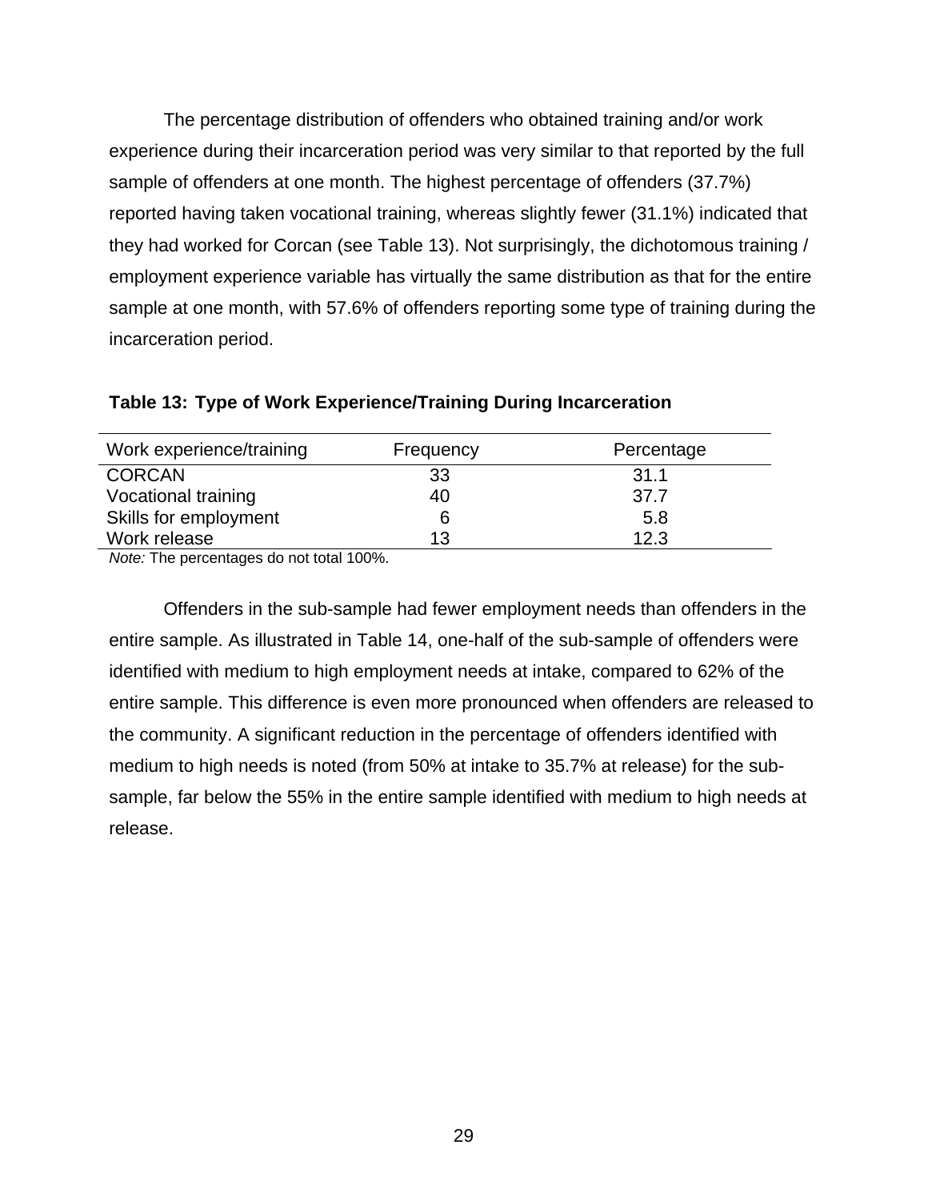The percentage distribution of offenders who obtained training and/or work experience during their incarceration period was very similar to that reported by the full sample of offenders at one month. The highest percentage of offenders (37.7%) reported having taken vocational training, whereas slightly fewer (31.1%) indicated that they had worked for Corcan (see Table 13). Not surprisingly, the dichotomous training / employment experience variable has virtually the same distribution as that for the entire sample at one month, with 57.6% of offenders reporting some type of training during the incarceration period.

**Table 13: Type of Work Experience/Training During Incarceration**

| Work experience/training | Frequency | Percentage |
|---|---|---|
| CORCAN | 33 | 31.1 |
| Vocational training | 40 | 37.7 |
| Skills for employment | 6 | 5.8 |
| Work release | 13 | 12.3 |

*Note:* The percentages do not total 100%.

Offenders in the sub-sample had fewer employment needs than offenders in the entire sample. As illustrated in Table 14, one-half of the sub-sample of offenders were identified with medium to high employment needs at intake, compared to 62% of the entire sample. This difference is even more pronounced when offenders are released to the community. A significant reduction in the percentage of offenders identified with medium to high needs is noted (from 50% at intake to 35.7% at release) for the sub-sample, far below the 55% in the entire sample identified with medium to high needs at release.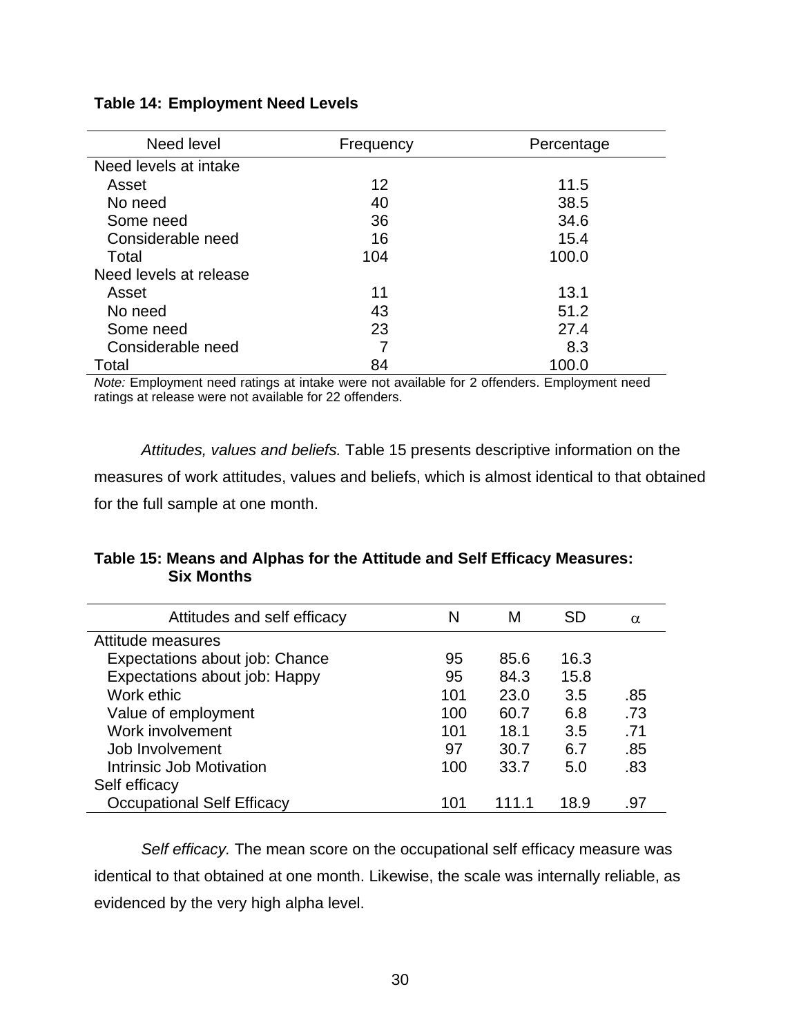**Table 14: Employment Need Levels**

| Need level | Frequency | Percentage |
|---|---|---|
| Need levels at intake | | |
| Asset | 12 | 11.5 |
| No need | 40 | 38.5 |
| Some need | 36 | 34.6 |
| Considerable need | 16 | 15.4 |
| Total | 104 | 100.0 |
| Need levels at release | | |
| Asset | 11 | 13.1 |
| No need | 43 | 51.2 |
| Some need | 23 | 27.4 |
| Considerable need | 7 | 8.3 |
| Total | 84 | 100.0 |

*Note:* Employment need ratings at intake were not available for 2 offenders. Employment need ratings at release were not available for 22 offenders.

*Attitudes, values and beliefs.* Table 15 presents descriptive information on the measures of work attitudes, values and beliefs, which is almost identical to that obtained for the full sample at one month.

**Table 15: Means and Alphas for the Attitude and Self Efficacy Measures: Six Months**

| Attitudes and self efficacy | N | M | SD | $\alpha$ |
|---|---|---|---|---|
| Attitude measures | | | | |
| Expectations about job: Chance | 95 | 85.6 | 16.3 | |
| Expectations about job: Happy | 95 | 84.3 | 15.8 | |
| Work ethic | 101 | 23.0 | 3.5 | .85 |
| Value of employment | 100 | 60.7 | 6.8 | .73 |
| Work involvement | 101 | 18.1 | 3.5 | .71 |
| Job Involvement | 97 | 30.7 | 6.7 | .85 |
| Intrinsic Job Motivation | 100 | 33.7 | 5.0 | .83 |
| Self efficacy | | | | |
| Occupational Self Efficacy | 101 | 111.1 | 18.9 | .97 |

*Self efficacy.* The mean score on the occupational self efficacy measure was identical to that obtained at one month. Likewise, the scale was internally reliable, as evidenced by the very high alpha level.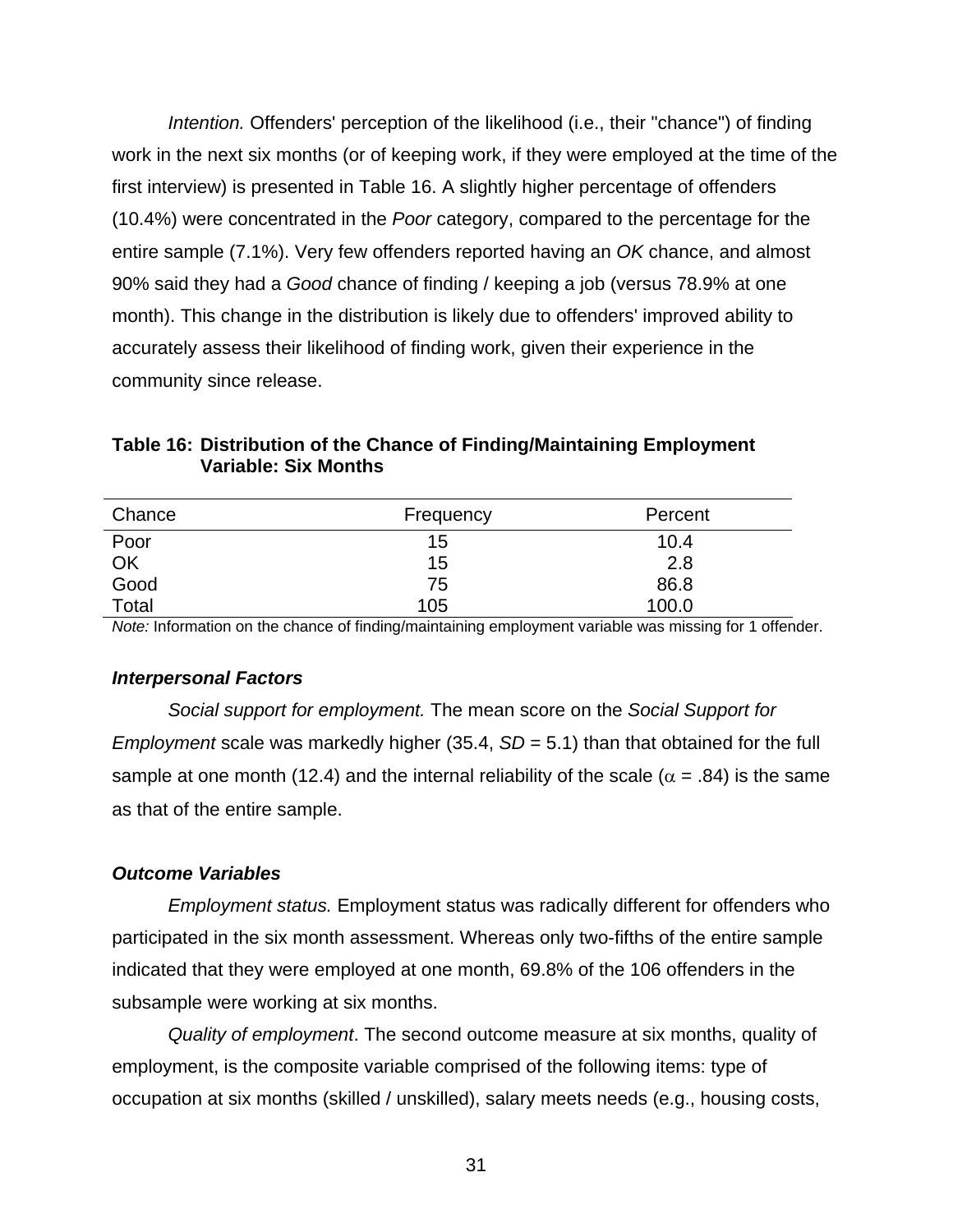*Intention.* Offenders' perception of the likelihood (i.e., their "chance") of finding work in the next six months (or of keeping work, if they were employed at the time of the first interview) is presented in Table 16. A slightly higher percentage of offenders (10.4%) were concentrated in the *Poor* category, compared to the percentage for the entire sample (7.1%). Very few offenders reported having an *OK* chance, and almost 90% said they had a *Good* chance of finding / keeping a job (versus 78.9% at one month). This change in the distribution is likely due to offenders' improved ability to accurately assess their likelihood of finding work, given their experience in the community since release.

**Table 16: Distribution of the Chance of Finding/Maintaining Employment Variable: Six Months**

| Chance | Frequency | Percent |
|---|---|---|
| Poor | 15 | 10.4 |
| OK | 15 | 2.8 |
| Good | 75 | 86.8 |
| Total | 105 | 100.0 |

*Note:* Information on the chance of finding/maintaining employment variable was missing for 1 offender.

### *Interpersonal Factors*

*Social support for employment.* The mean score on the *Social Support for Employment* scale was markedly higher (35.4, *SD* = 5.1) than that obtained for the full sample at one month (12.4) and the internal reliability of the scale ($\alpha$ = .84) is the same as that of the entire sample.

### *Outcome Variables*

*Employment status.* Employment status was radically different for offenders who participated in the six month assessment. Whereas only two-fifths of the entire sample indicated that they were employed at one month, 69.8% of the 106 offenders in the subsample were working at six months.

*Quality of employment*. The second outcome measure at six months, quality of employment, is the composite variable comprised of the following items: type of occupation at six months (skilled / unskilled), salary meets needs (e.g., housing costs,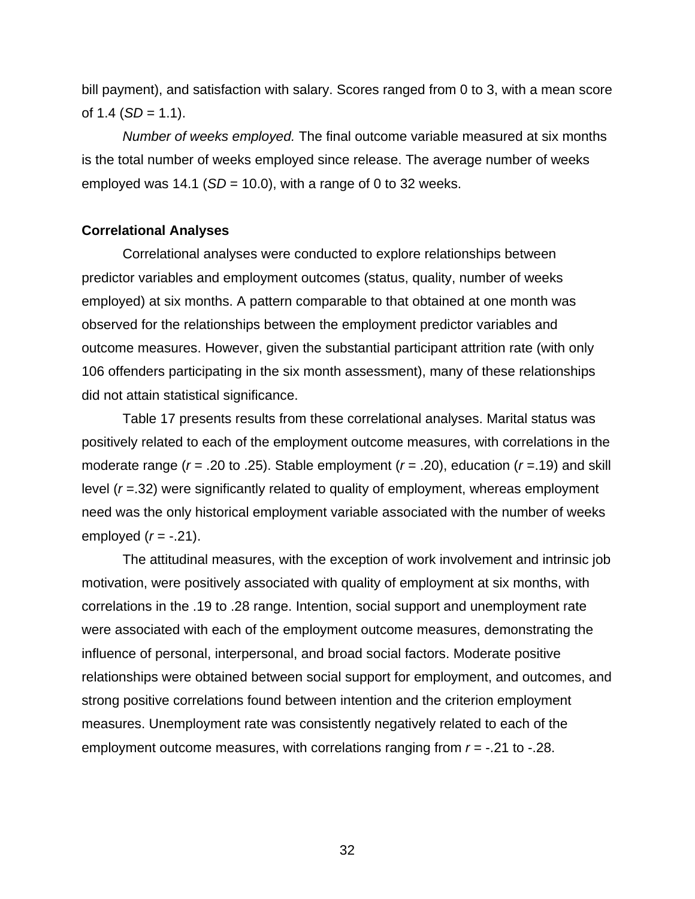bill payment), and satisfaction with salary. Scores ranged from 0 to 3, with a mean score of 1.4 (*SD* = 1.1).

*Number of weeks employed.* The final outcome variable measured at six months is the total number of weeks employed since release. The average number of weeks employed was 14.1 (*SD* = 10.0), with a range of 0 to 32 weeks.

**Correlational Analyses**

Correlational analyses were conducted to explore relationships between predictor variables and employment outcomes (status, quality, number of weeks employed) at six months. A pattern comparable to that obtained at one month was observed for the relationships between the employment predictor variables and outcome measures. However, given the substantial participant attrition rate (with only 106 offenders participating in the six month assessment), many of these relationships did not attain statistical significance.

Table 17 presents results from these correlational analyses. Marital status was positively related to each of the employment outcome measures, with correlations in the moderate range ($r$ = .20 to .25). Stable employment ($r$ = .20), education ($r$ =.19) and skill level ($r$ =.32) were significantly related to quality of employment, whereas employment need was the only historical employment variable associated with the number of weeks employed ($r$ = -.21).

The attitudinal measures, with the exception of work involvement and intrinsic job motivation, were positively associated with quality of employment at six months, with correlations in the .19 to .28 range. Intention, social support and unemployment rate were associated with each of the employment outcome measures, demonstrating the influence of personal, interpersonal, and broad social factors. Moderate positive relationships were obtained between social support for employment, and outcomes, and strong positive correlations found between intention and the criterion employment measures. Unemployment rate was consistently negatively related to each of the employment outcome measures, with correlations ranging from $r$ = -.21 to -.28.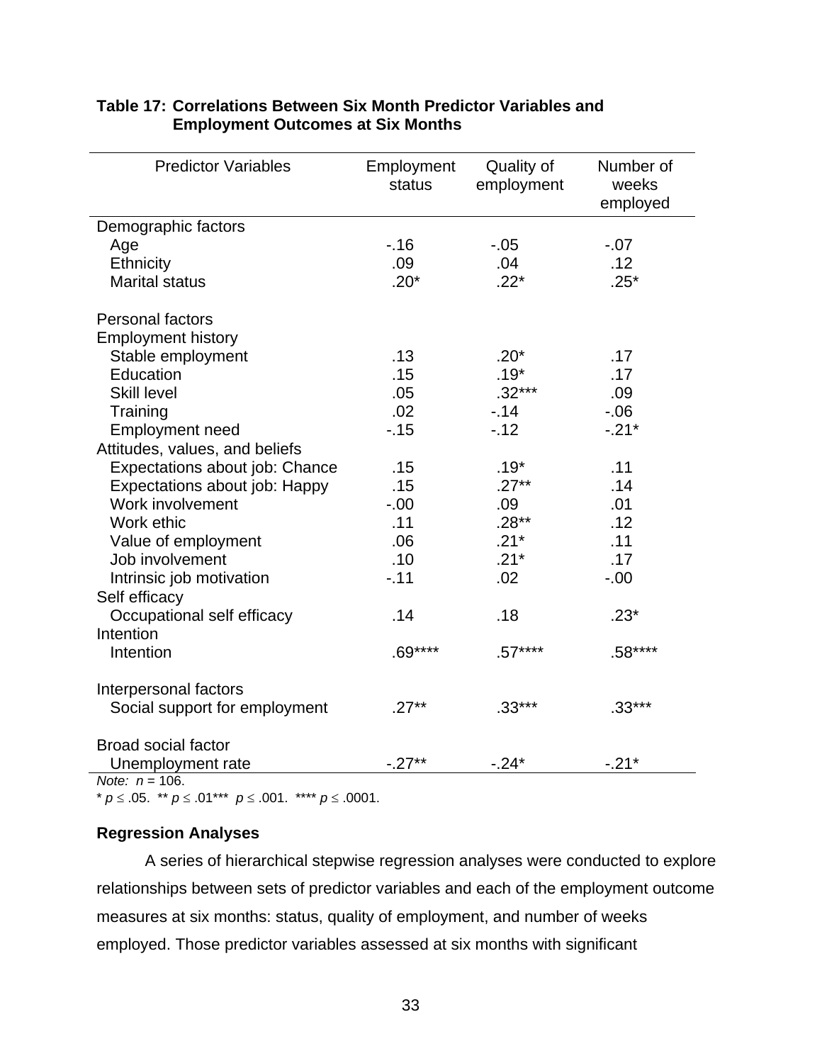**Table 17: Correlations Between Six Month Predictor Variables and Employment Outcomes at Six Months**

| Predictor Variables | Employment status | Quality of employment | Number of weeks employed |
|---|---|---|---|
| Demographic factors | | | |
| Age | -.16 | -.05 | -.07 |
| Ethnicity | .09 | .04 | .12 |
| Marital status | .20* | .22* | .25* |
| | | | |
| Personal factors | | | |
| Employment history | | | |
| Stable employment | .13 | .20* | .17 |
| Education | .15 | .19* | .17 |
| Skill level | .05 | .32*** | .09 |
| Training | .02 | -.14 | -.06 |
| Employment need | -.15 | -.12 | -.21* |
| Attitudes, values, and beliefs | | | |
| Expectations about job: Chance | .15 | .19* | .11 |
| Expectations about job: Happy | .15 | .27** | .14 |
| Work involvement | -.00 | .09 | .01 |
| Work ethic | .11 | .28** | .12 |
| Value of employment | .06 | .21* | .11 |
| Job involvement | .10 | .21* | .17 |
| Intrinsic job motivation | -.11 | .02 | -.00 |
| Self efficacy | | | |
| Occupational self efficacy | .14 | .18 | .23* |
| Intention | | | |
| Intention | .69**** | .57**** | .58**** |
| | | | |
| Interpersonal factors | | | |
| Social support for employment | .27** | .33*** | .33*** |
| | | | |
| Broad social factor | | | |
| Unemployment rate | -.27** | -.24* | -.21* |

*Note:* $n = 106$.
* $p \leq .05$. ** $p \leq .01$*** $p \leq .001$. **** $p \leq .0001$.

### Regression Analyses

A series of hierarchical stepwise regression analyses were conducted to explore relationships between sets of predictor variables and each of the employment outcome measures at six months: status, quality of employment, and number of weeks employed. Those predictor variables assessed at six months with significant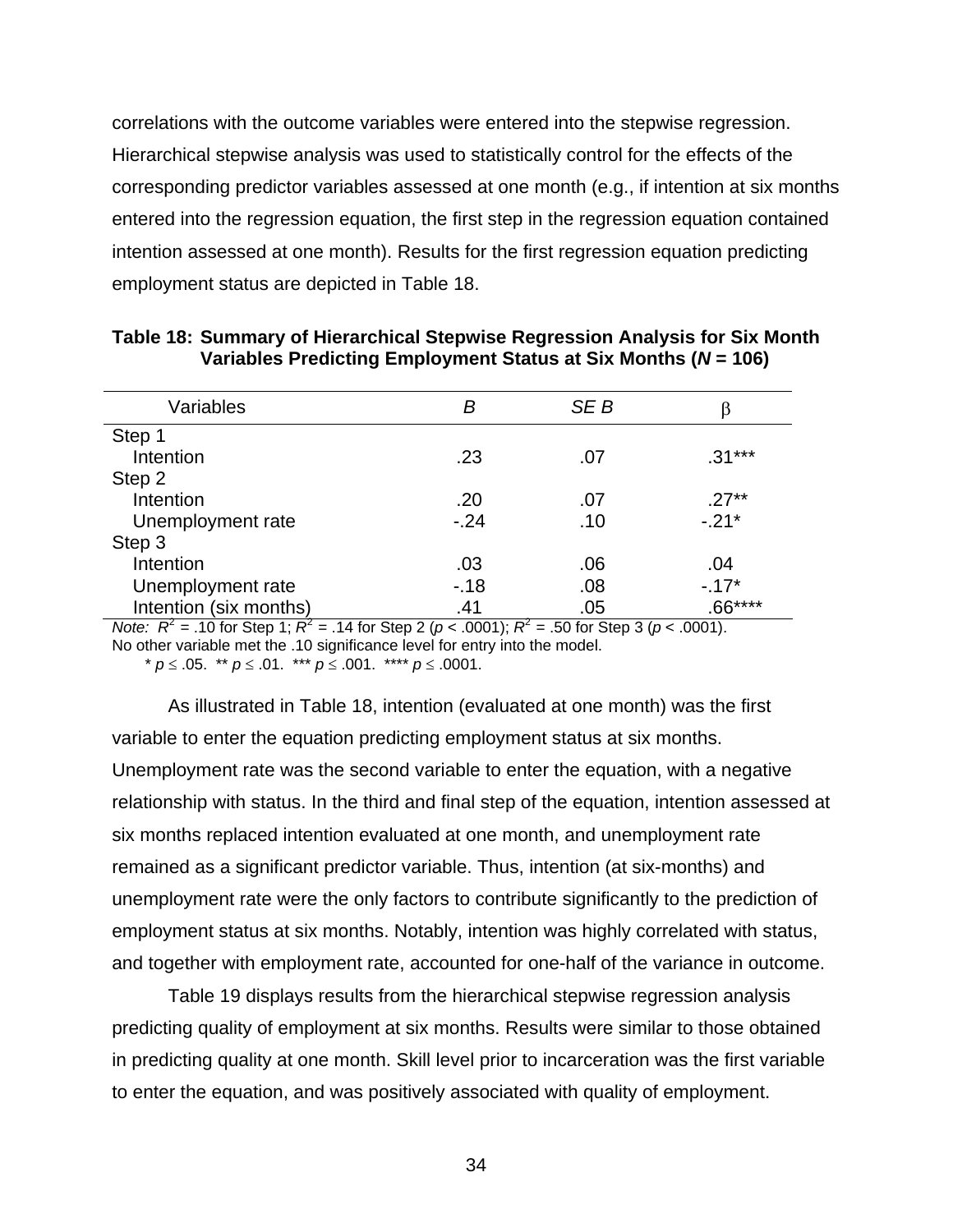correlations with the outcome variables were entered into the stepwise regression. Hierarchical stepwise analysis was used to statistically control for the effects of the corresponding predictor variables assessed at one month (e.g., if intention at six months entered into the regression equation, the first step in the regression equation contained intention assessed at one month). Results for the first regression equation predicting employment status are depicted in Table 18.

**Table 18: Summary of Hierarchical Stepwise Regression Analysis for Six Month Variables Predicting Employment Status at Six Months ($N$ = 106)**

| Variables | *B* | *SE B* | $\beta$ |
|---|---|---|---|
| Step 1 | | | |
| Intention | .23 | .07 | .31*** |
| Step 2 | | | |
| Intention | .20 | .07 | .27** |
| Unemployment rate | -.24 | .10 | -.21* |
| Step 3 | | | |
| Intention | .03 | .06 | .04 |
| Unemployment rate | -.18 | .08 | -.17* |
| Intention (six months) | .41 | .05 | .66**** |

*Note:* $R^2$ = .10 for Step 1; $R^2$ = .14 for Step 2 ($p$ < .0001); $R^2$ = .50 for Step 3 ($p$ < .0001). No other variable met the .10 significance level for entry into the model.

* $p \leq .05$. ** $p \leq .01$. *** $p \leq .001$. **** $p \leq .0001$.

As illustrated in Table 18, intention (evaluated at one month) was the first variable to enter the equation predicting employment status at six months. Unemployment rate was the second variable to enter the equation, with a negative relationship with status. In the third and final step of the equation, intention assessed at six months replaced intention evaluated at one month, and unemployment rate remained as a significant predictor variable. Thus, intention (at six-months) and unemployment rate were the only factors to contribute significantly to the prediction of employment status at six months. Notably, intention was highly correlated with status, and together with employment rate, accounted for one-half of the variance in outcome.

Table 19 displays results from the hierarchical stepwise regression analysis predicting quality of employment at six months. Results were similar to those obtained in predicting quality at one month. Skill level prior to incarceration was the first variable to enter the equation, and was positively associated with quality of employment.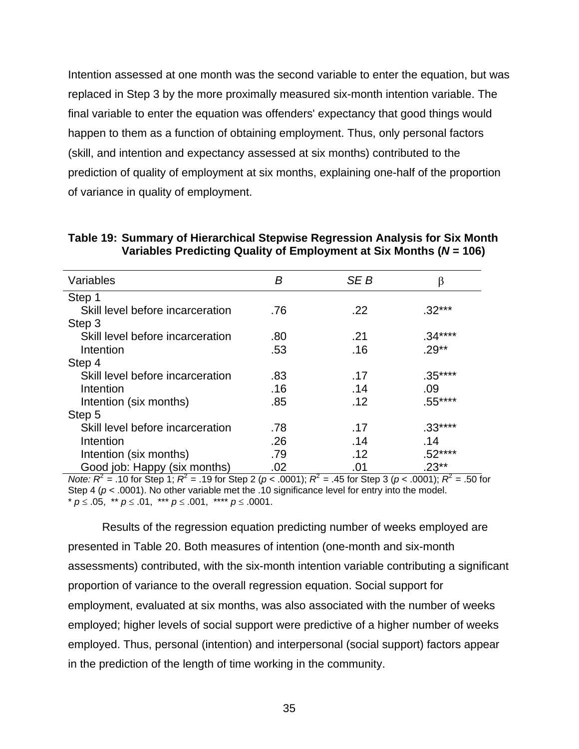Intention assessed at one month was the second variable to enter the equation, but was replaced in Step 3 by the more proximally measured six-month intention variable. The final variable to enter the equation was offenders' expectancy that good things would happen to them as a function of obtaining employment. Thus, only personal factors (skill, and intention and expectancy assessed at six months) contributed to the prediction of quality of employment at six months, explaining one-half of the proportion of variance in quality of employment.

**Table 19: Summary of Hierarchical Stepwise Regression Analysis for Six Month Variables Predicting Quality of Employment at Six Months (*N* = 106)**

| Variables | *B* | *SE B* | β |
|---|---|---|---|
| Step 1 | | | |
| Skill level before incarceration | .76 | .22 | .32*** |
| Step 3 | | | |
| Skill level before incarceration | .80 | .21 | .34**** |
| Intention | .53 | .16 | .29** |
| Step 4 | | | |
| Skill level before incarceration | .83 | .17 | .35**** |
| Intention | .16 | .14 | .09 |
| Intention (six months) | .85 | .12 | .55**** |
| Step 5 | | | |
| Skill level before incarceration | .78 | .17 | .33**** |
| Intention | .26 | .14 | .14 |
| Intention (six months) | .79 | .12 | .52**** |
| Good job: Happy (six months) | .02 | .01 | .23** |

*Note:* $R^2$ = .10 for Step 1; $R^2$ = .19 for Step 2 ($p$ < .0001); $R^2$ = .45 for Step 3 ($p$ < .0001); $R^2$ = .50 for Step 4 ($p$ < .0001). No other variable met the .10 significance level for entry into the model.
* $p \leq .05$, ** $p \leq .01$, *** $p \leq .001$, **** $p \leq .0001$.

Results of the regression equation predicting number of weeks employed are presented in Table 20. Both measures of intention (one-month and six-month assessments) contributed, with the six-month intention variable contributing a significant proportion of variance to the overall regression equation. Social support for employment, evaluated at six months, was also associated with the number of weeks employed; higher levels of social support were predictive of a higher number of weeks employed. Thus, personal (intention) and interpersonal (social support) factors appear in the prediction of the length of time working in the community.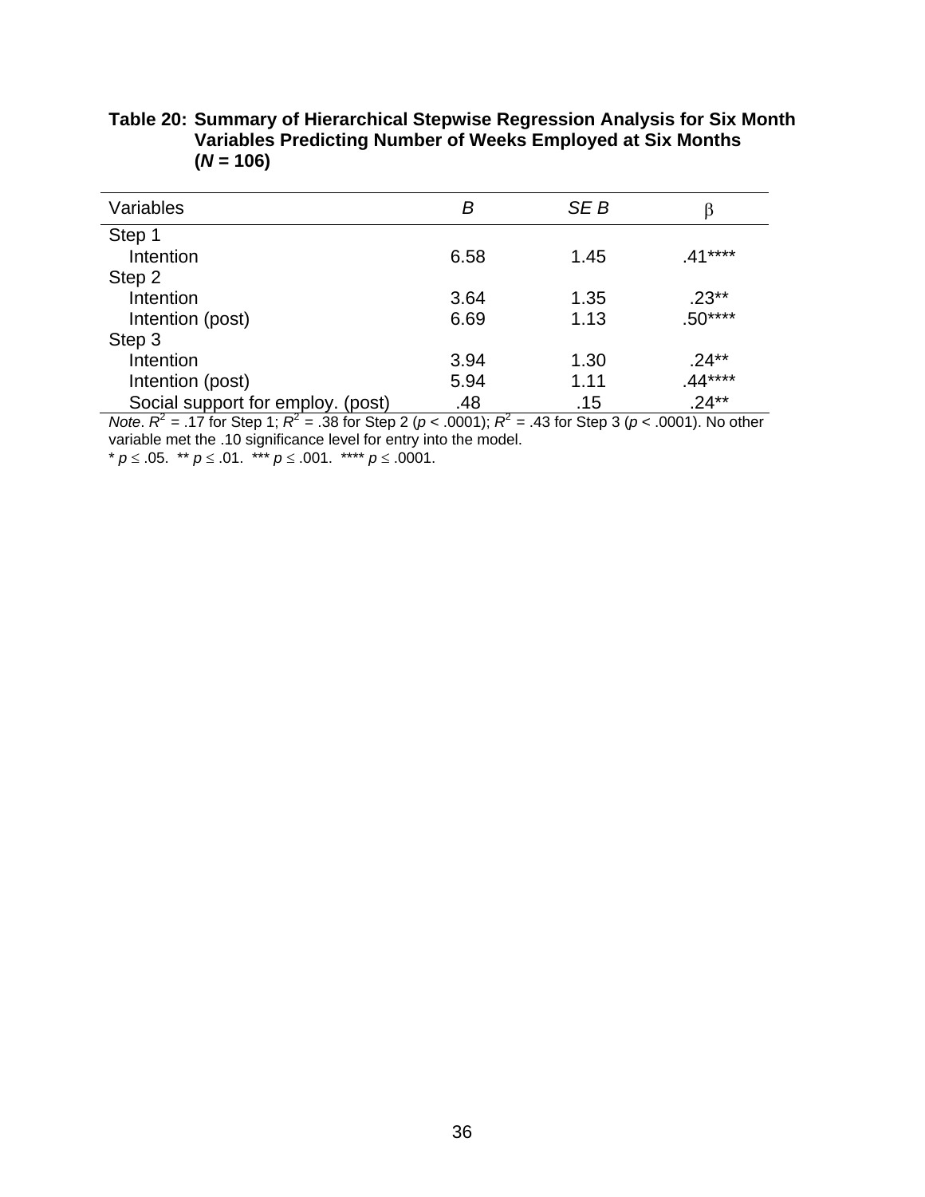**Table 20: Summary of Hierarchical Stepwise Regression Analysis for Six Month Variables Predicting Number of Weeks Employed at Six Months (*N* = 106)**

| Variables | *B* | *SE B* | β |
|---|---|---|---|
| Step 1 | | | |
| Intention | 6.58 | 1.45 | .41**** |
| Step 2 | | | |
| Intention | 3.64 | 1.35 | .23** |
| Intention (post) | 6.69 | 1.13 | .50**** |
| Step 3 | | | |
| Intention | 3.94 | 1.30 | .24** |
| Intention (post) | 5.94 | 1.11 | .44**** |
| Social support for employ. (post) | .48 | .15 | .24** |

*Note*. $R^2$ = .17 for Step 1; $R^2$ = .38 for Step 2 ($p < .0001$); $R^2$ = .43 for Step 3 ($p < .0001$). No other variable met the .10 significance level for entry into the model.

* $p \leq .05$. ** $p \leq .01$. *** $p \leq .001$. **** $p \leq .0001$.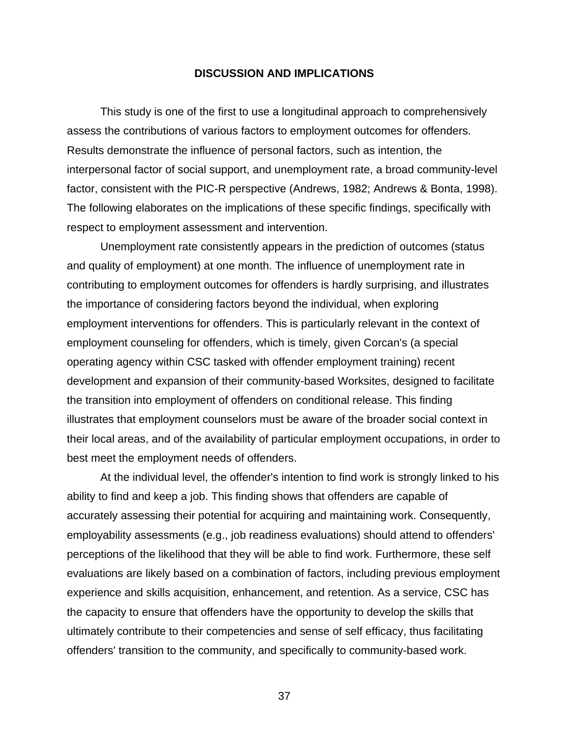## DISCUSSION AND IMPLICATIONS

This study is one of the first to use a longitudinal approach to comprehensively assess the contributions of various factors to employment outcomes for offenders. Results demonstrate the influence of personal factors, such as intention, the interpersonal factor of social support, and unemployment rate, a broad community-level factor, consistent with the PIC-R perspective (Andrews, 1982; Andrews & Bonta, 1998). The following elaborates on the implications of these specific findings, specifically with respect to employment assessment and intervention.

Unemployment rate consistently appears in the prediction of outcomes (status and quality of employment) at one month. The influence of unemployment rate in contributing to employment outcomes for offenders is hardly surprising, and illustrates the importance of considering factors beyond the individual, when exploring employment interventions for offenders. This is particularly relevant in the context of employment counseling for offenders, which is timely, given Corcan's (a special operating agency within CSC tasked with offender employment training) recent development and expansion of their community-based Worksites, designed to facilitate the transition into employment of offenders on conditional release. This finding illustrates that employment counselors must be aware of the broader social context in their local areas, and of the availability of particular employment occupations, in order to best meet the employment needs of offenders.

At the individual level, the offender's intention to find work is strongly linked to his ability to find and keep a job. This finding shows that offenders are capable of accurately assessing their potential for acquiring and maintaining work. Consequently, employability assessments (e.g., job readiness evaluations) should attend to offenders' perceptions of the likelihood that they will be able to find work. Furthermore, these self evaluations are likely based on a combination of factors, including previous employment experience and skills acquisition, enhancement, and retention. As a service, CSC has the capacity to ensure that offenders have the opportunity to develop the skills that ultimately contribute to their competencies and sense of self efficacy, thus facilitating offenders' transition to the community, and specifically to community-based work.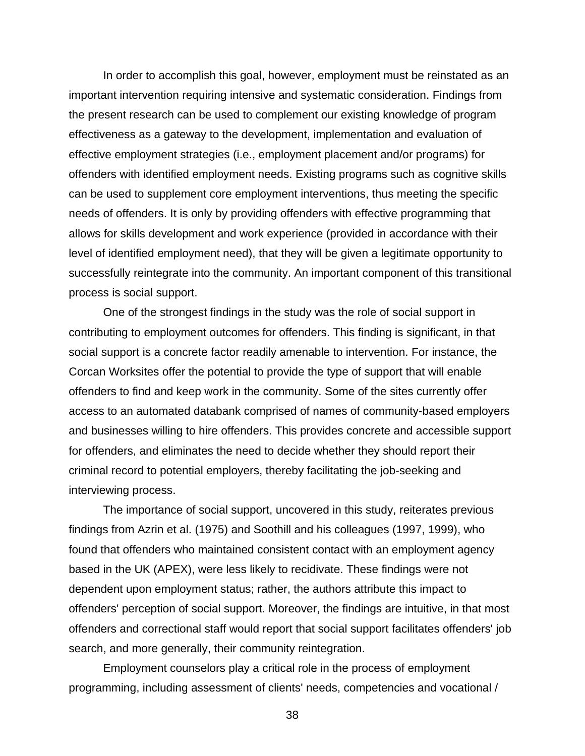In order to accomplish this goal, however, employment must be reinstated as an important intervention requiring intensive and systematic consideration. Findings from the present research can be used to complement our existing knowledge of program effectiveness as a gateway to the development, implementation and evaluation of effective employment strategies (i.e., employment placement and/or programs) for offenders with identified employment needs. Existing programs such as cognitive skills can be used to supplement core employment interventions, thus meeting the specific needs of offenders. It is only by providing offenders with effective programming that allows for skills development and work experience (provided in accordance with their level of identified employment need), that they will be given a legitimate opportunity to successfully reintegrate into the community. An important component of this transitional process is social support.

One of the strongest findings in the study was the role of social support in contributing to employment outcomes for offenders. This finding is significant, in that social support is a concrete factor readily amenable to intervention. For instance, the Corcan Worksites offer the potential to provide the type of support that will enable offenders to find and keep work in the community. Some of the sites currently offer access to an automated databank comprised of names of community-based employers and businesses willing to hire offenders. This provides concrete and accessible support for offenders, and eliminates the need to decide whether they should report their criminal record to potential employers, thereby facilitating the job-seeking and interviewing process.

The importance of social support, uncovered in this study, reiterates previous findings from Azrin et al. (1975) and Soothill and his colleagues (1997, 1999), who found that offenders who maintained consistent contact with an employment agency based in the UK (APEX), were less likely to recidivate. These findings were not dependent upon employment status; rather, the authors attribute this impact to offenders' perception of social support. Moreover, the findings are intuitive, in that most offenders and correctional staff would report that social support facilitates offenders' job search, and more generally, their community reintegration.

Employment counselors play a critical role in the process of employment programming, including assessment of clients' needs, competencies and vocational /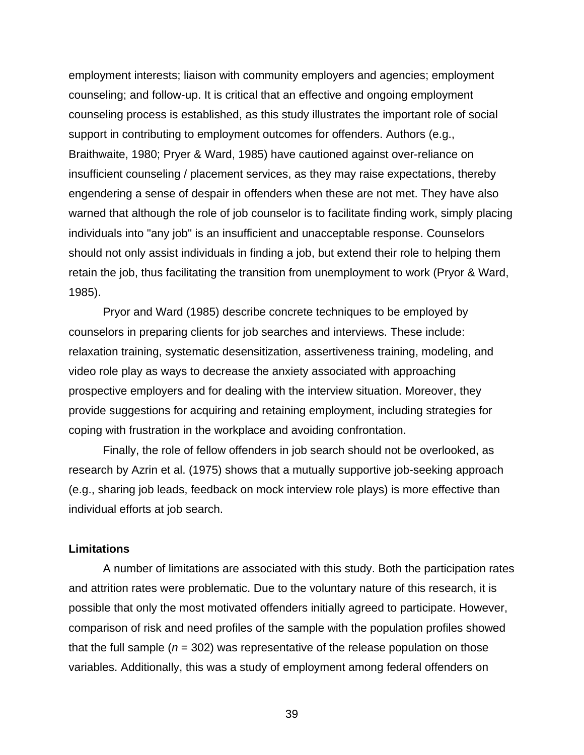employment interests; liaison with community employers and agencies; employment counseling; and follow-up. It is critical that an effective and ongoing employment counseling process is established, as this study illustrates the important role of social support in contributing to employment outcomes for offenders. Authors (e.g., Braithwaite, 1980; Pryer & Ward, 1985) have cautioned against over-reliance on insufficient counseling / placement services, as they may raise expectations, thereby engendering a sense of despair in offenders when these are not met. They have also warned that although the role of job counselor is to facilitate finding work, simply placing individuals into "any job" is an insufficient and unacceptable response. Counselors should not only assist individuals in finding a job, but extend their role to helping them retain the job, thus facilitating the transition from unemployment to work (Pryor & Ward, 1985).

Pryor and Ward (1985) describe concrete techniques to be employed by counselors in preparing clients for job searches and interviews. These include: relaxation training, systematic desensitization, assertiveness training, modeling, and video role play as ways to decrease the anxiety associated with approaching prospective employers and for dealing with the interview situation. Moreover, they provide suggestions for acquiring and retaining employment, including strategies for coping with frustration in the workplace and avoiding confrontation.

Finally, the role of fellow offenders in job search should not be overlooked, as research by Azrin et al. (1975) shows that a mutually supportive job-seeking approach (e.g., sharing job leads, feedback on mock interview role plays) is more effective than individual efforts at job search.

**Limitations**

A number of limitations are associated with this study. Both the participation rates and attrition rates were problematic. Due to the voluntary nature of this research, it is possible that only the most motivated offenders initially agreed to participate. However, comparison of risk and need profiles of the sample with the population profiles showed that the full sample ($n$ = 302) was representative of the release population on those variables. Additionally, this was a study of employment among federal offenders on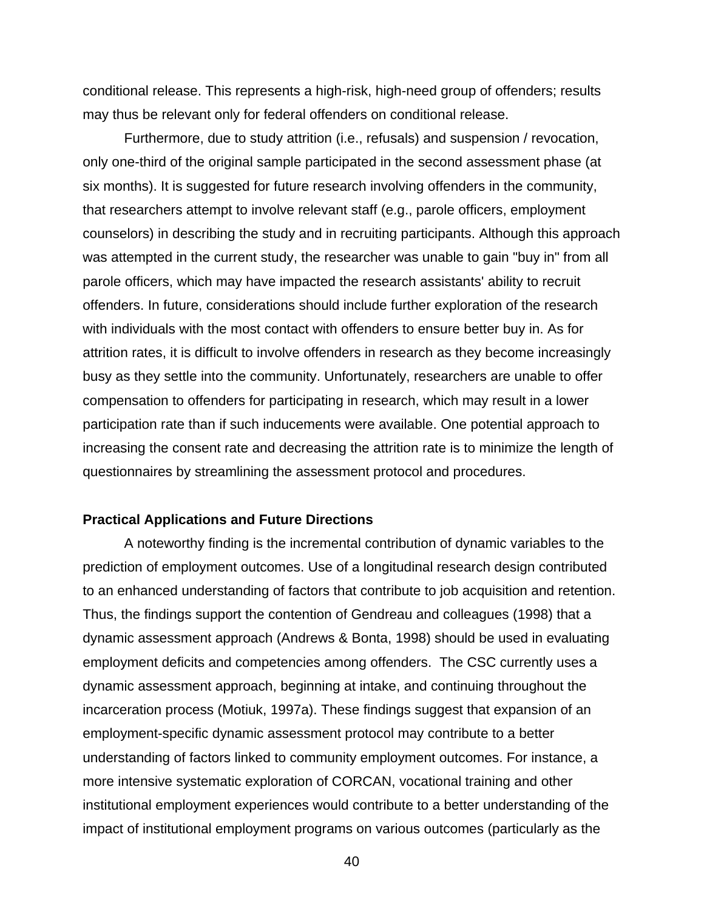conditional release. This represents a high-risk, high-need group of offenders; results may thus be relevant only for federal offenders on conditional release.

Furthermore, due to study attrition (i.e., refusals) and suspension / revocation, only one-third of the original sample participated in the second assessment phase (at six months). It is suggested for future research involving offenders in the community, that researchers attempt to involve relevant staff (e.g., parole officers, employment counselors) in describing the study and in recruiting participants. Although this approach was attempted in the current study, the researcher was unable to gain "buy in" from all parole officers, which may have impacted the research assistants' ability to recruit offenders. In future, considerations should include further exploration of the research with individuals with the most contact with offenders to ensure better buy in. As for attrition rates, it is difficult to involve offenders in research as they become increasingly busy as they settle into the community. Unfortunately, researchers are unable to offer compensation to offenders for participating in research, which may result in a lower participation rate than if such inducements were available. One potential approach to increasing the consent rate and decreasing the attrition rate is to minimize the length of questionnaires by streamlining the assessment protocol and procedures.

**Practical Applications and Future Directions**

A noteworthy finding is the incremental contribution of dynamic variables to the prediction of employment outcomes. Use of a longitudinal research design contributed to an enhanced understanding of factors that contribute to job acquisition and retention. Thus, the findings support the contention of Gendreau and colleagues (1998) that a dynamic assessment approach (Andrews & Bonta, 1998) should be used in evaluating employment deficits and competencies among offenders. The CSC currently uses a dynamic assessment approach, beginning at intake, and continuing throughout the incarceration process (Motiuk, 1997a). These findings suggest that expansion of an employment-specific dynamic assessment protocol may contribute to a better understanding of factors linked to community employment outcomes. For instance, a more intensive systematic exploration of CORCAN, vocational training and other institutional employment experiences would contribute to a better understanding of the impact of institutional employment programs on various outcomes (particularly as the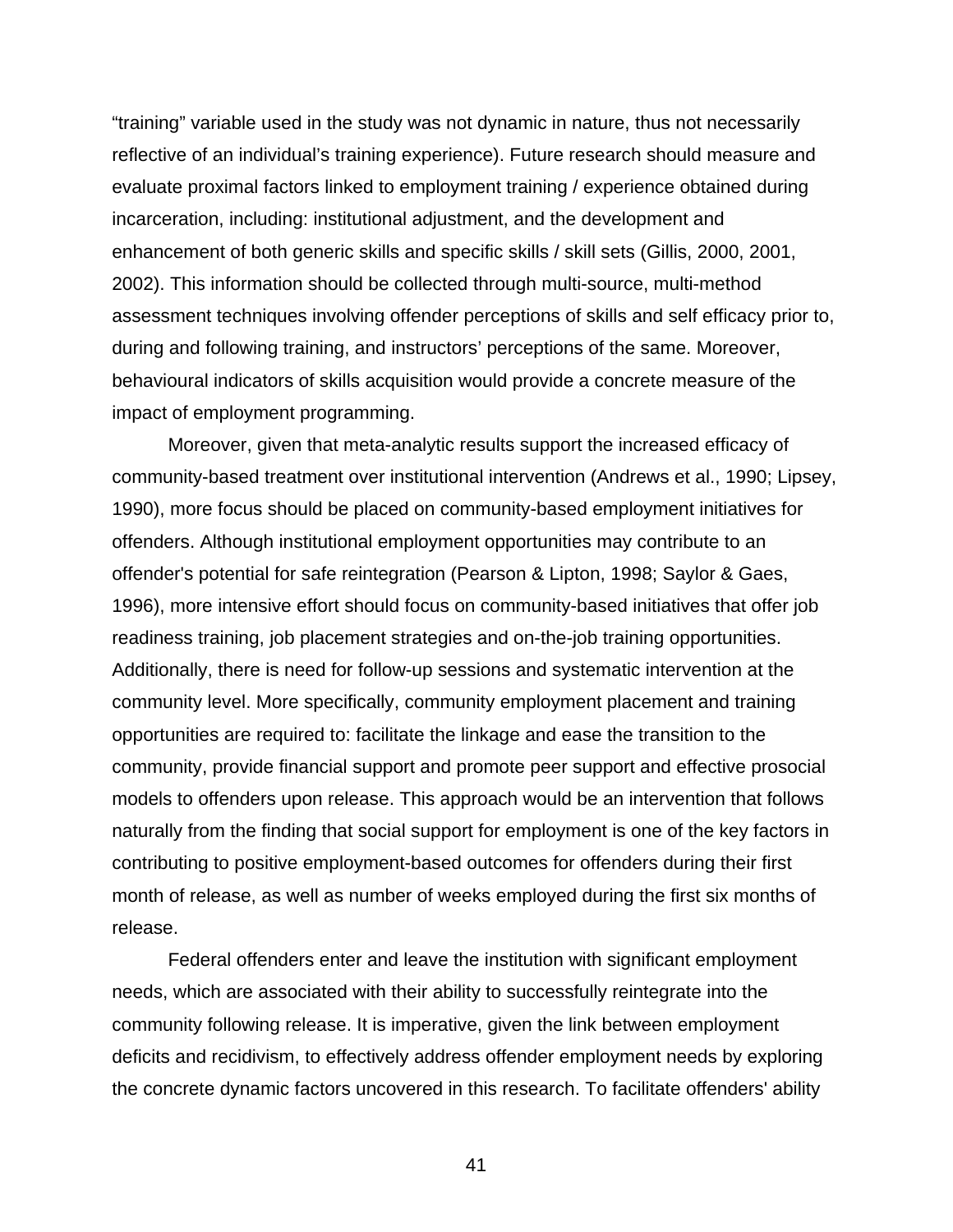"training" variable used in the study was not dynamic in nature, thus not necessarily reflective of an individual's training experience). Future research should measure and evaluate proximal factors linked to employment training / experience obtained during incarceration, including: institutional adjustment, and the development and enhancement of both generic skills and specific skills / skill sets (Gillis, 2000, 2001, 2002). This information should be collected through multi-source, multi-method assessment techniques involving offender perceptions of skills and self efficacy prior to, during and following training, and instructors' perceptions of the same. Moreover, behavioural indicators of skills acquisition would provide a concrete measure of the impact of employment programming.

Moreover, given that meta-analytic results support the increased efficacy of community-based treatment over institutional intervention (Andrews et al., 1990; Lipsey, 1990), more focus should be placed on community-based employment initiatives for offenders. Although institutional employment opportunities may contribute to an offender's potential for safe reintegration (Pearson & Lipton, 1998; Saylor & Gaes, 1996), more intensive effort should focus on community-based initiatives that offer job readiness training, job placement strategies and on-the-job training opportunities. Additionally, there is need for follow-up sessions and systematic intervention at the community level. More specifically, community employment placement and training opportunities are required to: facilitate the linkage and ease the transition to the community, provide financial support and promote peer support and effective prosocial models to offenders upon release. This approach would be an intervention that follows naturally from the finding that social support for employment is one of the key factors in contributing to positive employment-based outcomes for offenders during their first month of release, as well as number of weeks employed during the first six months of release.

Federal offenders enter and leave the institution with significant employment needs, which are associated with their ability to successfully reintegrate into the community following release. It is imperative, given the link between employment deficits and recidivism, to effectively address offender employment needs by exploring the concrete dynamic factors uncovered in this research. To facilitate offenders' ability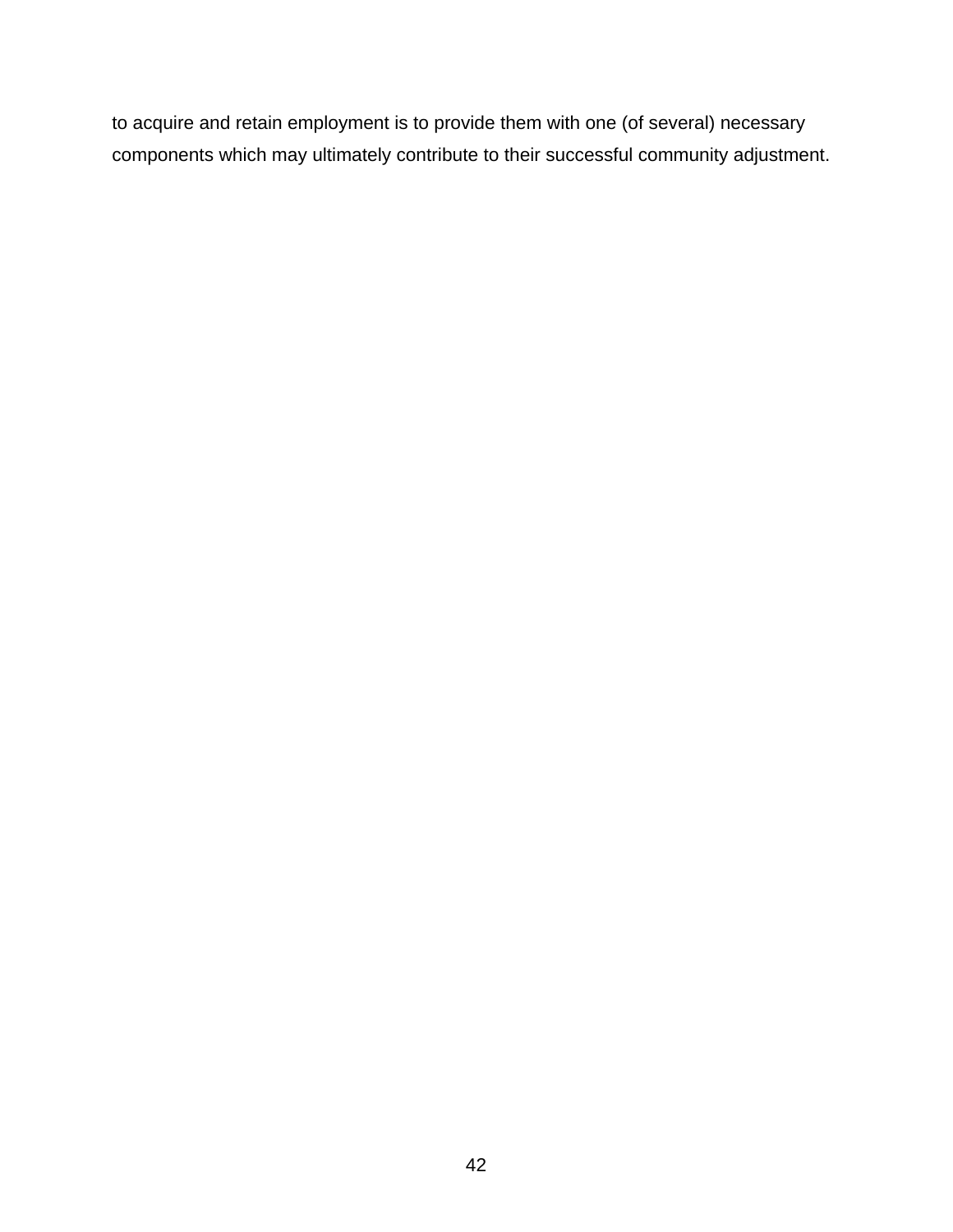to acquire and retain employment is to provide them with one (of several) necessary components which may ultimately contribute to their successful community adjustment.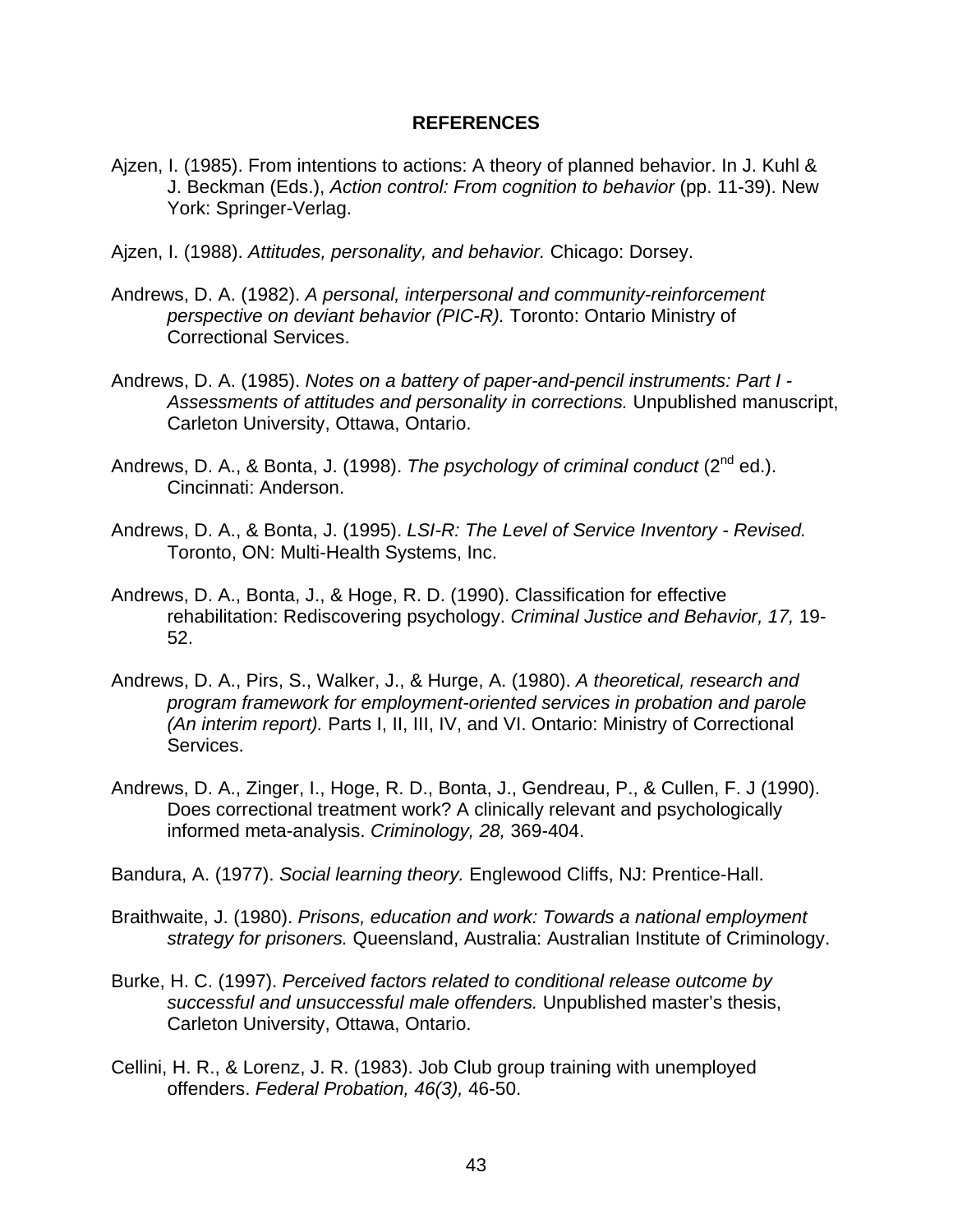## REFERENCES

Ajzen, I. (1985). From intentions to actions: A theory of planned behavior. In J. Kuhl & J. Beckman (Eds.), *Action control: From cognition to behavior* (pp. 11-39). New York: Springer-Verlag.

Ajzen, I. (1988). *Attitudes, personality, and behavior.* Chicago: Dorsey.

Andrews, D. A. (1982). *A personal, interpersonal and community-reinforcement perspective on deviant behavior (PIC-R).* Toronto: Ontario Ministry of Correctional Services.

Andrews, D. A. (1985). *Notes on a battery of paper-and-pencil instruments: Part I - Assessments of attitudes and personality in corrections.* Unpublished manuscript, Carleton University, Ottawa, Ontario.

Andrews, D. A., & Bonta, J. (1998). *The psychology of criminal conduct* (2nd ed.). Cincinnati: Anderson.

Andrews, D. A., & Bonta, J. (1995). *LSI-R: The Level of Service Inventory - Revised.* Toronto, ON: Multi-Health Systems, Inc.

Andrews, D. A., Bonta, J., & Hoge, R. D. (1990). Classification for effective rehabilitation: Rediscovering psychology. *Criminal Justice and Behavior, 17,* 19-52.

Andrews, D. A., Pirs, S., Walker, J., & Hurge, A. (1980). *A theoretical, research and program framework for employment-oriented services in probation and parole (An interim report).* Parts I, II, III, IV, and VI. Ontario: Ministry of Correctional Services.

Andrews, D. A., Zinger, I., Hoge, R. D., Bonta, J., Gendreau, P., & Cullen, F. J (1990). Does correctional treatment work? A clinically relevant and psychologically informed meta-analysis. *Criminology, 28,* 369-404.

Bandura, A. (1977). *Social learning theory.* Englewood Cliffs, NJ: Prentice-Hall.

Braithwaite, J. (1980). *Prisons, education and work: Towards a national employment strategy for prisoners.* Queensland, Australia: Australian Institute of Criminology.

Burke, H. C. (1997). *Perceived factors related to conditional release outcome by successful and unsuccessful male offenders.* Unpublished master's thesis, Carleton University, Ottawa, Ontario.

Cellini, H. R., & Lorenz, J. R. (1983). Job Club group training with unemployed offenders. *Federal Probation, 46(3),* 46-50.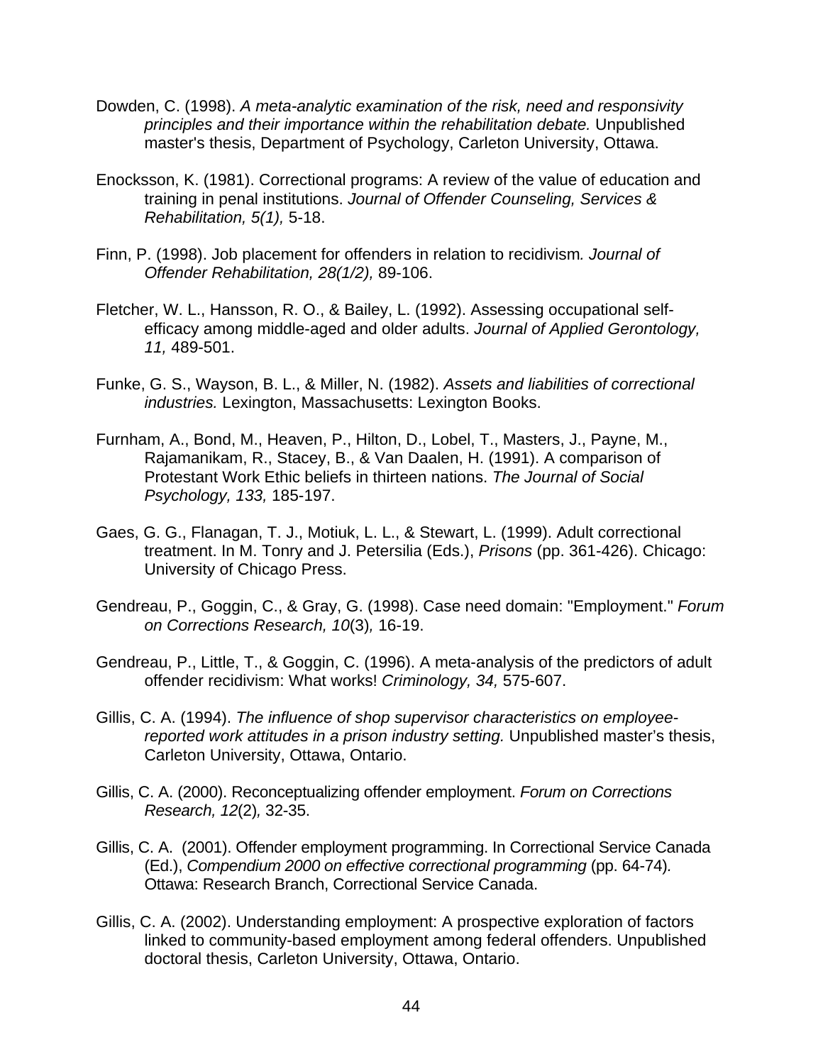Dowden, C. (1998). *A meta-analytic examination of the risk, need and responsivity principles and their importance within the rehabilitation debate.* Unpublished master's thesis, Department of Psychology, Carleton University, Ottawa.

Enocksson, K. (1981). Correctional programs: A review of the value of education and training in penal institutions. *Journal of Offender Counseling, Services & Rehabilitation, 5(1),* 5-18.

Finn, P. (1998). Job placement for offenders in relation to recidivism*. Journal of Offender Rehabilitation, 28(1/2),* 89-106.

Fletcher, W. L., Hansson, R. O., & Bailey, L. (1992). Assessing occupational self-efficacy among middle-aged and older adults. *Journal of Applied Gerontology, 11,* 489-501.

Funke, G. S., Wayson, B. L., & Miller, N. (1982). *Assets and liabilities of correctional industries.* Lexington, Massachusetts: Lexington Books.

Furnham, A., Bond, M., Heaven, P., Hilton, D., Lobel, T., Masters, J., Payne, M., Rajamanikam, R., Stacey, B., & Van Daalen, H. (1991). A comparison of Protestant Work Ethic beliefs in thirteen nations. *The Journal of Social Psychology, 133,* 185-197.

Gaes, G. G., Flanagan, T. J., Motiuk, L. L., & Stewart, L. (1999). Adult correctional treatment. In M. Tonry and J. Petersilia (Eds.), *Prisons* (pp. 361-426). Chicago: University of Chicago Press.

Gendreau, P., Goggin, C., & Gray, G. (1998). Case need domain: "Employment." *Forum on Corrections Research, 10*(3)*,* 16-19.

Gendreau, P., Little, T., & Goggin, C. (1996). A meta-analysis of the predictors of adult offender recidivism: What works! *Criminology, 34,* 575-607.

Gillis, C. A. (1994). *The influence of shop supervisor characteristics on employee-reported work attitudes in a prison industry setting.* Unpublished master's thesis, Carleton University, Ottawa, Ontario.

Gillis, C. A. (2000). Reconceptualizing offender employment. *Forum on Corrections Research, 12*(2)*,* 32-35.

Gillis, C. A. (2001). Offender employment programming. In Correctional Service Canada (Ed.), *Compendium 2000 on effective correctional programming* (pp. 64-74)*.* Ottawa: Research Branch, Correctional Service Canada.

Gillis, C. A. (2002). Understanding employment: A prospective exploration of factors linked to community-based employment among federal offenders. Unpublished doctoral thesis, Carleton University, Ottawa, Ontario.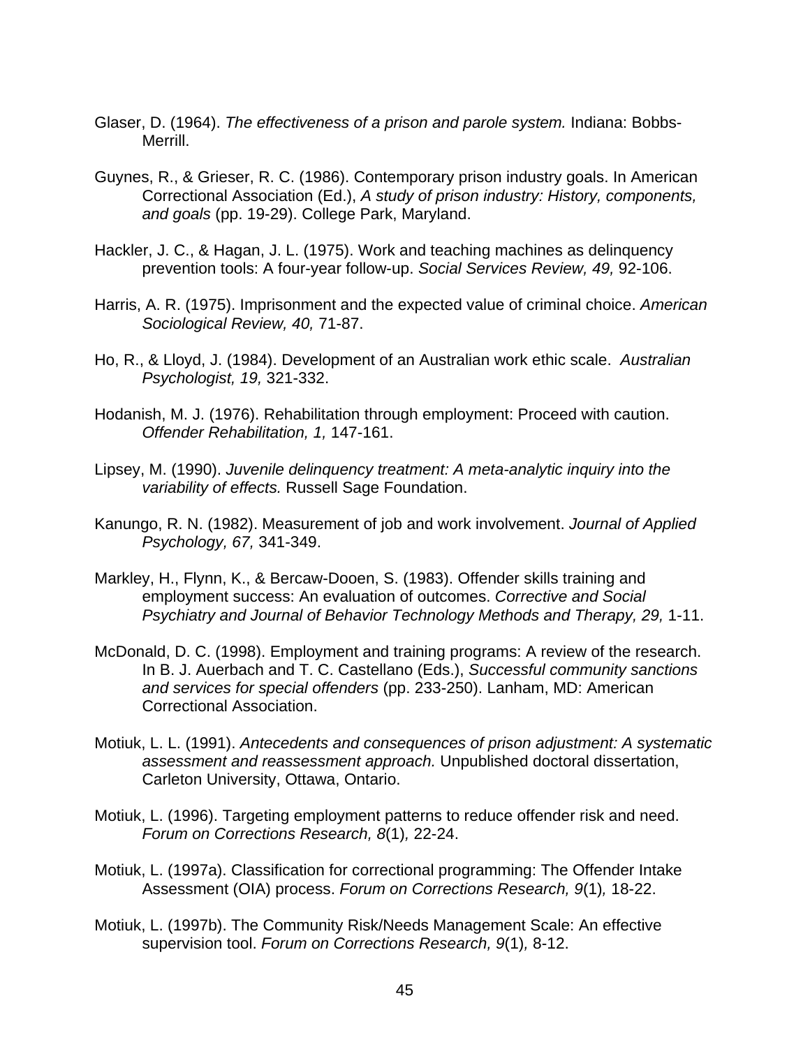Glaser, D. (1964). *The effectiveness of a prison and parole system.* Indiana: Bobbs-Merrill.

Guynes, R., & Grieser, R. C. (1986). Contemporary prison industry goals. In American Correctional Association (Ed.), *A study of prison industry: History, components, and goals* (pp. 19-29). College Park, Maryland.

Hackler, J. C., & Hagan, J. L. (1975). Work and teaching machines as delinquency prevention tools: A four-year follow-up. *Social Services Review, 49,* 92-106.

Harris, A. R. (1975). Imprisonment and the expected value of criminal choice. *American Sociological Review, 40,* 71-87.

Ho, R., & Lloyd, J. (1984). Development of an Australian work ethic scale. *Australian Psychologist, 19,* 321-332.

Hodanish, M. J. (1976). Rehabilitation through employment: Proceed with caution. *Offender Rehabilitation, 1,* 147-161.

Lipsey, M. (1990). *Juvenile delinquency treatment: A meta-analytic inquiry into the variability of effects.* Russell Sage Foundation.

Kanungo, R. N. (1982). Measurement of job and work involvement. *Journal of Applied Psychology, 67,* 341-349.

Markley, H., Flynn, K., & Bercaw-Dooen, S. (1983). Offender skills training and employment success: An evaluation of outcomes. *Corrective and Social Psychiatry and Journal of Behavior Technology Methods and Therapy, 29,* 1-11.

McDonald, D. C. (1998). Employment and training programs: A review of the research. In B. J. Auerbach and T. C. Castellano (Eds.), *Successful community sanctions and services for special offenders* (pp. 233-250). Lanham, MD: American Correctional Association.

Motiuk, L. L. (1991). *Antecedents and consequences of prison adjustment: A systematic assessment and reassessment approach.* Unpublished doctoral dissertation, Carleton University, Ottawa, Ontario.

Motiuk, L. (1996). Targeting employment patterns to reduce offender risk and need. *Forum on Corrections Research, 8*(1)*,* 22-24.

Motiuk, L. (1997a). Classification for correctional programming: The Offender Intake Assessment (OIA) process. *Forum on Corrections Research, 9*(1)*,* 18-22.

Motiuk, L. (1997b). The Community Risk/Needs Management Scale: An effective supervision tool. *Forum on Corrections Research, 9*(1)*,* 8-12.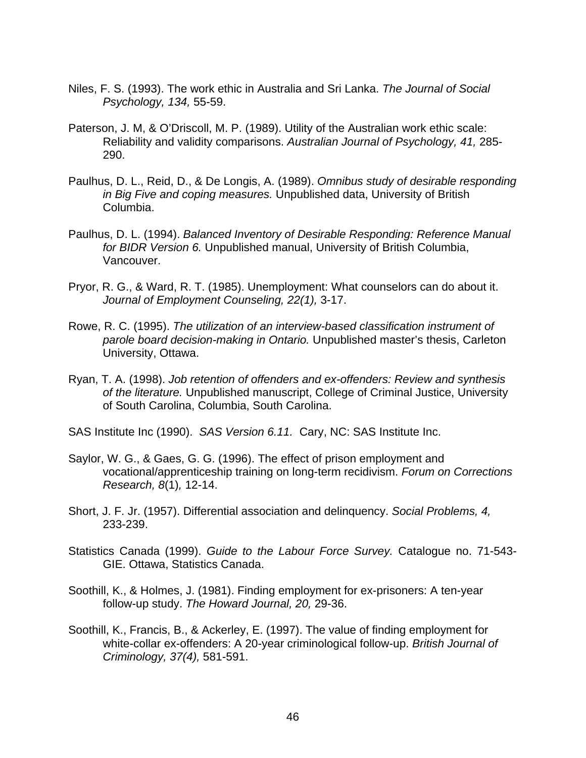Niles, F. S. (1993). The work ethic in Australia and Sri Lanka. *The Journal of Social Psychology, 134,* 55-59.

Paterson, J. M, & O'Driscoll, M. P. (1989). Utility of the Australian work ethic scale: Reliability and validity comparisons. *Australian Journal of Psychology, 41,* 285-290.

Paulhus, D. L., Reid, D., & De Longis, A. (1989). *Omnibus study of desirable responding in Big Five and coping measures.* Unpublished data, University of British Columbia.

Paulhus, D. L. (1994). *Balanced Inventory of Desirable Responding: Reference Manual for BIDR Version 6.* Unpublished manual, University of British Columbia, Vancouver.

Pryor, R. G., & Ward, R. T. (1985). Unemployment: What counselors can do about it. *Journal of Employment Counseling, 22(1),* 3-17.

Rowe, R. C. (1995). *The utilization of an interview-based classification instrument of parole board decision-making in Ontario.* Unpublished master's thesis, Carleton University, Ottawa.

Ryan, T. A. (1998). *Job retention of offenders and ex-offenders: Review and synthesis of the literature.* Unpublished manuscript, College of Criminal Justice, University of South Carolina, Columbia, South Carolina.

SAS Institute Inc (1990). *SAS Version 6.11.* Cary, NC: SAS Institute Inc.

Saylor, W. G., & Gaes, G. G. (1996). The effect of prison employment and vocational/apprenticeship training on long-term recidivism. *Forum on Corrections Research, 8*(1)*,* 12-14.

Short, J. F. Jr. (1957). Differential association and delinquency. *Social Problems, 4,* 233-239.

Statistics Canada (1999). *Guide to the Labour Force Survey.* Catalogue no. 71-543-GIE. Ottawa, Statistics Canada.

Soothill, K., & Holmes, J. (1981). Finding employment for ex-prisoners: A ten-year follow-up study. *The Howard Journal, 20,* 29-36.

Soothill, K., Francis, B., & Ackerley, E. (1997). The value of finding employment for white-collar ex-offenders: A 20-year criminological follow-up. *British Journal of Criminology, 37(4),* 581-591.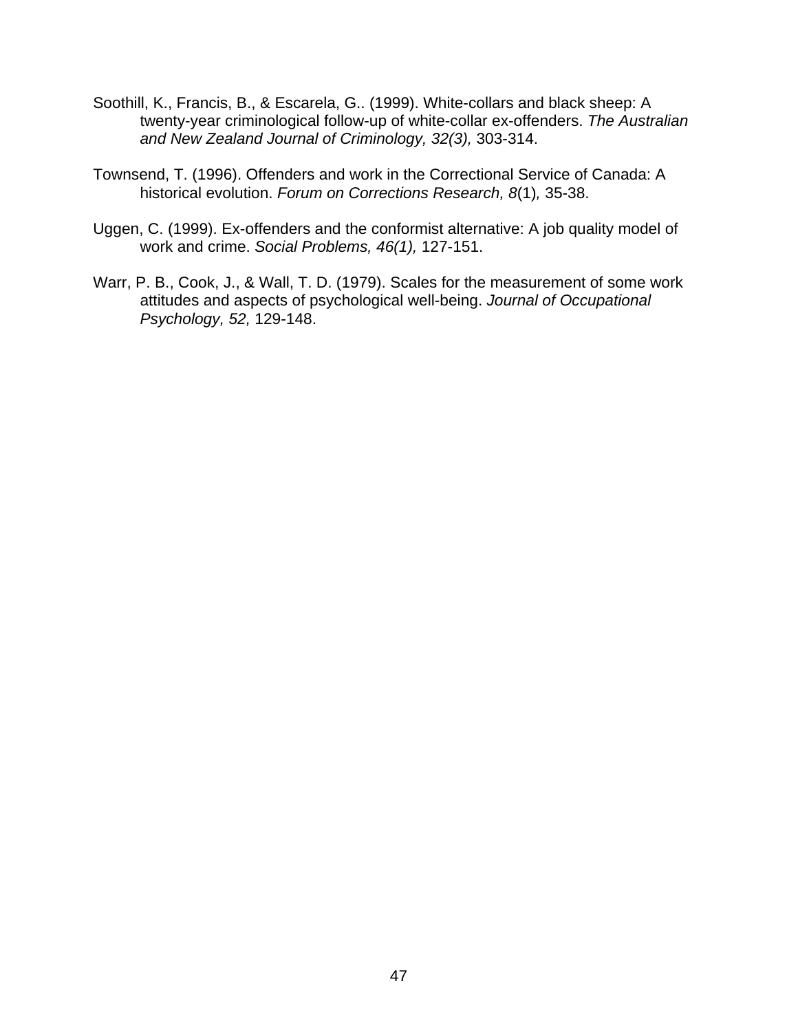Soothill, K., Francis, B., & Escarela, G.. (1999). White-collars and black sheep: A twenty-year criminological follow-up of white-collar ex-offenders. *The Australian and New Zealand Journal of Criminology, 32(3),* 303-314.

Townsend, T. (1996). Offenders and work in the Correctional Service of Canada: A historical evolution. *Forum on Corrections Research, 8*(1)*,* 35-38.

Uggen, C. (1999). Ex-offenders and the conformist alternative: A job quality model of work and crime. *Social Problems, 46(1),* 127-151.

Warr, P. B., Cook, J., & Wall, T. D. (1979). Scales for the measurement of some work attitudes and aspects of psychological well-being. *Journal of Occupational Psychology, 52,* 129-148.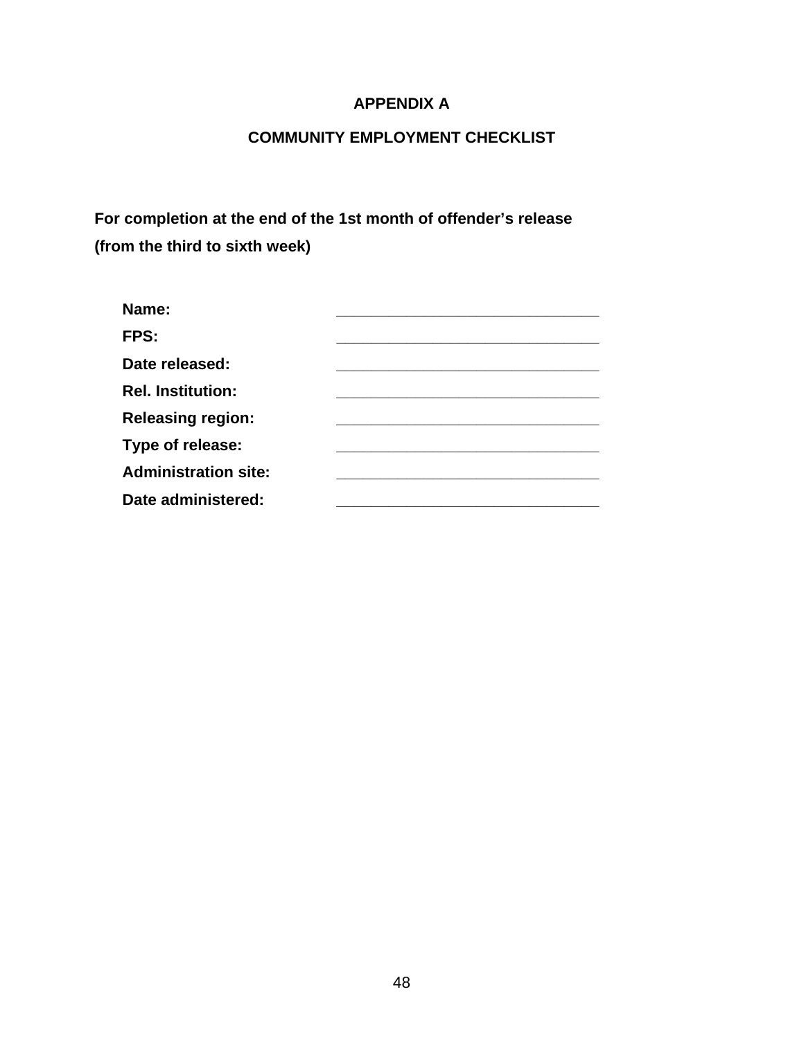# APPENDIX A

## COMMUNITY EMPLOYMENT CHECKLIST

**For completion at the end of the 1st month of offender's release (from the third to sixth week)**

**Name:** _______________________________

**FPS:** _______________________________

**Date released:** _______________________________

**Rel. Institution:** _______________________________

**Releasing region:** _______________________________

**Type of release:** _______________________________

**Administration site:** _______________________________

**Date administered:** _______________________________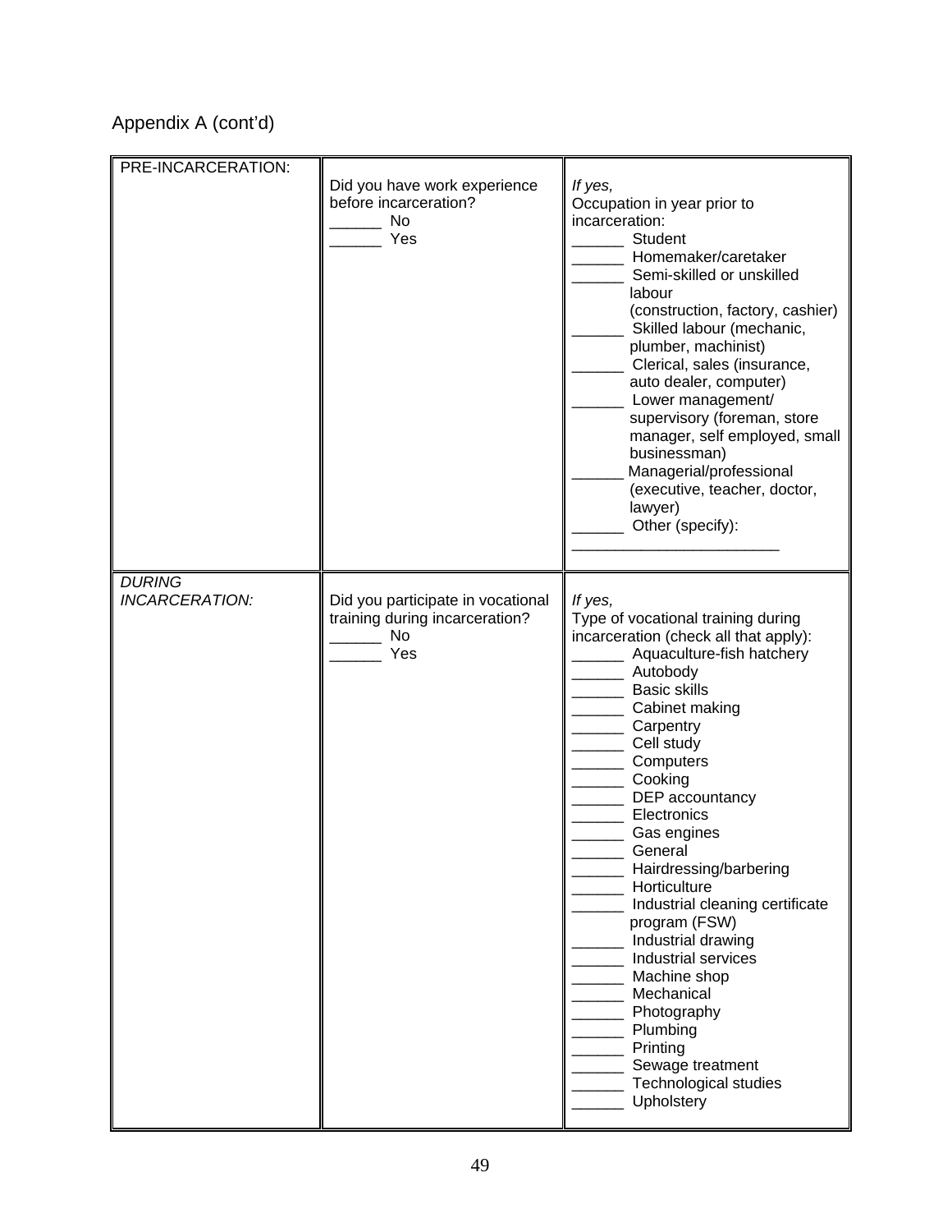Appendix A (cont'd)

| PRE-INCARCERATION: | Did you have work experience before incarceration?<br>______ No<br>______ Yes | *If yes,*<br>Occupation in year prior to incarceration:<br>______ Student<br>______ Homemaker/caretaker<br>______ Semi-skilled or unskilled labour (construction, factory, cashier)<br>______ Skilled labour (mechanic, plumber, machinist)<br>______ Clerical, sales (insurance, auto dealer, computer)<br>______ Lower management/ supervisory (foreman, store manager, self employed, small businessman)<br>______ Managerial/professional (executive, teacher, doctor, lawyer)<br>______ Other (specify):<br>________________________ |
|---|---|---|
| *DURING INCARCERATION:* | Did you participate in vocational training during incarceration?<br>______ No<br>______ Yes | *If yes,*<br>Type of vocational training during incarceration (check all that apply):<br>______ Aquaculture-fish hatchery<br>______ Autobody<br>______ Basic skills<br>______ Cabinet making<br>______ Carpentry<br>______ Cell study<br>______ Computers<br>______ Cooking<br>______ DEP accountancy<br>______ Electronics<br>______ Gas engines<br>______ General<br>______ Hairdressing/barbering<br>______ Horticulture<br>______ Industrial cleaning certificate program (FSW)<br>______ Industrial drawing<br>______ Industrial services<br>______ Machine shop<br>______ Mechanical<br>______ Photography<br>______ Plumbing<br>______ Printing<br>______ Sewage treatment<br>______ Technological studies<br>______ Upholstery |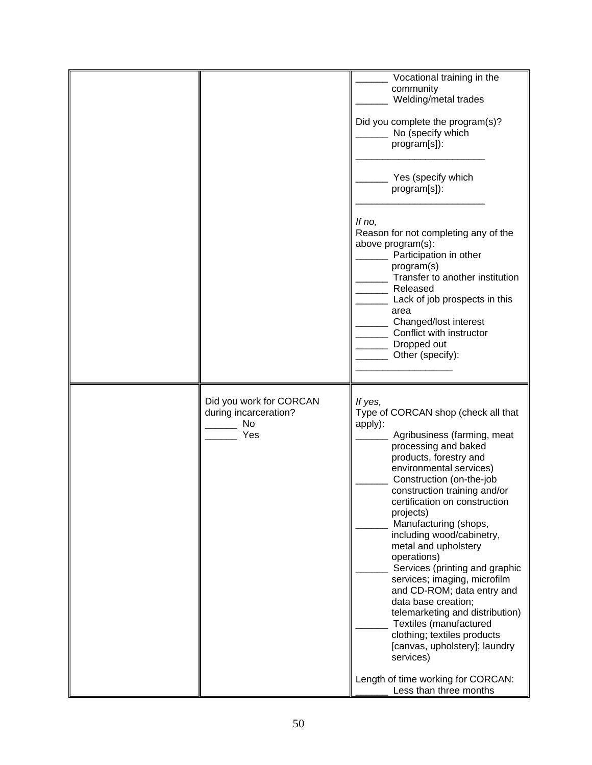| | | |
|---|---|---|
| | | ______ Vocational training in the community<br>______ Welding/metal trades<br><br>Did you complete the program(s)?<br>______ No (specify which program[s]):<br>________________________<br><br>______ Yes (specify which program[s]):<br>________________________<br><br>*If no,*<br>Reason for not completing any of the above program(s):<br>______ Participation in other program(s)<br>______ Transfer to another institution<br>______ Released<br>______ Lack of job prospects in this area<br>______ Changed/lost interest<br>______ Conflict with instructor<br>______ Dropped out<br>______ Other (specify):<br>__________________ |
| | Did you work for CORCAN during incarceration?<br>______ No<br>______ Yes | *If yes,*<br>Type of CORCAN shop (check all that apply):<br>______ Agribusiness (farming, meat processing and baked products, forestry and environmental services)<br>______ Construction (on-the-job construction training and/or certification on construction projects)<br>______ Manufacturing (shops, including wood/cabinetry, metal and upholstery operations)<br>______ Services (printing and graphic services; imaging, microfilm and CD-ROM; data entry and data base creation; telemarketing and distribution)<br>______ Textiles (manufactured clothing; textiles products [canvas, upholstery]; laundry services)<br><br>Length of time working for CORCAN:<br>______ Less than three months |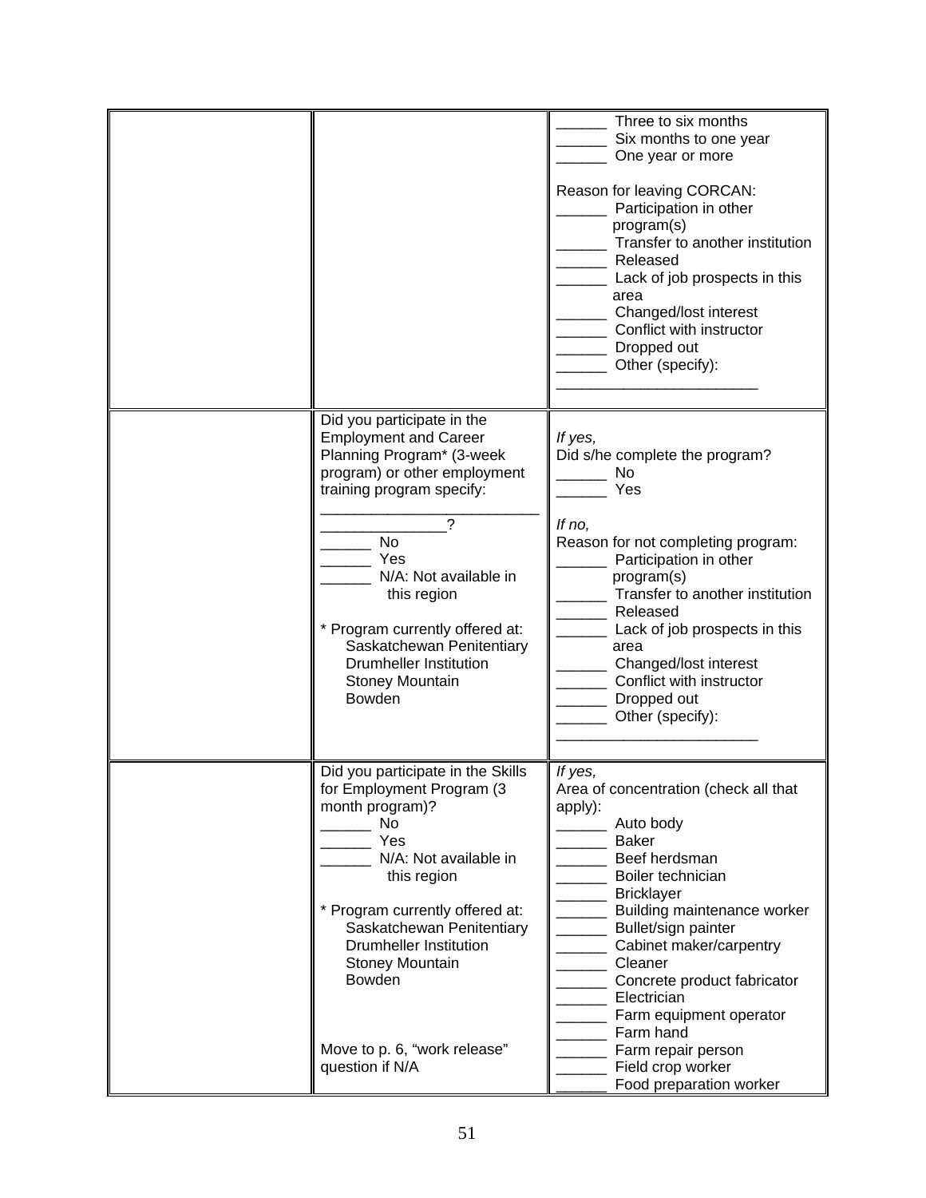| | | |
|---|---|---|
| | | ______ Three to six months<br>______ Six months to one year<br>______ One year or more<br><br>Reason for leaving CORCAN:<br>______ Participation in other program(s)<br>______ Transfer to another institution<br>______ Released<br>______ Lack of job prospects in this area<br>______ Changed/lost interest<br>______ Conflict with instructor<br>______ Dropped out<br>______ Other (specify):<br>_________________________ |
| | Did you participate in the Employment and Career Planning Program* (3-week program) or other employment training program specify:<br>__________________________<br>______________?<br>______ No<br>______ Yes<br>______ N/A: Not available in this region<br><br>* Program currently offered at:<br>Saskatchewan Penitentiary<br>Drumheller Institution<br>Stoney Mountain<br>Bowden | *If yes,*<br>Did s/he complete the program?<br>______ No<br>______ Yes<br><br>*If no,*<br>Reason for not completing program:<br>______ Participation in other program(s)<br>______ Transfer to another institution<br>______ Released<br>______ Lack of job prospects in this area<br>______ Changed/lost interest<br>______ Conflict with instructor<br>______ Dropped out<br>______ Other (specify):<br>_________________________ |
| | Did you participate in the Skills for Employment Program (3 month program)?<br>______ No<br>______ Yes<br>______ N/A: Not available in this region<br><br>* Program currently offered at:<br>Saskatchewan Penitentiary<br>Drumheller Institution<br>Stoney Mountain<br>Bowden<br><br>Move to p. 6, "work release" question if N/A | *If yes,*<br>Area of concentration (check all that apply):<br>______ Auto body<br>______ Baker<br>______ Beef herdsman<br>______ Boiler technician<br>______ Bricklayer<br>______ Building maintenance worker<br>______ Bullet/sign painter<br>______ Cabinet maker/carpentry<br>______ Cleaner<br>______ Concrete product fabricator<br>______ Electrician<br>______ Farm equipment operator<br>______ Farm hand<br>______ Farm repair person<br>______ Field crop worker<br>______ Food preparation worker |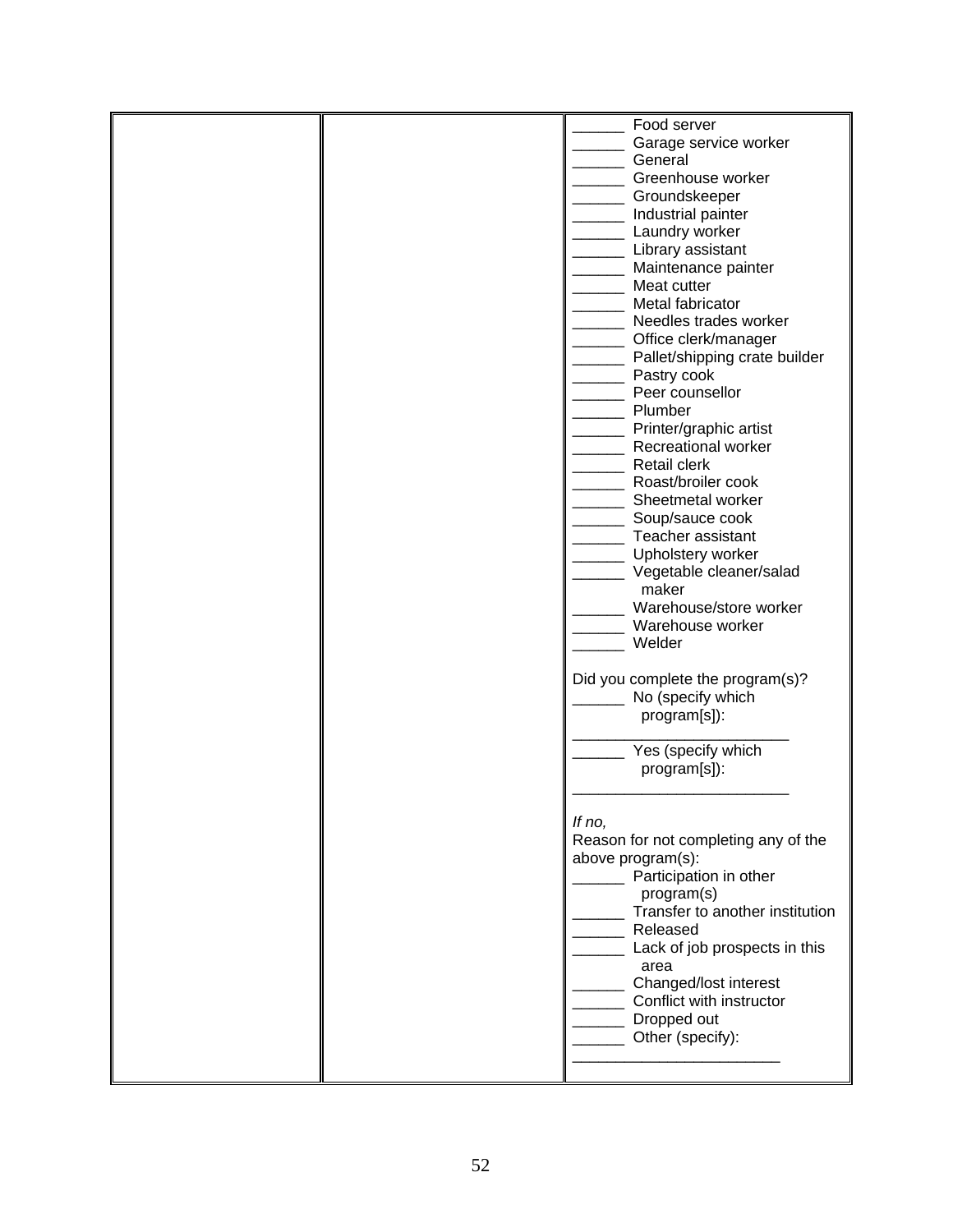| | | ______ Food server<br>______ Garage service worker<br>______ General<br>______ Greenhouse worker<br>______ Groundskeeper<br>______ Industrial painter<br>______ Laundry worker<br>______ Library assistant<br>______ Maintenance painter<br>______ Meat cutter<br>______ Metal fabricator<br>______ Needles trades worker<br>______ Office clerk/manager<br>______ Pallet/shipping crate builder<br>______ Pastry cook<br>______ Peer counsellor<br>______ Plumber<br>______ Printer/graphic artist<br>______ Recreational worker<br>______ Retail clerk<br>______ Roast/broiler cook<br>______ Sheetmetal worker<br>______ Soup/sauce cook<br>______ Teacher assistant<br>______ Upholstery worker<br>______ Vegetable cleaner/salad maker<br>______ Warehouse/store worker<br>______ Warehouse worker<br>______ Welder<br><br>Did you complete the program(s)?<br>______ No (specify which program[s]):<br>_________________________<br>______ Yes (specify which program[s]):<br>_________________________<br><br>*If no,*<br>Reason for not completing any of the above program(s):<br>______ Participation in other program(s)<br>______ Transfer to another institution<br>______ Released<br>______ Lack of job prospects in this area<br>______ Changed/lost interest<br>______ Conflict with instructor<br>______ Dropped out<br>______ Other (specify):<br>________________________ |
|---|---|---|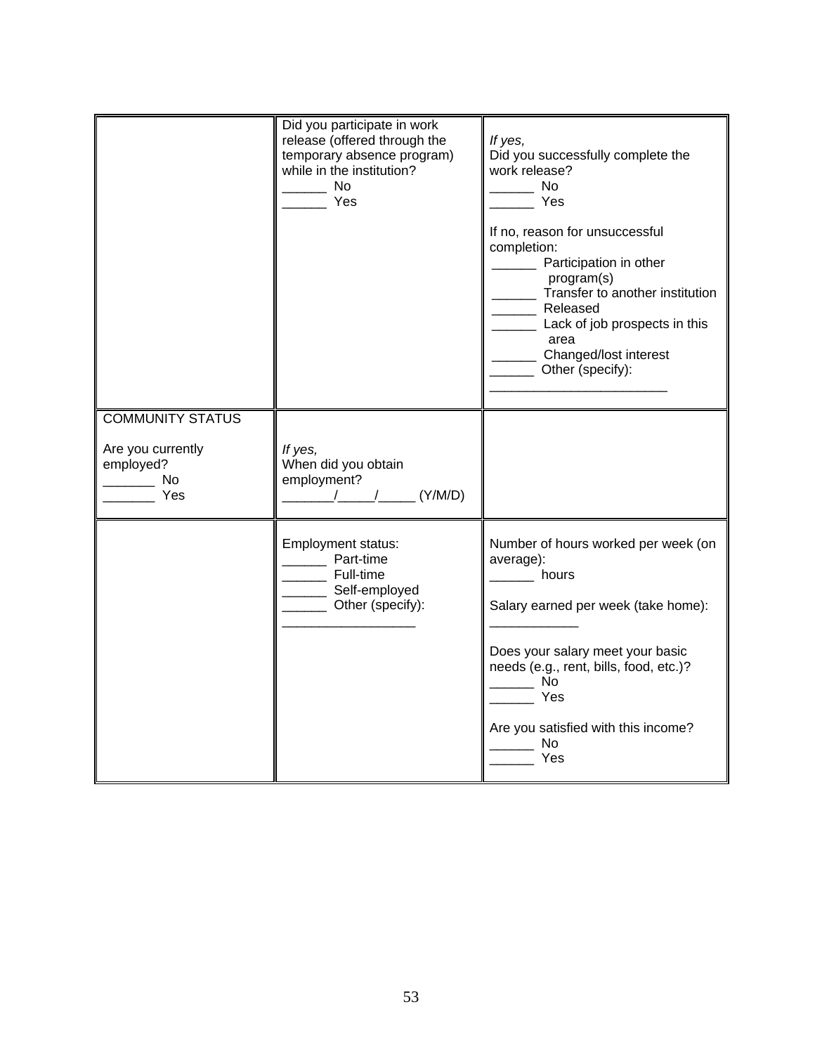| | | |
|---|---|---|
| | Did you participate in work release (offered through the temporary absence program) while in the institution?<br>______ No<br>______ Yes | *If yes,*<br>Did you successfully complete the work release?<br>______ No<br>______ Yes<br><br>If no, reason for unsuccessful completion:<br>______ Participation in other program(s)<br>______ Transfer to another institution<br>______ Released<br>______ Lack of job prospects in this area<br>______ Changed/lost interest<br>______ Other (specify):<br>________________________ |
| COMMUNITY STATUS<br><br>Are you currently employed?<br>_______ No<br>_______ Yes | *If yes,*<br>When did you obtain employment?<br>_______/_____/_____ (Y/M/D) | |
| | Employment status:<br>______ Part-time<br>______ Full-time<br>______ Self-employed<br>______ Other (specify):<br>__________________ | Number of hours worked per week (on average):<br>______ hours<br><br>Salary earned per week (take home):<br>____________<br><br>Does your salary meet your basic needs (e.g., rent, bills, food, etc.)?<br>______ No<br>______ Yes<br><br>Are you satisfied with this income?<br>______ No<br>______ Yes |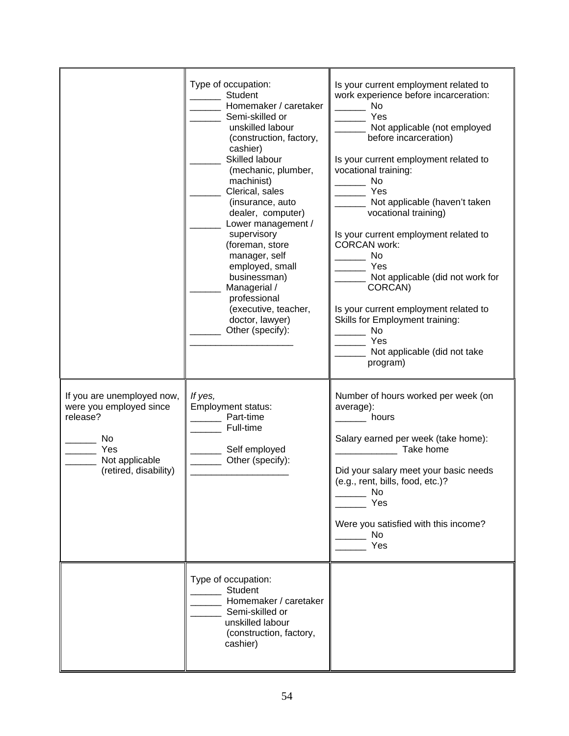| | | |
|---|---|---|
| | Type of occupation:<br>______ Student<br>______ Homemaker / caretaker<br>______ Semi-skilled or unskilled labour (construction, factory, cashier)<br>______ Skilled labour (mechanic, plumber, machinist)<br>______ Clerical, sales (insurance, auto dealer, computer)<br>______ Lower management / supervisory (foreman, store manager, self employed, small businessman)<br>______ Managerial / professional (executive, teacher, doctor, lawyer)<br>______ Other (specify): ____________________ | Is your current employment related to work experience before incarceration:<br>______ No<br>______ Yes<br>______ Not applicable (not employed before incarceration)<br><br>Is your current employment related to vocational training:<br>______ No<br>______ Yes<br>______ Not applicable (haven't taken vocational training)<br><br>Is your current employment related to CORCAN work:<br>______ No<br>______ Yes<br>______ Not applicable (did not work for CORCAN)<br><br>Is your current employment related to Skills for Employment training:<br>______ No<br>______ Yes<br>______ Not applicable (did not take program) |
| If you are unemployed now, were you employed since release?<br><br>______ No<br>______ Yes<br>______ Not applicable (retired, disability) | *If yes,*<br>Employment status:<br>______ Part-time<br>______ Full-time<br><br>______ Self employed<br>______ Other (specify): ___________________ | Number of hours worked per week (on average):<br>______ hours<br><br>Salary earned per week (take home):<br>____________ Take home<br><br>Did your salary meet your basic needs (e.g., rent, bills, food, etc.)?<br>______ No<br>______ Yes<br><br>Were you satisfied with this income?<br>______ No<br>______ Yes |
| | Type of occupation:<br>______ Student<br>______ Homemaker / caretaker<br>______ Semi-skilled or unskilled labour (construction, factory, cashier) | |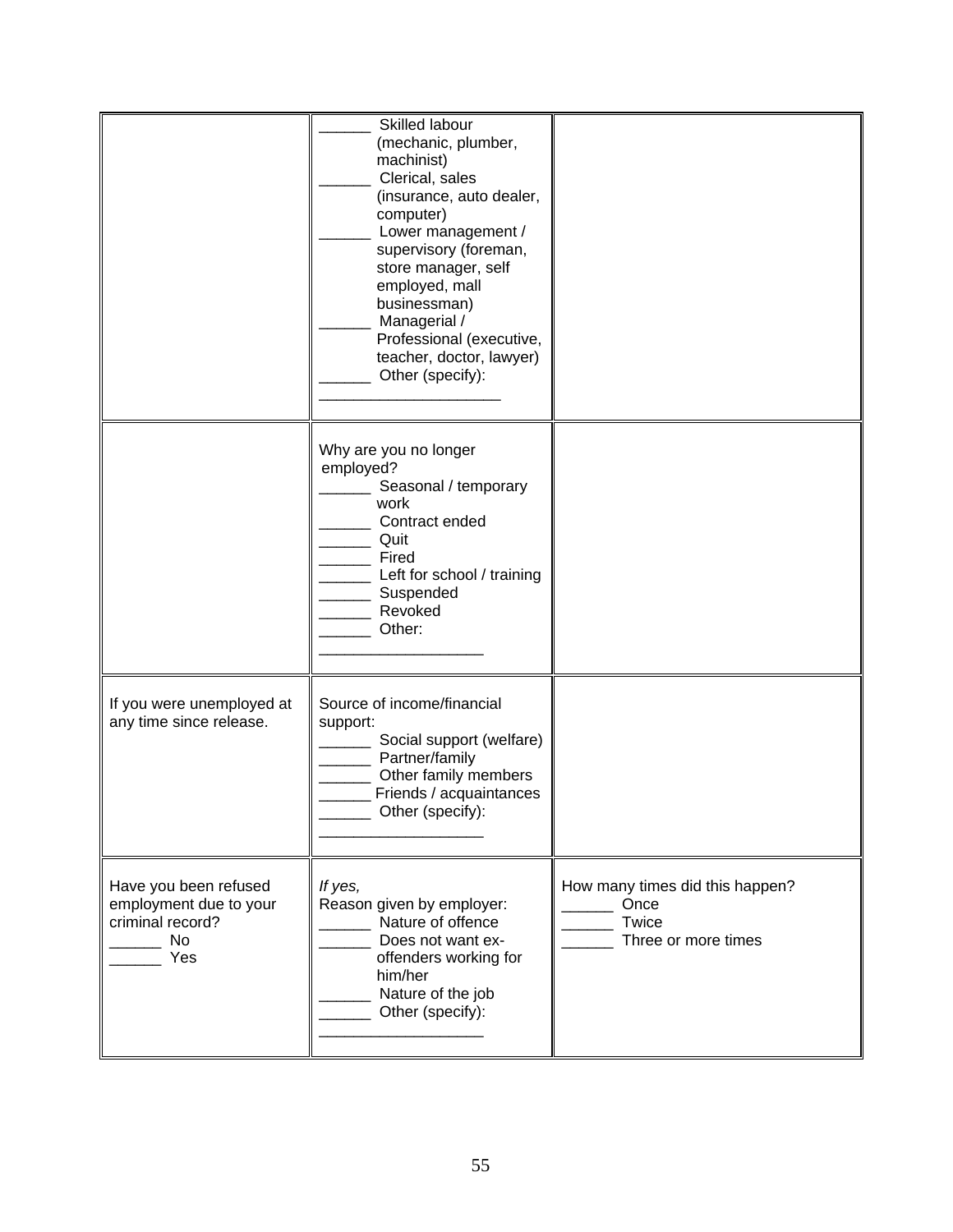| | | |
|---|---|---|
| | ______ Skilled labour (mechanic, plumber, machinist)<br>______ Clerical, sales (insurance, auto dealer, computer)<br>______ Lower management / supervisory (foreman, store manager, self employed, mall businessman)<br>______ Managerial / Professional (executive, teacher, doctor, lawyer)<br>______ Other (specify): ______________________ | |
| | Why are you no longer employed?<br>______ Seasonal / temporary work<br>______ Contract ended<br>______ Quit<br>______ Fired<br>______ Left for school / training<br>______ Suspended<br>______ Revoked<br>______ Other: ____________________ | |
| If you were unemployed at any time since release. | Source of income/financial support:<br>______ Social support (welfare)<br>______ Partner/family<br>______ Other family members<br>______ Friends / acquaintances<br>______ Other (specify): ____________________ | |
| Have you been refused employment due to your criminal record?<br>______ No<br>______ Yes | *If yes,*<br>Reason given by employer:<br>______ Nature of offence<br>______ Does not want ex-offenders working for him/her<br>______ Nature of the job<br>______ Other (specify): ____________________ | How many times did this happen?<br>______ Once<br>______ Twice<br>______ Three or more times |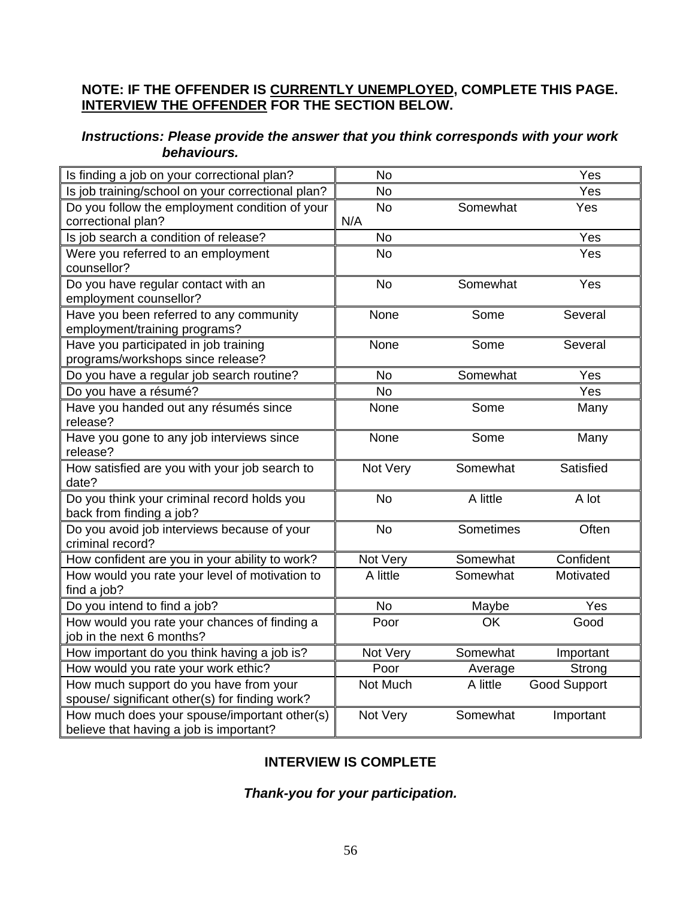**NOTE: IF THE OFFENDER IS <u>CURRENTLY UNEMPLOYED</u>, COMPLETE THIS PAGE. <u>INTERVIEW THE OFFENDER</u> FOR THE SECTION BELOW.**

***Instructions: Please provide the answer that you think corresponds with your work behaviours.***

| Question | | | |
|---|---|---|---|
| Is finding a job on your correctional plan? | No | | Yes |
| Is job training/school on your correctional plan? | No | | Yes |
| Do you follow the employment condition of your correctional plan? | No<br>N/A | Somewhat | Yes |
| Is job search a condition of release? | No | | Yes |
| Were you referred to an employment counsellor? | No | | Yes |
| Do you have regular contact with an employment counsellor? | No | Somewhat | Yes |
| Have you been referred to any community employment/training programs? | None | Some | Several |
| Have you participated in job training programs/workshops since release? | None | Some | Several |
| Do you have a regular job search routine? | No | Somewhat | Yes |
| Do you have a résumé? | No | | Yes |
| Have you handed out any résumés since release? | None | Some | Many |
| Have you gone to any job interviews since release? | None | Some | Many |
| How satisfied are you with your job search to date? | Not Very | Somewhat | Satisfied |
| Do you think your criminal record holds you back from finding a job? | No | A little | A lot |
| Do you avoid job interviews because of your criminal record? | No | Sometimes | Often |
| How confident are you in your ability to work? | Not Very | Somewhat | Confident |
| How would you rate your level of motivation to find a job? | A little | Somewhat | Motivated |
| Do you intend to find a job? | No | Maybe | Yes |
| How would you rate your chances of finding a job in the next 6 months? | Poor | OK | Good |
| How important do you think having a job is? | Not Very | Somewhat | Important |
| How would you rate your work ethic? | Poor | Average | Strong |
| How much support do you have from your spouse/ significant other(s) for finding work? | Not Much | A little | Good Support |
| How much does your spouse/important other(s) believe that having a job is important? | Not Very | Somewhat | Important |

**INTERVIEW IS COMPLETE**

***Thank-you for your participation.***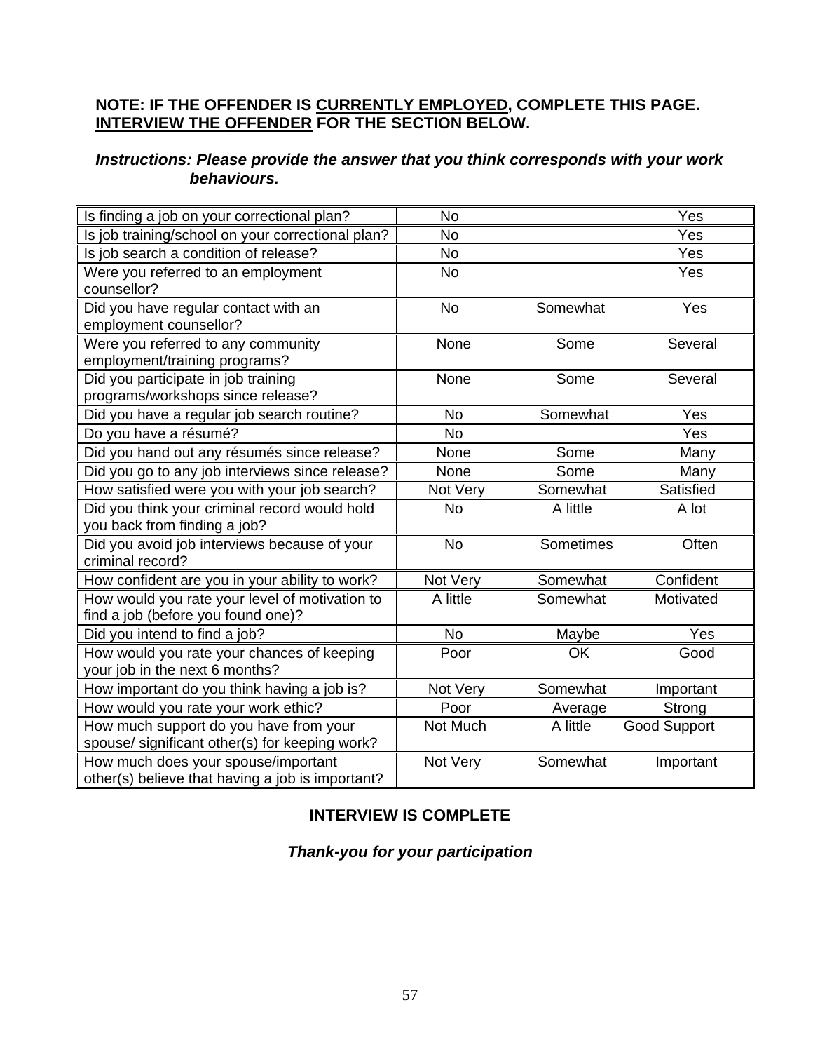**NOTE: IF THE OFFENDER IS <u>CURRENTLY EMPLOYED</u>, COMPLETE THIS PAGE. <u>INTERVIEW THE OFFENDER</u> FOR THE SECTION BELOW.**

***Instructions: Please provide the answer that you think corresponds with your work behaviours.***

| Question | | | |
|---|---|---|---|
| Is finding a job on your correctional plan? | No | | Yes |
| Is job training/school on your correctional plan? | No | | Yes |
| Is job search a condition of release? | No | | Yes |
| Were you referred to an employment counsellor? | No | | Yes |
| Did you have regular contact with an employment counsellor? | No | Somewhat | Yes |
| Were you referred to any community employment/training programs? | None | Some | Several |
| Did you participate in job training programs/workshops since release? | None | Some | Several |
| Did you have a regular job search routine? | No | Somewhat | Yes |
| Do you have a résumé? | No | | Yes |
| Did you hand out any résumés since release? | None | Some | Many |
| Did you go to any job interviews since release? | None | Some | Many |
| How satisfied were you with your job search? | Not Very | Somewhat | Satisfied |
| Did you think your criminal record would hold you back from finding a job? | No | A little | A lot |
| Did you avoid job interviews because of your criminal record? | No | Sometimes | Often |
| How confident are you in your ability to work? | Not Very | Somewhat | Confident |
| How would you rate your level of motivation to find a job (before you found one)? | A little | Somewhat | Motivated |
| Did you intend to find a job? | No | Maybe | Yes |
| How would you rate your chances of keeping your job in the next 6 months? | Poor | OK | Good |
| How important do you think having a job is? | Not Very | Somewhat | Important |
| How would you rate your work ethic? | Poor | Average | Strong |
| How much support do you have from your spouse/ significant other(s) for keeping work? | Not Much | A little | Good Support |
| How much does your spouse/important other(s) believe that having a job is important? | Not Very | Somewhat | Important |

**INTERVIEW IS COMPLETE**

***Thank-you for your participation***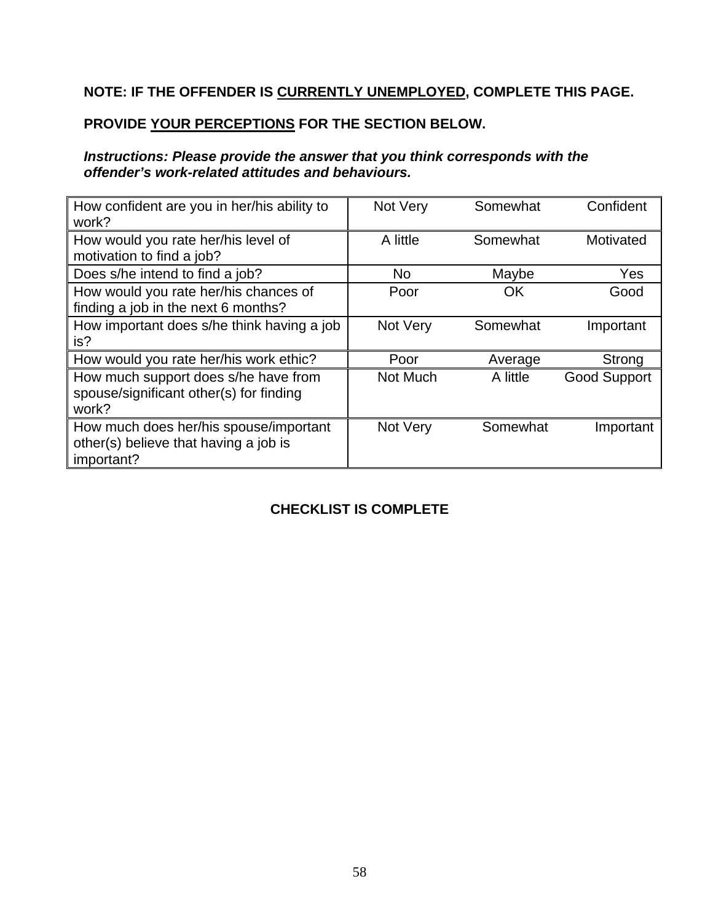**NOTE: IF THE OFFENDER IS <u>CURRENTLY UNEMPLOYED</u>, COMPLETE THIS PAGE.**

**PROVIDE <u>YOUR PERCEPTIONS</u> FOR THE SECTION BELOW.**

***Instructions: Please provide the answer that you think corresponds with the offender's work-related attitudes and behaviours.***

| | | | |
|---|---|---|---|
| How confident are you in her/his ability to work? | Not Very | Somewhat | Confident |
| How would you rate her/his level of motivation to find a job? | A little | Somewhat | Motivated |
| Does s/he intend to find a job? | No | Maybe | Yes |
| How would you rate her/his chances of finding a job in the next 6 months? | Poor | OK | Good |
| How important does s/he think having a job is? | Not Very | Somewhat | Important |
| How would you rate her/his work ethic? | Poor | Average | Strong |
| How much support does s/he have from spouse/significant other(s) for finding work? | Not Much | A little | Good Support |
| How much does her/his spouse/important other(s) believe that having a job is important? | Not Very | Somewhat | Important |

**CHECKLIST IS COMPLETE**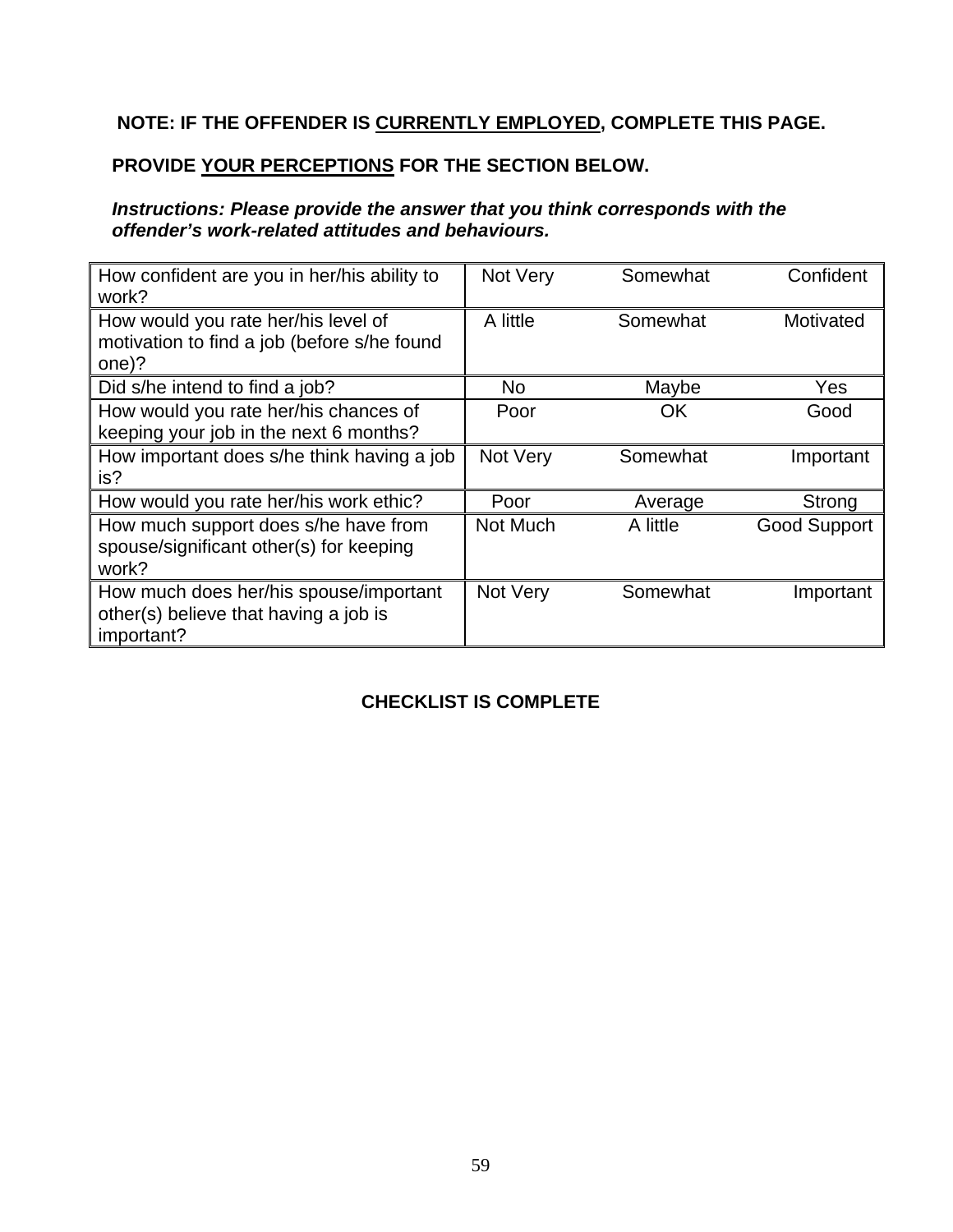**NOTE: IF THE OFFENDER IS <u>CURRENTLY EMPLOYED</u>, COMPLETE THIS PAGE.**

**PROVIDE <u>YOUR PERCEPTIONS</u> FOR THE SECTION BELOW.**

***Instructions: Please provide the answer that you think corresponds with the offender's work-related attitudes and behaviours.***

| Question | | | |
|---|---|---|---|
| How confident are you in her/his ability to work? | Not Very | Somewhat | Confident |
| How would you rate her/his level of motivation to find a job (before s/he found one)? | A little | Somewhat | Motivated |
| Did s/he intend to find a job? | No | Maybe | Yes |
| How would you rate her/his chances of keeping your job in the next 6 months? | Poor | OK | Good |
| How important does s/he think having a job is? | Not Very | Somewhat | Important |
| How would you rate her/his work ethic? | Poor | Average | Strong |
| How much support does s/he have from spouse/significant other(s) for keeping work? | Not Much | A little | Good Support |
| How much does her/his spouse/important other(s) believe that having a job is important? | Not Very | Somewhat | Important |

**CHECKLIST IS COMPLETE**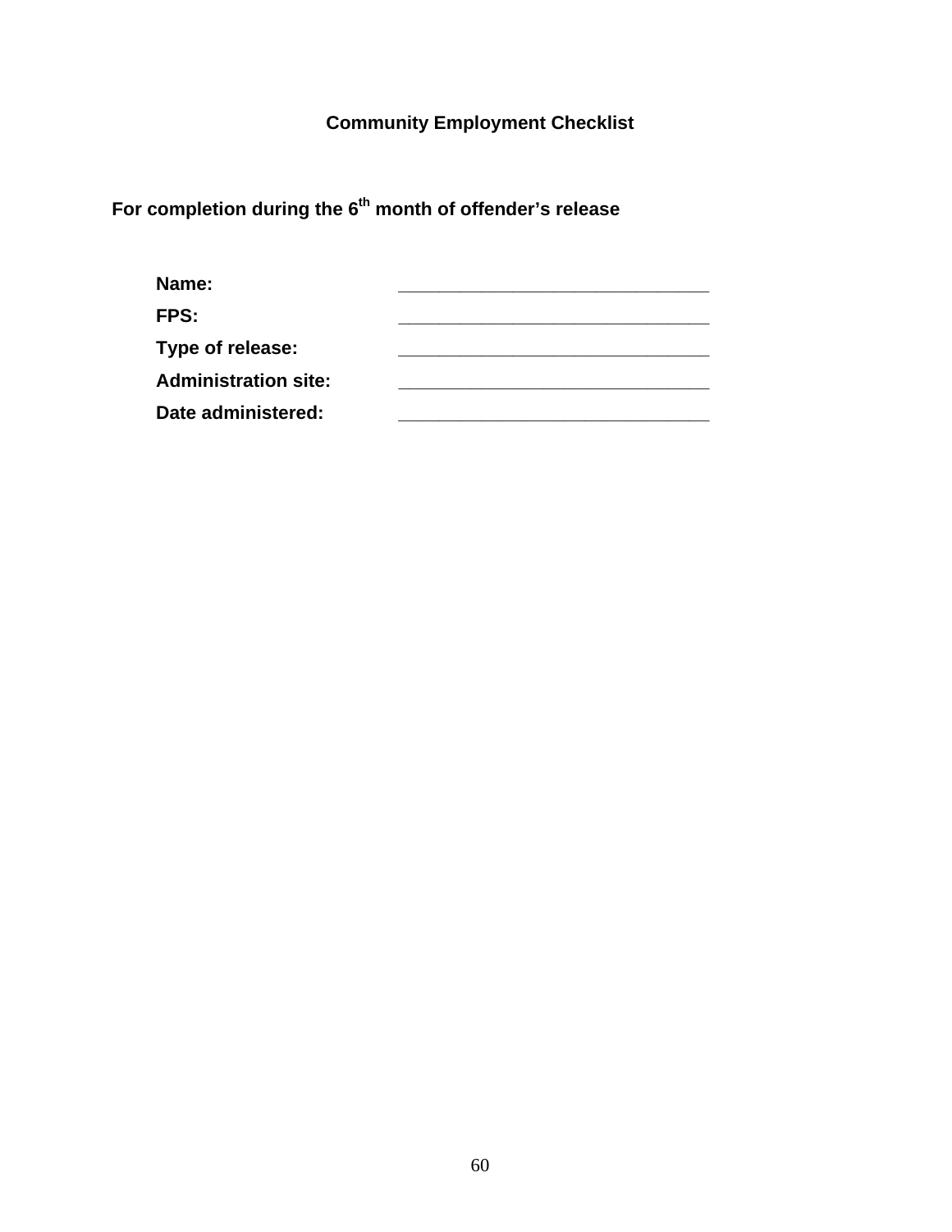# Community Employment Checklist

**For completion during the 6th month of offender's release**

**Name:** _______________________________

**FPS:** _______________________________

**Type of release:** _______________________________

**Administration site:** _______________________________

**Date administered:** _______________________________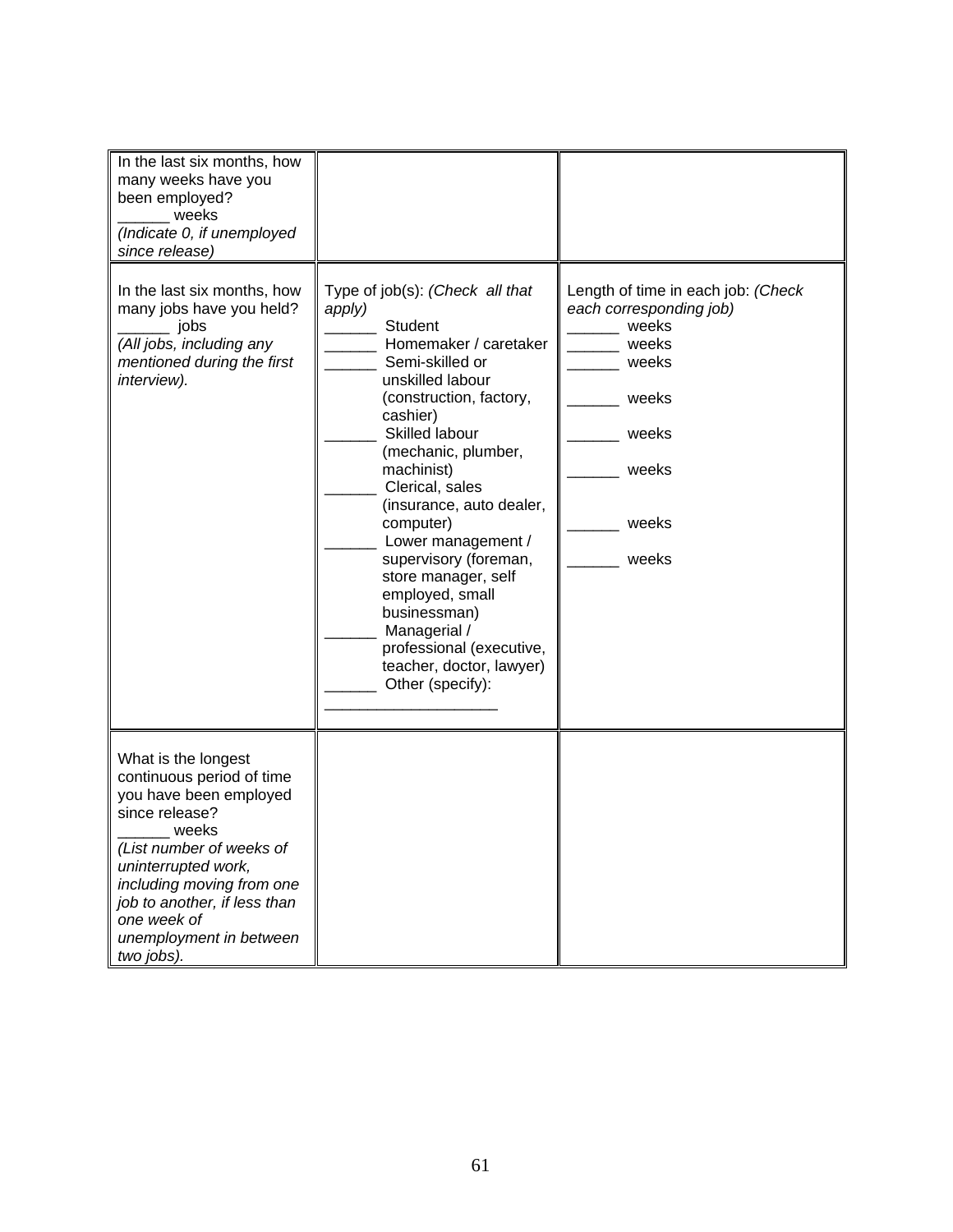| | | |
|---|---|---|
| In the last six months, how many weeks have you been employed?<br>______ weeks<br>*(Indicate 0, if unemployed since release)* | | |
| In the last six months, how many jobs have you held?<br>______ jobs<br>*(All jobs, including any mentioned during the first interview).* | Type of job(s): *(Check all that apply)*<br>______ Student<br>______ Homemaker / caretaker<br>______ Semi-skilled or unskilled labour (construction, factory, cashier)<br>______ Skilled labour (mechanic, plumber, machinist)<br>______ Clerical, sales (insurance, auto dealer, computer)<br>______ Lower management / supervisory (foreman, store manager, self employed, small businessman)<br>______ Managerial / professional (executive, teacher, doctor, lawyer)<br>______ Other (specify): ____________________ | Length of time in each job: *(Check each corresponding job)*<br>______ weeks<br>______ weeks<br>______ weeks<br>______ weeks<br>______ weeks<br>______ weeks<br>______ weeks<br>______ weeks |
| What is the longest continuous period of time you have been employed since release?<br>______ weeks<br>*(List number of weeks of uninterrupted work, including moving from one job to another, if less than one week of unemployment in between two jobs).* | | |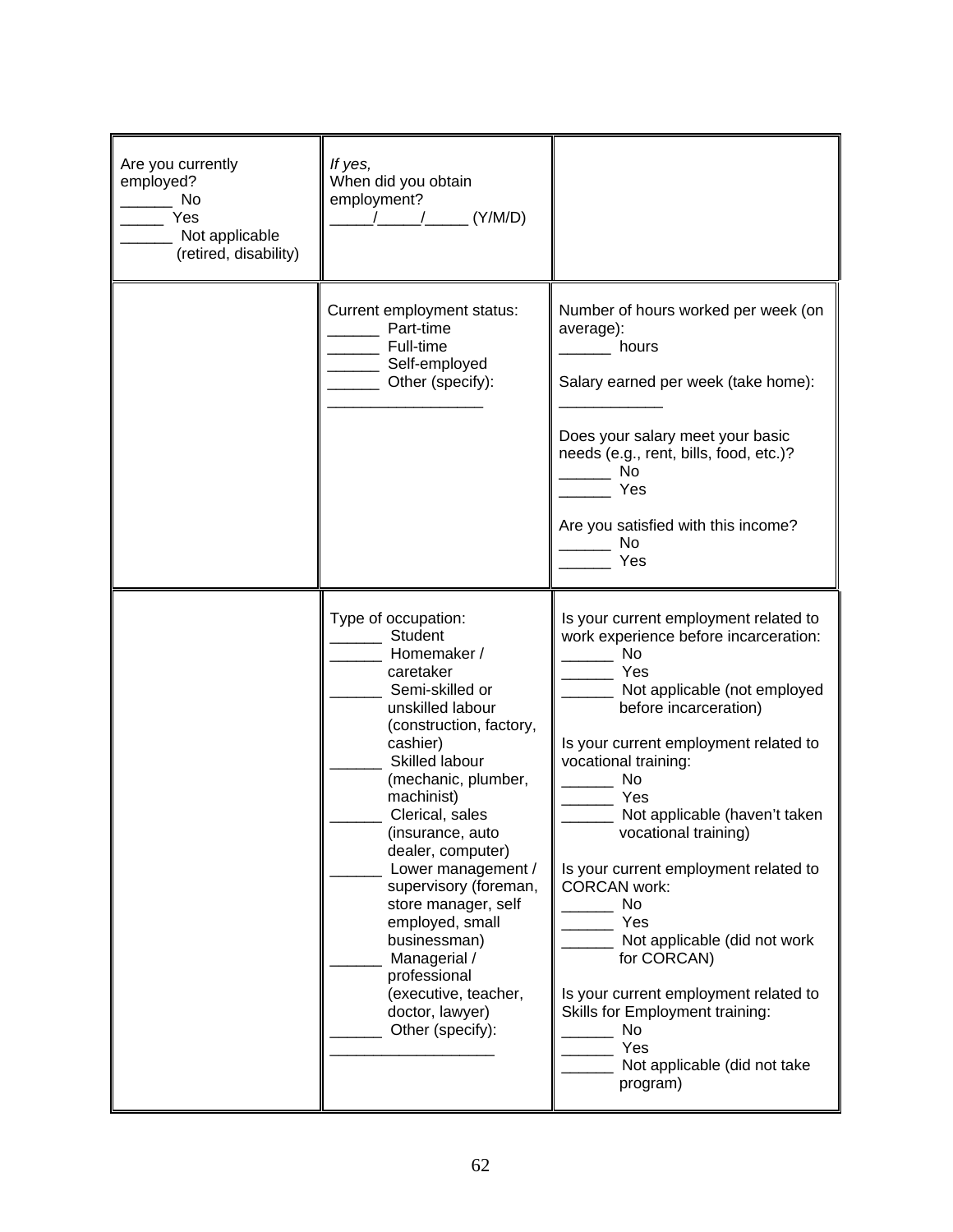| | | |
|---|---|---|
| Are you currently employed?<br>______ No<br>_____ Yes<br>______ Not applicable (retired, disability) | *If yes,*<br>When did you obtain employment?<br>_____/_____/_____ (Y/M/D) | |
| | Current employment status:<br>______ Part-time<br>______ Full-time<br>______ Self-employed<br>______ Other (specify): __________________ | Number of hours worked per week (on average):<br>______ hours<br><br>Salary earned per week (take home): ____________<br><br>Does your salary meet your basic needs (e.g., rent, bills, food, etc.)?<br>______ No<br>______ Yes<br><br>Are you satisfied with this income?<br>______ No<br>______ Yes |
| | Type of occupation:<br>______ Student<br>______ Homemaker / caretaker<br>______ Semi-skilled or unskilled labour (construction, factory, cashier)<br>______ Skilled labour (mechanic, plumber, machinist)<br>______ Clerical, sales (insurance, auto dealer, computer)<br>______ Lower management / supervisory (foreman, store manager, self employed, small businessman)<br>______ Managerial / professional (executive, teacher, doctor, lawyer)<br>______ Other (specify): ___________________ | Is your current employment related to work experience before incarceration:<br>______ No<br>______ Yes<br>______ Not applicable (not employed before incarceration)<br><br>Is your current employment related to vocational training:<br>______ No<br>______ Yes<br>______ Not applicable (haven't taken vocational training)<br><br>Is your current employment related to CORCAN work:<br>______ No<br>______ Yes<br>______ Not applicable (did not work for CORCAN)<br><br>Is your current employment related to Skills for Employment training:<br>______ No<br>______ Yes<br>______ Not applicable (did not take program) |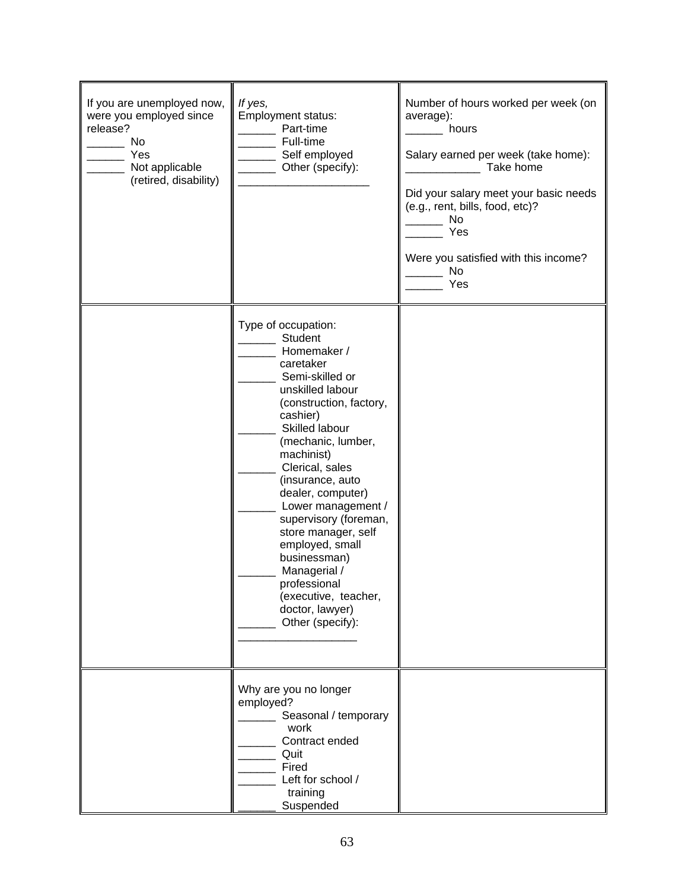| | | |
|---|---|---|
| If you are unemployed now, were you employed since release?<br>______ No<br>______ Yes<br>______ Not applicable (retired, disability) | *If yes,*<br>Employment status:<br>______ Part-time<br>______ Full-time<br>______ Self employed<br>______ Other (specify):<br>____________________ | Number of hours worked per week (on average):<br>______ hours<br><br>Salary earned per week (take home):<br>__________ Take home<br><br>Did your salary meet your basic needs (e.g., rent, bills, food, etc)?<br>______ No<br>______ Yes<br><br>Were you satisfied with this income?<br>______ No<br>______ Yes |
| | Type of occupation:<br>______ Student<br>______ Homemaker / caretaker<br>______ Semi-skilled or unskilled labour (construction, factory, cashier)<br>______ Skilled labour (mechanic, lumber, machinist)<br>______ Clerical, sales (insurance, auto dealer, computer)<br>______ Lower management / supervisory (foreman, store manager, self employed, small businessman)<br>______ Managerial / professional (executive, teacher, doctor, lawyer)<br>______ Other (specify):<br>__________________ | |
| | Why are you no longer employed?<br>______ Seasonal / temporary work<br>______ Contract ended<br>______ Quit<br>______ Fired<br>______ Left for school / training<br>______ Suspended | |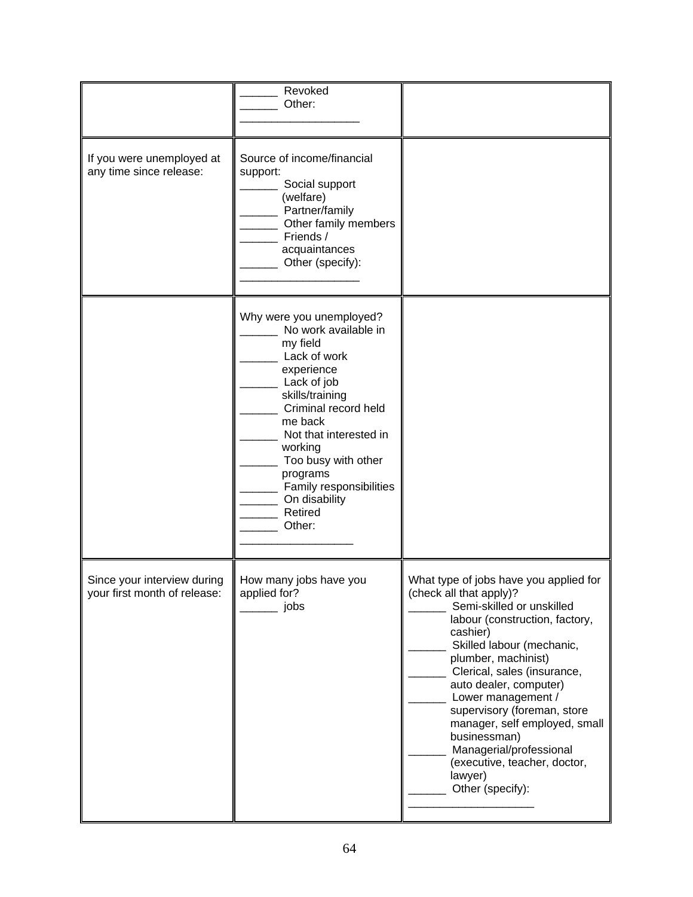| | | |
|---|---|---|
| | ______ Revoked<br>______ Other:<br>__________________ | |
| If you were unemployed at any time since release: | Source of income/financial support:<br>______ Social support (welfare)<br>______ Partner/family<br>______ Other family members<br>______ Friends / acquaintances<br>______ Other (specify):<br>__________________ | |
| | Why were you unemployed?<br>______ No work available in my field<br>______ Lack of work experience<br>______ Lack of job skills/training<br>______ Criminal record held me back<br>______ Not that interested in working<br>______ Too busy with other programs<br>______ Family responsibilities<br>______ On disability<br>______ Retired<br>______ Other:<br>__________________ | |
| Since your interview during your first month of release: | How many jobs have you applied for?<br>______ jobs | What type of jobs have you applied for (check all that apply)?<br>______ Semi-skilled or unskilled labour (construction, factory, cashier)<br>______ Skilled labour (mechanic, plumber, machinist)<br>______ Clerical, sales (insurance, auto dealer, computer)<br>______ Lower management / supervisory (foreman, store manager, self employed, small businessman)<br>______ Managerial/professional (executive, teacher, doctor, lawyer)<br>______ Other (specify):<br>__________________ |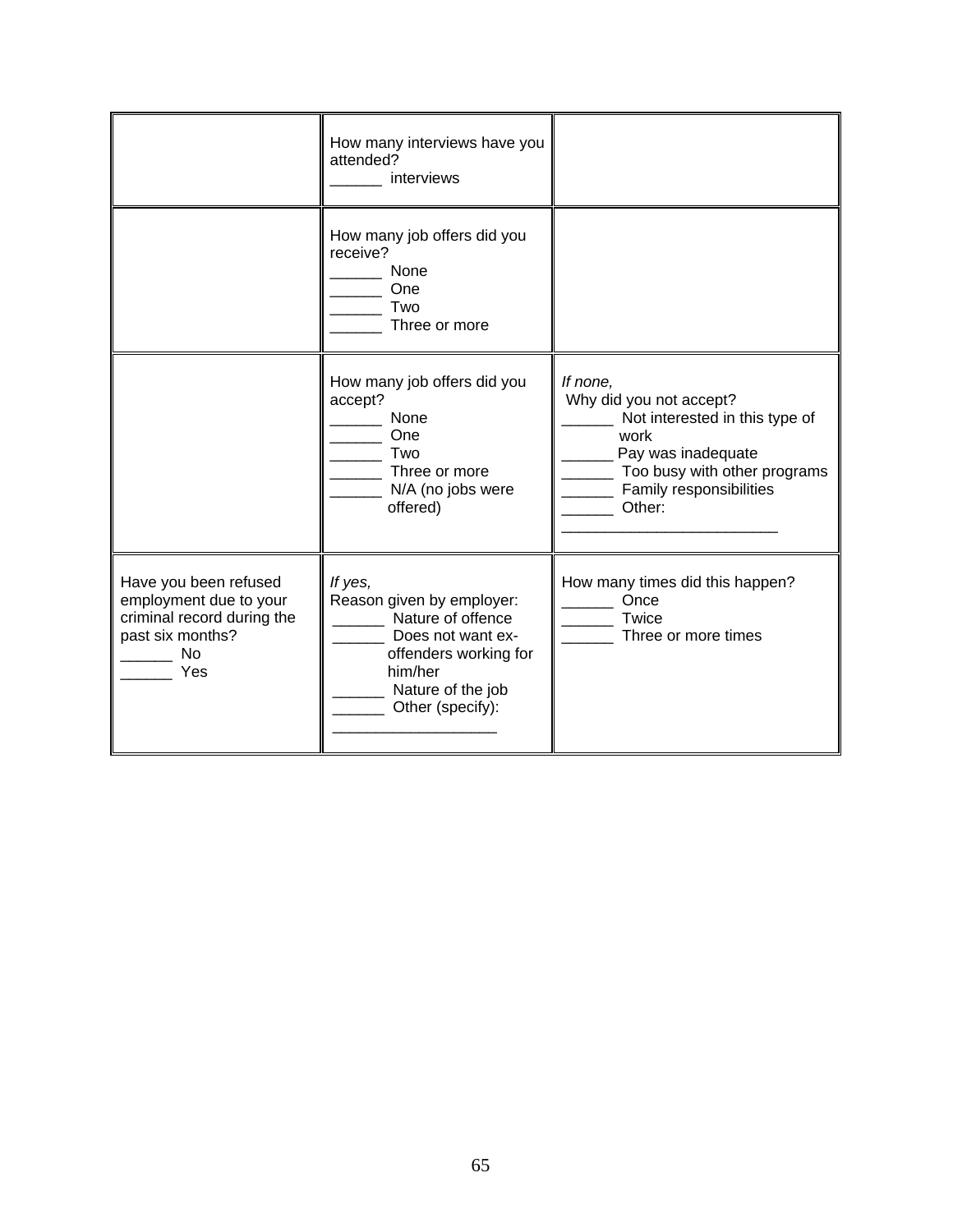| | | |
|---|---|---|
| | How many interviews have you attended?<br>______ interviews | |
| | How many job offers did you receive?<br>______ None<br>______ One<br>______ Two<br>______ Three or more | |
| | How many job offers did you accept?<br>______ None<br>______ One<br>______ Two<br>______ Three or more<br>______ N/A (no jobs were offered) | *If none,*<br>Why did you not accept?<br>______ Not interested in this type of work<br>______ Pay was inadequate<br>______ Too busy with other programs<br>______ Family responsibilities<br>______ Other: _________________________ |
| Have you been refused employment due to your criminal record during the past six months?<br>______ No<br>______ Yes | *If yes,*<br>Reason given by employer:<br>______ Nature of offence<br>______ Does not want ex-offenders working for him/her<br>______ Nature of the job<br>______ Other (specify): ___________________ | How many times did this happen?<br>______ Once<br>______ Twice<br>______ Three or more times |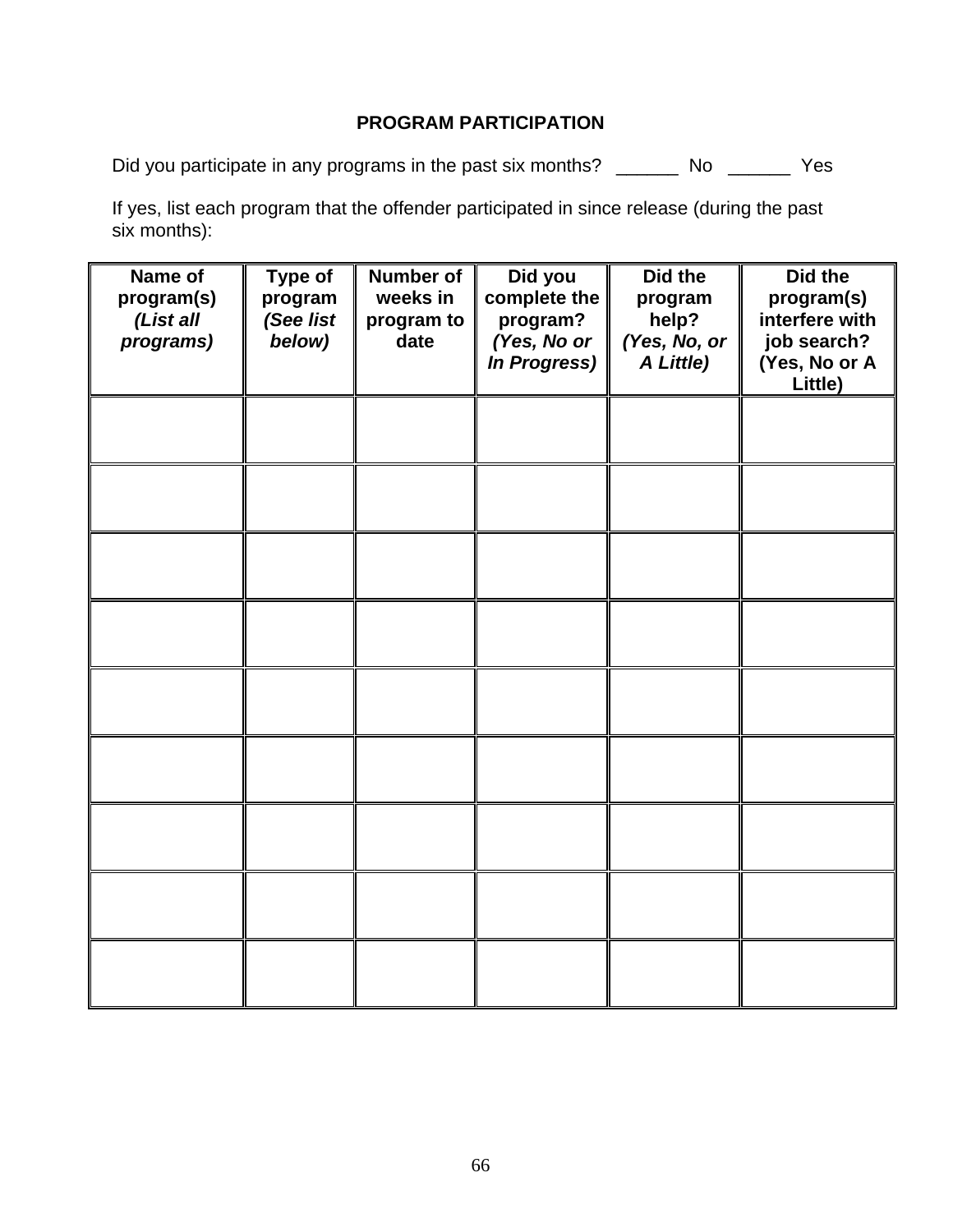## PROGRAM PARTICIPATION

Did you participate in any programs in the past six months? ______ No ______ Yes

If yes, list each program that the offender participated in since release (during the past six months):

| **Name of program(s)** ***(List all programs)*** | **Type of program** ***(See list below)*** | **Number of weeks in program to date** | **Did you complete the program?** ***(Yes, No or In Progress)*** | **Did the program help?** ***(Yes, No, or A Little)*** | **Did the program(s) interfere with job search? (Yes, No or A Little)** |
|---|---|---|---|---|---|
| | | | | | |
| | | | | | |
| | | | | | |
| | | | | | |
| | | | | | |
| | | | | | |
| | | | | | |
| | | | | | |
| | | | | | |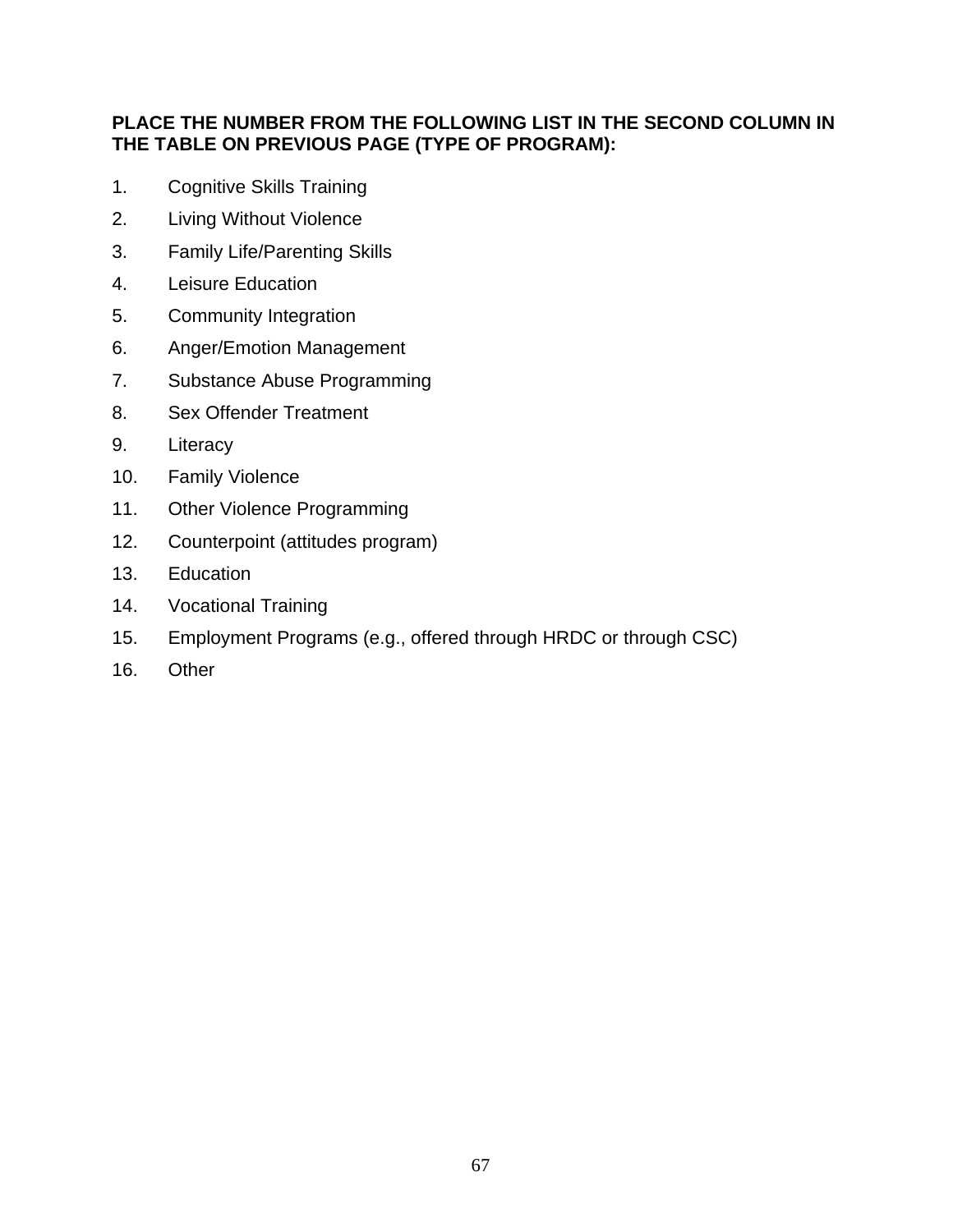**PLACE THE NUMBER FROM THE FOLLOWING LIST IN THE SECOND COLUMN IN THE TABLE ON PREVIOUS PAGE (TYPE OF PROGRAM):**

1. Cognitive Skills Training
2. Living Without Violence
3. Family Life/Parenting Skills
4. Leisure Education
5. Community Integration
6. Anger/Emotion Management
7. Substance Abuse Programming
8. Sex Offender Treatment
9. Literacy
10. Family Violence
11. Other Violence Programming
12. Counterpoint (attitudes program)
13. Education
14. Vocational Training
15. Employment Programs (e.g., offered through HRDC or through CSC)
16. Other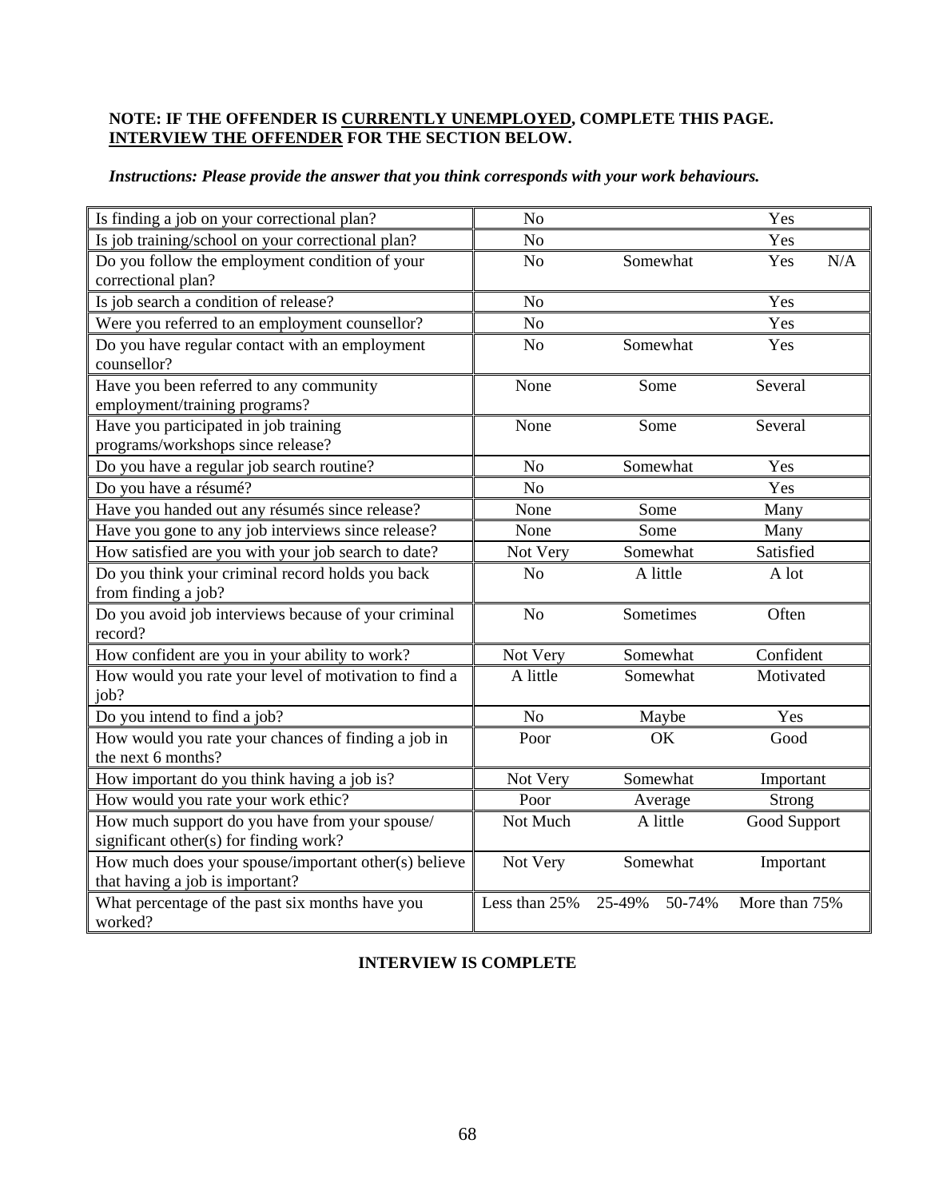**NOTE: IF THE OFFENDER IS <u>CURRENTLY UNEMPLOYED</u>, COMPLETE THIS PAGE. <u>INTERVIEW THE OFFENDER</u> FOR THE SECTION BELOW.**

***Instructions: Please provide the answer that you think corresponds with your work behaviours.***

| Question | | | | |
|---|---|---|---|---|
| Is finding a job on your correctional plan? | No | | Yes | |
| Is job training/school on your correctional plan? | No | | Yes | |
| Do you follow the employment condition of your correctional plan? | No | Somewhat | Yes | N/A |
| Is job search a condition of release? | No | | Yes | |
| Were you referred to an employment counsellor? | No | | Yes | |
| Do you have regular contact with an employment counsellor? | No | Somewhat | Yes | |
| Have you been referred to any community employment/training programs? | None | Some | Several | |
| Have you participated in job training programs/workshops since release? | None | Some | Several | |
| Do you have a regular job search routine? | No | Somewhat | Yes | |
| Do you have a résumé? | No | | Yes | |
| Have you handed out any résumés since release? | None | Some | Many | |
| Have you gone to any job interviews since release? | None | Some | Many | |
| How satisfied are you with your job search to date? | Not Very | Somewhat | Satisfied | |
| Do you think your criminal record holds you back from finding a job? | No | A little | A lot | |
| Do you avoid job interviews because of your criminal record? | No | Sometimes | Often | |
| How confident are you in your ability to work? | Not Very | Somewhat | Confident | |
| How would you rate your level of motivation to find a job? | A little | Somewhat | Motivated | |
| Do you intend to find a job? | No | Maybe | Yes | |
| How would you rate your chances of finding a job in the next 6 months? | Poor | OK | Good | |
| How important do you think having a job is? | Not Very | Somewhat | Important | |
| How would you rate your work ethic? | Poor | Average | Strong | |
| How much support do you have from your spouse/ significant other(s) for finding work? | Not Much | A little | Good Support | |
| How much does your spouse/important other(s) believe that having a job is important? | Not Very | Somewhat | Important | |
| What percentage of the past six months have you worked? | Less than 25% | 25-49% | 50-74% | More than 75% |

**INTERVIEW IS COMPLETE**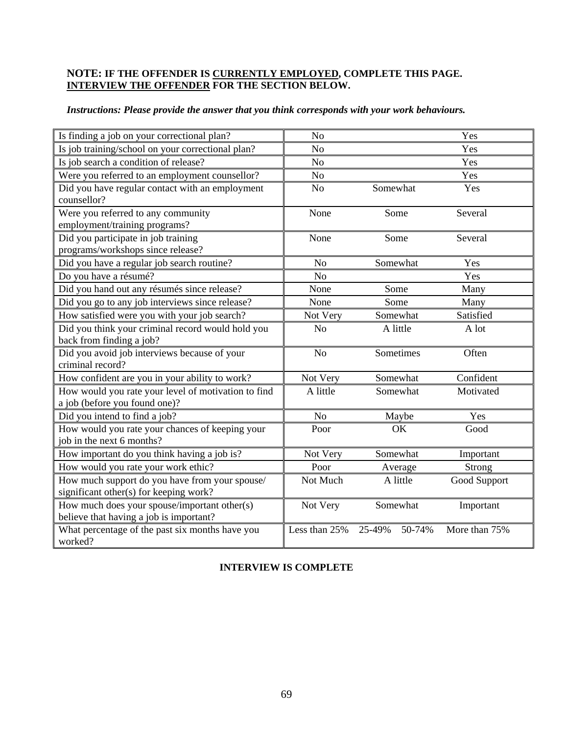**NOTE: IF THE OFFENDER IS <u>CURRENTLY EMPLOYED</u>, COMPLETE THIS PAGE. <u>INTERVIEW THE OFFENDER</u> FOR THE SECTION BELOW.**

***Instructions: Please provide the answer that you think corresponds with your work behaviours.***

| Question | | | | |
|---|---|---|---|---|
| Is finding a job on your correctional plan? | No | | | Yes |
| Is job training/school on your correctional plan? | No | | | Yes |
| Is job search a condition of release? | No | | | Yes |
| Were you referred to an employment counsellor? | No | | | Yes |
| Did you have regular contact with an employment counsellor? | No | Somewhat | | Yes |
| Were you referred to any community employment/training programs? | None | Some | | Several |
| Did you participate in job training programs/workshops since release? | None | Some | | Several |
| Did you have a regular job search routine? | No | Somewhat | | Yes |
| Do you have a résumé? | No | | | Yes |
| Did you hand out any résumés since release? | None | Some | | Many |
| Did you go to any job interviews since release? | None | Some | | Many |
| How satisfied were you with your job search? | Not Very | Somewhat | | Satisfied |
| Did you think your criminal record would hold you back from finding a job? | No | A little | | A lot |
| Did you avoid job interviews because of your criminal record? | No | Sometimes | | Often |
| How confident are you in your ability to work? | Not Very | Somewhat | | Confident |
| How would you rate your level of motivation to find a job (before you found one)? | A little | Somewhat | | Motivated |
| Did you intend to find a job? | No | Maybe | | Yes |
| How would you rate your chances of keeping your job in the next 6 months? | Poor | OK | | Good |
| How important do you think having a job is? | Not Very | Somewhat | | Important |
| How would you rate your work ethic? | Poor | Average | | Strong |
| How much support do you have from your spouse/ significant other(s) for keeping work? | Not Much | A little | | Good Support |
| How much does your spouse/important other(s) believe that having a job is important? | Not Very | Somewhat | | Important |
| What percentage of the past six months have you worked? | Less than 25% | 25-49% | 50-74% | More than 75% |

**INTERVIEW IS COMPLETE**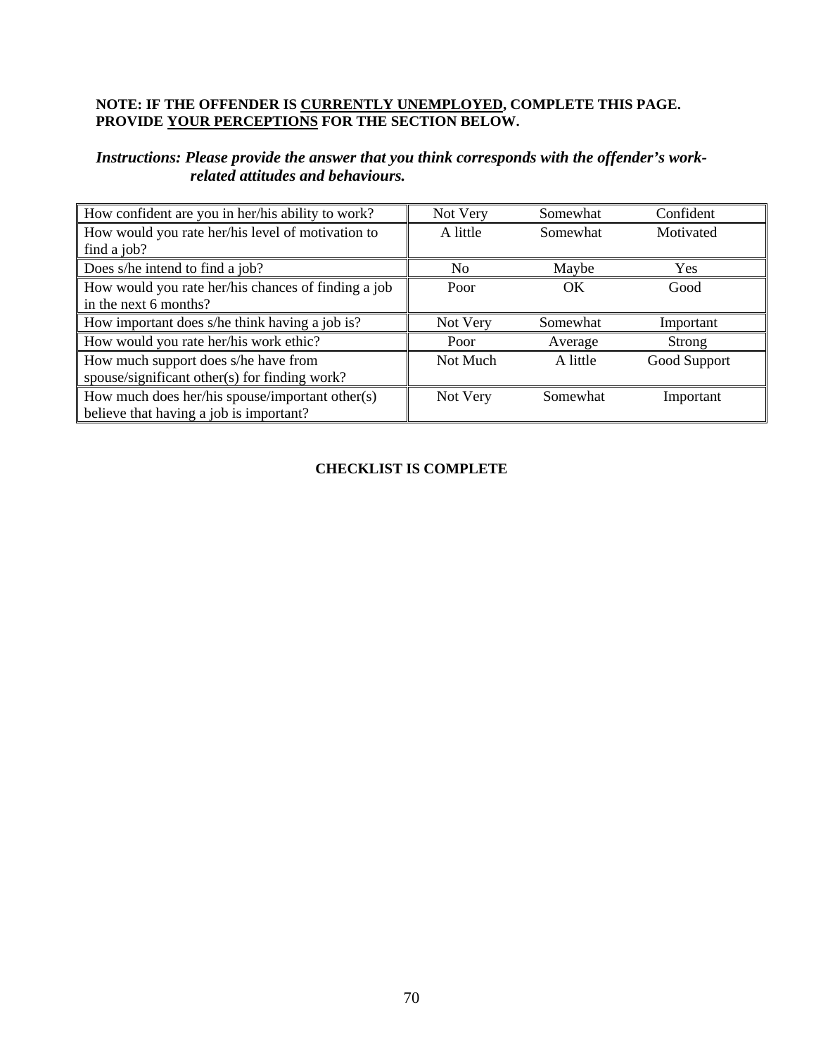**NOTE: IF THE OFFENDER IS <u>CURRENTLY UNEMPLOYED</u>, COMPLETE THIS PAGE. PROVIDE <u>YOUR PERCEPTIONS</u> FOR THE SECTION BELOW.**

***Instructions: Please provide the answer that you think corresponds with the offender's work-related attitudes and behaviours.***

| Question | | | |
|---|---|---|---|
| How confident are you in her/his ability to work? | Not Very | Somewhat | Confident |
| How would you rate her/his level of motivation to find a job? | A little | Somewhat | Motivated |
| Does s/he intend to find a job? | No | Maybe | Yes |
| How would you rate her/his chances of finding a job in the next 6 months? | Poor | OK | Good |
| How important does s/he think having a job is? | Not Very | Somewhat | Important |
| How would you rate her/his work ethic? | Poor | Average | Strong |
| How much support does s/he have from spouse/significant other(s) for finding work? | Not Much | A little | Good Support |
| How much does her/his spouse/important other(s) believe that having a job is important? | Not Very | Somewhat | Important |

**CHECKLIST IS COMPLETE**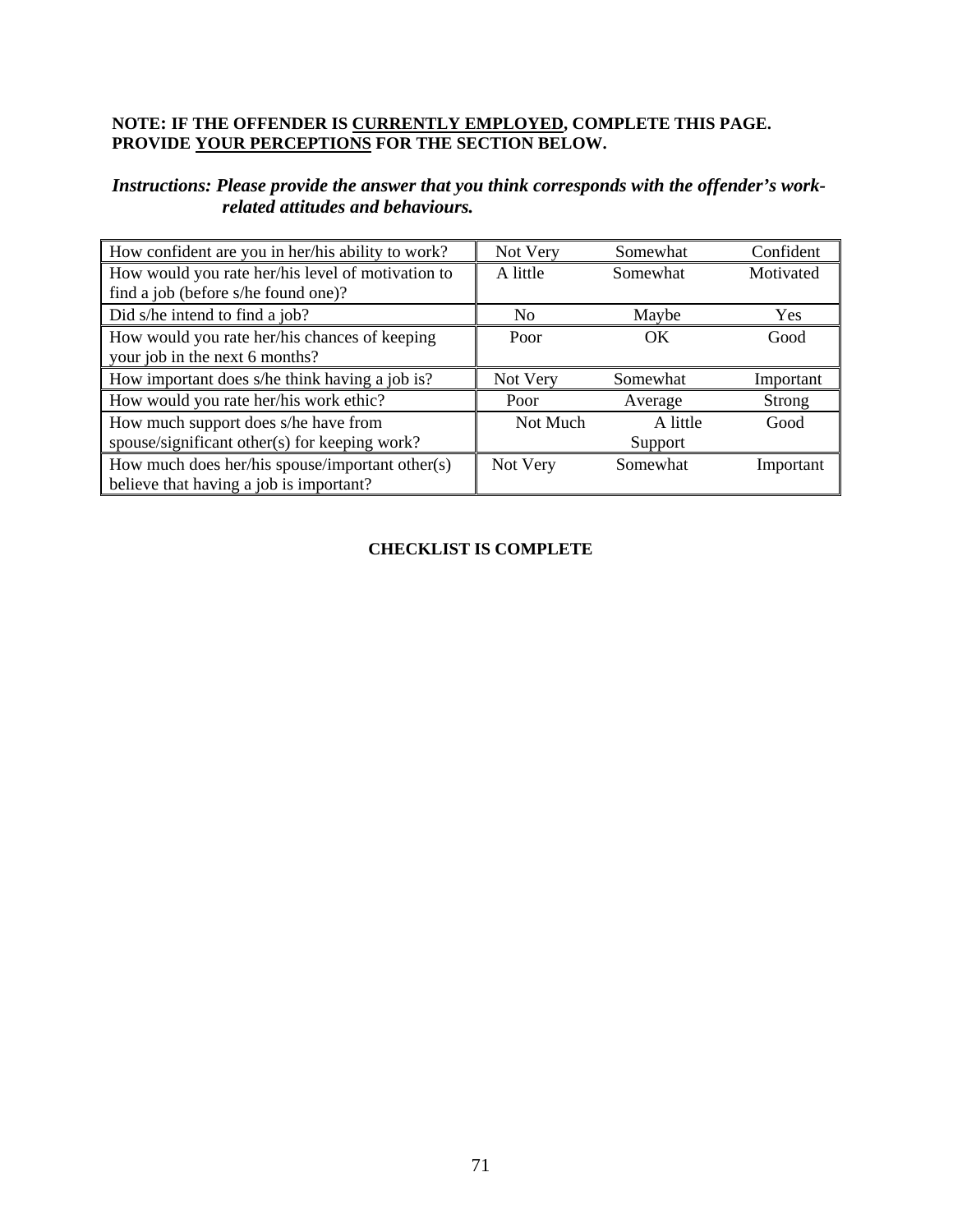**NOTE: IF THE OFFENDER IS <u>CURRENTLY EMPLOYED</u>, COMPLETE THIS PAGE. PROVIDE <u>YOUR PERCEPTIONS</u> FOR THE SECTION BELOW.**

***Instructions: Please provide the answer that you think corresponds with the offender's work-related attitudes and behaviours.***

| Question | | | |
|---|---|---|---|
| How confident are you in her/his ability to work? | Not Very | Somewhat | Confident |
| How would you rate her/his level of motivation to find a job (before s/he found one)? | A little | Somewhat | Motivated |
| Did s/he intend to find a job? | No | Maybe | Yes |
| How would you rate her/his chances of keeping your job in the next 6 months? | Poor | OK | Good |
| How important does s/he think having a job is? | Not Very | Somewhat | Important |
| How would you rate her/his work ethic? | Poor | Average | Strong |
| How much support does s/he have from spouse/significant other(s) for keeping work? | Not Much | A little Support | Good |
| How much does her/his spouse/important other(s) believe that having a job is important? | Not Very | Somewhat | Important |

**CHECKLIST IS COMPLETE**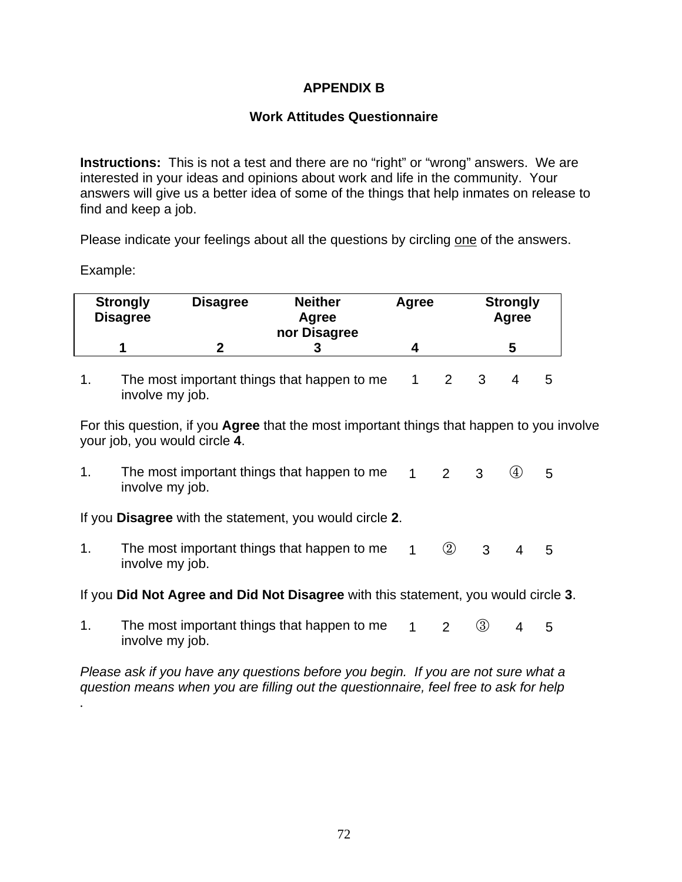# APPENDIX B

## Work Attitudes Questionnaire

**Instructions:** This is not a test and there are no "right" or "wrong" answers. We are interested in your ideas and opinions about work and life in the community. Your answers will give us a better idea of some of the things that help inmates on release to find and keep a job.

Please indicate your feelings about all the questions by circling <u>one</u> of the answers.

Example:

| Strongly Disagree | Disagree | Neither Agree nor Disagree | Agree | Strongly Agree |
|---|---|---|---|---|
| **1** | **2** | **3** | **4** | **5** |

1. The most important things that happen to me involve my job. 1 2 3 4 5

For this question, if you **Agree** that the most important things that happen to you involve your job, you would circle **4**.

1. The most important things that happen to me involve my job. 1 2 3 ④ 5

If you **Disagree** with the statement, you would circle **2**.

1. The most important things that happen to me involve my job. 1 ② 3 4 5

If you **Did Not Agree and Did Not Disagree** with this statement, you would circle **3**.

1. The most important things that happen to me involve my job. 1 2 ③ 4 5

*Please ask if you have any questions before you begin. If you are not sure what a question means when you are filling out the questionnaire, feel free to ask for help*
.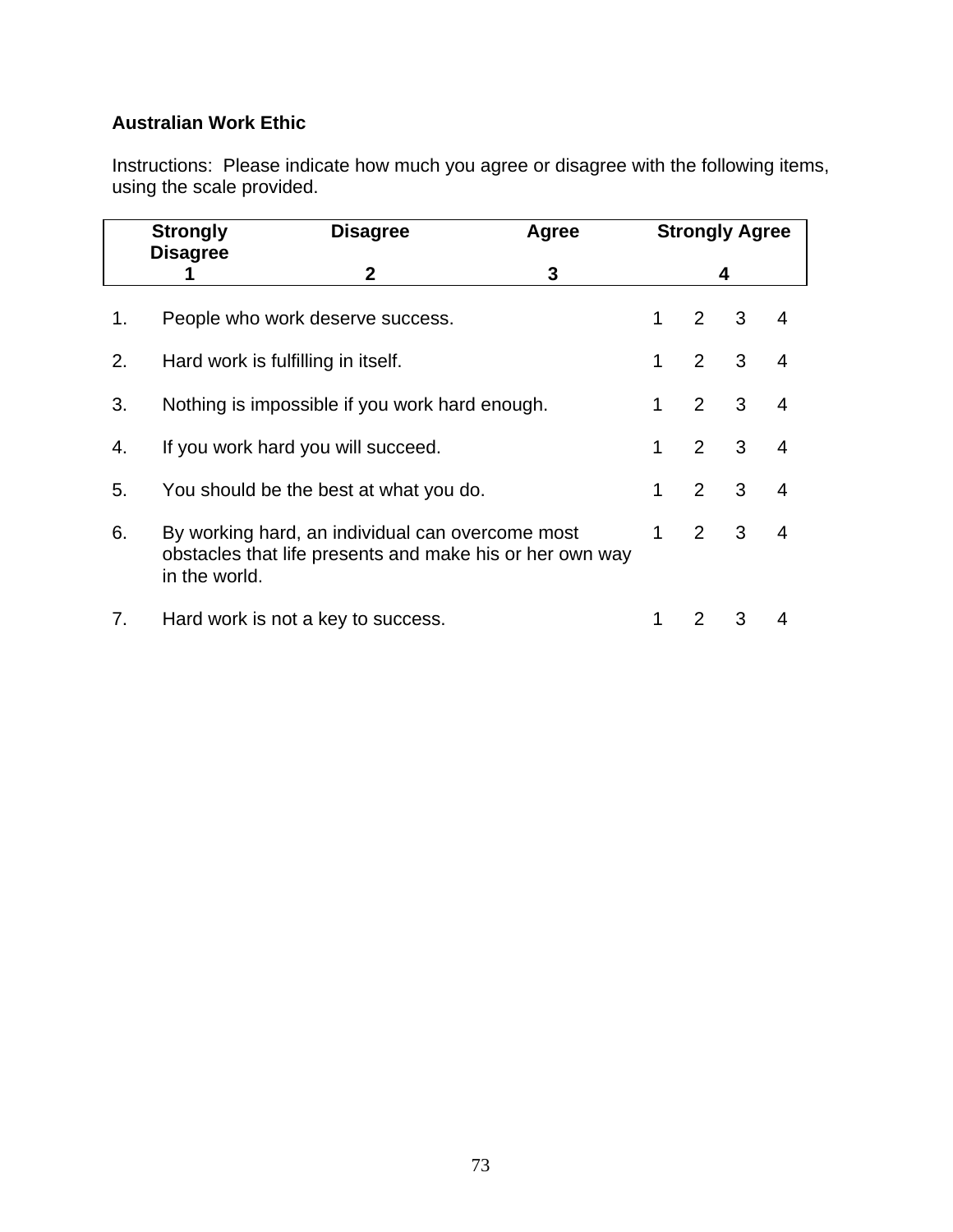**Australian Work Ethic**

Instructions: Please indicate how much you agree or disagree with the following items, using the scale provided.

| Strongly Disagree | Disagree | Agree | Strongly Agree |
|---|---|---|---|
| **1** | **2** | **3** | **4** |

| | | | | | |
|---|---|---|---|---|---|
| 1. | People who work deserve success. | 1 | 2 | 3 | 4 |
| 2. | Hard work is fulfilling in itself. | 1 | 2 | 3 | 4 |
| 3. | Nothing is impossible if you work hard enough. | 1 | 2 | 3 | 4 |
| 4. | If you work hard you will succeed. | 1 | 2 | 3 | 4 |
| 5. | You should be the best at what you do. | 1 | 2 | 3 | 4 |
| 6. | By working hard, an individual can overcome most obstacles that life presents and make his or her own way in the world. | 1 | 2 | 3 | 4 |
| 7. | Hard work is not a key to success. | 1 | 2 | 3 | 4 |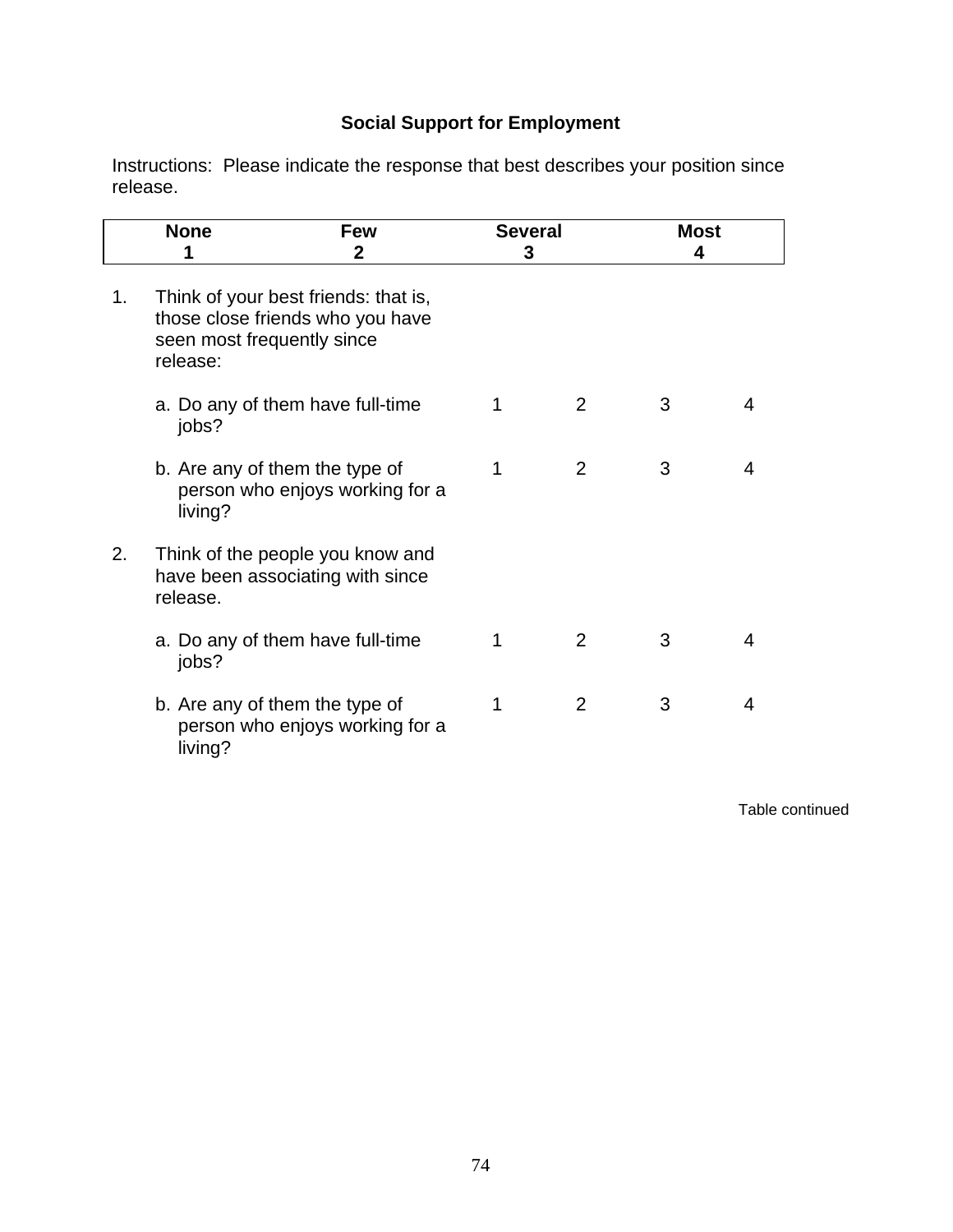**Social Support for Employment**

Instructions: Please indicate the response that best describes your position since release.

| None | Few | Several | Most |
|---|---|---|---|
| 1 | 2 | 3 | 4 |

| | | | | |
|---|---|---|---|---|
| 1. Think of your best friends: that is, those close friends who you have seen most frequently since release: | | | | |
| a. Do any of them have full-time jobs? | 1 | 2 | 3 | 4 |
| b. Are any of them the type of person who enjoys working for a living? | 1 | 2 | 3 | 4 |
| 2. Think of the people you know and have been associating with since release. | | | | |
| a. Do any of them have full-time jobs? | 1 | 2 | 3 | 4 |
| b. Are any of them the type of person who enjoys working for a living? | 1 | 2 | 3 | 4 |

Table continued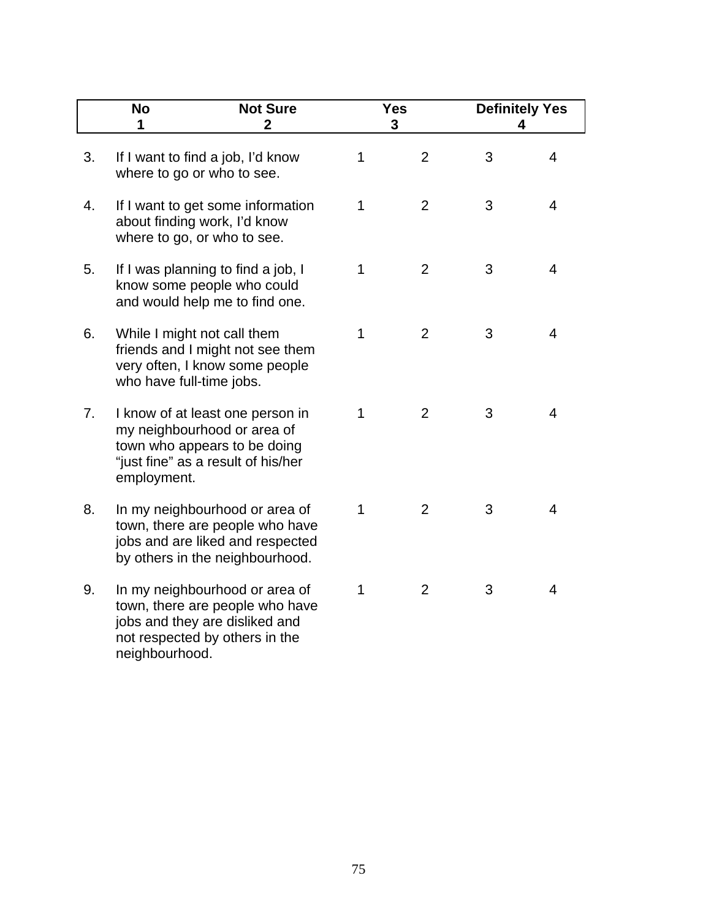| No 1 | Not Sure 2 | Yes 3 | Definitely Yes 4 |
|---|---|---|---|

| | | | | | |
|---|---|---|---|---|---|
| 3. | If I want to find a job, I'd know where to go or who to see. | 1 | 2 | 3 | 4 |
| 4. | If I want to get some information about finding work, I'd know where to go, or who to see. | 1 | 2 | 3 | 4 |
| 5. | If I was planning to find a job, I know some people who could and would help me to find one. | 1 | 2 | 3 | 4 |
| 6. | While I might not call them friends and I might not see them very often, I know some people who have full-time jobs. | 1 | 2 | 3 | 4 |
| 7. | I know of at least one person in my neighbourhood or area of town who appears to be doing "just fine" as a result of his/her employment. | 1 | 2 | 3 | 4 |
| 8. | In my neighbourhood or area of town, there are people who have jobs and are liked and respected by others in the neighbourhood. | 1 | 2 | 3 | 4 |
| 9. | In my neighbourhood or area of town, there are people who have jobs and they are disliked and not respected by others in the neighbourhood. | 1 | 2 | 3 | 4 |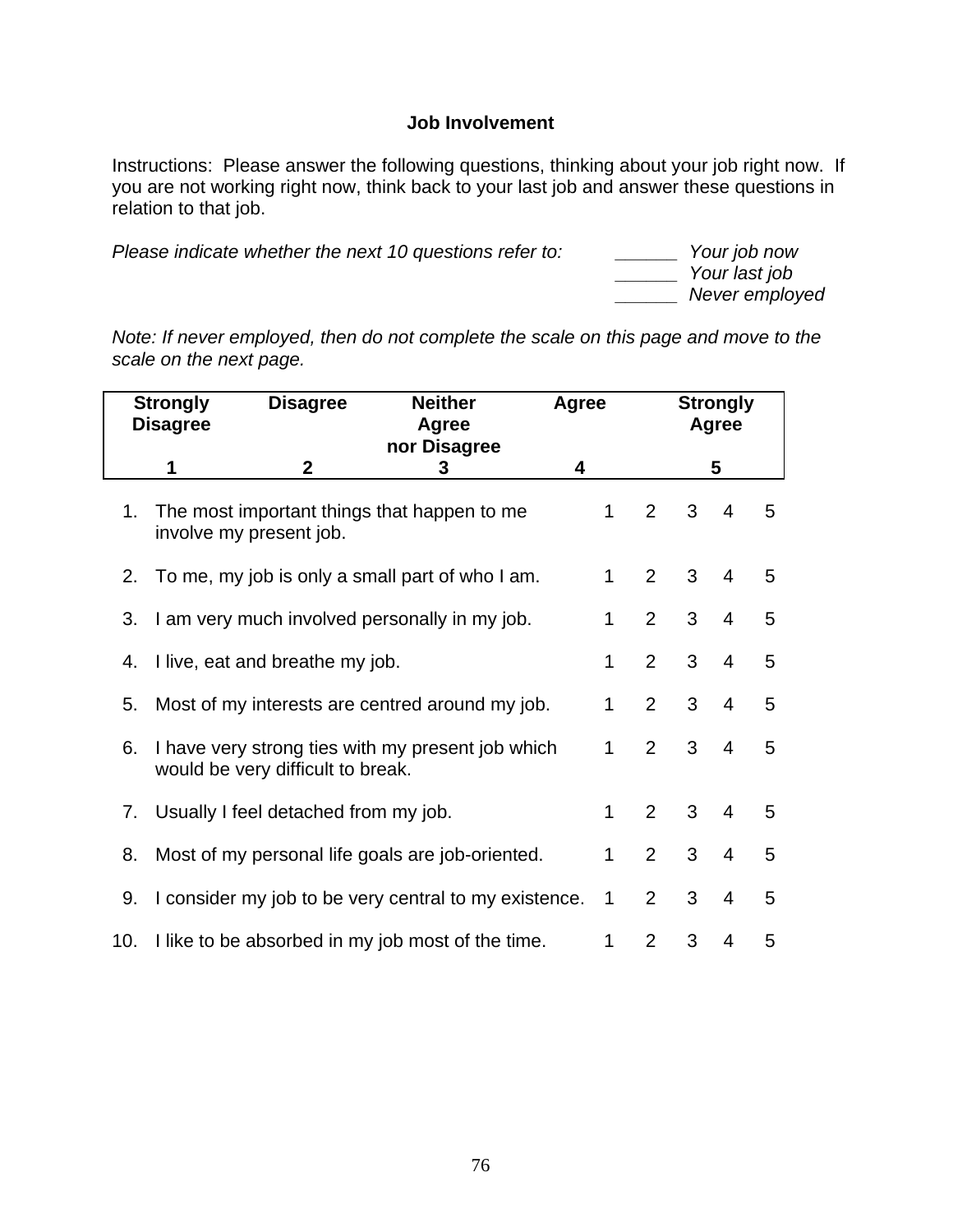### Job Involvement

Instructions: Please answer the following questions, thinking about your job right now. If you are not working right now, think back to your last job and answer these questions in relation to that job.

*Please indicate whether the next 10 questions refer to:*

______ *Your job now*
______ *Your last job*
______ *Never employed*

*Note: If never employed, then do not complete the scale on this page and move to the scale on the next page.*

| Strongly Disagree | Disagree | Neither Agree nor Disagree | Agree | Strongly Agree |
|---|---|---|---|---|
| 1 | 2 | 3 | 4 | 5 |

| | | | | | | |
|---|---|---|---|---|---|---|
| 1. | The most important things that happen to me involve my present job. | 1 | 2 | 3 | 4 | 5 |
| 2. | To me, my job is only a small part of who I am. | 1 | 2 | 3 | 4 | 5 |
| 3. | I am very much involved personally in my job. | 1 | 2 | 3 | 4 | 5 |
| 4. | I live, eat and breathe my job. | 1 | 2 | 3 | 4 | 5 |
| 5. | Most of my interests are centred around my job. | 1 | 2 | 3 | 4 | 5 |
| 6. | I have very strong ties with my present job which would be very difficult to break. | 1 | 2 | 3 | 4 | 5 |
| 7. | Usually I feel detached from my job. | 1 | 2 | 3 | 4 | 5 |
| 8. | Most of my personal life goals are job-oriented. | 1 | 2 | 3 | 4 | 5 |
| 9. | I consider my job to be very central to my existence. | 1 | 2 | 3 | 4 | 5 |
| 10. | I like to be absorbed in my job most of the time. | 1 | 2 | 3 | 4 | 5 |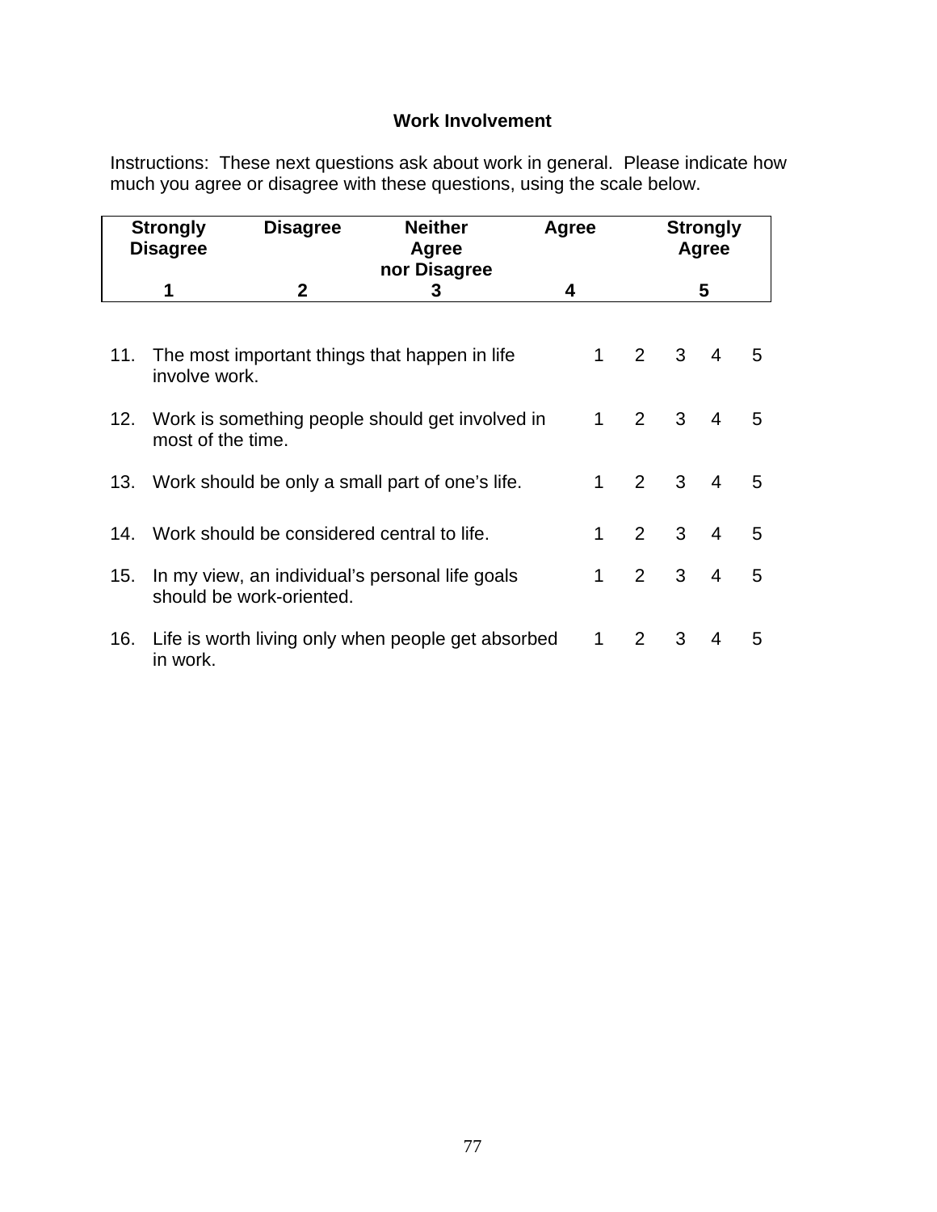## Work Involvement

Instructions: These next questions ask about work in general. Please indicate how much you agree or disagree with these questions, using the scale below.

| Strongly Disagree | Disagree | Neither Agree nor Disagree | Agree | Strongly Agree |
|---|---|---|---|---|
| 1 | 2 | 3 | 4 | 5 |

| | | | | | | |
|---|---|---|---|---|---|---|
| 11. | The most important things that happen in life involve work. | 1 | 2 | 3 | 4 | 5 |
| 12. | Work is something people should get involved in most of the time. | 1 | 2 | 3 | 4 | 5 |
| 13. | Work should be only a small part of one's life. | 1 | 2 | 3 | 4 | 5 |
| 14. | Work should be considered central to life. | 1 | 2 | 3 | 4 | 5 |
| 15. | In my view, an individual's personal life goals should be work-oriented. | 1 | 2 | 3 | 4 | 5 |
| 16. | Life is worth living only when people get absorbed in work. | 1 | 2 | 3 | 4 | 5 |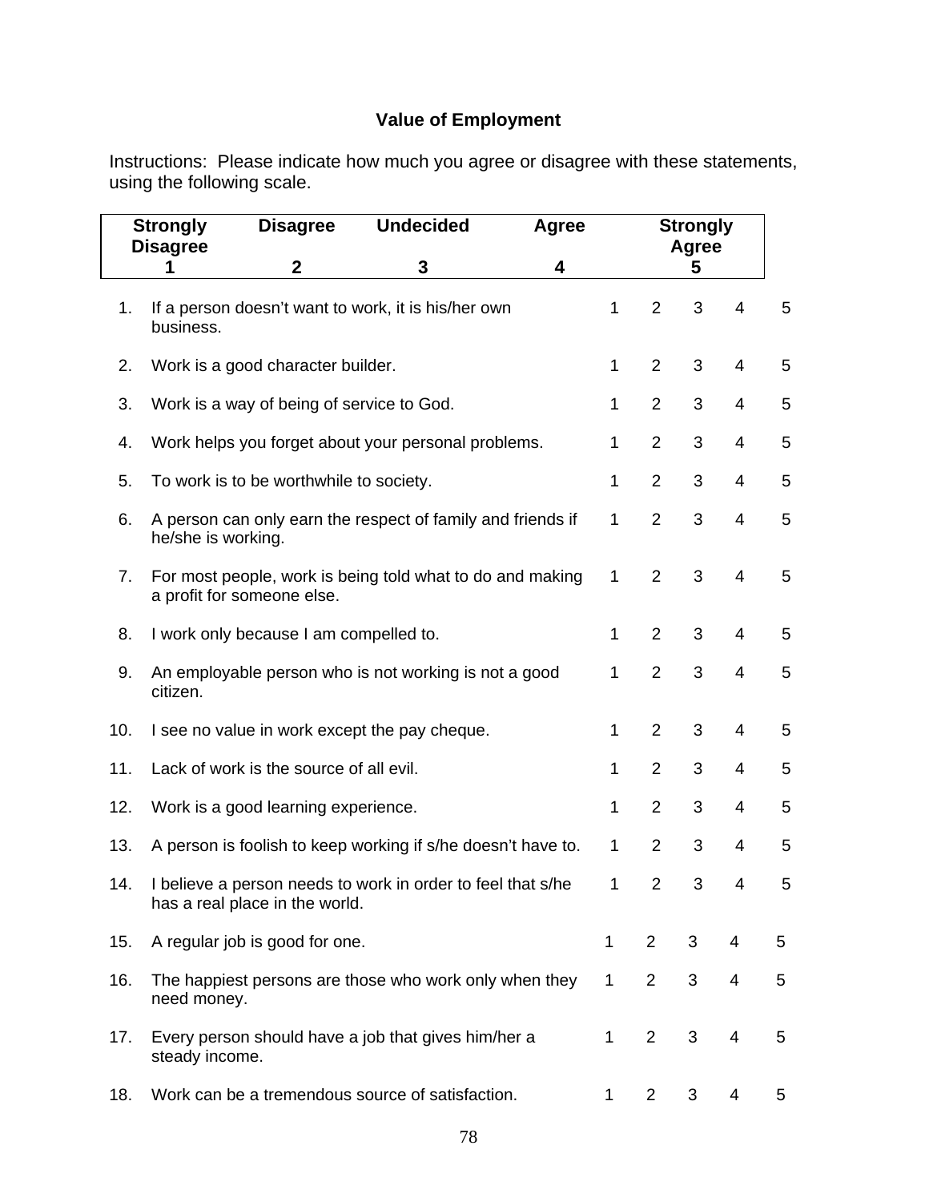## Value of Employment

Instructions: Please indicate how much you agree or disagree with these statements, using the following scale.

| Strongly Disagree | Disagree | Undecided | Agree | Strongly Agree |
|---|---|---|---|---|
| 1 | 2 | 3 | 4 | 5 |

| | | | | | | |
|---|---|---|---|---|---|---|
| 1. | If a person doesn't want to work, it is his/her own business. | 1 | 2 | 3 | 4 | 5 |
| 2. | Work is a good character builder. | 1 | 2 | 3 | 4 | 5 |
| 3. | Work is a way of being of service to God. | 1 | 2 | 3 | 4 | 5 |
| 4. | Work helps you forget about your personal problems. | 1 | 2 | 3 | 4 | 5 |
| 5. | To work is to be worthwhile to society. | 1 | 2 | 3 | 4 | 5 |
| 6. | A person can only earn the respect of family and friends if he/she is working. | 1 | 2 | 3 | 4 | 5 |
| 7. | For most people, work is being told what to do and making a profit for someone else. | 1 | 2 | 3 | 4 | 5 |
| 8. | I work only because I am compelled to. | 1 | 2 | 3 | 4 | 5 |
| 9. | An employable person who is not working is not a good citizen. | 1 | 2 | 3 | 4 | 5 |
| 10. | I see no value in work except the pay cheque. | 1 | 2 | 3 | 4 | 5 |
| 11. | Lack of work is the source of all evil. | 1 | 2 | 3 | 4 | 5 |
| 12. | Work is a good learning experience. | 1 | 2 | 3 | 4 | 5 |
| 13. | A person is foolish to keep working if s/he doesn't have to. | 1 | 2 | 3 | 4 | 5 |
| 14. | I believe a person needs to work in order to feel that s/he has a real place in the world. | 1 | 2 | 3 | 4 | 5 |
| 15. | A regular job is good for one. | 1 | 2 | 3 | 4 | 5 |
| 16. | The happiest persons are those who work only when they need money. | 1 | 2 | 3 | 4 | 5 |
| 17. | Every person should have a job that gives him/her a steady income. | 1 | 2 | 3 | 4 | 5 |
| 18. | Work can be a tremendous source of satisfaction. | 1 | 2 | 3 | 4 | 5 |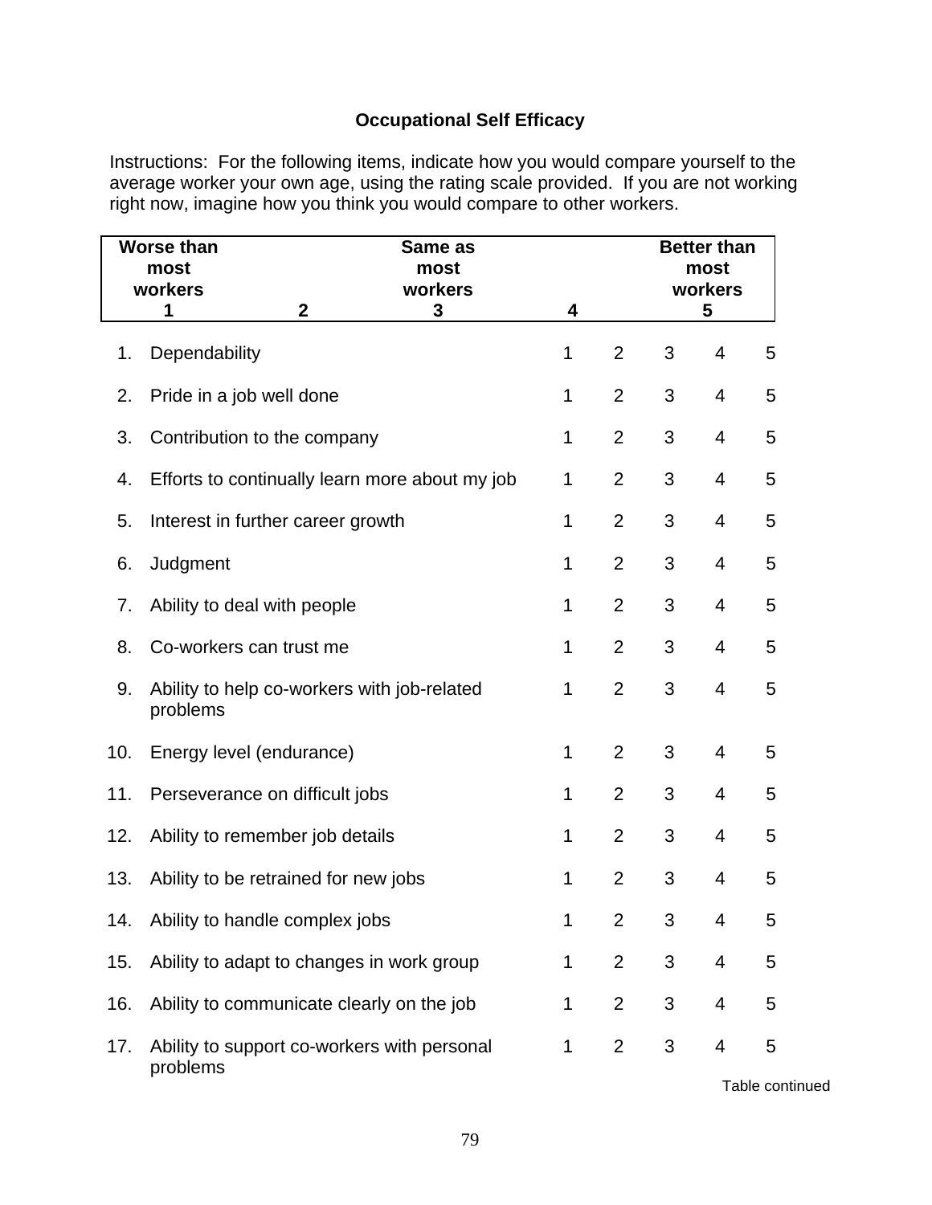**Occupational Self Efficacy**

Instructions: For the following items, indicate how you would compare yourself to the average worker your own age, using the rating scale provided. If you are not working right now, imagine how you think you would compare to other workers.

| Worse than most workers 1 | 2 | Same as most workers 3 | 4 | Better than most workers 5 |
|---|---|---|---|---|

| | Item | | | | | |
|---|---|---|---|---|---|---|
| 1. | Dependability | 1 | 2 | 3 | 4 | 5 |
| 2. | Pride in a job well done | 1 | 2 | 3 | 4 | 5 |
| 3. | Contribution to the company | 1 | 2 | 3 | 4 | 5 |
| 4. | Efforts to continually learn more about my job | 1 | 2 | 3 | 4 | 5 |
| 5. | Interest in further career growth | 1 | 2 | 3 | 4 | 5 |
| 6. | Judgment | 1 | 2 | 3 | 4 | 5 |
| 7. | Ability to deal with people | 1 | 2 | 3 | 4 | 5 |
| 8. | Co-workers can trust me | 1 | 2 | 3 | 4 | 5 |
| 9. | Ability to help co-workers with job-related problems | 1 | 2 | 3 | 4 | 5 |
| 10. | Energy level (endurance) | 1 | 2 | 3 | 4 | 5 |
| 11. | Perseverance on difficult jobs | 1 | 2 | 3 | 4 | 5 |
| 12. | Ability to remember job details | 1 | 2 | 3 | 4 | 5 |
| 13. | Ability to be retrained for new jobs | 1 | 2 | 3 | 4 | 5 |
| 14. | Ability to handle complex jobs | 1 | 2 | 3 | 4 | 5 |
| 15. | Ability to adapt to changes in work group | 1 | 2 | 3 | 4 | 5 |
| 16. | Ability to communicate clearly on the job | 1 | 2 | 3 | 4 | 5 |
| 17. | Ability to support co-workers with personal problems | 1 | 2 | 3 | 4 | 5 |

Table continued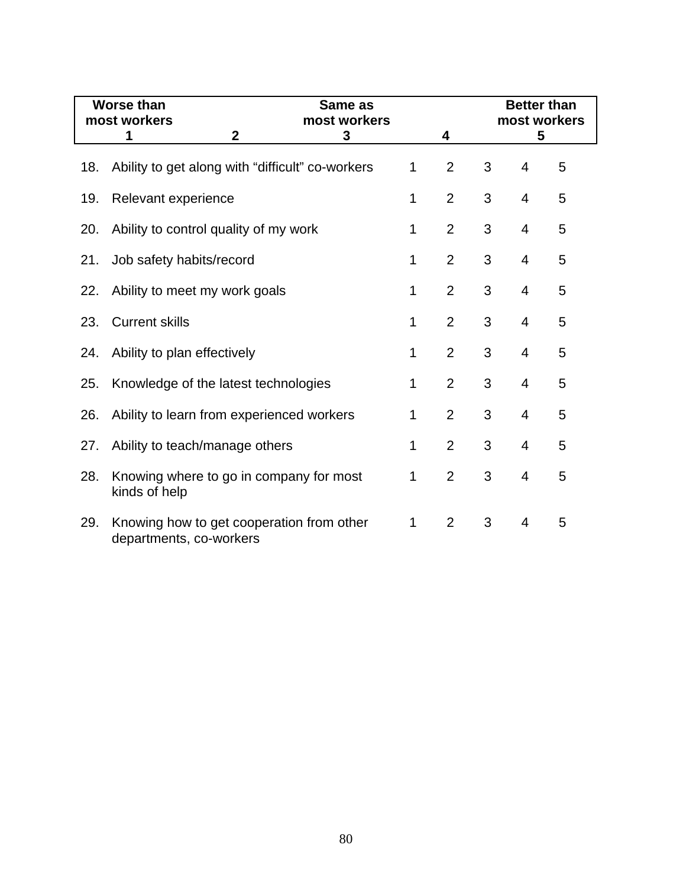| Worse than most workers | | Same as most workers | | Better than most workers |
|---|---|---|---|---|
| **1** | **2** | **3** | **4** | **5** |

| | | | | | | |
|---|---|---|---|---|---|---|
| 18. | Ability to get along with “difficult” co-workers | 1 | 2 | 3 | 4 | 5 |
| 19. | Relevant experience | 1 | 2 | 3 | 4 | 5 |
| 20. | Ability to control quality of my work | 1 | 2 | 3 | 4 | 5 |
| 21. | Job safety habits/record | 1 | 2 | 3 | 4 | 5 |
| 22. | Ability to meet my work goals | 1 | 2 | 3 | 4 | 5 |
| 23. | Current skills | 1 | 2 | 3 | 4 | 5 |
| 24. | Ability to plan effectively | 1 | 2 | 3 | 4 | 5 |
| 25. | Knowledge of the latest technologies | 1 | 2 | 3 | 4 | 5 |
| 26. | Ability to learn from experienced workers | 1 | 2 | 3 | 4 | 5 |
| 27. | Ability to teach/manage others | 1 | 2 | 3 | 4 | 5 |
| 28. | Knowing where to go in company for most kinds of help | 1 | 2 | 3 | 4 | 5 |
| 29. | Knowing how to get cooperation from other departments, co-workers | 1 | 2 | 3 | 4 | 5 |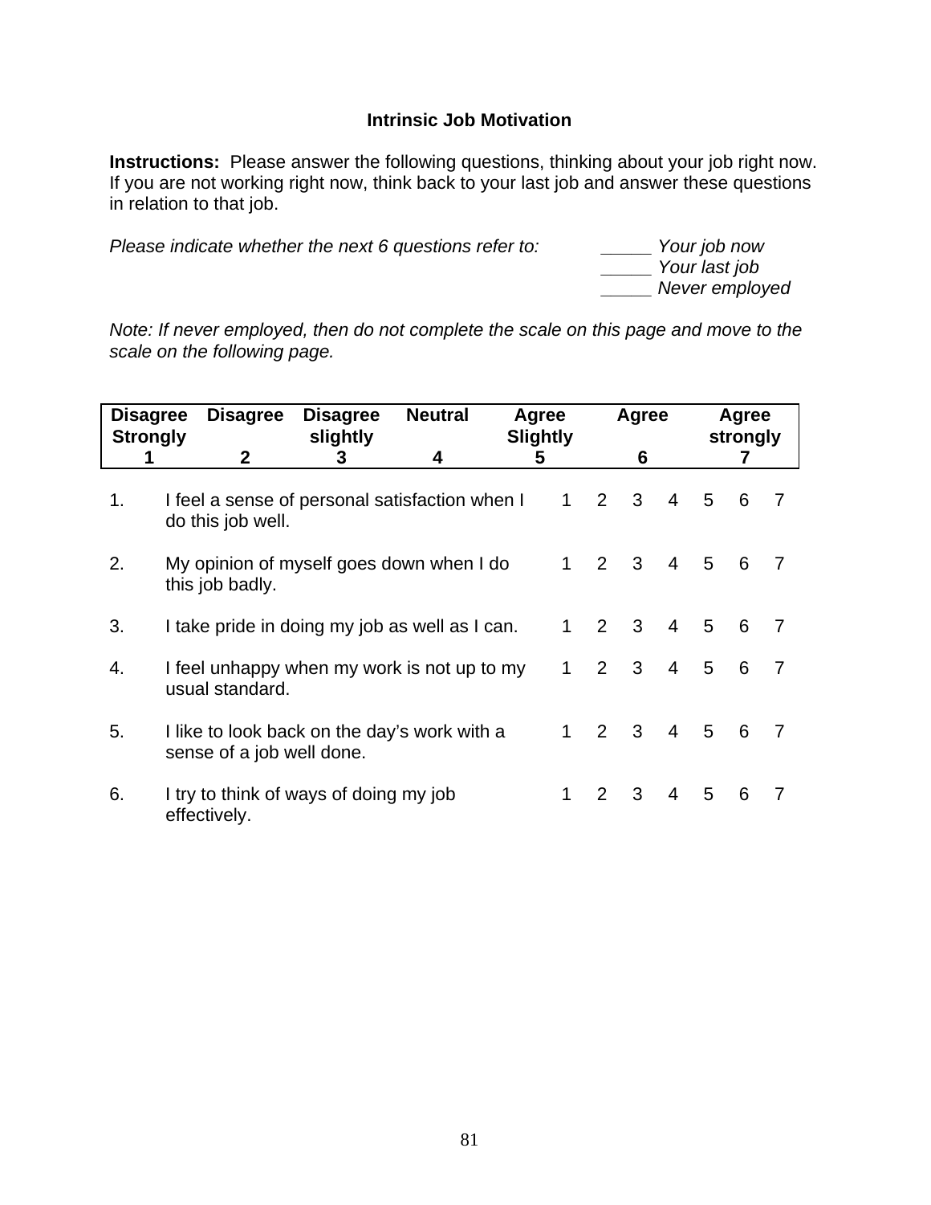## Intrinsic Job Motivation

**Instructions:** Please answer the following questions, thinking about your job right now. If you are not working right now, think back to your last job and answer these questions in relation to that job.

*Please indicate whether the next 6 questions refer to:*

*_____ Your job now*
*_____ Your last job*
*_____ Never employed*

*Note: If never employed, then do not complete the scale on this page and move to the scale on the following page.*

| Disagree Strongly | Disagree | Disagree slightly | Neutral | Agree Slightly | Agree | Agree strongly |
|---|---|---|---|---|---|---|
| 1 | 2 | 3 | 4 | 5 | 6 | 7 |

| | | | | | | | | |
|---|---|---|---|---|---|---|---|---|
| 1. | I feel a sense of personal satisfaction when I do this job well. | 1 | 2 | 3 | 4 | 5 | 6 | 7 |
| 2. | My opinion of myself goes down when I do this job badly. | 1 | 2 | 3 | 4 | 5 | 6 | 7 |
| 3. | I take pride in doing my job as well as I can. | 1 | 2 | 3 | 4 | 5 | 6 | 7 |
| 4. | I feel unhappy when my work is not up to my usual standard. | 1 | 2 | 3 | 4 | 5 | 6 | 7 |
| 5. | I like to look back on the day's work with a sense of a job well done. | 1 | 2 | 3 | 4 | 5 | 6 | 7 |
| 6. | I try to think of ways of doing my job effectively. | 1 | 2 | 3 | 4 | 5 | 6 | 7 |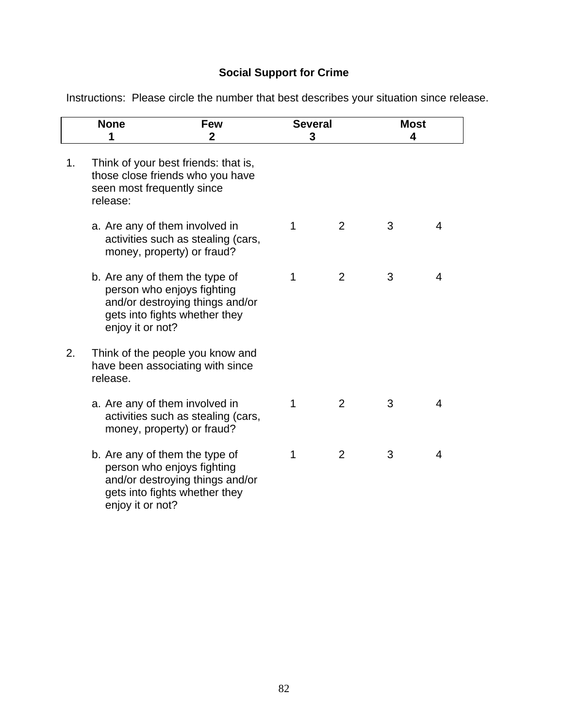## Social Support for Crime

Instructions: Please circle the number that best describes your situation since release.

| None | Few | Several | Most |
|---|---|---|---|
| 1 | 2 | 3 | 4 |

| | | | | |
|---|---|---|---|---|
| 1. Think of your best friends: that is, those close friends who you have seen most frequently since release: | | | | |
| a. Are any of them involved in activities such as stealing (cars, money, property) or fraud? | 1 | 2 | 3 | 4 |
| b. Are any of them the type of person who enjoys fighting and/or destroying things and/or gets into fights whether they enjoy it or not? | 1 | 2 | 3 | 4 |
| 2. Think of the people you know and have been associating with since release. | | | | |
| a. Are any of them involved in activities such as stealing (cars, money, property) or fraud? | 1 | 2 | 3 | 4 |
| b. Are any of them the type of person who enjoys fighting and/or destroying things and/or gets into fights whether they enjoy it or not? | 1 | 2 | 3 | 4 |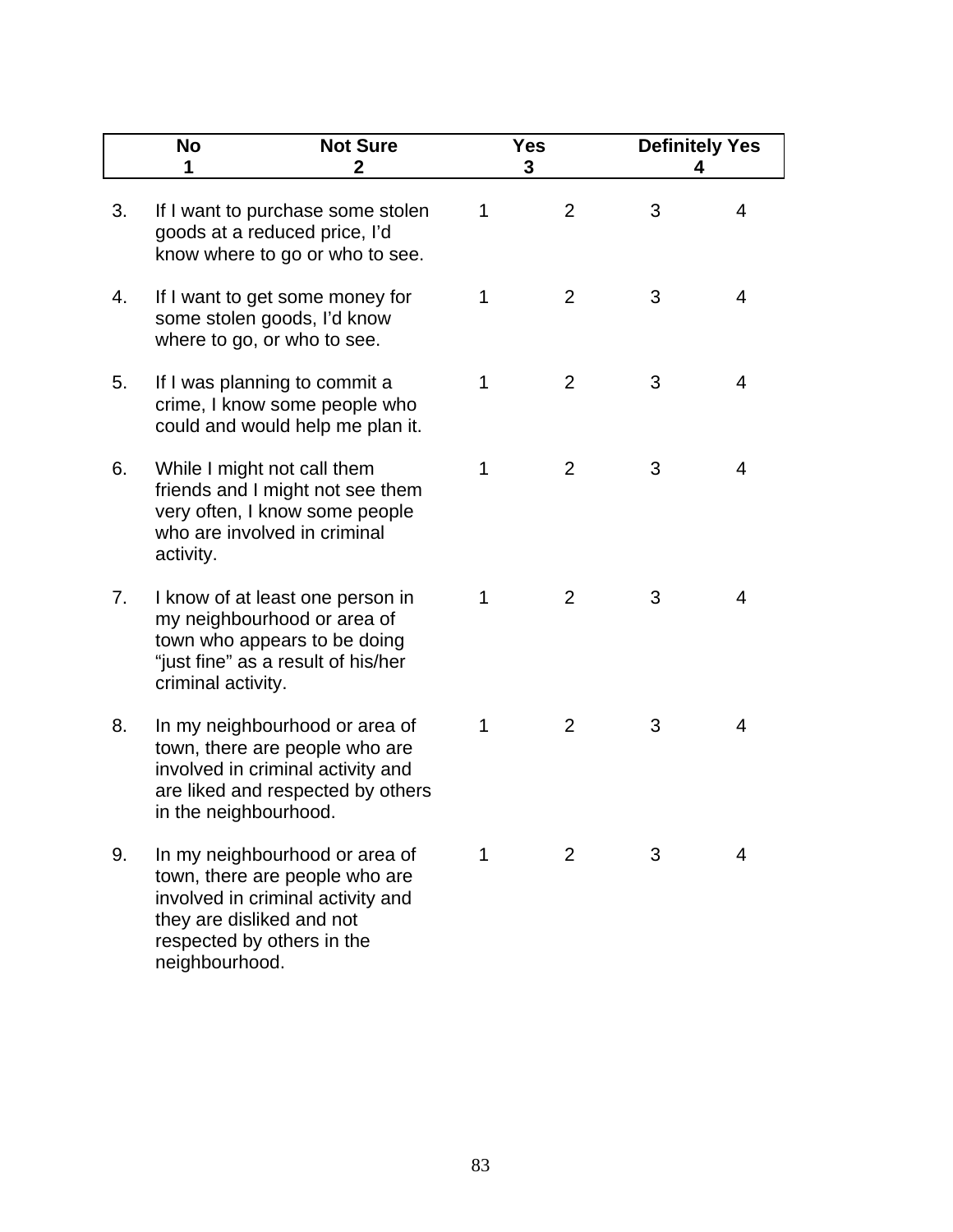| No | Not Sure | Yes | Definitely Yes |
|---|---|---|---|
| 1 | 2 | 3 | 4 |

| | | | | | |
|---|---|---|---|---|---|
| 3. | If I want to purchase some stolen goods at a reduced price, I'd know where to go or who to see. | 1 | 2 | 3 | 4 |
| 4. | If I want to get some money for some stolen goods, I'd know where to go, or who to see. | 1 | 2 | 3 | 4 |
| 5. | If I was planning to commit a crime, I know some people who could and would help me plan it. | 1 | 2 | 3 | 4 |
| 6. | While I might not call them friends and I might not see them very often, I know some people who are involved in criminal activity. | 1 | 2 | 3 | 4 |
| 7. | I know of at least one person in my neighbourhood or area of town who appears to be doing "just fine" as a result of his/her criminal activity. | 1 | 2 | 3 | 4 |
| 8. | In my neighbourhood or area of town, there are people who are involved in criminal activity and are liked and respected by others in the neighbourhood. | 1 | 2 | 3 | 4 |
| 9. | In my neighbourhood or area of town, there are people who are involved in criminal activity and they are disliked and not respected by others in the neighbourhood. | 1 | 2 | 3 | 4 |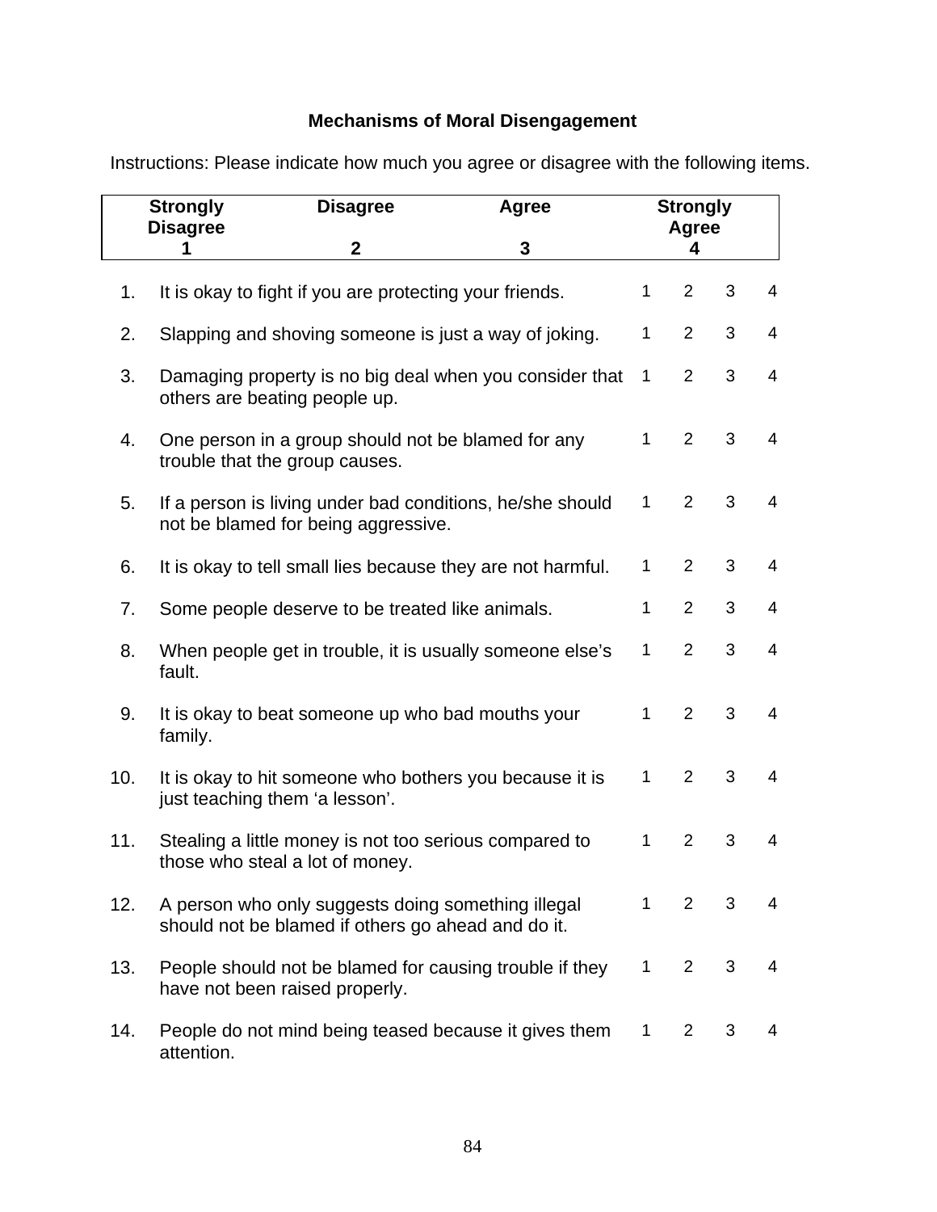**Mechanisms of Moral Disengagement**

Instructions: Please indicate how much you agree or disagree with the following items.

| Strongly Disagree | Disagree | Agree | Strongly Agree |
|---|---|---|---|
| 1 | 2 | 3 | 4 |

| | | | | | |
|---|---|---|---|---|---|
| 1. | It is okay to fight if you are protecting your friends. | 1 | 2 | 3 | 4 |
| 2. | Slapping and shoving someone is just a way of joking. | 1 | 2 | 3 | 4 |
| 3. | Damaging property is no big deal when you consider that others are beating people up. | 1 | 2 | 3 | 4 |
| 4. | One person in a group should not be blamed for any trouble that the group causes. | 1 | 2 | 3 | 4 |
| 5. | If a person is living under bad conditions, he/she should not be blamed for being aggressive. | 1 | 2 | 3 | 4 |
| 6. | It is okay to tell small lies because they are not harmful. | 1 | 2 | 3 | 4 |
| 7. | Some people deserve to be treated like animals. | 1 | 2 | 3 | 4 |
| 8. | When people get in trouble, it is usually someone else's fault. | 1 | 2 | 3 | 4 |
| 9. | It is okay to beat someone up who bad mouths your family. | 1 | 2 | 3 | 4 |
| 10. | It is okay to hit someone who bothers you because it is just teaching them 'a lesson'. | 1 | 2 | 3 | 4 |
| 11. | Stealing a little money is not too serious compared to those who steal a lot of money. | 1 | 2 | 3 | 4 |
| 12. | A person who only suggests doing something illegal should not be blamed if others go ahead and do it. | 1 | 2 | 3 | 4 |
| 13. | People should not be blamed for causing trouble if they have not been raised properly. | 1 | 2 | 3 | 4 |
| 14. | People do not mind being teased because it gives them attention. | 1 | 2 | 3 | 4 |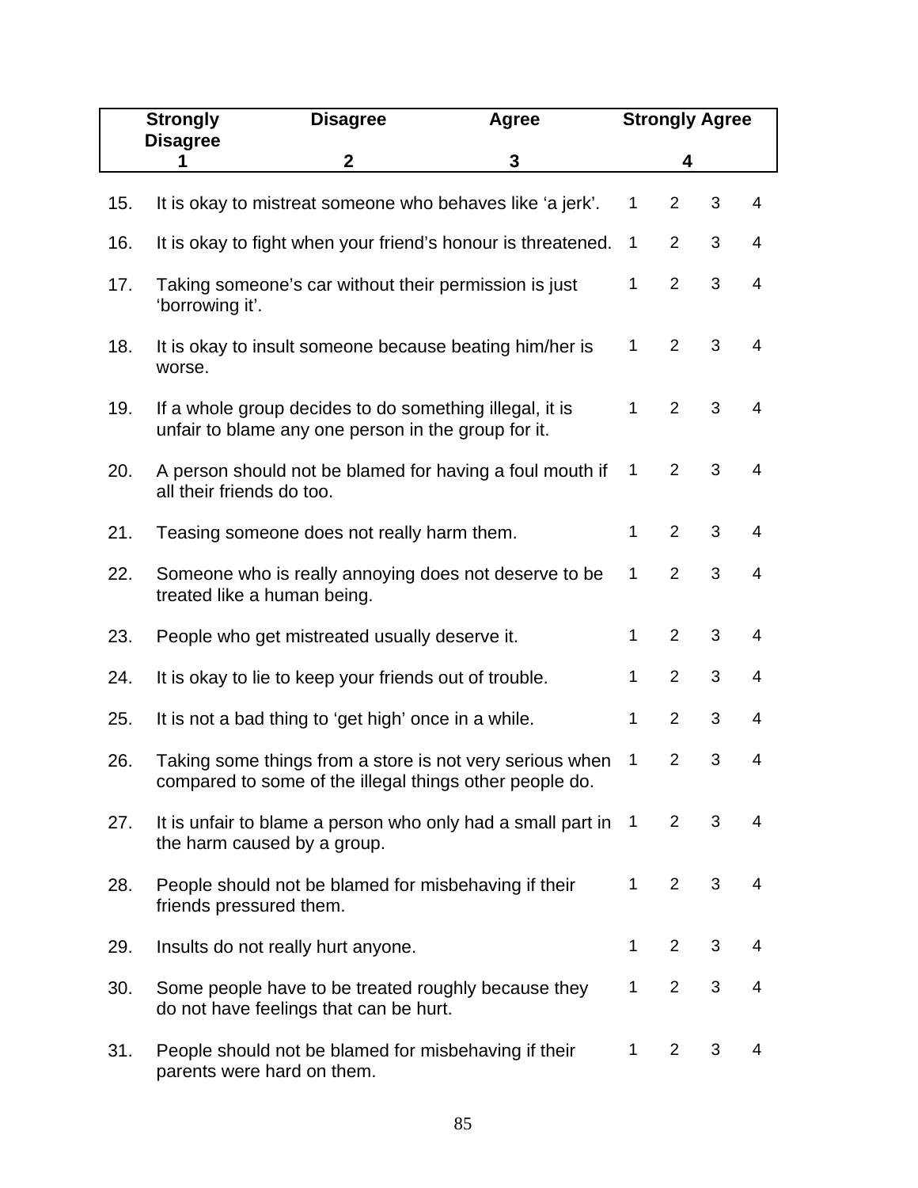| Strongly Disagree | Disagree | Agree | Strongly Agree |
|---|---|---|---|
| 1 | 2 | 3 | 4 |

| | | | | | |
|---|---|---|---|---|---|
| 15. | It is okay to mistreat someone who behaves like ‘a jerk’. | 1 | 2 | 3 | 4 |
| 16. | It is okay to fight when your friend’s honour is threatened. | 1 | 2 | 3 | 4 |
| 17. | Taking someone’s car without their permission is just ‘borrowing it’. | 1 | 2 | 3 | 4 |
| 18. | It is okay to insult someone because beating him/her is worse. | 1 | 2 | 3 | 4 |
| 19. | If a whole group decides to do something illegal, it is unfair to blame any one person in the group for it. | 1 | 2 | 3 | 4 |
| 20. | A person should not be blamed for having a foul mouth if all their friends do too. | 1 | 2 | 3 | 4 |
| 21. | Teasing someone does not really harm them. | 1 | 2 | 3 | 4 |
| 22. | Someone who is really annoying does not deserve to be treated like a human being. | 1 | 2 | 3 | 4 |
| 23. | People who get mistreated usually deserve it. | 1 | 2 | 3 | 4 |
| 24. | It is okay to lie to keep your friends out of trouble. | 1 | 2 | 3 | 4 |
| 25. | It is not a bad thing to ‘get high’ once in a while. | 1 | 2 | 3 | 4 |
| 26. | Taking some things from a store is not very serious when compared to some of the illegal things other people do. | 1 | 2 | 3 | 4 |
| 27. | It is unfair to blame a person who only had a small part in the harm caused by a group. | 1 | 2 | 3 | 4 |
| 28. | People should not be blamed for misbehaving if their friends pressured them. | 1 | 2 | 3 | 4 |
| 29. | Insults do not really hurt anyone. | 1 | 2 | 3 | 4 |
| 30. | Some people have to be treated roughly because they do not have feelings that can be hurt. | 1 | 2 | 3 | 4 |
| 31. | People should not be blamed for misbehaving if their parents were hard on them. | 1 | 2 | 3 | 4 |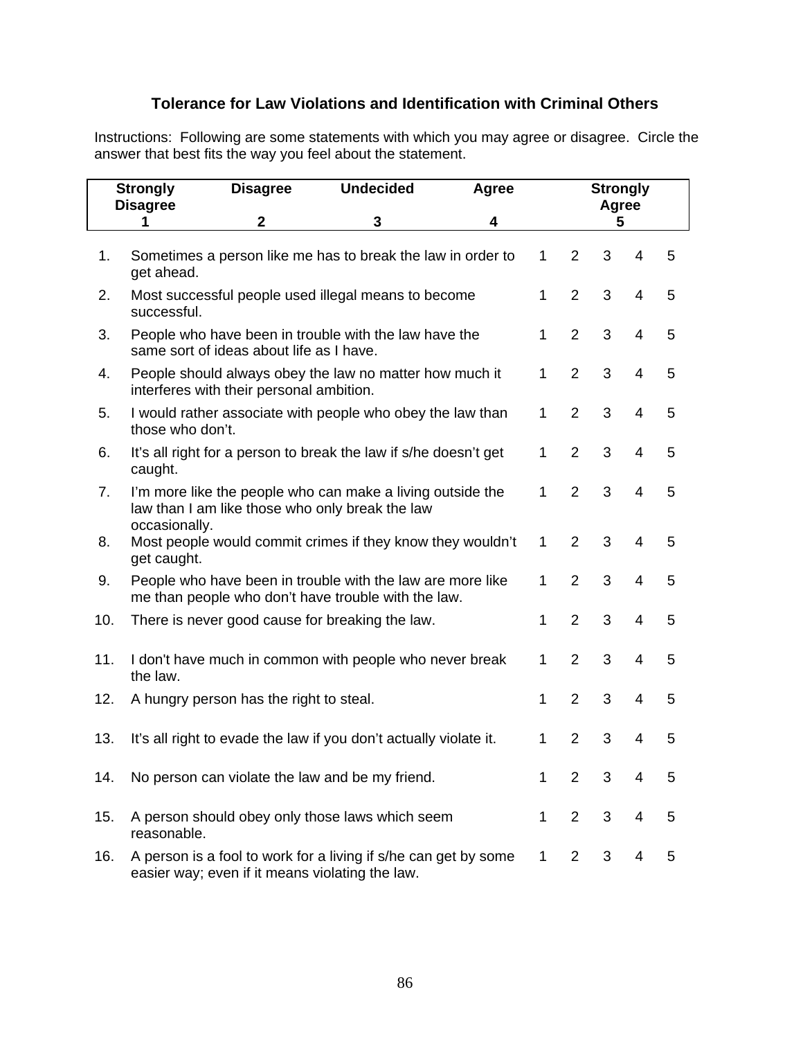### Tolerance for Law Violations and Identification with Criminal Others

Instructions: Following are some statements with which you may agree or disagree. Circle the answer that best fits the way you feel about the statement.

| Strongly Disagree | Disagree | Undecided | Agree | Strongly Agree |
|---|---|---|---|---|
| 1 | 2 | 3 | 4 | 5 |

| | | | | | | |
|---|---|---|---|---|---|---|
| 1. | Sometimes a person like me has to break the law in order to get ahead. | 1 | 2 | 3 | 4 | 5 |
| 2. | Most successful people used illegal means to become successful. | 1 | 2 | 3 | 4 | 5 |
| 3. | People who have been in trouble with the law have the same sort of ideas about life as I have. | 1 | 2 | 3 | 4 | 5 |
| 4. | People should always obey the law no matter how much it interferes with their personal ambition. | 1 | 2 | 3 | 4 | 5 |
| 5. | I would rather associate with people who obey the law than those who don't. | 1 | 2 | 3 | 4 | 5 |
| 6. | It's all right for a person to break the law if s/he doesn't get caught. | 1 | 2 | 3 | 4 | 5 |
| 7. | I'm more like the people who can make a living outside the law than I am like those who only break the law occasionally. | 1 | 2 | 3 | 4 | 5 |
| 8. | Most people would commit crimes if they know they wouldn't get caught. | 1 | 2 | 3 | 4 | 5 |
| 9. | People who have been in trouble with the law are more like me than people who don't have trouble with the law. | 1 | 2 | 3 | 4 | 5 |
| 10. | There is never good cause for breaking the law. | 1 | 2 | 3 | 4 | 5 |
| 11. | I don't have much in common with people who never break the law. | 1 | 2 | 3 | 4 | 5 |
| 12. | A hungry person has the right to steal. | 1 | 2 | 3 | 4 | 5 |
| 13. | It's all right to evade the law if you don't actually violate it. | 1 | 2 | 3 | 4 | 5 |
| 14. | No person can violate the law and be my friend. | 1 | 2 | 3 | 4 | 5 |
| 15. | A person should obey only those laws which seem reasonable. | 1 | 2 | 3 | 4 | 5 |
| 16. | A person is a fool to work for a living if s/he can get by some easier way; even if it means violating the law. | 1 | 2 | 3 | 4 | 5 |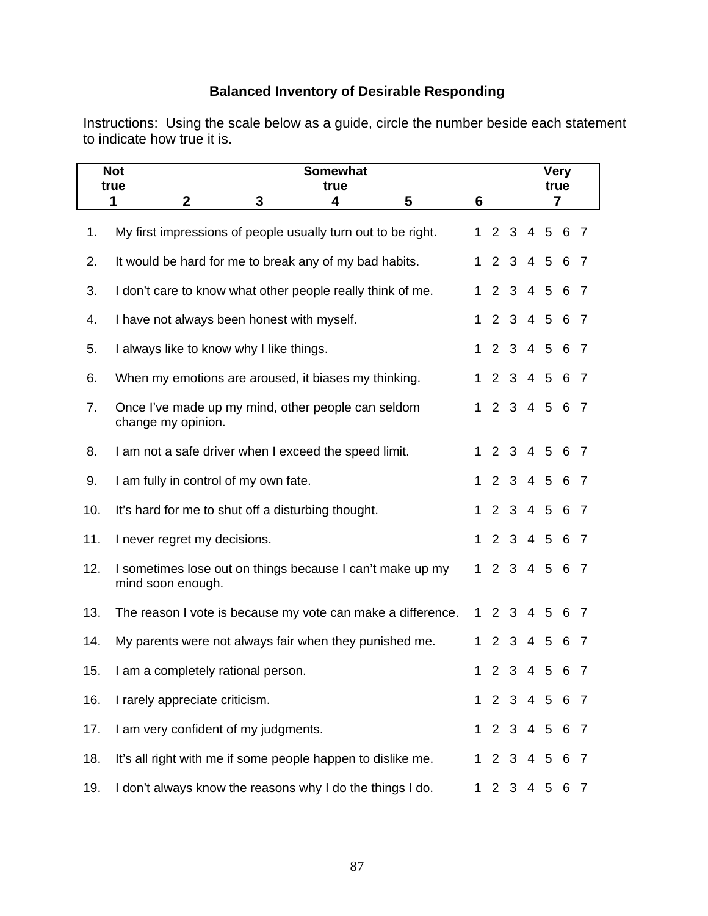**Balanced Inventory of Desirable Responding**

Instructions: Using the scale below as a guide, circle the number beside each statement to indicate how true it is.

| Not true | | | Somewhat true | | | Very true |
|---|---|---|---|---|---|---|
| 1 | 2 | 3 | 4 | 5 | 6 | 7 |

| | | |
|---|---|---|
| 1. | My first impressions of people usually turn out to be right. | 1 2 3 4 5 6 7 |
| 2. | It would be hard for me to break any of my bad habits. | 1 2 3 4 5 6 7 |
| 3. | I don't care to know what other people really think of me. | 1 2 3 4 5 6 7 |
| 4. | I have not always been honest with myself. | 1 2 3 4 5 6 7 |
| 5. | I always like to know why I like things. | 1 2 3 4 5 6 7 |
| 6. | When my emotions are aroused, it biases my thinking. | 1 2 3 4 5 6 7 |
| 7. | Once I've made up my mind, other people can seldom change my opinion. | 1 2 3 4 5 6 7 |
| 8. | I am not a safe driver when I exceed the speed limit. | 1 2 3 4 5 6 7 |
| 9. | I am fully in control of my own fate. | 1 2 3 4 5 6 7 |
| 10. | It's hard for me to shut off a disturbing thought. | 1 2 3 4 5 6 7 |
| 11. | I never regret my decisions. | 1 2 3 4 5 6 7 |
| 12. | I sometimes lose out on things because I can't make up my mind soon enough. | 1 2 3 4 5 6 7 |
| 13. | The reason I vote is because my vote can make a difference. | 1 2 3 4 5 6 7 |
| 14. | My parents were not always fair when they punished me. | 1 2 3 4 5 6 7 |
| 15. | I am a completely rational person. | 1 2 3 4 5 6 7 |
| 16. | I rarely appreciate criticism. | 1 2 3 4 5 6 7 |
| 17. | I am very confident of my judgments. | 1 2 3 4 5 6 7 |
| 18. | It's all right with me if some people happen to dislike me. | 1 2 3 4 5 6 7 |
| 19. | I don't always know the reasons why I do the things I do. | 1 2 3 4 5 6 7 |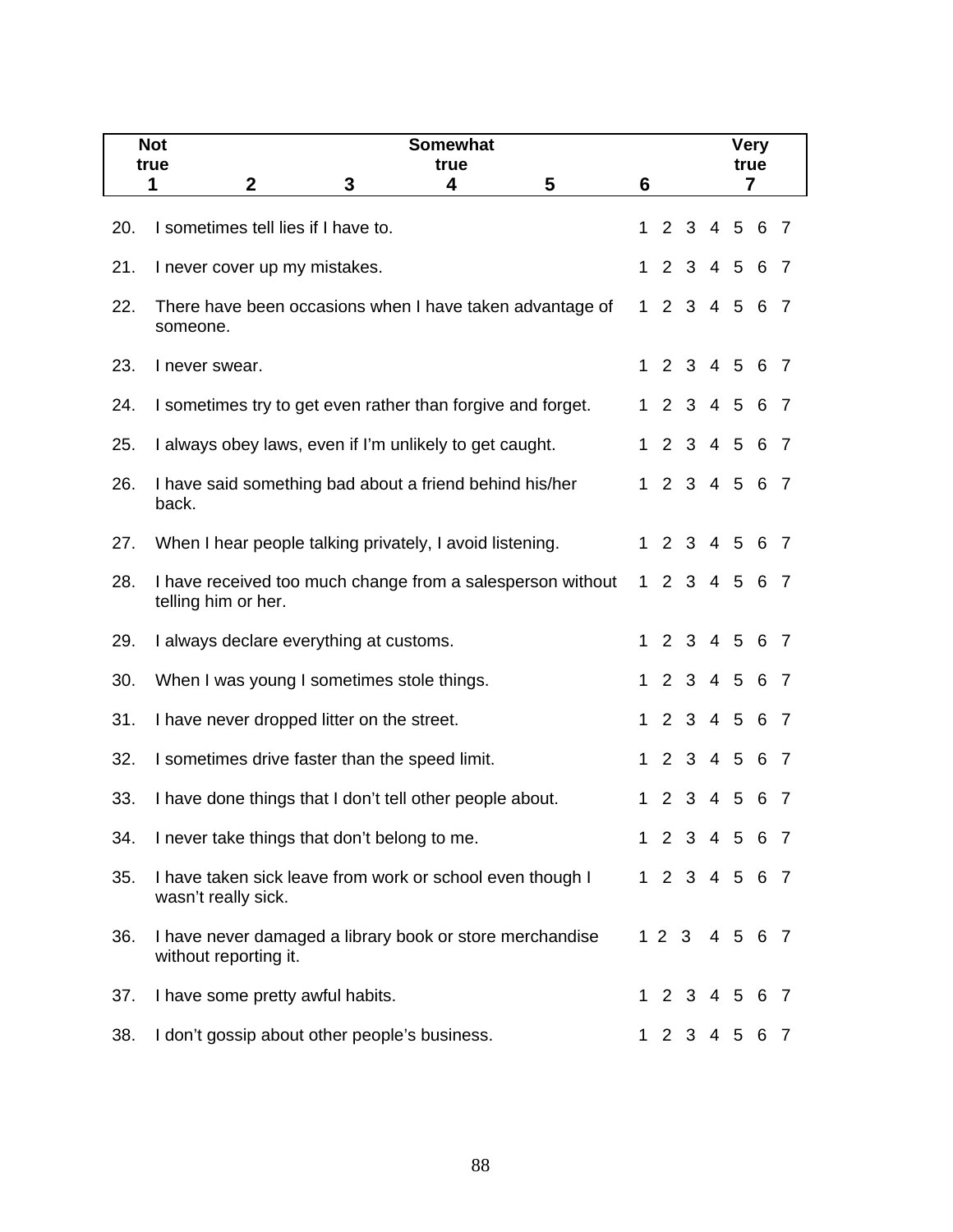| Not true 1 | 2 | 3 | Somewhat true 4 | 5 | 6 | Very true 7 |
|---|---|---|---|---|---|---|

| | | |
|---|---|---|
| 20. | I sometimes tell lies if I have to. | 1 2 3 4 5 6 7 |
| 21. | I never cover up my mistakes. | 1 2 3 4 5 6 7 |
| 22. | There have been occasions when I have taken advantage of someone. | 1 2 3 4 5 6 7 |
| 23. | I never swear. | 1 2 3 4 5 6 7 |
| 24. | I sometimes try to get even rather than forgive and forget. | 1 2 3 4 5 6 7 |
| 25. | I always obey laws, even if I'm unlikely to get caught. | 1 2 3 4 5 6 7 |
| 26. | I have said something bad about a friend behind his/her back. | 1 2 3 4 5 6 7 |
| 27. | When I hear people talking privately, I avoid listening. | 1 2 3 4 5 6 7 |
| 28. | I have received too much change from a salesperson without telling him or her. | 1 2 3 4 5 6 7 |
| 29. | I always declare everything at customs. | 1 2 3 4 5 6 7 |
| 30. | When I was young I sometimes stole things. | 1 2 3 4 5 6 7 |
| 31. | I have never dropped litter on the street. | 1 2 3 4 5 6 7 |
| 32. | I sometimes drive faster than the speed limit. | 1 2 3 4 5 6 7 |
| 33. | I have done things that I don't tell other people about. | 1 2 3 4 5 6 7 |
| 34. | I never take things that don't belong to me. | 1 2 3 4 5 6 7 |
| 35. | I have taken sick leave from work or school even though I wasn't really sick. | 1 2 3 4 5 6 7 |
| 36. | I have never damaged a library book or store merchandise without reporting it. | 1 2 3 4 5 6 7 |
| 37. | I have some pretty awful habits. | 1 2 3 4 5 6 7 |
| 38. | I don't gossip about other people's business. | 1 2 3 4 5 6 7 |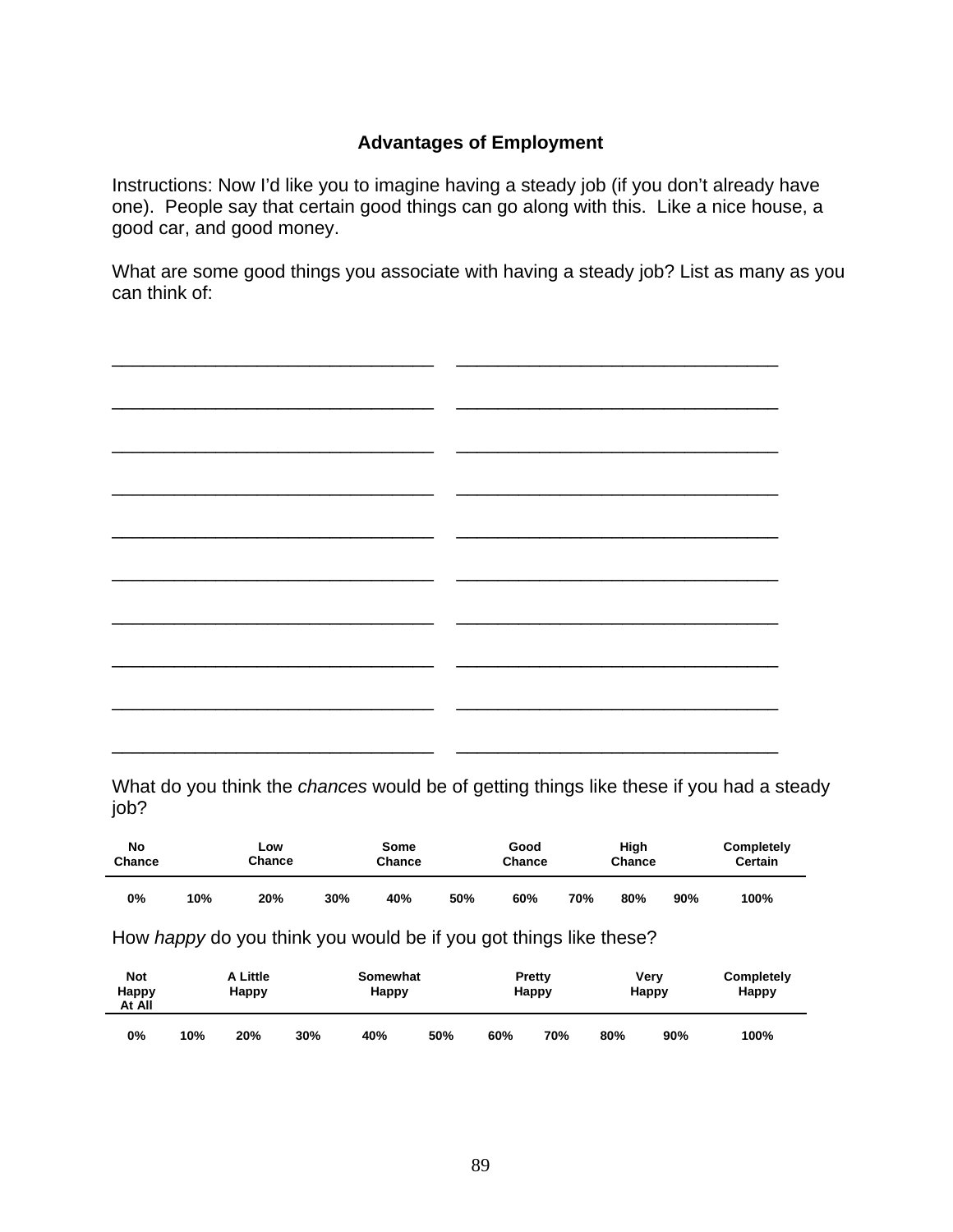**Advantages of Employment**

Instructions: Now I'd like you to imagine having a steady job (if you don't already have one). People say that certain good things can go along with this. Like a nice house, a good car, and good money.

What are some good things you associate with having a steady job? List as many as you can think of:

________________________________ ________________________________

________________________________ ________________________________

________________________________ ________________________________

________________________________ ________________________________

________________________________ ________________________________

________________________________ ________________________________

________________________________ ________________________________

________________________________ ________________________________

________________________________ ________________________________

________________________________ ________________________________

What do you think the *chances* would be of getting things like these if you had a steady job?

| No Chance | | Low Chance | | Some Chance | | Good Chance | | High Chance | | Completely Certain |
|---|---|---|---|---|---|---|---|---|---|---|
| 0% | 10% | 20% | 30% | 40% | 50% | 60% | 70% | 80% | 90% | 100% |

How *happy* do you think you would be if you got things like these?

| Not Happy At All | | A Little Happy | | Somewhat Happy | | Pretty Happy | | Very Happy | | Completely Happy |
|---|---|---|---|---|---|---|---|---|---|---|
| 0% | 10% | 20% | 30% | 40% | 50% | 60% | 70% | 80% | 90% | 100% |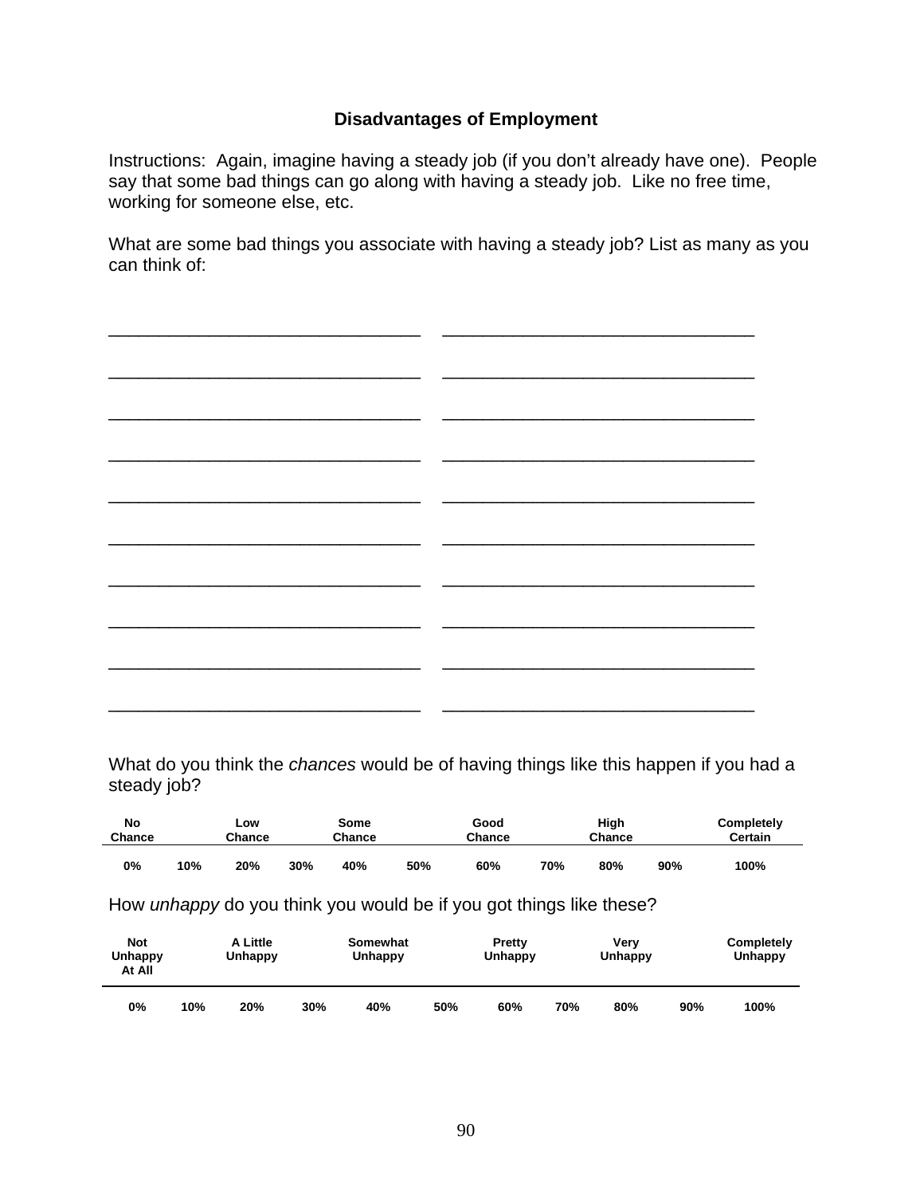**Disadvantages of Employment**

Instructions: Again, imagine having a steady job (if you don't already have one). People say that some bad things can go along with having a steady job. Like no free time, working for someone else, etc.

What are some bad things you associate with having a steady job? List as many as you can think of:

_______________________________ _______________________________

_______________________________ _______________________________

_______________________________ _______________________________

_______________________________ _______________________________

_______________________________ _______________________________

_______________________________ _______________________________

_______________________________ _______________________________

_______________________________ _______________________________

_______________________________ _______________________________

_______________________________ _______________________________

What do you think the *chances* would be of having things like this happen if you had a steady job?

| No Chance | | Low Chance | | Some Chance | | Good Chance | | High Chance | | Completely Certain |
|---|---|---|---|---|---|---|---|---|---|---|
| 0% | 10% | 20% | 30% | 40% | 50% | 60% | 70% | 80% | 90% | 100% |

How *unhappy* do you think you would be if you got things like these?

| Not Unhappy At All | | A Little Unhappy | | Somewhat Unhappy | | Pretty Unhappy | | Very Unhappy | | Completely Unhappy |
|---|---|---|---|---|---|---|---|---|---|---|
| 0% | 10% | 20% | 30% | 40% | 50% | 60% | 70% | 80% | 90% | 100% |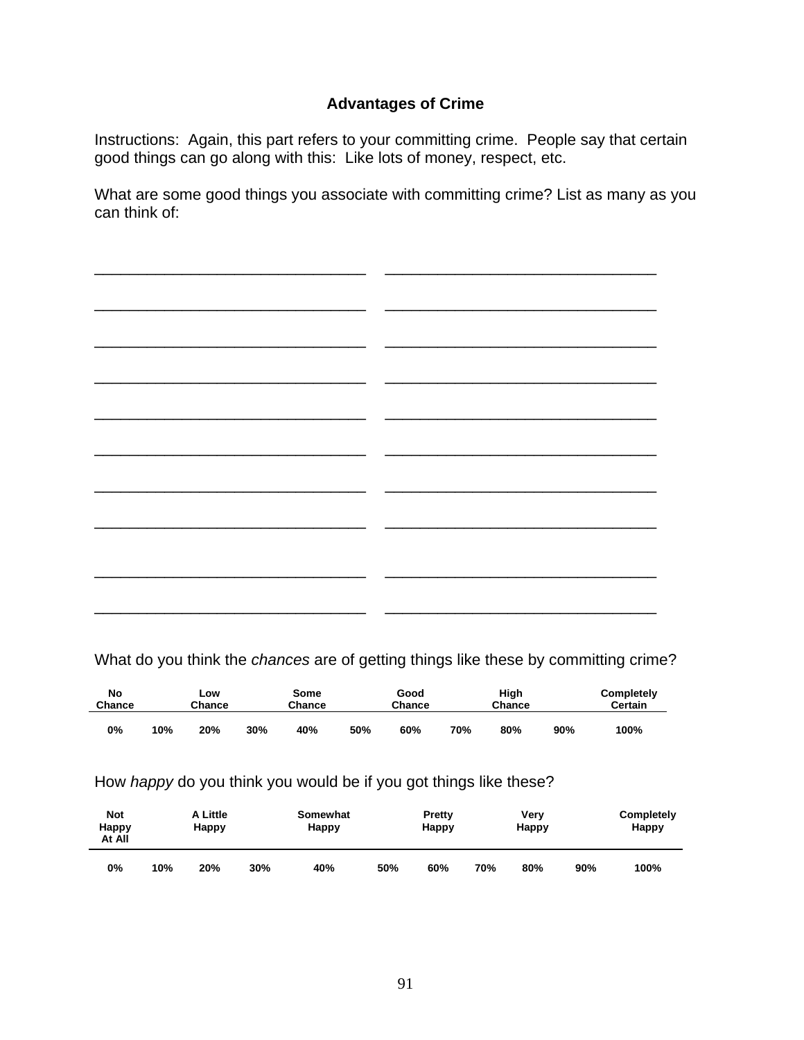## Advantages of Crime

Instructions: Again, this part refers to your committing crime. People say that certain good things can go along with this: Like lots of money, respect, etc.

What are some good things you associate with committing crime? List as many as you can think of:

________________________________ ________________________________

________________________________ ________________________________

________________________________ ________________________________

________________________________ ________________________________

________________________________ ________________________________

________________________________ ________________________________

________________________________ ________________________________

________________________________ ________________________________

________________________________ ________________________________

________________________________ ________________________________

What do you think the *chances* are of getting things like these by committing crime?

| No Chance | | Low Chance | | Some Chance | | Good Chance | | High Chance | | Completely Certain |
|---|---|---|---|---|---|---|---|---|---|---|
| 0% | 10% | 20% | 30% | 40% | 50% | 60% | 70% | 80% | 90% | 100% |

How *happy* do you think you would be if you got things like these?

| Not Happy At All | | A Little Happy | | Somewhat Happy | | Pretty Happy | | Very Happy | | Completely Happy |
|---|---|---|---|---|---|---|---|---|---|---|
| 0% | 10% | 20% | 30% | 40% | 50% | 60% | 70% | 80% | 90% | 100% |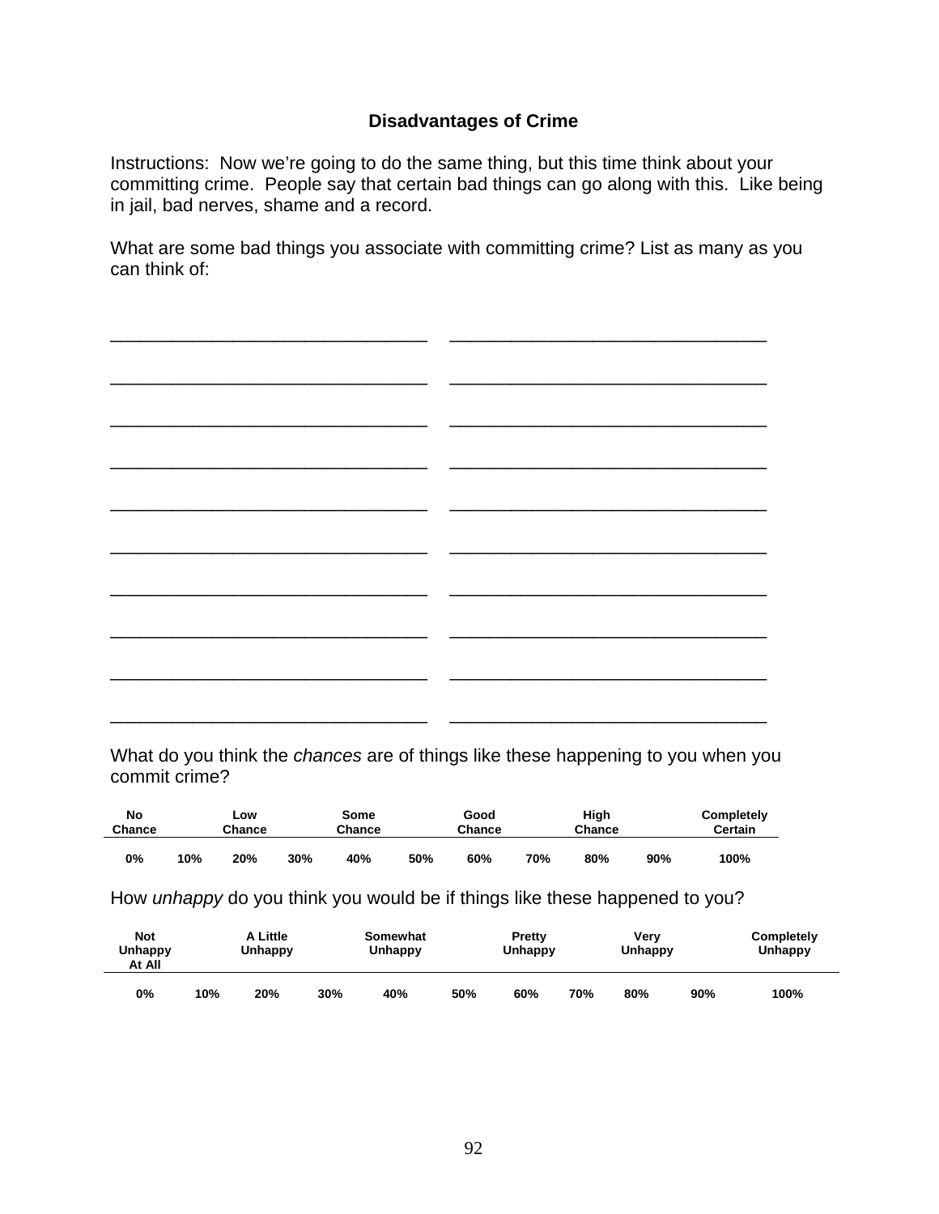### Disadvantages of Crime

Instructions: Now we're going to do the same thing, but this time think about your committing crime. People say that certain bad things can go along with this. Like being in jail, bad nerves, shame and a record.

What are some bad things you associate with committing crime? List as many as you can think of:

| | |
|---|---|
| ________________________________ | ________________________________ |
| ________________________________ | ________________________________ |
| ________________________________ | ________________________________ |
| ________________________________ | ________________________________ |
| ________________________________ | ________________________________ |
| ________________________________ | ________________________________ |
| ________________________________ | ________________________________ |
| ________________________________ | ________________________________ |
| ________________________________ | ________________________________ |
| ________________________________ | ________________________________ |

What do you think the *chances* are of things like these happening to you when you commit crime?

| No Chance | | Low Chance | | Some Chance | | Good Chance | | High Chance | | Completely Certain |
|---|---|---|---|---|---|---|---|---|---|---|
| 0% | 10% | 20% | 30% | 40% | 50% | 60% | 70% | 80% | 90% | 100% |

How *unhappy* do you think you would be if things like these happened to you?

| Not Unhappy At All | | A Little Unhappy | | Somewhat Unhappy | | Pretty Unhappy | | Very Unhappy | | Completely Unhappy |
|---|---|---|---|---|---|---|---|---|---|---|
| 0% | 10% | 20% | 30% | 40% | 50% | 60% | 70% | 80% | 90% | 100% |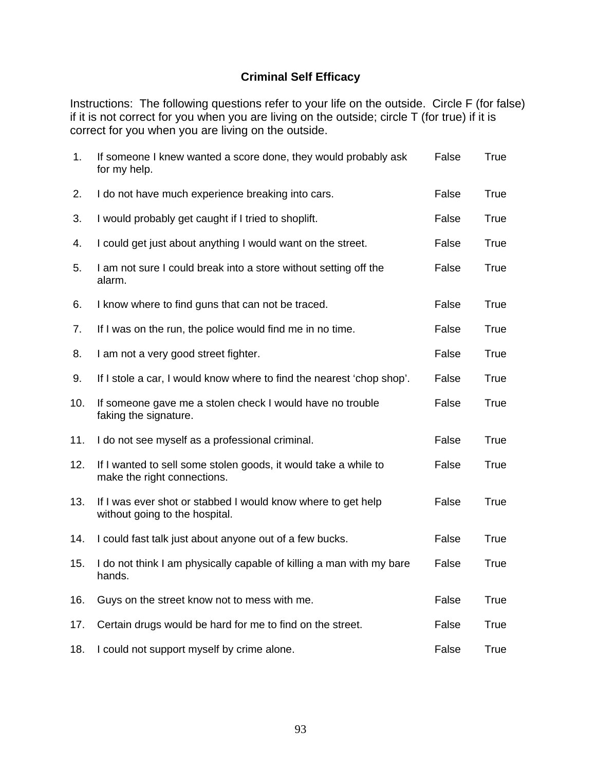### Criminal Self Efficacy

Instructions: The following questions refer to your life on the outside. Circle F (for false) if it is not correct for you when you are living on the outside; circle T (for true) if it is correct for you when you are living on the outside.

| | | | |
|---|---|---|---|
| 1. | If someone I knew wanted a score done, they would probably ask for my help. | False | True |
| 2. | I do not have much experience breaking into cars. | False | True |
| 3. | I would probably get caught if I tried to shoplift. | False | True |
| 4. | I could get just about anything I would want on the street. | False | True |
| 5. | I am not sure I could break into a store without setting off the alarm. | False | True |
| 6. | I know where to find guns that can not be traced. | False | True |
| 7. | If I was on the run, the police would find me in no time. | False | True |
| 8. | I am not a very good street fighter. | False | True |
| 9. | If I stole a car, I would know where to find the nearest 'chop shop'. | False | True |
| 10. | If someone gave me a stolen check I would have no trouble faking the signature. | False | True |
| 11. | I do not see myself as a professional criminal. | False | True |
| 12. | If I wanted to sell some stolen goods, it would take a while to make the right connections. | False | True |
| 13. | If I was ever shot or stabbed I would know where to get help without going to the hospital. | False | True |
| 14. | I could fast talk just about anyone out of a few bucks. | False | True |
| 15. | I do not think I am physically capable of killing a man with my bare hands. | False | True |
| 16. | Guys on the street know not to mess with me. | False | True |
| 17. | Certain drugs would be hard for me to find on the street. | False | True |
| 18. | I could not support myself by crime alone. | False | True |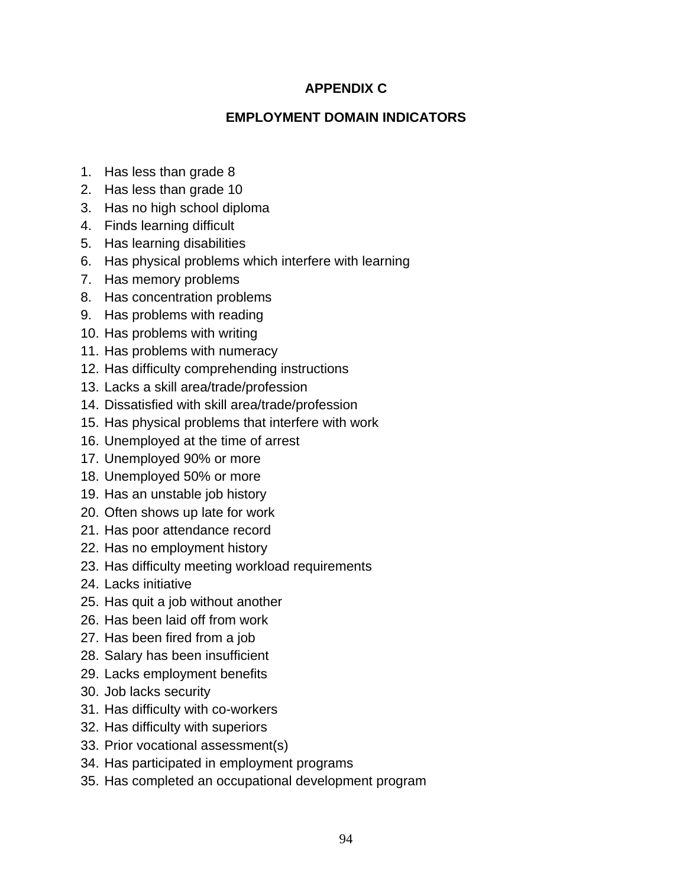# APPENDIX C

## EMPLOYMENT DOMAIN INDICATORS

1. Has less than grade 8
2. Has less than grade 10
3. Has no high school diploma
4. Finds learning difficult
5. Has learning disabilities
6. Has physical problems which interfere with learning
7. Has memory problems
8. Has concentration problems
9. Has problems with reading
10. Has problems with writing
11. Has problems with numeracy
12. Has difficulty comprehending instructions
13. Lacks a skill area/trade/profession
14. Dissatisfied with skill area/trade/profession
15. Has physical problems that interfere with work
16. Unemployed at the time of arrest
17. Unemployed 90% or more
18. Unemployed 50% or more
19. Has an unstable job history
20. Often shows up late for work
21. Has poor attendance record
22. Has no employment history
23. Has difficulty meeting workload requirements
24. Lacks initiative
25. Has quit a job without another
26. Has been laid off from work
27. Has been fired from a job
28. Salary has been insufficient
29. Lacks employment benefits
30. Job lacks security
31. Has difficulty with co-workers
32. Has difficulty with superiors
33. Prior vocational assessment(s)
34. Has participated in employment programs
35. Has completed an occupational development program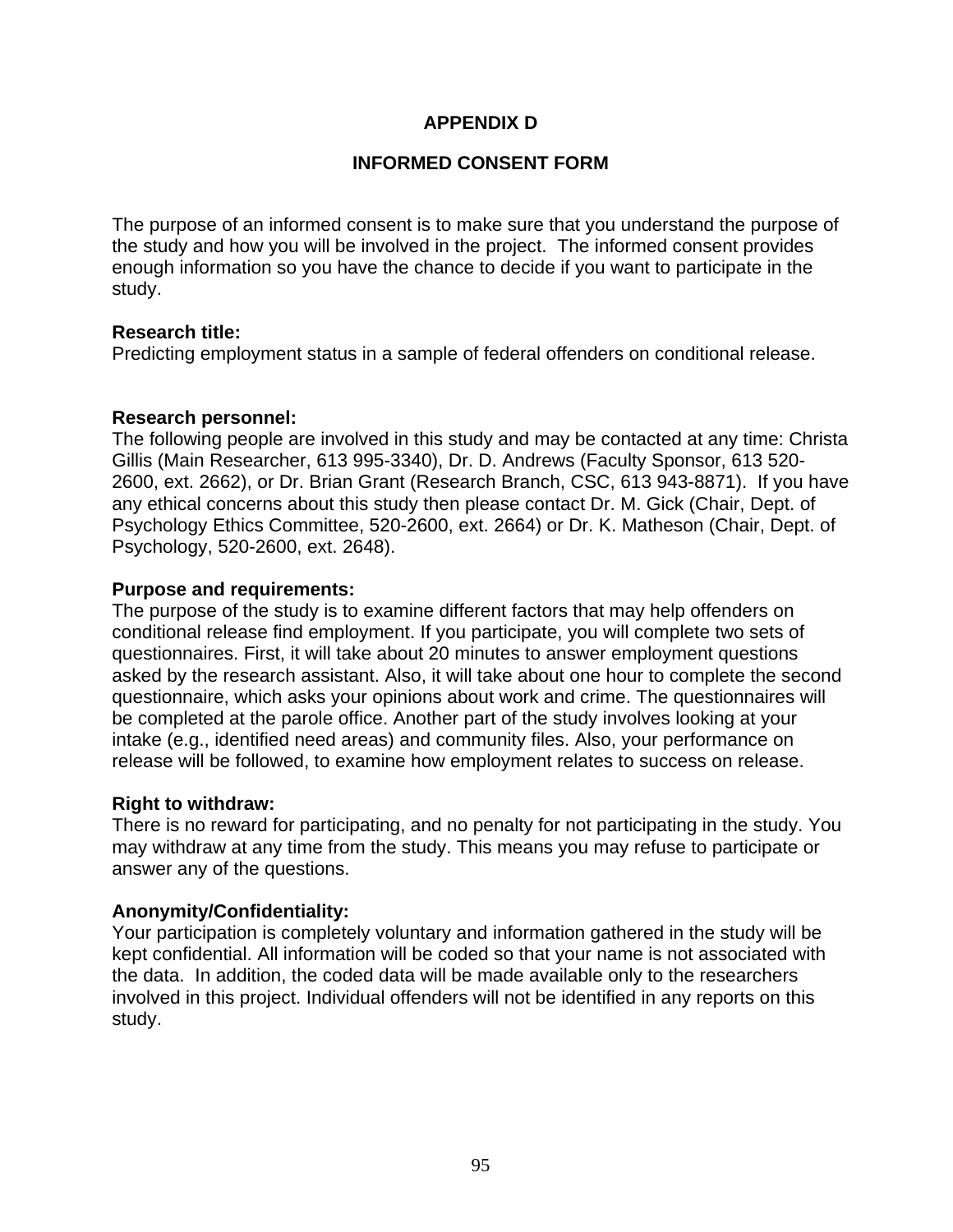## APPENDIX D

## INFORMED CONSENT FORM

The purpose of an informed consent is to make sure that you understand the purpose of the study and how you will be involved in the project. The informed consent provides enough information so you have the chance to decide if you want to participate in the study.

**Research title:**
Predicting employment status in a sample of federal offenders on conditional release.

**Research personnel:**
The following people are involved in this study and may be contacted at any time: Christa Gillis (Main Researcher, 613 995-3340), Dr. D. Andrews (Faculty Sponsor, 613 520-2600, ext. 2662), or Dr. Brian Grant (Research Branch, CSC, 613 943-8871). If you have any ethical concerns about this study then please contact Dr. M. Gick (Chair, Dept. of Psychology Ethics Committee, 520-2600, ext. 2664) or Dr. K. Matheson (Chair, Dept. of Psychology, 520-2600, ext. 2648).

**Purpose and requirements:**
The purpose of the study is to examine different factors that may help offenders on conditional release find employment. If you participate, you will complete two sets of questionnaires. First, it will take about 20 minutes to answer employment questions asked by the research assistant. Also, it will take about one hour to complete the second questionnaire, which asks your opinions about work and crime. The questionnaires will be completed at the parole office. Another part of the study involves looking at your intake (e.g., identified need areas) and community files. Also, your performance on release will be followed, to examine how employment relates to success on release.

**Right to withdraw:**
There is no reward for participating, and no penalty for not participating in the study. You may withdraw at any time from the study. This means you may refuse to participate or answer any of the questions.

**Anonymity/Confidentiality:**
Your participation is completely voluntary and information gathered in the study will be kept confidential. All information will be coded so that your name is not associated with the data. In addition, the coded data will be made available only to the researchers involved in this project. Individual offenders will not be identified in any reports on this study.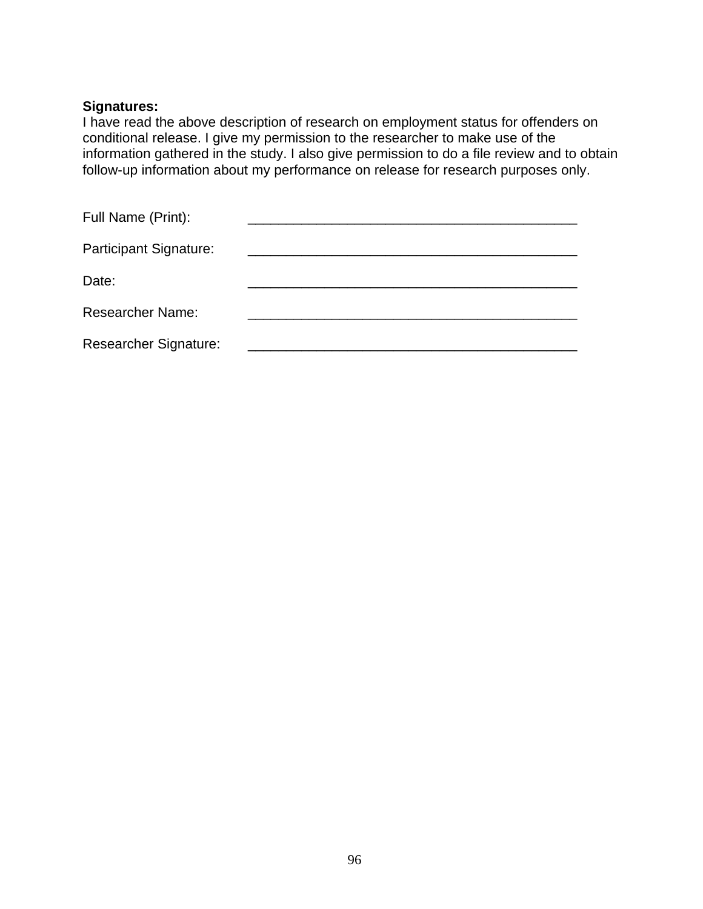**Signatures:**
I have read the above description of research on employment status for offenders on conditional release. I give my permission to the researcher to make use of the information gathered in the study. I also give permission to do a file review and to obtain follow-up information about my performance on release for research purposes only.

Full Name (Print): ____________________________________________

Participant Signature: ____________________________________________

Date: ____________________________________________

Researcher Name: ____________________________________________

Researcher Signature: ____________________________________________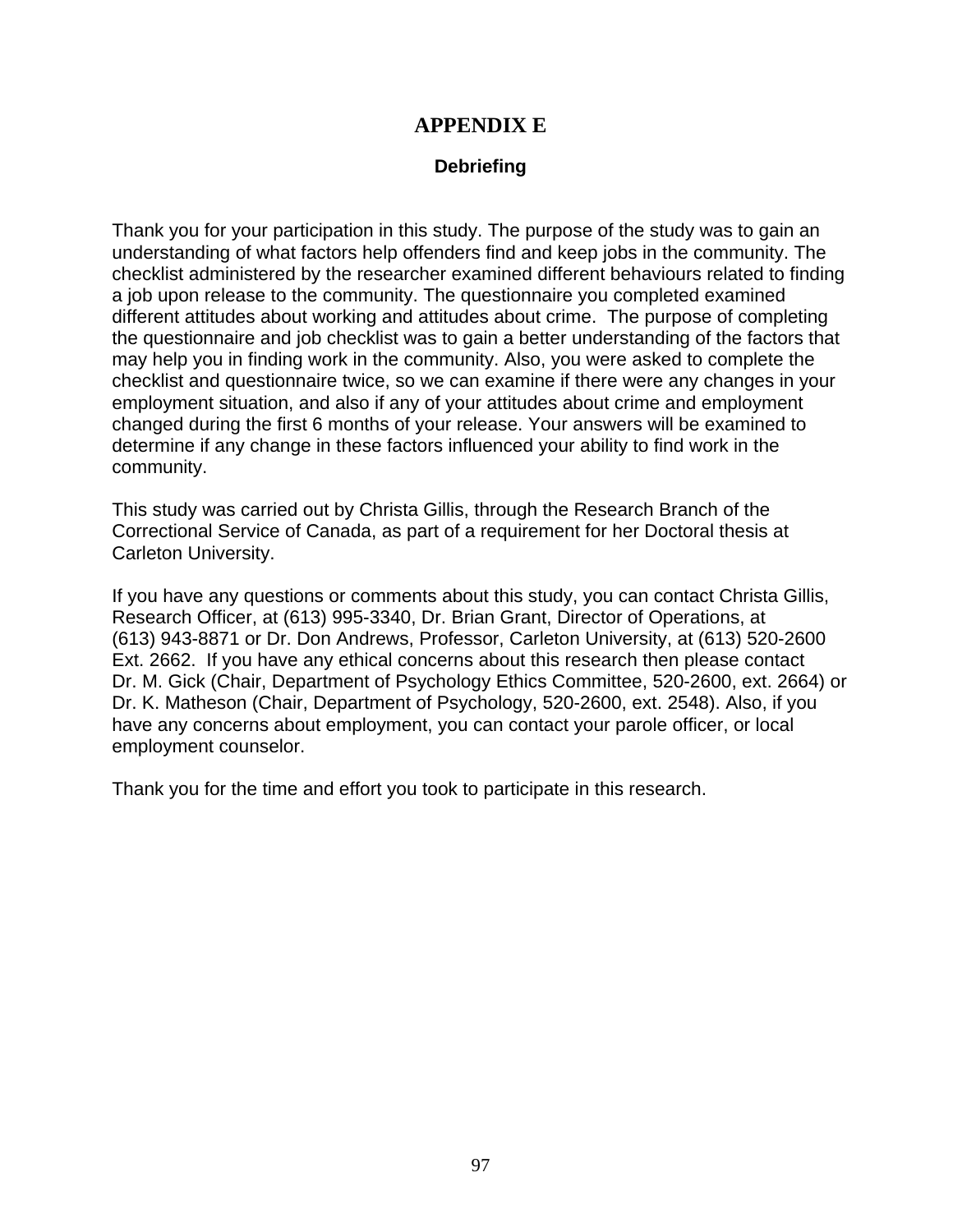# APPENDIX E

## Debriefing

Thank you for your participation in this study. The purpose of the study was to gain an understanding of what factors help offenders find and keep jobs in the community. The checklist administered by the researcher examined different behaviours related to finding a job upon release to the community. The questionnaire you completed examined different attitudes about working and attitudes about crime. The purpose of completing the questionnaire and job checklist was to gain a better understanding of the factors that may help you in finding work in the community. Also, you were asked to complete the checklist and questionnaire twice, so we can examine if there were any changes in your employment situation, and also if any of your attitudes about crime and employment changed during the first 6 months of your release. Your answers will be examined to determine if any change in these factors influenced your ability to find work in the community.

This study was carried out by Christa Gillis, through the Research Branch of the Correctional Service of Canada, as part of a requirement for her Doctoral thesis at Carleton University.

If you have any questions or comments about this study, you can contact Christa Gillis, Research Officer, at (613) 995-3340, Dr. Brian Grant, Director of Operations, at (613) 943-8871 or Dr. Don Andrews, Professor, Carleton University, at (613) 520-2600 Ext. 2662. If you have any ethical concerns about this research then please contact Dr. M. Gick (Chair, Department of Psychology Ethics Committee, 520-2600, ext. 2664) or Dr. K. Matheson (Chair, Department of Psychology, 520-2600, ext. 2548). Also, if you have any concerns about employment, you can contact your parole officer, or local employment counselor.

Thank you for the time and effort you took to participate in this research.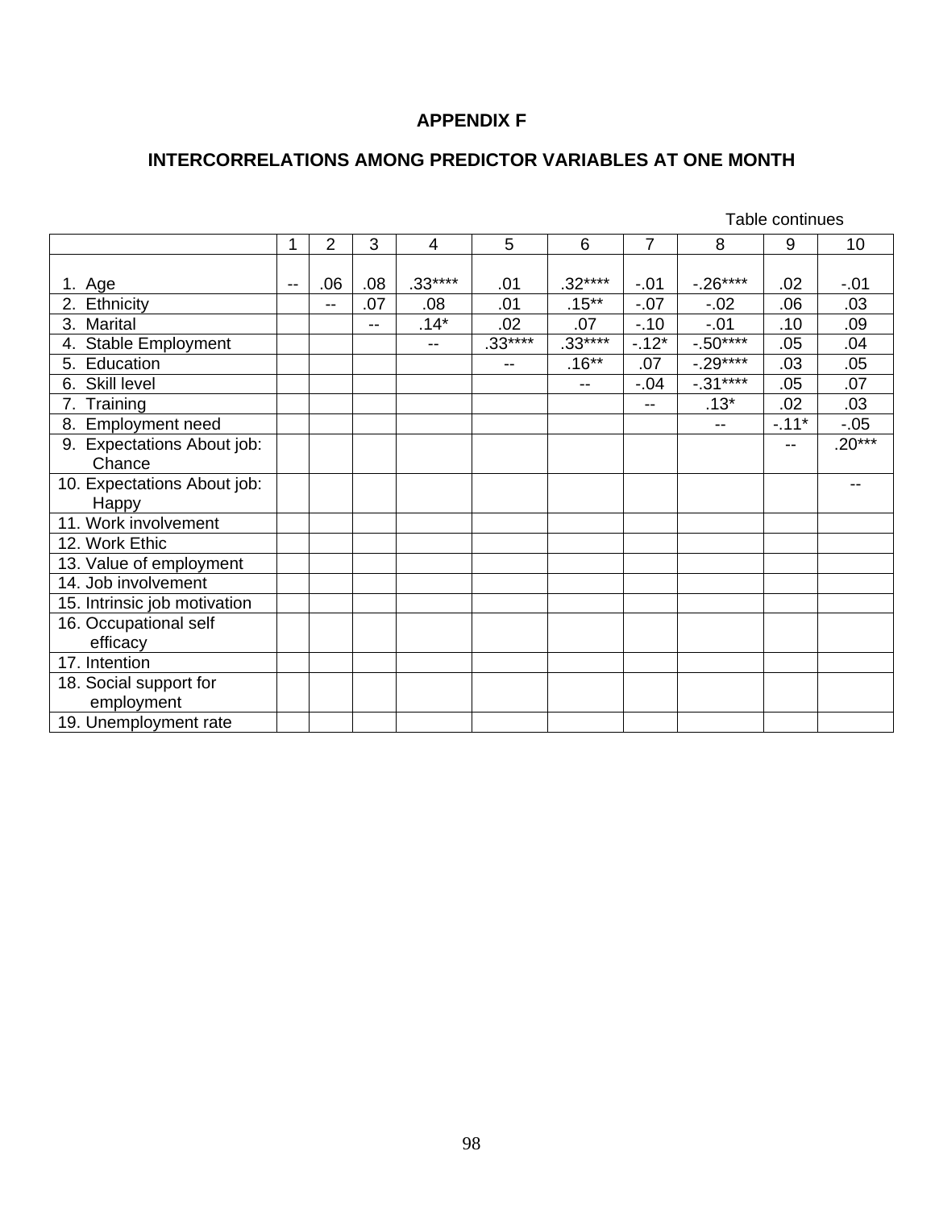**APPENDIX F**

**INTERCORRELATIONS AMONG PREDICTOR VARIABLES AT ONE MONTH**

Table continues

| | 1 | 2 | 3 | 4 | 5 | 6 | 7 | 8 | 9 | 10 |
|---|---|---|---|---|---|---|---|---|---|---|
| 1. Age | -- | .06 | .08 | .33**** | .01 | .32**** | -.01 | -.26**** | .02 | -.01 |
| 2. Ethnicity | | -- | .07 | .08 | .01 | .15** | -.07 | -.02 | .06 | .03 |
| 3. Marital | | | -- | .14* | .02 | .07 | -.10 | -.01 | .10 | .09 |
| 4. Stable Employment | | | | -- | .33**** | .33**** | -.12* | -.50**** | .05 | .04 |
| 5. Education | | | | | -- | .16** | .07 | -.29**** | .03 | .05 |
| 6. Skill level | | | | | | -- | -.04 | -.31**** | .05 | .07 |
| 7. Training | | | | | | | -- | .13* | .02 | .03 |
| 8. Employment need | | | | | | | | -- | -.11* | -.05 |
| 9. Expectations About job: Chance | | | | | | | | | -- | .20*** |
| 10. Expectations About job: Happy | | | | | | | | | | -- |
| 11. Work involvement | | | | | | | | | | |
| 12. Work Ethic | | | | | | | | | | |
| 13. Value of employment | | | | | | | | | | |
| 14. Job involvement | | | | | | | | | | |
| 15. Intrinsic job motivation | | | | | | | | | | |
| 16. Occupational self efficacy | | | | | | | | | | |
| 17. Intention | | | | | | | | | | |
| 18. Social support for employment | | | | | | | | | | |
| 19. Unemployment rate | | | | | | | | | | |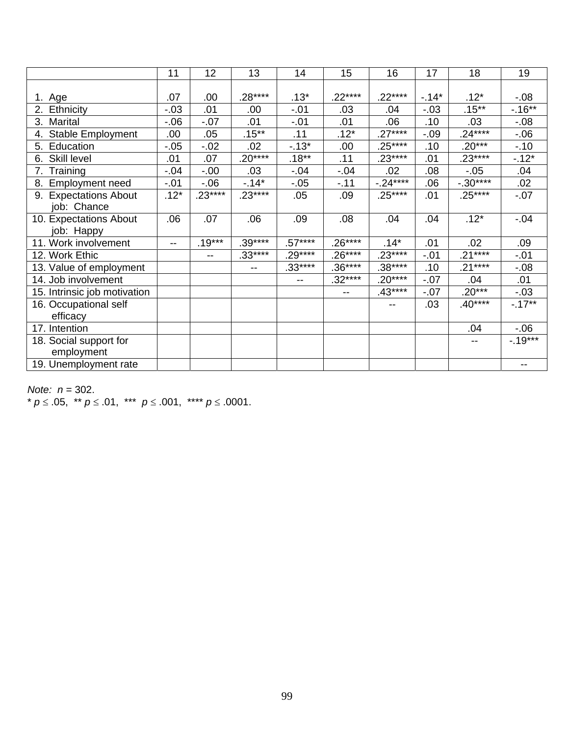| | 11 | 12 | 13 | 14 | 15 | 16 | 17 | 18 | 19 |
|---|---|---|---|---|---|---|---|---|---|
| 1. Age | .07 | .00 | .28**** | .13* | .22**** | .22**** | -.14* | .12* | -.08 |
| 2. Ethnicity | -.03 | .01 | .00 | -.01 | .03 | .04 | -.03 | .15** | -.16** |
| 3. Marital | -.06 | -.07 | .01 | -.01 | .01 | .06 | .10 | .03 | -.08 |
| 4. Stable Employment | .00 | .05 | .15** | .11 | .12* | .27**** | -.09 | .24**** | -.06 |
| 5. Education | -.05 | -.02 | .02 | -.13* | .00 | .25**** | .10 | .20*** | -.10 |
| 6. Skill level | .01 | .07 | .20**** | .18** | .11 | .23**** | .01 | .23**** | -.12* |
| 7. Training | -.04 | -.00 | .03 | -.04 | -.04 | .02 | .08 | -.05 | .04 |
| 8. Employment need | -.01 | -.06 | -.14* | -.05 | -.11 | -.24**** | .06 | -.30**** | .02 |
| 9. Expectations About job: Chance | .12* | .23**** | .23**** | .05 | .09 | .25**** | .01 | .25**** | -.07 |
| 10. Expectations About job: Happy | .06 | .07 | .06 | .09 | .08 | .04 | .04 | .12* | -.04 |
| 11. Work involvement | -- | .19*** | .39**** | .57**** | .26**** | .14* | .01 | .02 | .09 |
| 12. Work Ethic | | -- | .33**** | .29**** | .26**** | .23**** | -.01 | .21**** | -.01 |
| 13. Value of employment | | | -- | .33**** | .36**** | .38**** | .10 | .21**** | -.08 |
| 14. Job involvement | | | | -- | .32**** | .20**** | -.07 | .04 | .01 |
| 15. Intrinsic job motivation | | | | | -- | .43**** | -.07 | .20*** | -.03 |
| 16. Occupational self efficacy | | | | | | -- | .03 | .40**** | -.17** |
| 17. Intention | | | | | | | | .04 | -.06 |
| 18. Social support for employment | | | | | | | | -- | -.19*** |
| 19. Unemployment rate | | | | | | | | | -- |

*Note:* $n = 302$.
* $p \leq .05$, ** $p \leq .01$, *** $p \leq .001$, **** $p \leq .0001$.